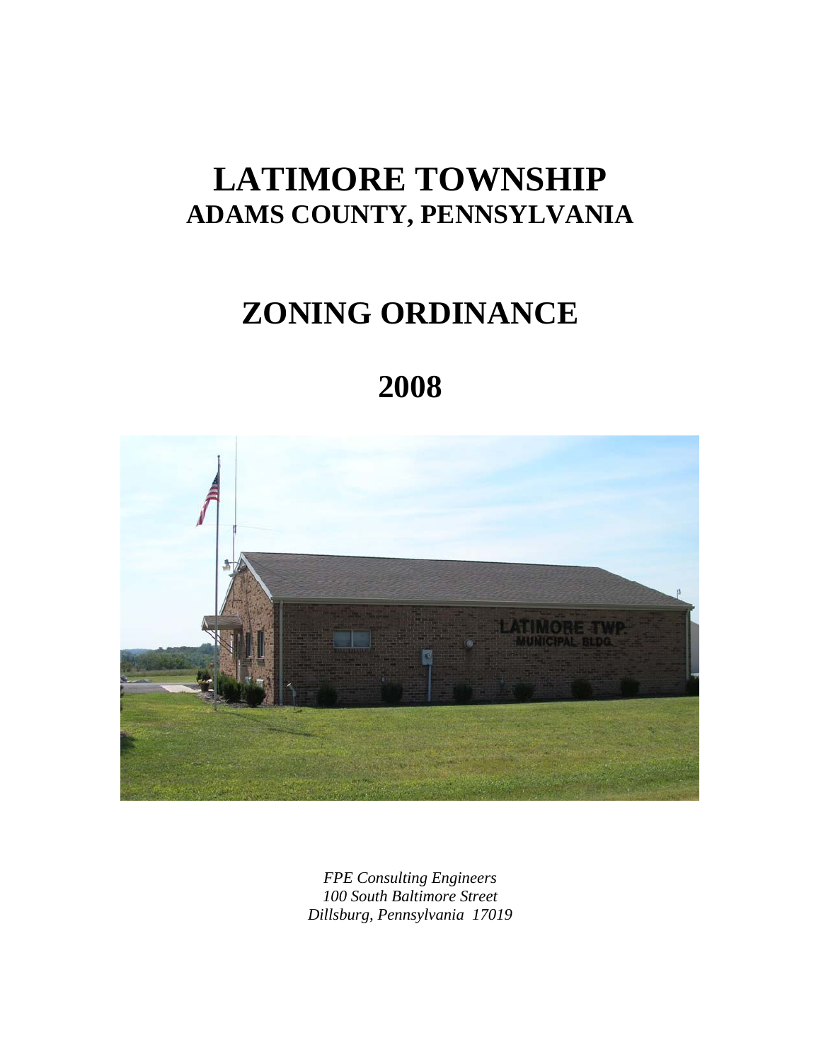# LATIMORE TOWNSHIP
## ADAMS COUNTY, PENNSYLVANIA

# ZONING ORDINANCE

# 2008

*FPE Consulting Engineers*
*100 South Baltimore Street*
*Dillsburg, Pennsylvania 17019*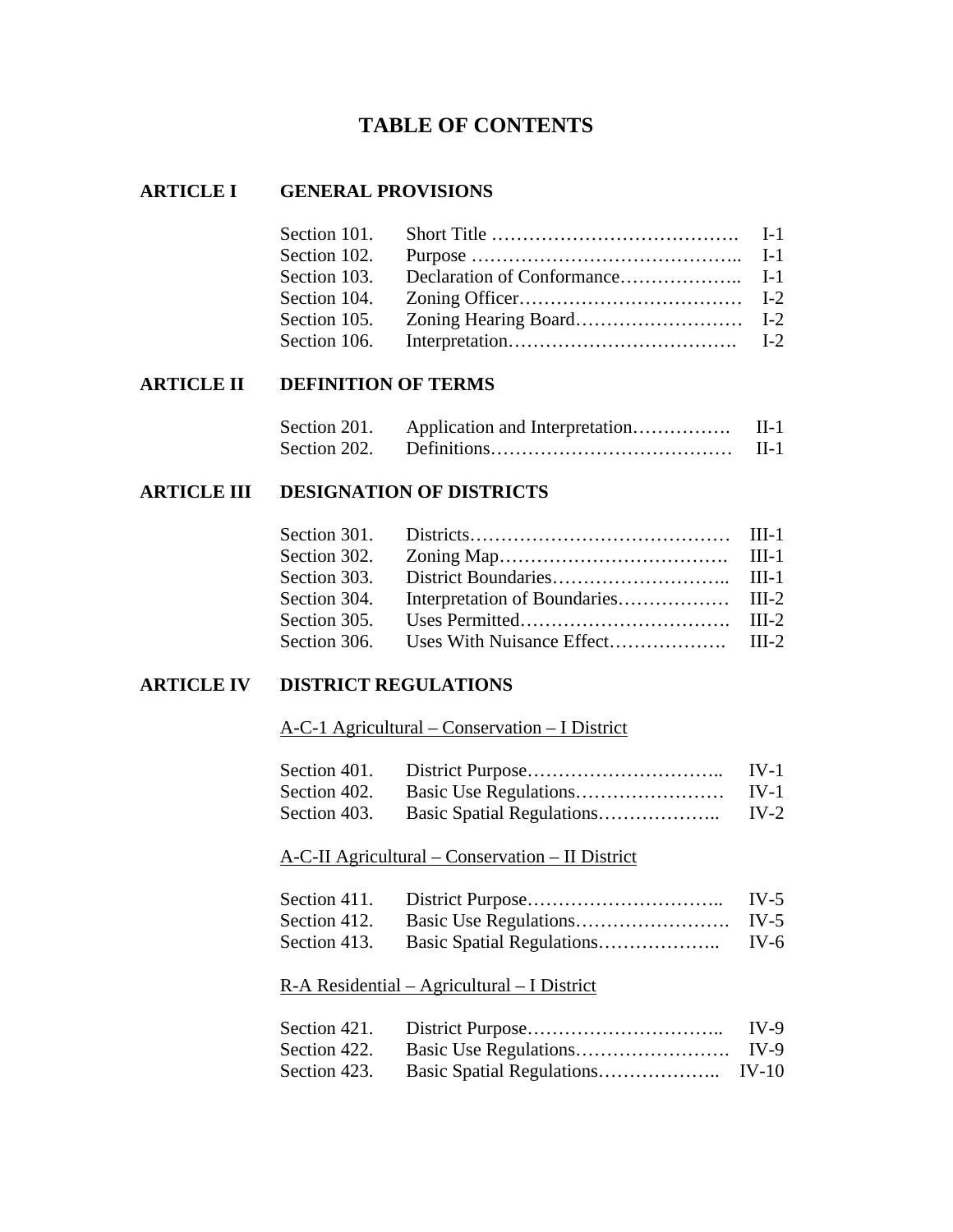# TABLE OF CONTENTS

## ARTICLE I GENERAL PROVISIONS

| | | |
|---|---|---|
| Section 101. | Short Title | I-1 |
| Section 102. | Purpose | I-1 |
| Section 103. | Declaration of Conformance | I-1 |
| Section 104. | Zoning Officer | I-2 |
| Section 105. | Zoning Hearing Board | I-2 |
| Section 106. | Interpretation | I-2 |

## ARTICLE II DEFINITION OF TERMS

| | | |
|---|---|---|
| Section 201. | Application and Interpretation | II-1 |
| Section 202. | Definitions | II-1 |

## ARTICLE III DESIGNATION OF DISTRICTS

| | | |
|---|---|---|
| Section 301. | Districts | III-1 |
| Section 302. | Zoning Map | III-1 |
| Section 303. | District Boundaries | III-1 |
| Section 304. | Interpretation of Boundaries | III-2 |
| Section 305. | Uses Permitted | III-2 |
| Section 306. | Uses With Nuisance Effect | III-2 |

## ARTICLE IV DISTRICT REGULATIONS

A-C-1 Agricultural – Conservation – I District

| | | |
|---|---|---|
| Section 401. | District Purpose | IV-1 |
| Section 402. | Basic Use Regulations | IV-1 |
| Section 403. | Basic Spatial Regulations | IV-2 |

A-C-II Agricultural – Conservation – II District

| | | |
|---|---|---|
| Section 411. | District Purpose | IV-5 |
| Section 412. | Basic Use Regulations | IV-5 |
| Section 413. | Basic Spatial Regulations | IV-6 |

R-A Residential – Agricultural – I District

| | | |
|---|---|---|
| Section 421. | District Purpose | IV-9 |
| Section 422. | Basic Use Regulations | IV-9 |
| Section 423. | Basic Spatial Regulations | IV-10 |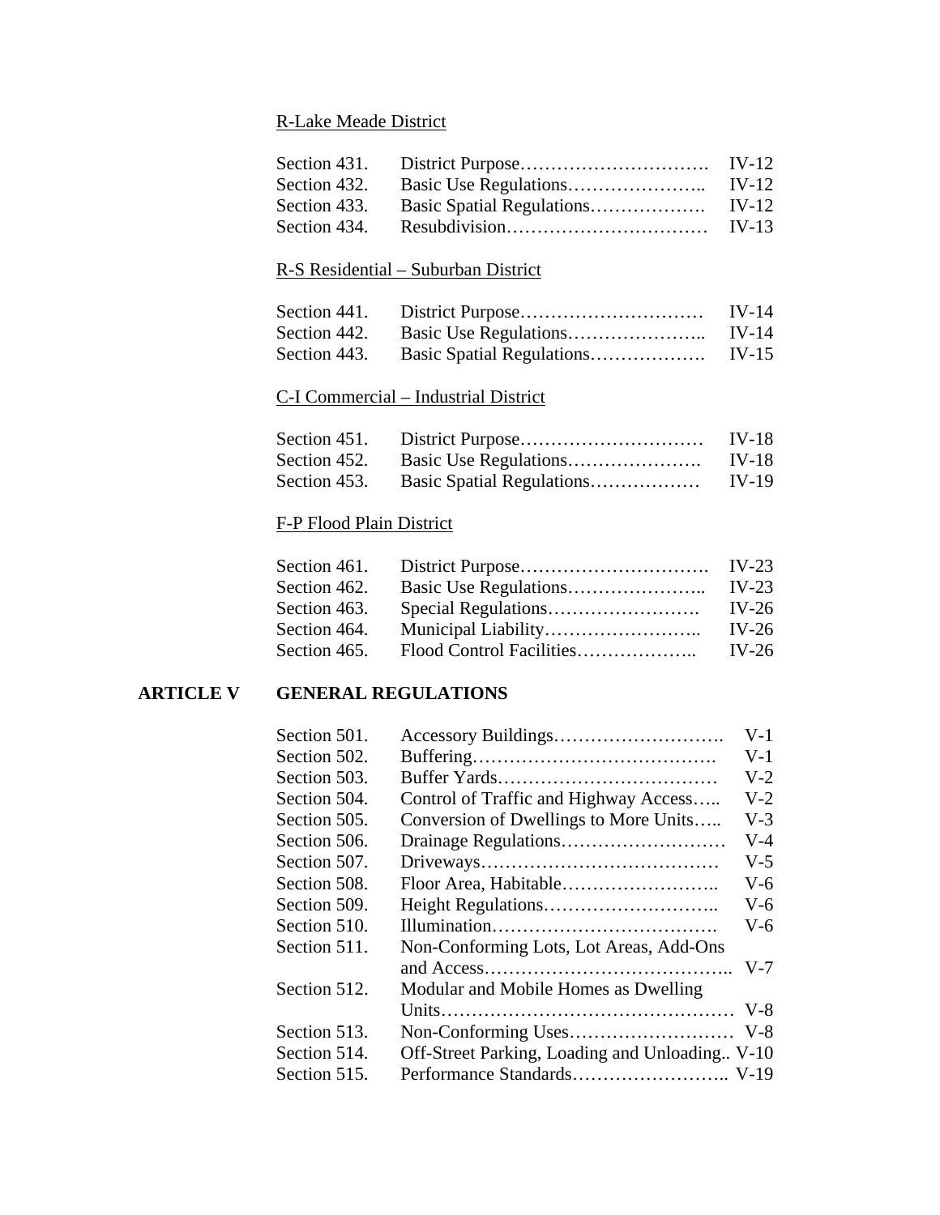R-Lake Meade District

| | | |
|---|---|---|
| Section 431. | District Purpose…………………………. | IV-12 |
| Section 432. | Basic Use Regulations………………….. | IV-12 |
| Section 433. | Basic Spatial Regulations………………. | IV-12 |
| Section 434. | Resubdivision…………………………… | IV-13 |

R-S Residential – Suburban District

| | | |
|---|---|---|
| Section 441. | District Purpose………………………… | IV-14 |
| Section 442. | Basic Use Regulations………………….. | IV-14 |
| Section 443. | Basic Spatial Regulations………………. | IV-15 |

C-I Commercial – Industrial District

| | | |
|---|---|---|
| Section 451. | District Purpose………………………… | IV-18 |
| Section 452. | Basic Use Regulations…………………. | IV-18 |
| Section 453. | Basic Spatial Regulations……………… | IV-19 |

F-P Flood Plain District

| | | |
|---|---|---|
| Section 461. | District Purpose…………………………. | IV-23 |
| Section 462. | Basic Use Regulations………………….. | IV-23 |
| Section 463. | Special Regulations……………………. | IV-26 |
| Section 464. | Municipal Liability…………………….. | IV-26 |
| Section 465. | Flood Control Facilities……………….. | IV-26 |

**ARTICLE V GENERAL REGULATIONS**

| | | |
|---|---|---|
| Section 501. | Accessory Buildings………………………. | V-1 |
| Section 502. | Buffering…………………………………. | V-1 |
| Section 503. | Buffer Yards……………………………… | V-2 |
| Section 504. | Control of Traffic and Highway Access….. | V-2 |
| Section 505. | Conversion of Dwellings to More Units….. | V-3 |
| Section 506. | Drainage Regulations……………………… | V-4 |
| Section 507. | Driveways………………………………… | V-5 |
| Section 508. | Floor Area, Habitable…………………….. | V-6 |
| Section 509. | Height Regulations……………………….. | V-6 |
| Section 510. | Illumination………………………………. | V-6 |
| Section 511. | Non-Conforming Lots, Lot Areas, Add-Ons and Access………………………………….. | V-7 |
| Section 512. | Modular and Mobile Homes as Dwelling Units………………………………………… | V-8 |
| Section 513. | Non-Conforming Uses……………………… | V-8 |
| Section 514. | Off-Street Parking, Loading and Unloading.. | V-10 |
| Section 515. | Performance Standards…………………….. | V-19 |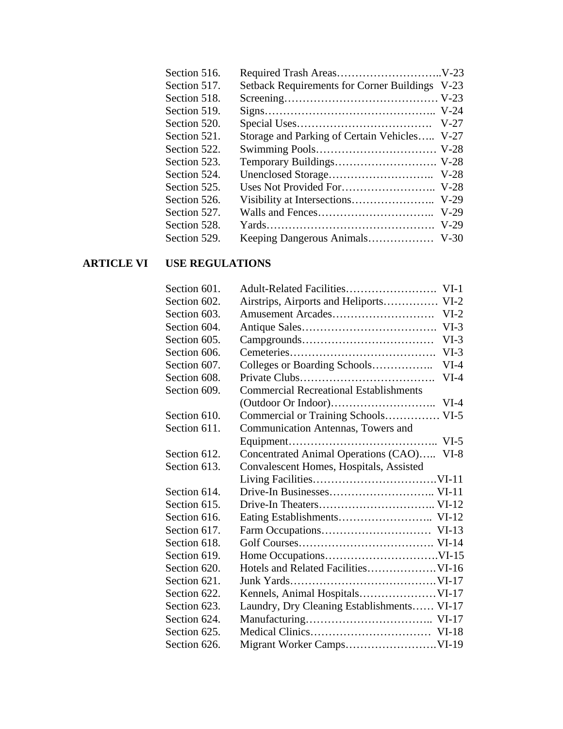| | | |
|---|---|---|
| Section 516. | Required Trash Areas | V-23 |
| Section 517. | Setback Requirements for Corner Buildings | V-23 |
| Section 518. | Screening | V-23 |
| Section 519. | Signs | V-24 |
| Section 520. | Special Uses | V-27 |
| Section 521. | Storage and Parking of Certain Vehicles | V-27 |
| Section 522. | Swimming Pools | V-28 |
| Section 523. | Temporary Buildings | V-28 |
| Section 524. | Unenclosed Storage | V-28 |
| Section 525. | Uses Not Provided For | V-28 |
| Section 526. | Visibility at Intersections | V-29 |
| Section 527. | Walls and Fences | V-29 |
| Section 528. | Yards | V-29 |
| Section 529. | Keeping Dangerous Animals | V-30 |

**ARTICLE VI USE REGULATIONS**

| | | |
|---|---|---|
| Section 601. | Adult-Related Facilities | VI-1 |
| Section 602. | Airstrips, Airports and Heliports | VI-2 |
| Section 603. | Amusement Arcades | VI-2 |
| Section 604. | Antique Sales | VI-3 |
| Section 605. | Campgrounds | VI-3 |
| Section 606. | Cemeteries | VI-3 |
| Section 607. | Colleges or Boarding Schools | VI-4 |
| Section 608. | Private Clubs | VI-4 |
| Section 609. | Commercial Recreational Establishments (Outdoor Or Indoor) | VI-4 |
| Section 610. | Commercial or Training Schools | VI-5 |
| Section 611. | Communication Antennas, Towers and Equipment | VI-5 |
| Section 612. | Concentrated Animal Operations (CAO) | VI-8 |
| Section 613. | Convalescent Homes, Hospitals, Assisted Living Facilities | VI-11 |
| Section 614. | Drive-In Businesses | VI-11 |
| Section 615. | Drive-In Theaters | VI-12 |
| Section 616. | Eating Establishments | VI-12 |
| Section 617. | Farm Occupations | VI-13 |
| Section 618. | Golf Courses | VI-14 |
| Section 619. | Home Occupations | VI-15 |
| Section 620. | Hotels and Related Facilities | VI-16 |
| Section 621. | Junk Yards | VI-17 |
| Section 622. | Kennels, Animal Hospitals | VI-17 |
| Section 623. | Laundry, Dry Cleaning Establishments | VI-17 |
| Section 624. | Manufacturing | VI-17 |
| Section 625. | Medical Clinics | VI-18 |
| Section 626. | Migrant Worker Camps | VI-19 |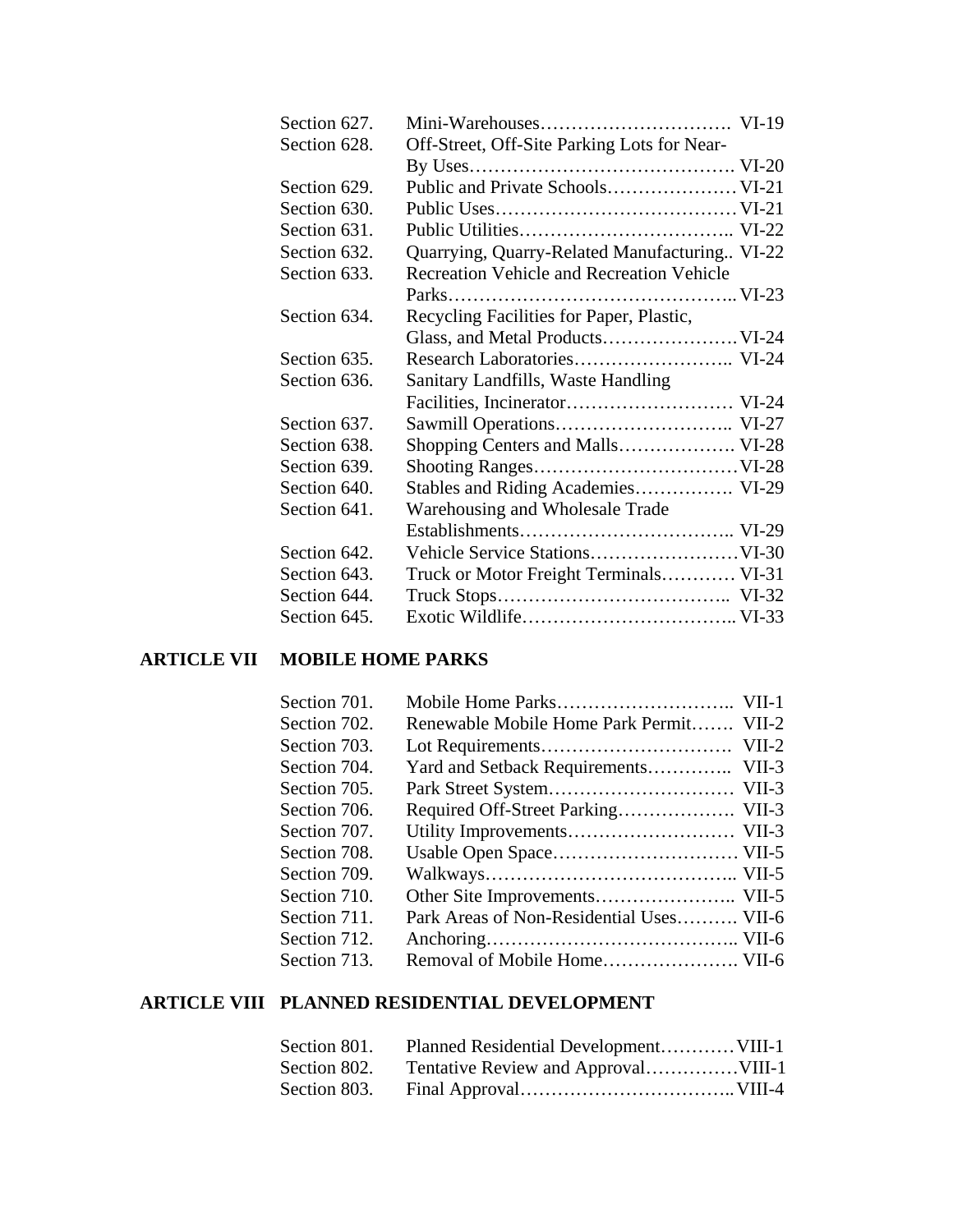| | | |
|---|---|---|
| Section 627. | Mini-Warehouses…………………………. | VI-19 |
| Section 628. | Off-Street, Off-Site Parking Lots for Near-By Uses……………………………………. | VI-20 |
| Section 629. | Public and Private Schools………………… | VI-21 |
| Section 630. | Public Uses………………………………… | VI-21 |
| Section 631. | Public Utilities…………………………….. | VI-22 |
| Section 632. | Quarrying, Quarry-Related Manufacturing.. | VI-22 |
| Section 633. | Recreation Vehicle and Recreation Vehicle Parks……………………………………….. | VI-23 |
| Section 634. | Recycling Facilities for Paper, Plastic, Glass, and Metal Products………………… | VI-24 |
| Section 635. | Research Laboratories…………………….. | VI-24 |
| Section 636. | Sanitary Landfills, Waste Handling Facilities, Incinerator……………………… | VI-24 |
| Section 637. | Sawmill Operations……………………….. | VI-27 |
| Section 638. | Shopping Centers and Malls………………. | VI-28 |
| Section 639. | Shooting Ranges…………………………… | VI-28 |
| Section 640. | Stables and Riding Academies……………. | VI-29 |
| Section 641. | Warehousing and Wholesale Trade Establishments…………………………….. | VI-29 |
| Section 642. | Vehicle Service Stations…………………… | VI-30 |
| Section 643. | Truck or Motor Freight Terminals………… | VI-31 |
| Section 644. | Truck Stops……………………………….. | VI-32 |
| Section 645. | Exotic Wildlife…………………………….. | VI-33 |

## ARTICLE VII MOBILE HOME PARKS

| | | |
|---|---|---|
| Section 701. | Mobile Home Parks……………………….. | VII-1 |
| Section 702. | Renewable Mobile Home Park Permit……. | VII-2 |
| Section 703. | Lot Requirements…………………………. | VII-2 |
| Section 704. | Yard and Setback Requirements………….. | VII-3 |
| Section 705. | Park Street System………………………… | VII-3 |
| Section 706. | Required Off-Street Parking………………. | VII-3 |
| Section 707. | Utility Improvements……………………… | VII-3 |
| Section 708. | Usable Open Space………………………… | VII-5 |
| Section 709. | Walkways………………………………….. | VII-5 |
| Section 710. | Other Site Improvements………………….. | VII-5 |
| Section 711. | Park Areas of Non-Residential Uses………. | VII-6 |
| Section 712. | Anchoring………………………………….. | VII-6 |
| Section 713. | Removal of Mobile Home…………………. | VII-6 |

## ARTICLE VIII PLANNED RESIDENTIAL DEVELOPMENT

| | | |
|---|---|---|
| Section 801. | Planned Residential Development………… | VIII-1 |
| Section 802. | Tentative Review and Approval…………… | VIII-1 |
| Section 803. | Final Approval…………………………….. | VIII-4 |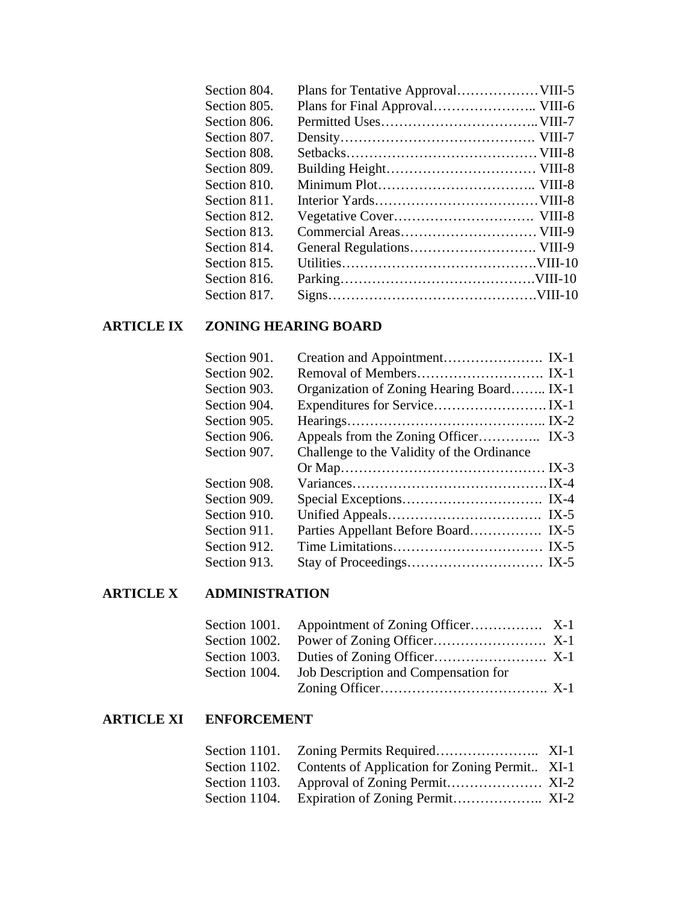| | | |
|---|---|---|
| Section 804. | Plans for Tentative Approval | VIII-5 |
| Section 805. | Plans for Final Approval | VIII-6 |
| Section 806. | Permitted Uses | VIII-7 |
| Section 807. | Density | VIII-7 |
| Section 808. | Setbacks | VIII-8 |
| Section 809. | Building Height | VIII-8 |
| Section 810. | Minimum Plot | VIII-8 |
| Section 811. | Interior Yards | VIII-8 |
| Section 812. | Vegetative Cover | VIII-8 |
| Section 813. | Commercial Areas | VIII-9 |
| Section 814. | General Regulations | VIII-9 |
| Section 815. | Utilities | VIII-10 |
| Section 816. | Parking | VIII-10 |
| Section 817. | Signs | VIII-10 |

**ARTICLE IX ZONING HEARING BOARD**

| | | |
|---|---|---|
| Section 901. | Creation and Appointment | IX-1 |
| Section 902. | Removal of Members | IX-1 |
| Section 903. | Organization of Zoning Hearing Board | IX-1 |
| Section 904. | Expenditures for Service | IX-1 |
| Section 905. | Hearings | IX-2 |
| Section 906. | Appeals from the Zoning Officer | IX-3 |
| Section 907. | Challenge to the Validity of the Ordinance Or Map | IX-3 |
| Section 908. | Variances | IX-4 |
| Section 909. | Special Exceptions | IX-4 |
| Section 910. | Unified Appeals | IX-5 |
| Section 911. | Parties Appellant Before Board | IX-5 |
| Section 912. | Time Limitations | IX-5 |
| Section 913. | Stay of Proceedings | IX-5 |

**ARTICLE X ADMINISTRATION**

| | | |
|---|---|---|
| Section 1001. | Appointment of Zoning Officer | X-1 |
| Section 1002. | Power of Zoning Officer | X-1 |
| Section 1003. | Duties of Zoning Officer | X-1 |
| Section 1004. | Job Description and Compensation for Zoning Officer | X-1 |

**ARTICLE XI ENFORCEMENT**

| | | |
|---|---|---|
| Section 1101. | Zoning Permits Required | XI-1 |
| Section 1102. | Contents of Application for Zoning Permit | XI-1 |
| Section 1103. | Approval of Zoning Permit | XI-2 |
| Section 1104. | Expiration of Zoning Permit | XI-2 |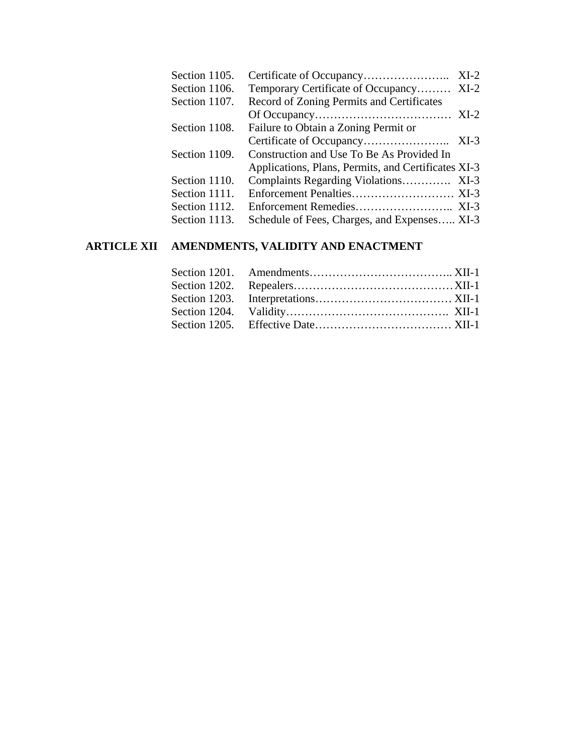| | | |
|---|---|---|
| Section 1105. | Certificate of Occupancy………………….. | XI-2 |
| Section 1106. | Temporary Certificate of Occupancy……… | XI-2 |
| Section 1107. | Record of Zoning Permits and Certificates Of Occupancy……………………………… | XI-2 |
| Section 1108. | Failure to Obtain a Zoning Permit or Certificate of Occupancy………………….. | XI-3 |
| Section 1109. | Construction and Use To Be As Provided In Applications, Plans, Permits, and Certificates | XI-3 |
| Section 1110. | Complaints Regarding Violations…………. | XI-3 |
| Section 1111. | Enforcement Penalties……………………… | XI-3 |
| Section 1112. | Enforcement Remedies…………………….. | XI-3 |
| Section 1113. | Schedule of Fees, Charges, and Expenses….. | XI-3 |

**ARTICLE XII AMENDMENTS, VALIDITY AND ENACTMENT**

| | | |
|---|---|---|
| Section 1201. | Amendments……………………………….. | XII-1 |
| Section 1202. | Repealers…………………………………… | XII-1 |
| Section 1203. | Interpretations……………………………… | XII-1 |
| Section 1204. | Validity……………………………………. | XII-1 |
| Section 1205. | Effective Date……………………………… | XII-1 |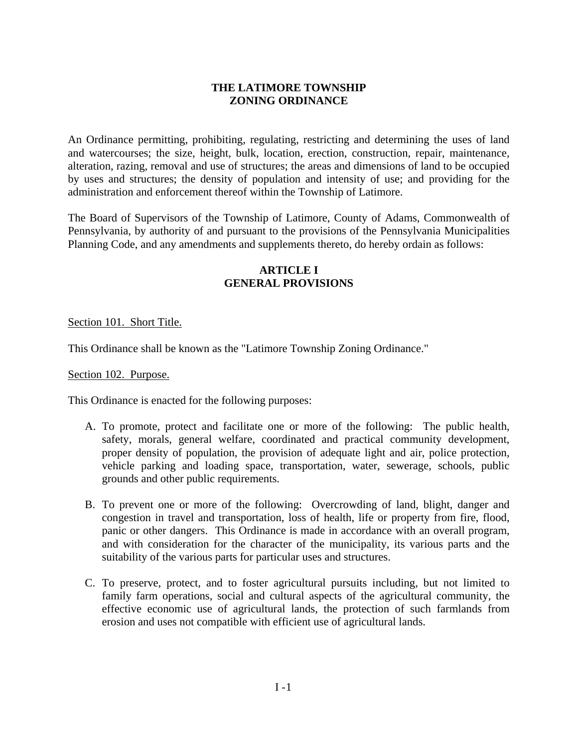# THE LATIMORE TOWNSHIP ZONING ORDINANCE

An Ordinance permitting, prohibiting, regulating, restricting and determining the uses of land and watercourses; the size, height, bulk, location, erection, construction, repair, maintenance, alteration, razing, removal and use of structures; the areas and dimensions of land to be occupied by uses and structures; the density of population and intensity of use; and providing for the administration and enforcement thereof within the Township of Latimore.

The Board of Supervisors of the Township of Latimore, County of Adams, Commonwealth of Pennsylvania, by authority of and pursuant to the provisions of the Pennsylvania Municipalities Planning Code, and any amendments and supplements thereto, do hereby ordain as follows:

## ARTICLE I GENERAL PROVISIONS

### Section 101. Short Title.

This Ordinance shall be known as the "Latimore Township Zoning Ordinance."

### Section 102. Purpose.

This Ordinance is enacted for the following purposes:

A. To promote, protect and facilitate one or more of the following: The public health, safety, morals, general welfare, coordinated and practical community development, proper density of population, the provision of adequate light and air, police protection, vehicle parking and loading space, transportation, water, sewerage, schools, public grounds and other public requirements.

B. To prevent one or more of the following: Overcrowding of land, blight, danger and congestion in travel and transportation, loss of health, life or property from fire, flood, panic or other dangers. This Ordinance is made in accordance with an overall program, and with consideration for the character of the municipality, its various parts and the suitability of the various parts for particular uses and structures.

C. To preserve, protect, and to foster agricultural pursuits including, but not limited to family farm operations, social and cultural aspects of the agricultural community, the effective economic use of agricultural lands, the protection of such farmlands from erosion and uses not compatible with efficient use of agricultural lands.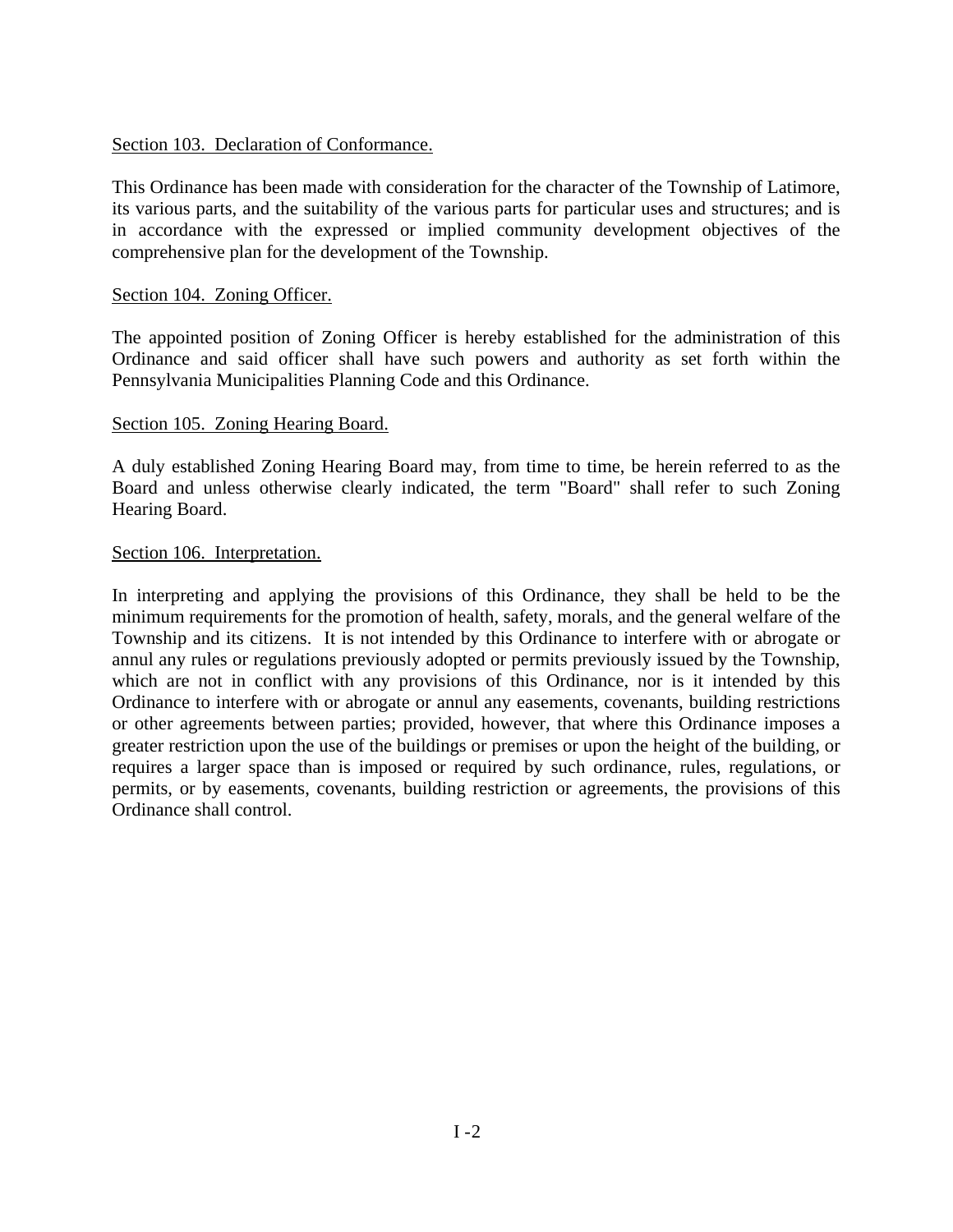## Section 103. Declaration of Conformance.

This Ordinance has been made with consideration for the character of the Township of Latimore, its various parts, and the suitability of the various parts for particular uses and structures; and is in accordance with the expressed or implied community development objectives of the comprehensive plan for the development of the Township.

## Section 104. Zoning Officer.

The appointed position of Zoning Officer is hereby established for the administration of this Ordinance and said officer shall have such powers and authority as set forth within the Pennsylvania Municipalities Planning Code and this Ordinance.

## Section 105. Zoning Hearing Board.

A duly established Zoning Hearing Board may, from time to time, be herein referred to as the Board and unless otherwise clearly indicated, the term "Board" shall refer to such Zoning Hearing Board.

## Section 106. Interpretation.

In interpreting and applying the provisions of this Ordinance, they shall be held to be the minimum requirements for the promotion of health, safety, morals, and the general welfare of the Township and its citizens. It is not intended by this Ordinance to interfere with or abrogate or annul any rules or regulations previously adopted or permits previously issued by the Township, which are not in conflict with any provisions of this Ordinance, nor is it intended by this Ordinance to interfere with or abrogate or annul any easements, covenants, building restrictions or other agreements between parties; provided, however, that where this Ordinance imposes a greater restriction upon the use of the buildings or premises or upon the height of the building, or requires a larger space than is imposed or required by such ordinance, rules, regulations, or permits, or by easements, covenants, building restriction or agreements, the provisions of this Ordinance shall control.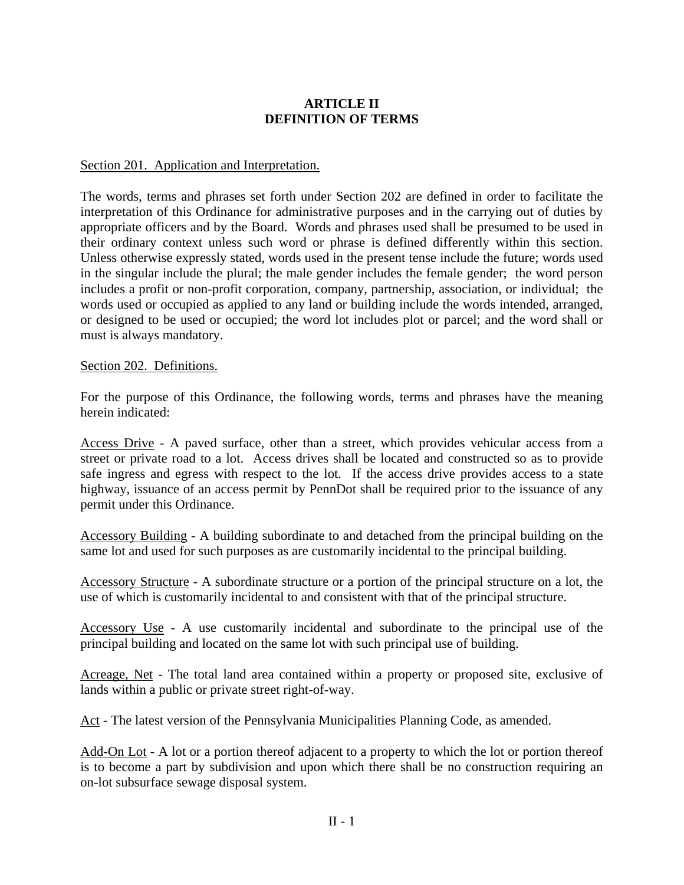# ARTICLE II
# DEFINITION OF TERMS

Section 201. Application and Interpretation.

The words, terms and phrases set forth under Section 202 are defined in order to facilitate the interpretation of this Ordinance for administrative purposes and in the carrying out of duties by appropriate officers and by the Board. Words and phrases used shall be presumed to be used in their ordinary context unless such word or phrase is defined differently within this section. Unless otherwise expressly stated, words used in the present tense include the future; words used in the singular include the plural; the male gender includes the female gender; the word person includes a profit or non-profit corporation, company, partnership, association, or individual; the words used or occupied as applied to any land or building include the words intended, arranged, or designed to be used or occupied; the word lot includes plot or parcel; and the word shall or must is always mandatory.

Section 202. Definitions.

For the purpose of this Ordinance, the following words, terms and phrases have the meaning herein indicated:

Access Drive - A paved surface, other than a street, which provides vehicular access from a street or private road to a lot. Access drives shall be located and constructed so as to provide safe ingress and egress with respect to the lot. If the access drive provides access to a state highway, issuance of an access permit by PennDot shall be required prior to the issuance of any permit under this Ordinance.

Accessory Building - A building subordinate to and detached from the principal building on the same lot and used for such purposes as are customarily incidental to the principal building.

Accessory Structure - A subordinate structure or a portion of the principal structure on a lot, the use of which is customarily incidental to and consistent with that of the principal structure.

Accessory Use - A use customarily incidental and subordinate to the principal use of the principal building and located on the same lot with such principal use of building.

Acreage, Net - The total land area contained within a property or proposed site, exclusive of lands within a public or private street right-of-way.

Act - The latest version of the Pennsylvania Municipalities Planning Code, as amended.

Add-On Lot - A lot or a portion thereof adjacent to a property to which the lot or portion thereof is to become a part by subdivision and upon which there shall be no construction requiring an on-lot subsurface sewage disposal system.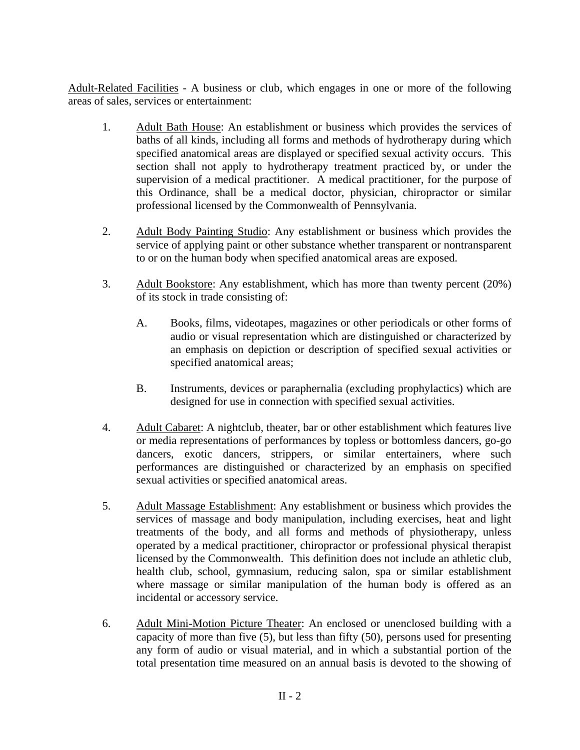Adult-Related Facilities - A business or club, which engages in one or more of the following areas of sales, services or entertainment:

1. Adult Bath House: An establishment or business which provides the services of baths of all kinds, including all forms and methods of hydrotherapy during which specified anatomical areas are displayed or specified sexual activity occurs. This section shall not apply to hydrotherapy treatment practiced by, or under the supervision of a medical practitioner. A medical practitioner, for the purpose of this Ordinance, shall be a medical doctor, physician, chiropractor or similar professional licensed by the Commonwealth of Pennsylvania.

2. Adult Body Painting Studio: Any establishment or business which provides the service of applying paint or other substance whether transparent or nontransparent to or on the human body when specified anatomical areas are exposed.

3. Adult Bookstore: Any establishment, which has more than twenty percent (20%) of its stock in trade consisting of:

   A. Books, films, videotapes, magazines or other periodicals or other forms of audio or visual representation which are distinguished or characterized by an emphasis on depiction or description of specified sexual activities or specified anatomical areas;

   B. Instruments, devices or paraphernalia (excluding prophylactics) which are designed for use in connection with specified sexual activities.

4. Adult Cabaret: A nightclub, theater, bar or other establishment which features live or media representations of performances by topless or bottomless dancers, go-go dancers, exotic dancers, strippers, or similar entertainers, where such performances are distinguished or characterized by an emphasis on specified sexual activities or specified anatomical areas.

5. Adult Massage Establishment: Any establishment or business which provides the services of massage and body manipulation, including exercises, heat and light treatments of the body, and all forms and methods of physiotherapy, unless operated by a medical practitioner, chiropractor or professional physical therapist licensed by the Commonwealth. This definition does not include an athletic club, health club, school, gymnasium, reducing salon, spa or similar establishment where massage or similar manipulation of the human body is offered as an incidental or accessory service.

6. Adult Mini-Motion Picture Theater: An enclosed or unenclosed building with a capacity of more than five (5), but less than fifty (50), persons used for presenting any form of audio or visual material, and in which a substantial portion of the total presentation time measured on an annual basis is devoted to the showing of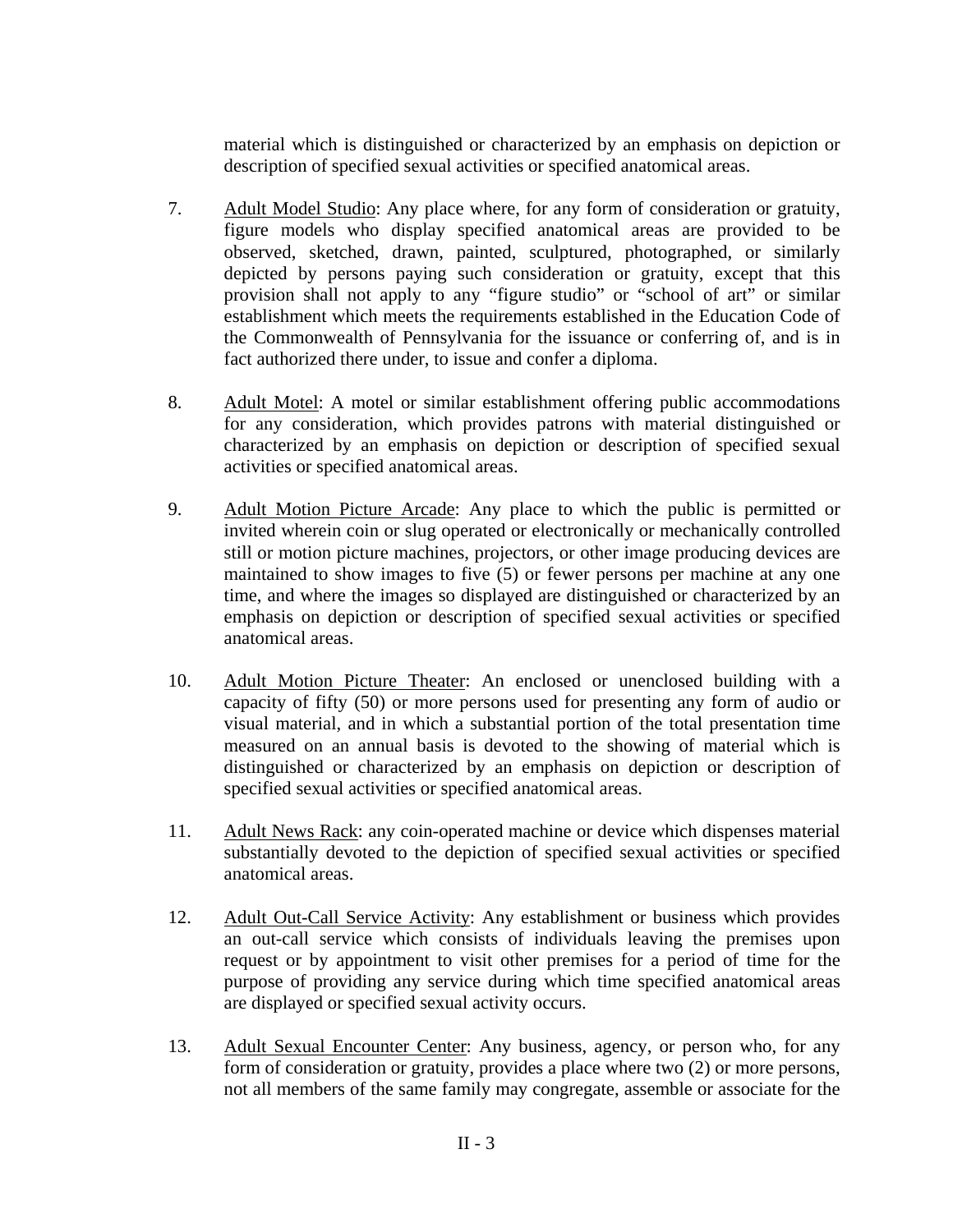material which is distinguished or characterized by an emphasis on depiction or description of specified sexual activities or specified anatomical areas.

7. Adult Model Studio: Any place where, for any form of consideration or gratuity, figure models who display specified anatomical areas are provided to be observed, sketched, drawn, painted, sculptured, photographed, or similarly depicted by persons paying such consideration or gratuity, except that this provision shall not apply to any "figure studio" or "school of art" or similar establishment which meets the requirements established in the Education Code of the Commonwealth of Pennsylvania for the issuance or conferring of, and is in fact authorized there under, to issue and confer a diploma.

8. Adult Motel: A motel or similar establishment offering public accommodations for any consideration, which provides patrons with material distinguished or characterized by an emphasis on depiction or description of specified sexual activities or specified anatomical areas.

9. Adult Motion Picture Arcade: Any place to which the public is permitted or invited wherein coin or slug operated or electronically or mechanically controlled still or motion picture machines, projectors, or other image producing devices are maintained to show images to five (5) or fewer persons per machine at any one time, and where the images so displayed are distinguished or characterized by an emphasis on depiction or description of specified sexual activities or specified anatomical areas.

10. Adult Motion Picture Theater: An enclosed or unenclosed building with a capacity of fifty (50) or more persons used for presenting any form of audio or visual material, and in which a substantial portion of the total presentation time measured on an annual basis is devoted to the showing of material which is distinguished or characterized by an emphasis on depiction or description of specified sexual activities or specified anatomical areas.

11. Adult News Rack: any coin-operated machine or device which dispenses material substantially devoted to the depiction of specified sexual activities or specified anatomical areas.

12. Adult Out-Call Service Activity: Any establishment or business which provides an out-call service which consists of individuals leaving the premises upon request or by appointment to visit other premises for a period of time for the purpose of providing any service during which time specified anatomical areas are displayed or specified sexual activity occurs.

13. Adult Sexual Encounter Center: Any business, agency, or person who, for any form of consideration or gratuity, provides a place where two (2) or more persons, not all members of the same family may congregate, assemble or associate for the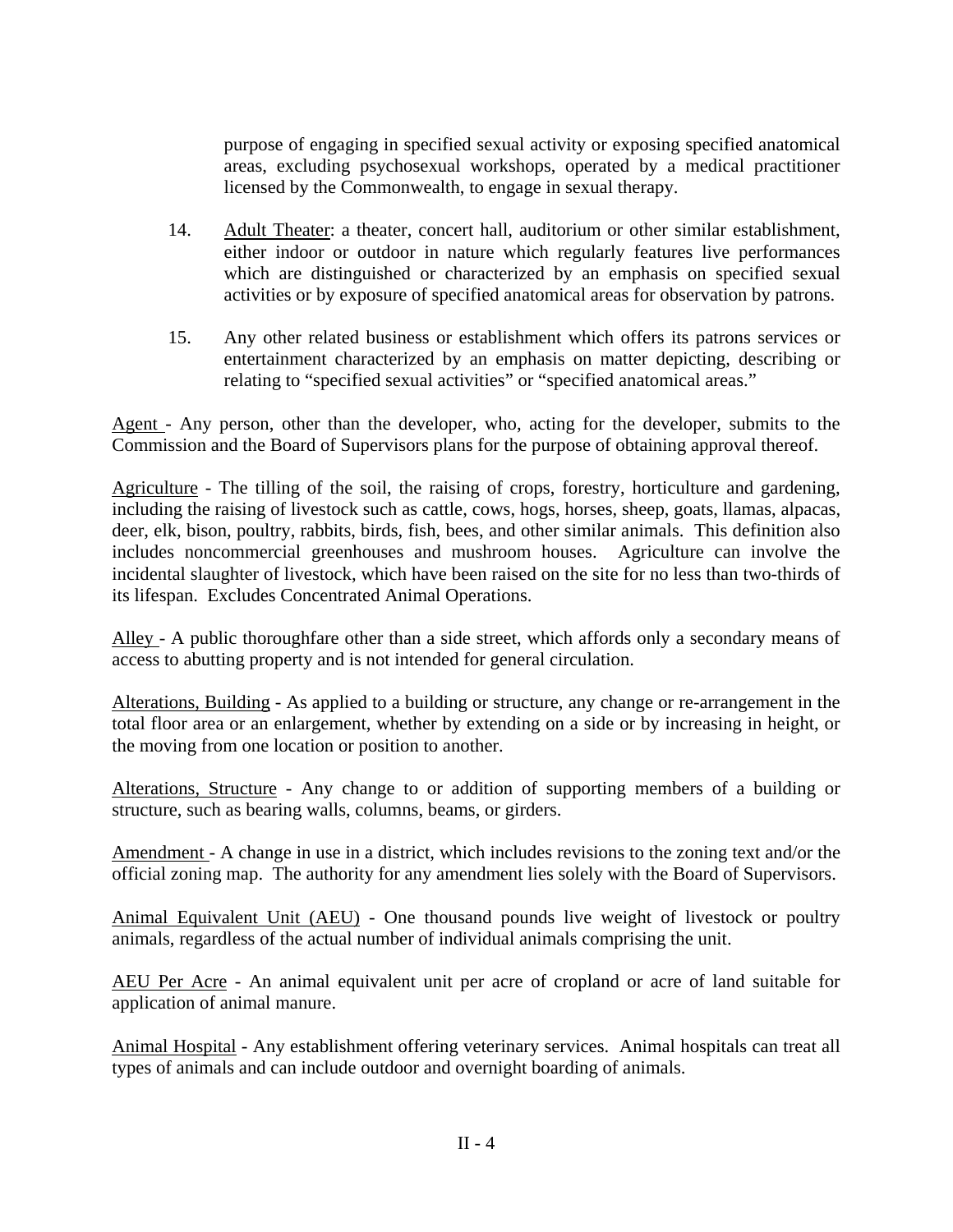purpose of engaging in specified sexual activity or exposing specified anatomical areas, excluding psychosexual workshops, operated by a medical practitioner licensed by the Commonwealth, to engage in sexual therapy.

14. Adult Theater: a theater, concert hall, auditorium or other similar establishment, either indoor or outdoor in nature which regularly features live performances which are distinguished or characterized by an emphasis on specified sexual activities or by exposure of specified anatomical areas for observation by patrons.

15. Any other related business or establishment which offers its patrons services or entertainment characterized by an emphasis on matter depicting, describing or relating to "specified sexual activities" or "specified anatomical areas."

Agent - Any person, other than the developer, who, acting for the developer, submits to the Commission and the Board of Supervisors plans for the purpose of obtaining approval thereof.

Agriculture - The tilling of the soil, the raising of crops, forestry, horticulture and gardening, including the raising of livestock such as cattle, cows, hogs, horses, sheep, goats, llamas, alpacas, deer, elk, bison, poultry, rabbits, birds, fish, bees, and other similar animals. This definition also includes noncommercial greenhouses and mushroom houses. Agriculture can involve the incidental slaughter of livestock, which have been raised on the site for no less than two-thirds of its lifespan. Excludes Concentrated Animal Operations.

Alley - A public thoroughfare other than a side street, which affords only a secondary means of access to abutting property and is not intended for general circulation.

Alterations, Building - As applied to a building or structure, any change or re-arrangement in the total floor area or an enlargement, whether by extending on a side or by increasing in height, or the moving from one location or position to another.

Alterations, Structure - Any change to or addition of supporting members of a building or structure, such as bearing walls, columns, beams, or girders.

Amendment - A change in use in a district, which includes revisions to the zoning text and/or the official zoning map. The authority for any amendment lies solely with the Board of Supervisors.

Animal Equivalent Unit (AEU) - One thousand pounds live weight of livestock or poultry animals, regardless of the actual number of individual animals comprising the unit.

AEU Per Acre - An animal equivalent unit per acre of cropland or acre of land suitable for application of animal manure.

Animal Hospital - Any establishment offering veterinary services. Animal hospitals can treat all types of animals and can include outdoor and overnight boarding of animals.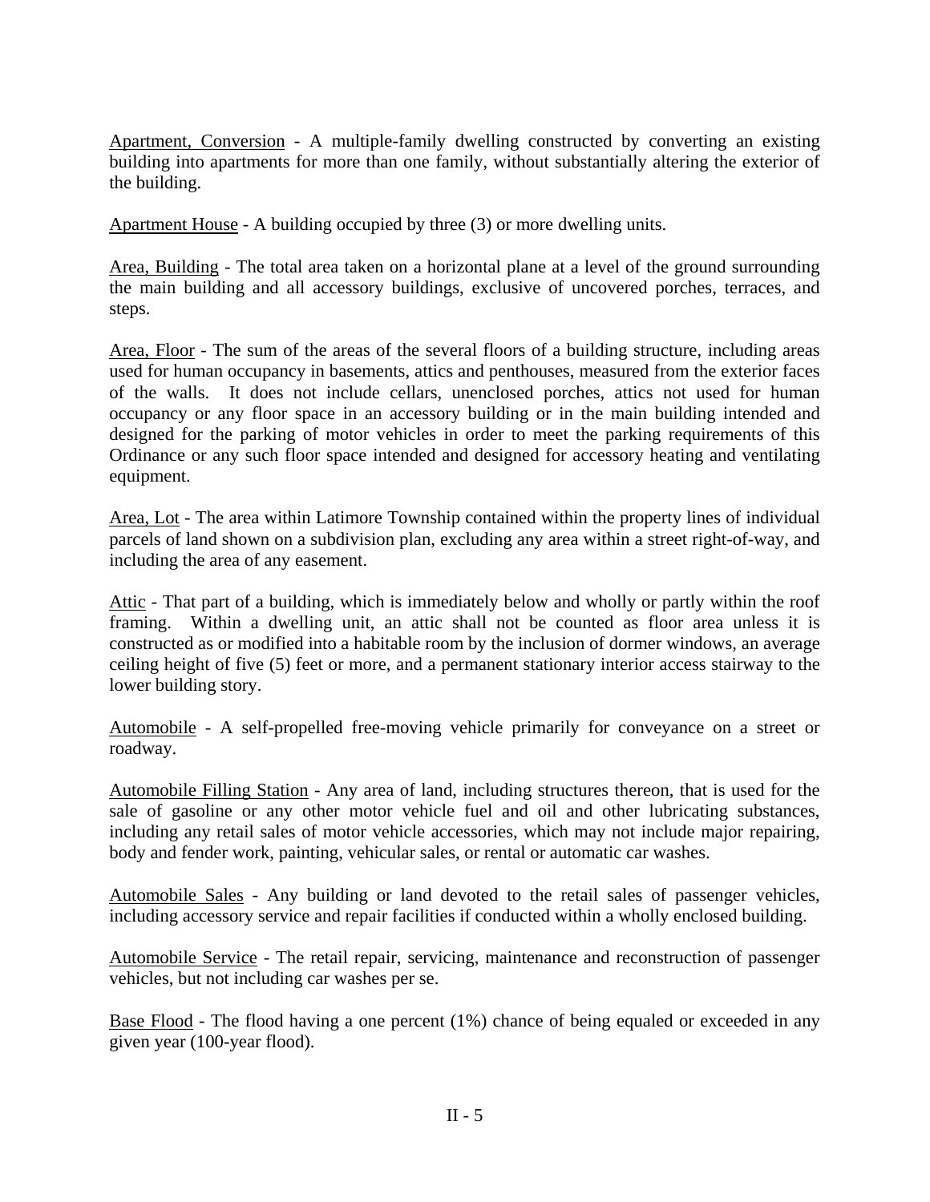<u>Apartment, Conversion</u> - A multiple-family dwelling constructed by converting an existing building into apartments for more than one family, without substantially altering the exterior of the building.

<u>Apartment House</u> - A building occupied by three (3) or more dwelling units.

<u>Area, Building</u> - The total area taken on a horizontal plane at a level of the ground surrounding the main building and all accessory buildings, exclusive of uncovered porches, terraces, and steps.

<u>Area, Floor</u> - The sum of the areas of the several floors of a building structure, including areas used for human occupancy in basements, attics and penthouses, measured from the exterior faces of the walls. It does not include cellars, unenclosed porches, attics not used for human occupancy or any floor space in an accessory building or in the main building intended and designed for the parking of motor vehicles in order to meet the parking requirements of this Ordinance or any such floor space intended and designed for accessory heating and ventilating equipment.

<u>Area, Lot</u> - The area within Latimore Township contained within the property lines of individual parcels of land shown on a subdivision plan, excluding any area within a street right-of-way, and including the area of any easement.

<u>Attic</u> - That part of a building, which is immediately below and wholly or partly within the roof framing. Within a dwelling unit, an attic shall not be counted as floor area unless it is constructed as or modified into a habitable room by the inclusion of dormer windows, an average ceiling height of five (5) feet or more, and a permanent stationary interior access stairway to the lower building story.

<u>Automobile</u> - A self-propelled free-moving vehicle primarily for conveyance on a street or roadway.

<u>Automobile Filling Station</u> - Any area of land, including structures thereon, that is used for the sale of gasoline or any other motor vehicle fuel and oil and other lubricating substances, including any retail sales of motor vehicle accessories, which may not include major repairing, body and fender work, painting, vehicular sales, or rental or automatic car washes.

<u>Automobile Sales</u> - Any building or land devoted to the retail sales of passenger vehicles, including accessory service and repair facilities if conducted within a wholly enclosed building.

<u>Automobile Service</u> - The retail repair, servicing, maintenance and reconstruction of passenger vehicles, but not including car washes per se.

<u>Base Flood</u> - The flood having a one percent (1%) chance of being equaled or exceeded in any given year (100-year flood).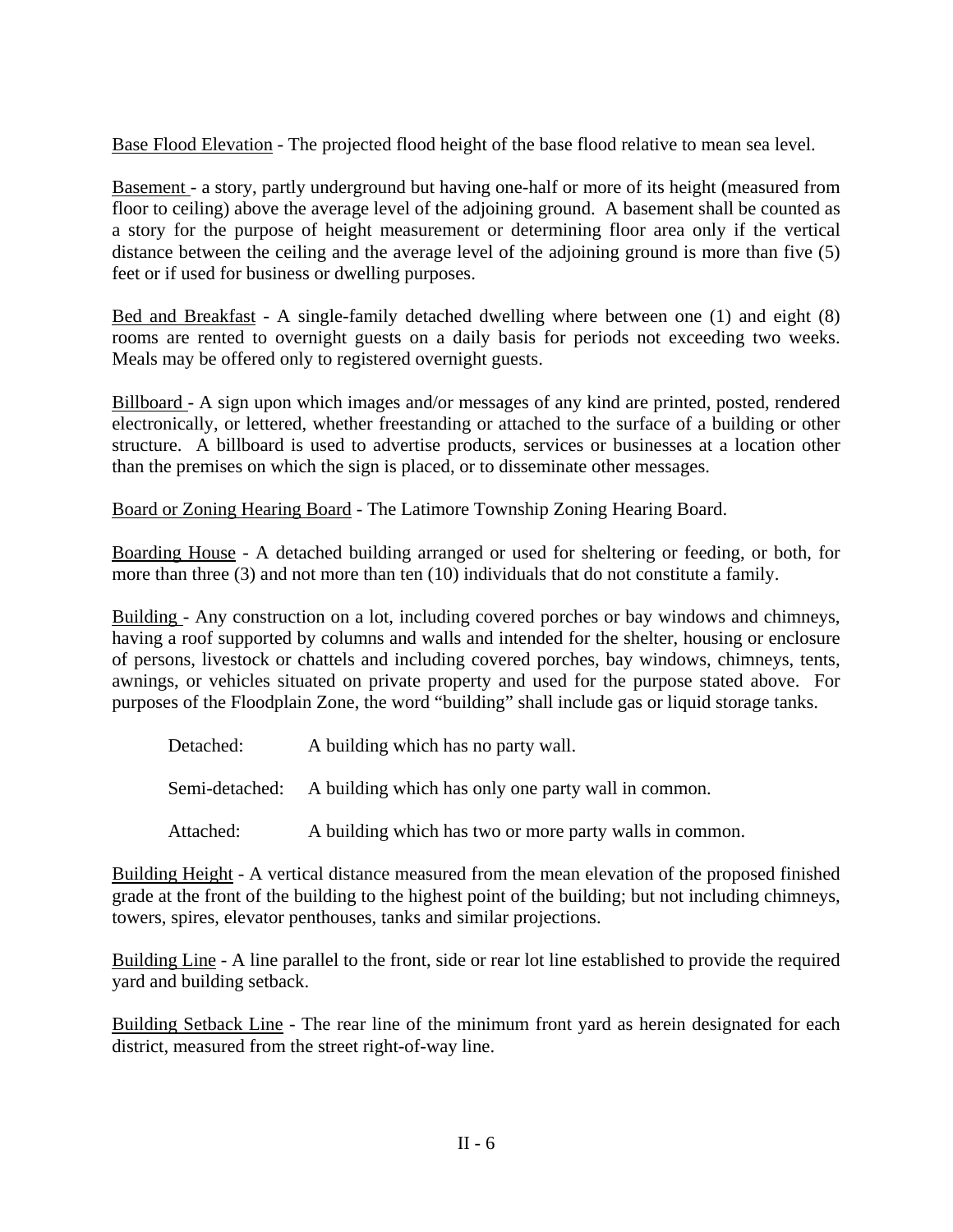<u>Base Flood Elevation</u> - The projected flood height of the base flood relative to mean sea level.

<u>Basement</u> - a story, partly underground but having one-half or more of its height (measured from floor to ceiling) above the average level of the adjoining ground. A basement shall be counted as a story for the purpose of height measurement or determining floor area only if the vertical distance between the ceiling and the average level of the adjoining ground is more than five (5) feet or if used for business or dwelling purposes.

<u>Bed and Breakfast</u> - A single-family detached dwelling where between one (1) and eight (8) rooms are rented to overnight guests on a daily basis for periods not exceeding two weeks. Meals may be offered only to registered overnight guests.

<u>Billboard</u> - A sign upon which images and/or messages of any kind are printed, posted, rendered electronically, or lettered, whether freestanding or attached to the surface of a building or other structure. A billboard is used to advertise products, services or businesses at a location other than the premises on which the sign is placed, or to disseminate other messages.

<u>Board or Zoning Hearing Board</u> - The Latimore Township Zoning Hearing Board.

<u>Boarding House</u> - A detached building arranged or used for sheltering or feeding, or both, for more than three (3) and not more than ten (10) individuals that do not constitute a family.

<u>Building</u> - Any construction on a lot, including covered porches or bay windows and chimneys, having a roof supported by columns and walls and intended for the shelter, housing or enclosure of persons, livestock or chattels and including covered porches, bay windows, chimneys, tents, awnings, or vehicles situated on private property and used for the purpose stated above. For purposes of the Floodplain Zone, the word "building" shall include gas or liquid storage tanks.

- Detached: A building which has no party wall.
- Semi-detached: A building which has only one party wall in common.
- Attached: A building which has two or more party walls in common.

<u>Building Height</u> - A vertical distance measured from the mean elevation of the proposed finished grade at the front of the building to the highest point of the building; but not including chimneys, towers, spires, elevator penthouses, tanks and similar projections.

<u>Building Line</u> - A line parallel to the front, side or rear lot line established to provide the required yard and building setback.

<u>Building Setback Line</u> - The rear line of the minimum front yard as herein designated for each district, measured from the street right-of-way line.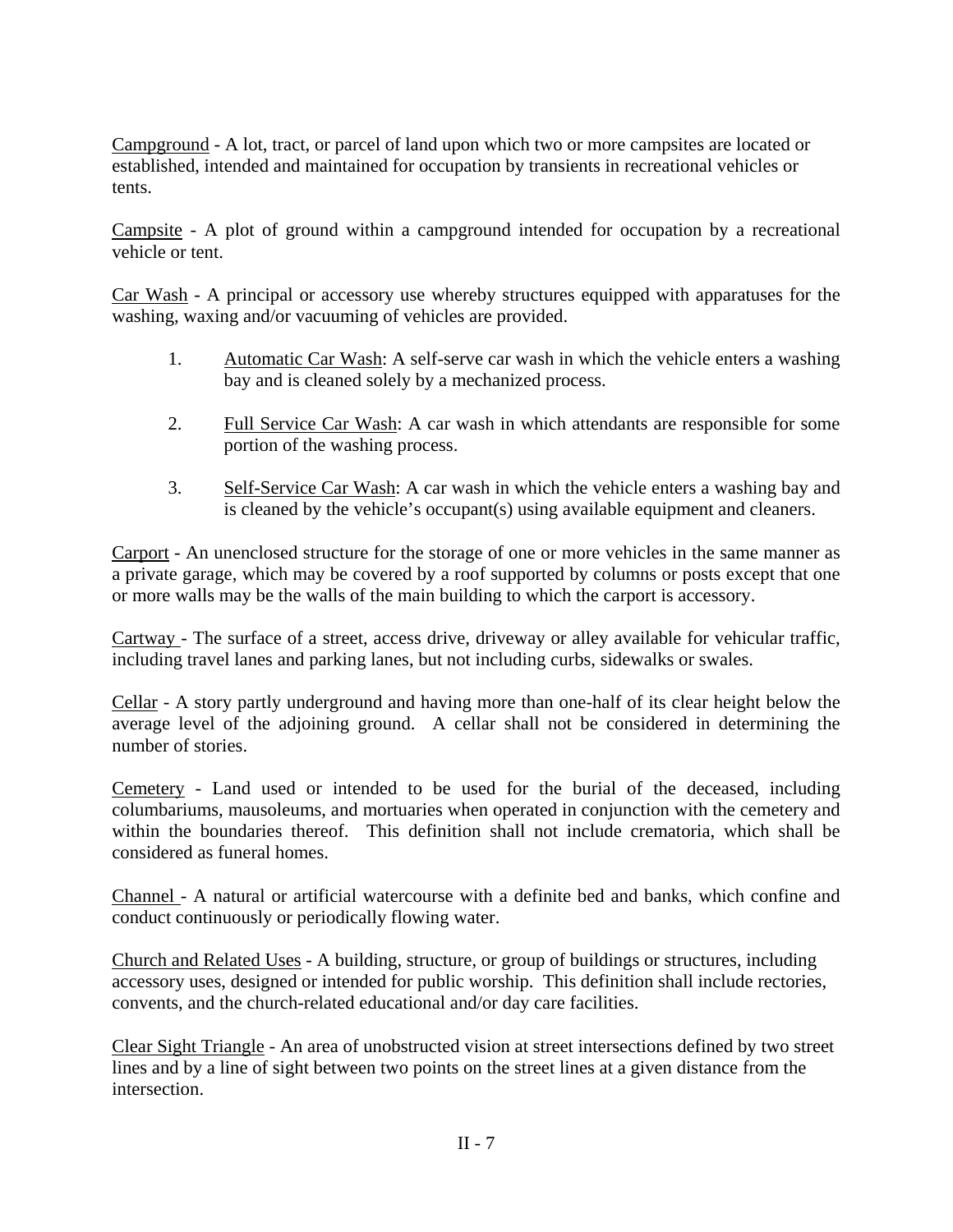Campground - A lot, tract, or parcel of land upon which two or more campsites are located or established, intended and maintained for occupation by transients in recreational vehicles or tents.

Campsite - A plot of ground within a campground intended for occupation by a recreational vehicle or tent.

Car Wash - A principal or accessory use whereby structures equipped with apparatuses for the washing, waxing and/or vacuuming of vehicles are provided.

1. Automatic Car Wash: A self-serve car wash in which the vehicle enters a washing bay and is cleaned solely by a mechanized process.

2. Full Service Car Wash: A car wash in which attendants are responsible for some portion of the washing process.

3. Self-Service Car Wash: A car wash in which the vehicle enters a washing bay and is cleaned by the vehicle's occupant(s) using available equipment and cleaners.

Carport - An unenclosed structure for the storage of one or more vehicles in the same manner as a private garage, which may be covered by a roof supported by columns or posts except that one or more walls may be the walls of the main building to which the carport is accessory.

Cartway - The surface of a street, access drive, driveway or alley available for vehicular traffic, including travel lanes and parking lanes, but not including curbs, sidewalks or swales.

Cellar - A story partly underground and having more than one-half of its clear height below the average level of the adjoining ground. A cellar shall not be considered in determining the number of stories.

Cemetery - Land used or intended to be used for the burial of the deceased, including columbariums, mausoleums, and mortuaries when operated in conjunction with the cemetery and within the boundaries thereof. This definition shall not include crematoria, which shall be considered as funeral homes.

Channel - A natural or artificial watercourse with a definite bed and banks, which confine and conduct continuously or periodically flowing water.

Church and Related Uses - A building, structure, or group of buildings or structures, including accessory uses, designed or intended for public worship. This definition shall include rectories, convents, and the church-related educational and/or day care facilities.

Clear Sight Triangle - An area of unobstructed vision at street intersections defined by two street lines and by a line of sight between two points on the street lines at a given distance from the intersection.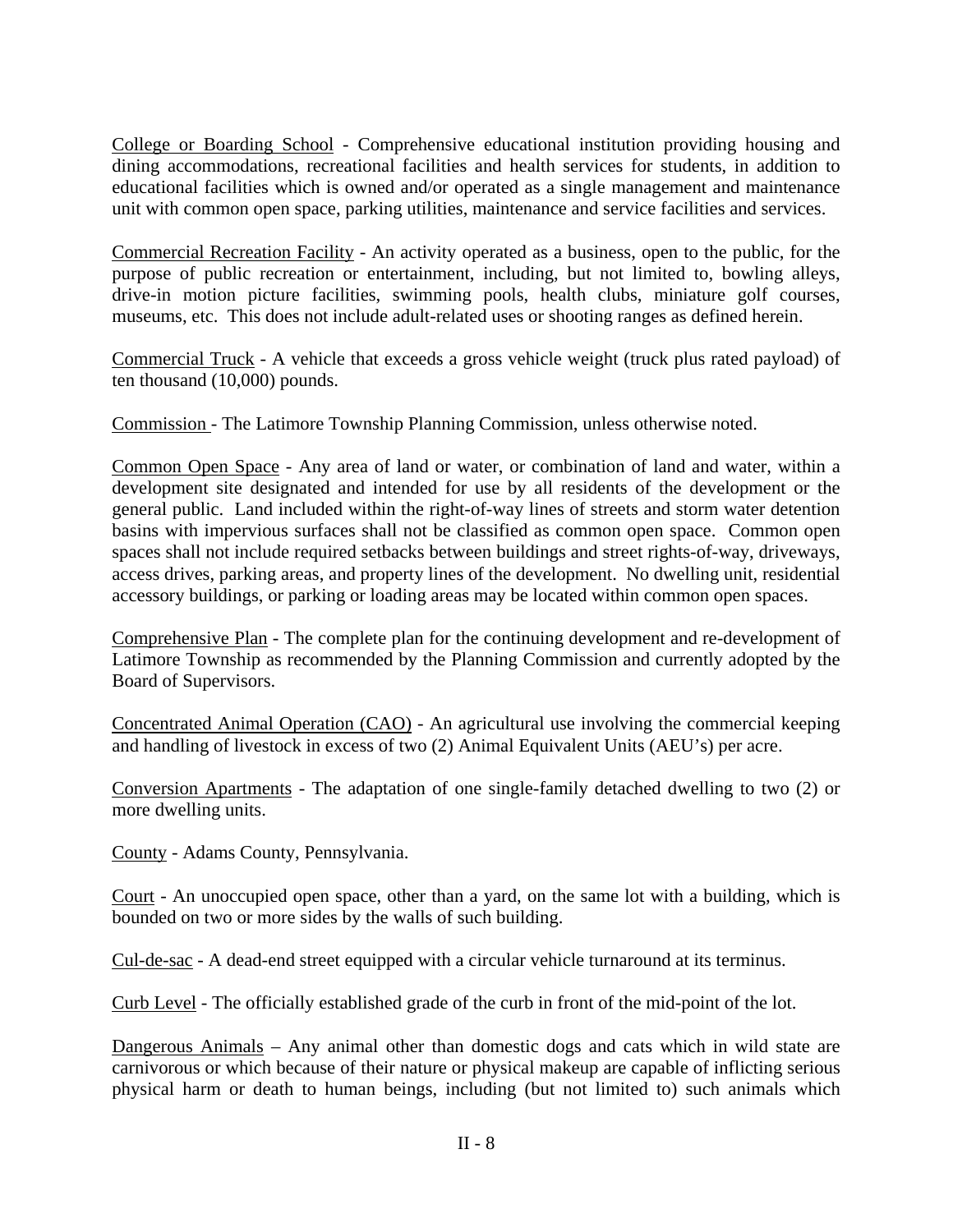<u>College or Boarding School</u> - Comprehensive educational institution providing housing and dining accommodations, recreational facilities and health services for students, in addition to educational facilities which is owned and/or operated as a single management and maintenance unit with common open space, parking utilities, maintenance and service facilities and services.

<u>Commercial Recreation Facility</u> - An activity operated as a business, open to the public, for the purpose of public recreation or entertainment, including, but not limited to, bowling alleys, drive-in motion picture facilities, swimming pools, health clubs, miniature golf courses, museums, etc. This does not include adult-related uses or shooting ranges as defined herein.

<u>Commercial Truck</u> - A vehicle that exceeds a gross vehicle weight (truck plus rated payload) of ten thousand (10,000) pounds.

<u>Commission</u> - The Latimore Township Planning Commission, unless otherwise noted.

<u>Common Open Space</u> - Any area of land or water, or combination of land and water, within a development site designated and intended for use by all residents of the development or the general public. Land included within the right-of-way lines of streets and storm water detention basins with impervious surfaces shall not be classified as common open space. Common open spaces shall not include required setbacks between buildings and street rights-of-way, driveways, access drives, parking areas, and property lines of the development. No dwelling unit, residential accessory buildings, or parking or loading areas may be located within common open spaces.

<u>Comprehensive Plan</u> - The complete plan for the continuing development and re-development of Latimore Township as recommended by the Planning Commission and currently adopted by the Board of Supervisors.

<u>Concentrated Animal Operation (CAO)</u> - An agricultural use involving the commercial keeping and handling of livestock in excess of two (2) Animal Equivalent Units (AEU's) per acre.

<u>Conversion Apartments</u> - The adaptation of one single-family detached dwelling to two (2) or more dwelling units.

<u>County</u> - Adams County, Pennsylvania.

<u>Court</u> - An unoccupied open space, other than a yard, on the same lot with a building, which is bounded on two or more sides by the walls of such building.

<u>Cul-de-sac</u> - A dead-end street equipped with a circular vehicle turnaround at its terminus.

<u>Curb Level</u> - The officially established grade of the curb in front of the mid-point of the lot.

<u>Dangerous Animals</u> – Any animal other than domestic dogs and cats which in wild state are carnivorous or which because of their nature or physical makeup are capable of inflicting serious physical harm or death to human beings, including (but not limited to) such animals which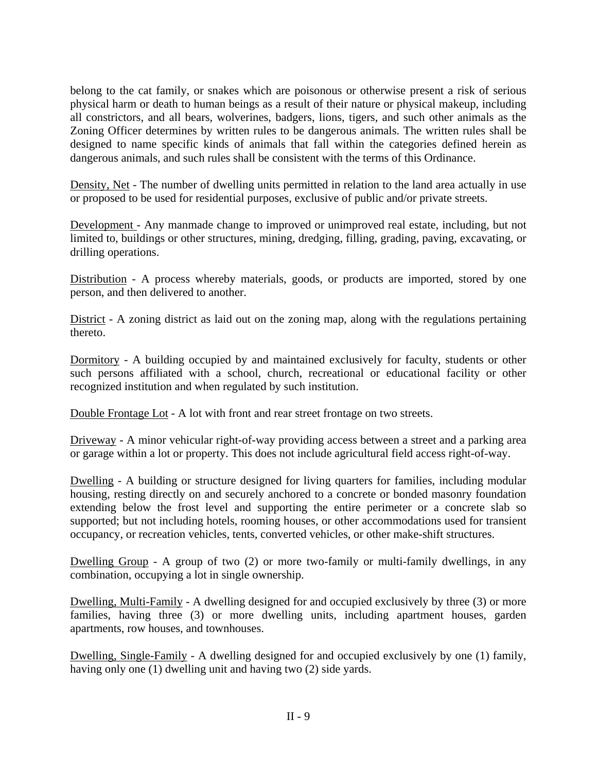belong to the cat family, or snakes which are poisonous or otherwise present a risk of serious physical harm or death to human beings as a result of their nature or physical makeup, including all constrictors, and all bears, wolverines, badgers, lions, tigers, and such other animals as the Zoning Officer determines by written rules to be dangerous animals. The written rules shall be designed to name specific kinds of animals that fall within the categories defined herein as dangerous animals, and such rules shall be consistent with the terms of this Ordinance.

Density, Net - The number of dwelling units permitted in relation to the land area actually in use or proposed to be used for residential purposes, exclusive of public and/or private streets.

Development - Any manmade change to improved or unimproved real estate, including, but not limited to, buildings or other structures, mining, dredging, filling, grading, paving, excavating, or drilling operations.

Distribution - A process whereby materials, goods, or products are imported, stored by one person, and then delivered to another.

District - A zoning district as laid out on the zoning map, along with the regulations pertaining thereto.

Dormitory - A building occupied by and maintained exclusively for faculty, students or other such persons affiliated with a school, church, recreational or educational facility or other recognized institution and when regulated by such institution.

Double Frontage Lot - A lot with front and rear street frontage on two streets.

Driveway - A minor vehicular right-of-way providing access between a street and a parking area or garage within a lot or property. This does not include agricultural field access right-of-way.

Dwelling - A building or structure designed for living quarters for families, including modular housing, resting directly on and securely anchored to a concrete or bonded masonry foundation extending below the frost level and supporting the entire perimeter or a concrete slab so supported; but not including hotels, rooming houses, or other accommodations used for transient occupancy, or recreation vehicles, tents, converted vehicles, or other make-shift structures.

Dwelling Group - A group of two (2) or more two-family or multi-family dwellings, in any combination, occupying a lot in single ownership.

Dwelling, Multi-Family - A dwelling designed for and occupied exclusively by three (3) or more families, having three (3) or more dwelling units, including apartment houses, garden apartments, row houses, and townhouses.

Dwelling, Single-Family - A dwelling designed for and occupied exclusively by one (1) family, having only one (1) dwelling unit and having two (2) side yards.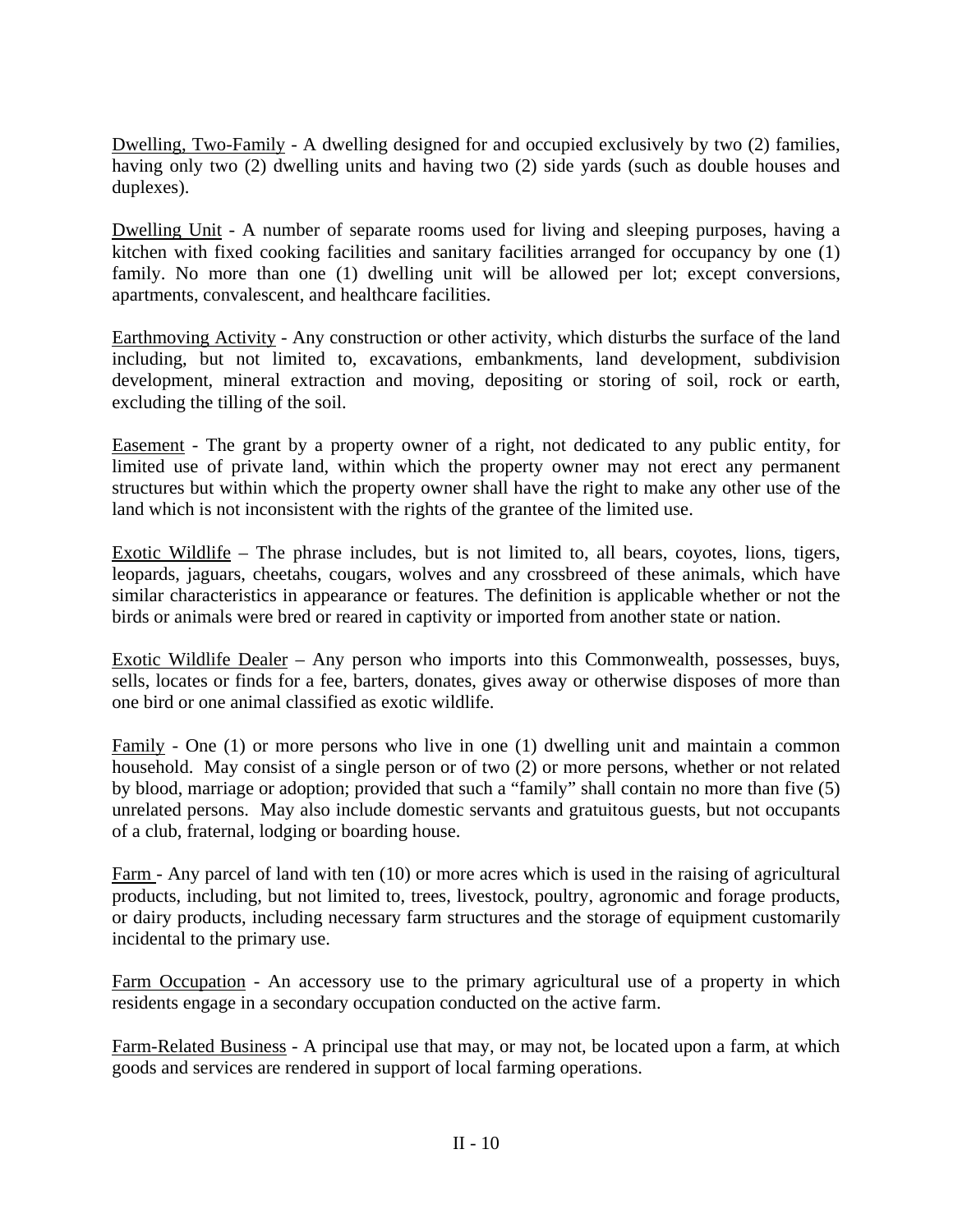<u>Dwelling, Two-Family</u> - A dwelling designed for and occupied exclusively by two (2) families, having only two (2) dwelling units and having two (2) side yards (such as double houses and duplexes).

<u>Dwelling Unit</u> - A number of separate rooms used for living and sleeping purposes, having a kitchen with fixed cooking facilities and sanitary facilities arranged for occupancy by one (1) family. No more than one (1) dwelling unit will be allowed per lot; except conversions, apartments, convalescent, and healthcare facilities.

<u>Earthmoving Activity</u> - Any construction or other activity, which disturbs the surface of the land including, but not limited to, excavations, embankments, land development, subdivision development, mineral extraction and moving, depositing or storing of soil, rock or earth, excluding the tilling of the soil.

<u>Easement</u> - The grant by a property owner of a right, not dedicated to any public entity, for limited use of private land, within which the property owner may not erect any permanent structures but within which the property owner shall have the right to make any other use of the land which is not inconsistent with the rights of the grantee of the limited use.

<u>Exotic Wildlife</u> – The phrase includes, but is not limited to, all bears, coyotes, lions, tigers, leopards, jaguars, cheetahs, cougars, wolves and any crossbreed of these animals, which have similar characteristics in appearance or features. The definition is applicable whether or not the birds or animals were bred or reared in captivity or imported from another state or nation.

<u>Exotic Wildlife Dealer</u> – Any person who imports into this Commonwealth, possesses, buys, sells, locates or finds for a fee, barters, donates, gives away or otherwise disposes of more than one bird or one animal classified as exotic wildlife.

<u>Family</u> - One (1) or more persons who live in one (1) dwelling unit and maintain a common household. May consist of a single person or of two (2) or more persons, whether or not related by blood, marriage or adoption; provided that such a "family" shall contain no more than five (5) unrelated persons. May also include domestic servants and gratuitous guests, but not occupants of a club, fraternal, lodging or boarding house.

<u>Farm</u> - Any parcel of land with ten (10) or more acres which is used in the raising of agricultural products, including, but not limited to, trees, livestock, poultry, agronomic and forage products, or dairy products, including necessary farm structures and the storage of equipment customarily incidental to the primary use.

<u>Farm Occupation</u> - An accessory use to the primary agricultural use of a property in which residents engage in a secondary occupation conducted on the active farm.

<u>Farm-Related Business</u> - A principal use that may, or may not, be located upon a farm, at which goods and services are rendered in support of local farming operations.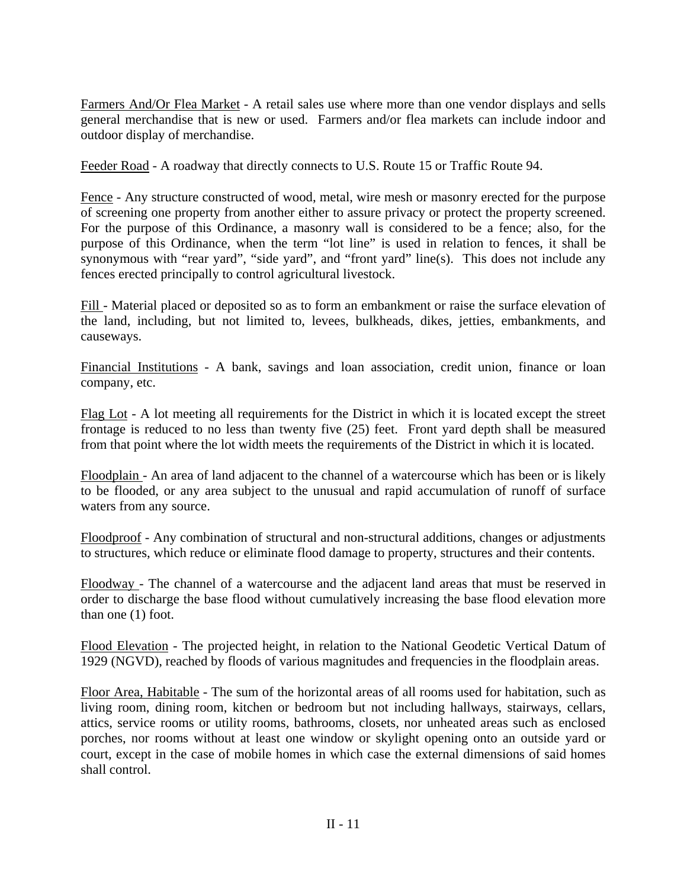<u>Farmers And/Or Flea Market</u> - A retail sales use where more than one vendor displays and sells general merchandise that is new or used. Farmers and/or flea markets can include indoor and outdoor display of merchandise.

<u>Feeder Road</u> - A roadway that directly connects to U.S. Route 15 or Traffic Route 94.

<u>Fence</u> - Any structure constructed of wood, metal, wire mesh or masonry erected for the purpose of screening one property from another either to assure privacy or protect the property screened. For the purpose of this Ordinance, a masonry wall is considered to be a fence; also, for the purpose of this Ordinance, when the term "lot line" is used in relation to fences, it shall be synonymous with "rear yard", "side yard", and "front yard" line(s). This does not include any fences erected principally to control agricultural livestock.

<u>Fill</u> - Material placed or deposited so as to form an embankment or raise the surface elevation of the land, including, but not limited to, levees, bulkheads, dikes, jetties, embankments, and causeways.

<u>Financial Institutions</u> - A bank, savings and loan association, credit union, finance or loan company, etc.

<u>Flag Lot</u> - A lot meeting all requirements for the District in which it is located except the street frontage is reduced to no less than twenty five (25) feet. Front yard depth shall be measured from that point where the lot width meets the requirements of the District in which it is located.

<u>Floodplain</u> - An area of land adjacent to the channel of a watercourse which has been or is likely to be flooded, or any area subject to the unusual and rapid accumulation of runoff of surface waters from any source.

<u>Floodproof</u> - Any combination of structural and non-structural additions, changes or adjustments to structures, which reduce or eliminate flood damage to property, structures and their contents.

<u>Floodway</u> - The channel of a watercourse and the adjacent land areas that must be reserved in order to discharge the base flood without cumulatively increasing the base flood elevation more than one (1) foot.

<u>Flood Elevation</u> - The projected height, in relation to the National Geodetic Vertical Datum of 1929 (NGVD), reached by floods of various magnitudes and frequencies in the floodplain areas.

<u>Floor Area, Habitable</u> - The sum of the horizontal areas of all rooms used for habitation, such as living room, dining room, kitchen or bedroom but not including hallways, stairways, cellars, attics, service rooms or utility rooms, bathrooms, closets, nor unheated areas such as enclosed porches, nor rooms without at least one window or skylight opening onto an outside yard or court, except in the case of mobile homes in which case the external dimensions of said homes shall control.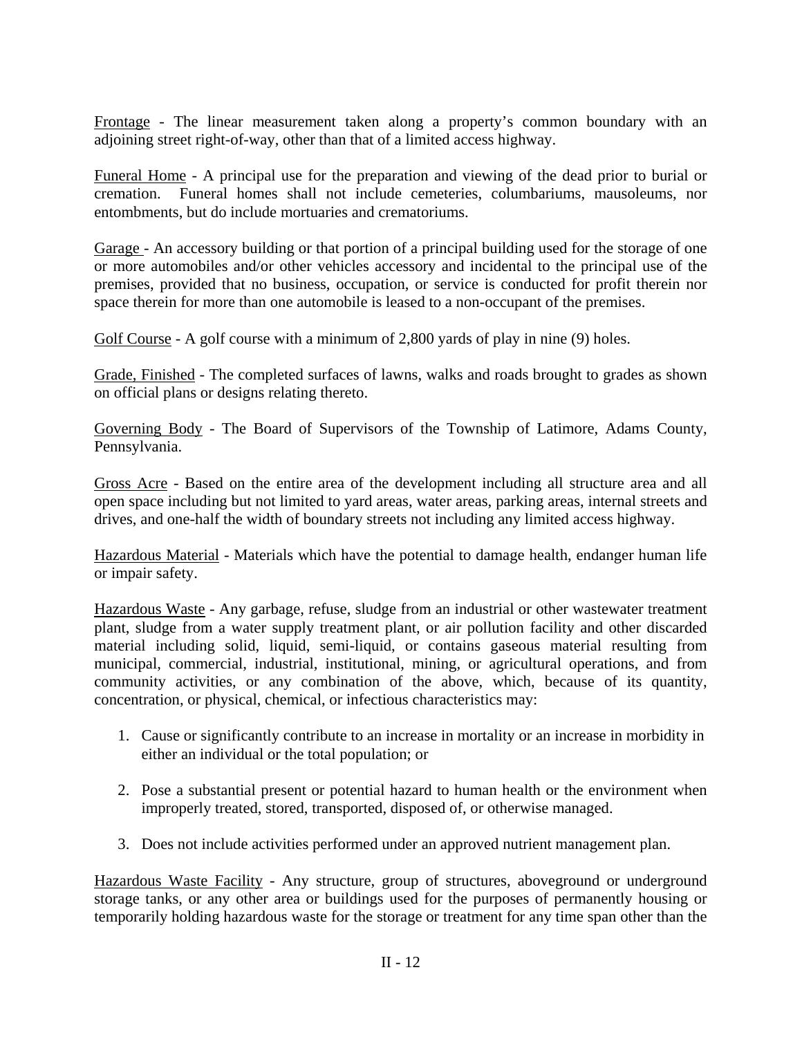Frontage - The linear measurement taken along a property's common boundary with an adjoining street right-of-way, other than that of a limited access highway.

Funeral Home - A principal use for the preparation and viewing of the dead prior to burial or cremation. Funeral homes shall not include cemeteries, columbariums, mausoleums, nor entombments, but do include mortuaries and crematoriums.

Garage - An accessory building or that portion of a principal building used for the storage of one or more automobiles and/or other vehicles accessory and incidental to the principal use of the premises, provided that no business, occupation, or service is conducted for profit therein nor space therein for more than one automobile is leased to a non-occupant of the premises.

Golf Course - A golf course with a minimum of 2,800 yards of play in nine (9) holes.

Grade, Finished - The completed surfaces of lawns, walks and roads brought to grades as shown on official plans or designs relating thereto.

Governing Body - The Board of Supervisors of the Township of Latimore, Adams County, Pennsylvania.

Gross Acre - Based on the entire area of the development including all structure area and all open space including but not limited to yard areas, water areas, parking areas, internal streets and drives, and one-half the width of boundary streets not including any limited access highway.

Hazardous Material - Materials which have the potential to damage health, endanger human life or impair safety.

Hazardous Waste - Any garbage, refuse, sludge from an industrial or other wastewater treatment plant, sludge from a water supply treatment plant, or air pollution facility and other discarded material including solid, liquid, semi-liquid, or contains gaseous material resulting from municipal, commercial, industrial, institutional, mining, or agricultural operations, and from community activities, or any combination of the above, which, because of its quantity, concentration, or physical, chemical, or infectious characteristics may:

1. Cause or significantly contribute to an increase in mortality or an increase in morbidity in either an individual or the total population; or

2. Pose a substantial present or potential hazard to human health or the environment when improperly treated, stored, transported, disposed of, or otherwise managed.

3. Does not include activities performed under an approved nutrient management plan.

Hazardous Waste Facility - Any structure, group of structures, aboveground or underground storage tanks, or any other area or buildings used for the purposes of permanently housing or temporarily holding hazardous waste for the storage or treatment for any time span other than the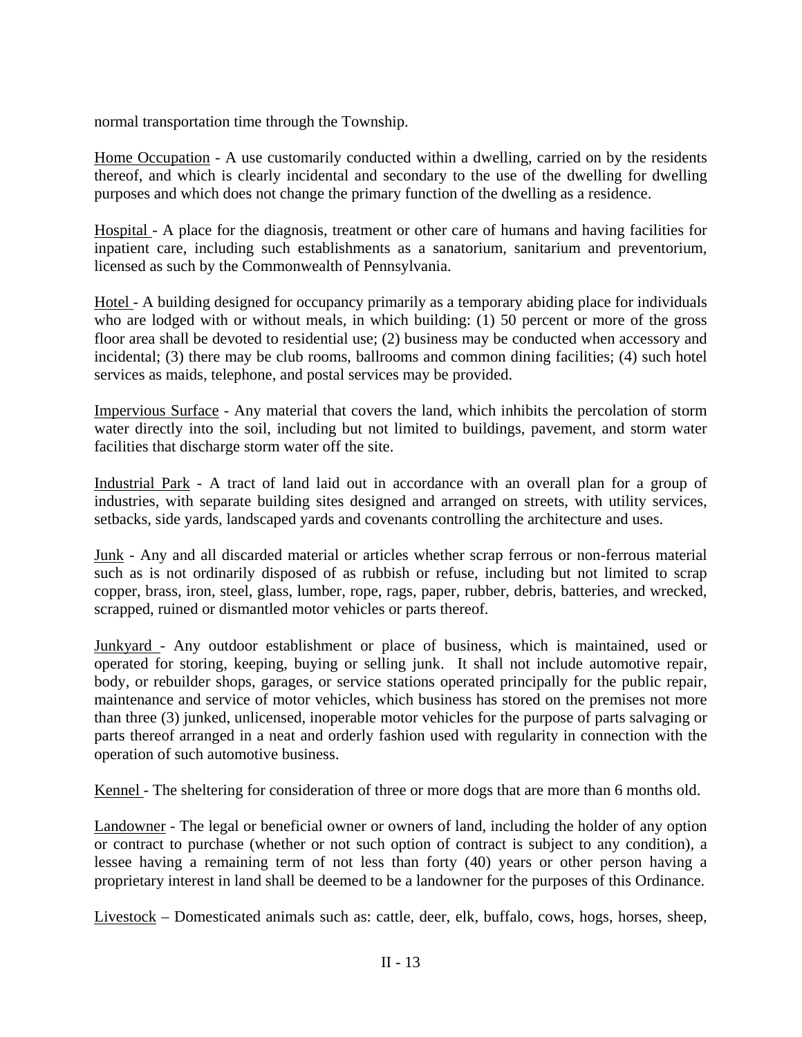normal transportation time through the Township.

Home Occupation - A use customarily conducted within a dwelling, carried on by the residents thereof, and which is clearly incidental and secondary to the use of the dwelling for dwelling purposes and which does not change the primary function of the dwelling as a residence.

Hospital - A place for the diagnosis, treatment or other care of humans and having facilities for inpatient care, including such establishments as a sanatorium, sanitarium and preventorium, licensed as such by the Commonwealth of Pennsylvania.

Hotel - A building designed for occupancy primarily as a temporary abiding place for individuals who are lodged with or without meals, in which building: (1) 50 percent or more of the gross floor area shall be devoted to residential use; (2) business may be conducted when accessory and incidental; (3) there may be club rooms, ballrooms and common dining facilities; (4) such hotel services as maids, telephone, and postal services may be provided.

Impervious Surface - Any material that covers the land, which inhibits the percolation of storm water directly into the soil, including but not limited to buildings, pavement, and storm water facilities that discharge storm water off the site.

Industrial Park - A tract of land laid out in accordance with an overall plan for a group of industries, with separate building sites designed and arranged on streets, with utility services, setbacks, side yards, landscaped yards and covenants controlling the architecture and uses.

Junk - Any and all discarded material or articles whether scrap ferrous or non-ferrous material such as is not ordinarily disposed of as rubbish or refuse, including but not limited to scrap copper, brass, iron, steel, glass, lumber, rope, rags, paper, rubber, debris, batteries, and wrecked, scrapped, ruined or dismantled motor vehicles or parts thereof.

Junkyard - Any outdoor establishment or place of business, which is maintained, used or operated for storing, keeping, buying or selling junk. It shall not include automotive repair, body, or rebuilder shops, garages, or service stations operated principally for the public repair, maintenance and service of motor vehicles, which business has stored on the premises not more than three (3) junked, unlicensed, inoperable motor vehicles for the purpose of parts salvaging or parts thereof arranged in a neat and orderly fashion used with regularity in connection with the operation of such automotive business.

Kennel - The sheltering for consideration of three or more dogs that are more than 6 months old.

Landowner - The legal or beneficial owner or owners of land, including the holder of any option or contract to purchase (whether or not such option of contract is subject to any condition), a lessee having a remaining term of not less than forty (40) years or other person having a proprietary interest in land shall be deemed to be a landowner for the purposes of this Ordinance.

Livestock – Domesticated animals such as: cattle, deer, elk, buffalo, cows, hogs, horses, sheep,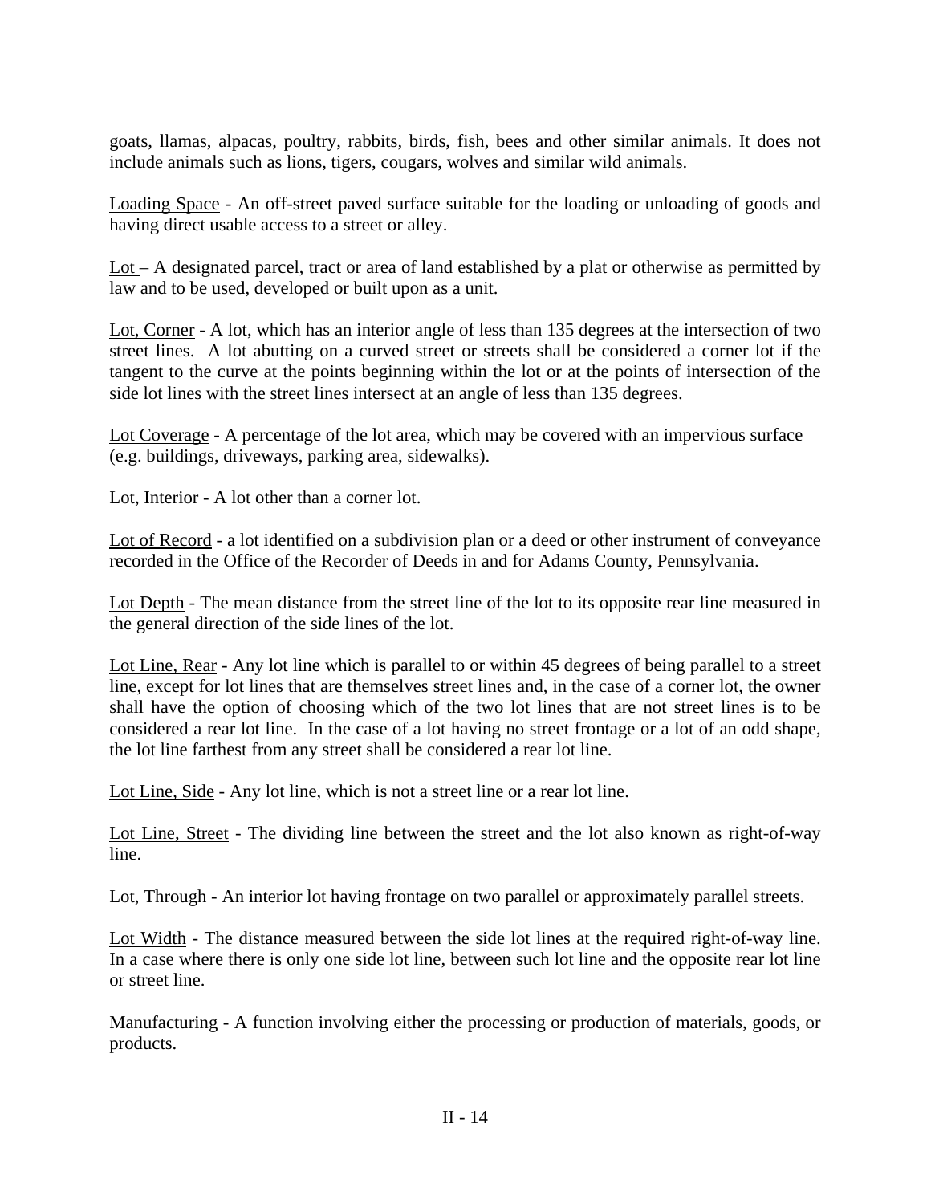goats, llamas, alpacas, poultry, rabbits, birds, fish, bees and other similar animals. It does not include animals such as lions, tigers, cougars, wolves and similar wild animals.

Loading Space - An off-street paved surface suitable for the loading or unloading of goods and having direct usable access to a street or alley.

Lot – A designated parcel, tract or area of land established by a plat or otherwise as permitted by law and to be used, developed or built upon as a unit.

Lot, Corner - A lot, which has an interior angle of less than 135 degrees at the intersection of two street lines. A lot abutting on a curved street or streets shall be considered a corner lot if the tangent to the curve at the points beginning within the lot or at the points of intersection of the side lot lines with the street lines intersect at an angle of less than 135 degrees.

Lot Coverage - A percentage of the lot area, which may be covered with an impervious surface (e.g. buildings, driveways, parking area, sidewalks).

Lot, Interior - A lot other than a corner lot.

Lot of Record - a lot identified on a subdivision plan or a deed or other instrument of conveyance recorded in the Office of the Recorder of Deeds in and for Adams County, Pennsylvania.

Lot Depth - The mean distance from the street line of the lot to its opposite rear line measured in the general direction of the side lines of the lot.

Lot Line, Rear - Any lot line which is parallel to or within 45 degrees of being parallel to a street line, except for lot lines that are themselves street lines and, in the case of a corner lot, the owner shall have the option of choosing which of the two lot lines that are not street lines is to be considered a rear lot line. In the case of a lot having no street frontage or a lot of an odd shape, the lot line farthest from any street shall be considered a rear lot line.

Lot Line, Side - Any lot line, which is not a street line or a rear lot line.

Lot Line, Street - The dividing line between the street and the lot also known as right-of-way line.

Lot, Through - An interior lot having frontage on two parallel or approximately parallel streets.

Lot Width - The distance measured between the side lot lines at the required right-of-way line. In a case where there is only one side lot line, between such lot line and the opposite rear lot line or street line.

Manufacturing - A function involving either the processing or production of materials, goods, or products.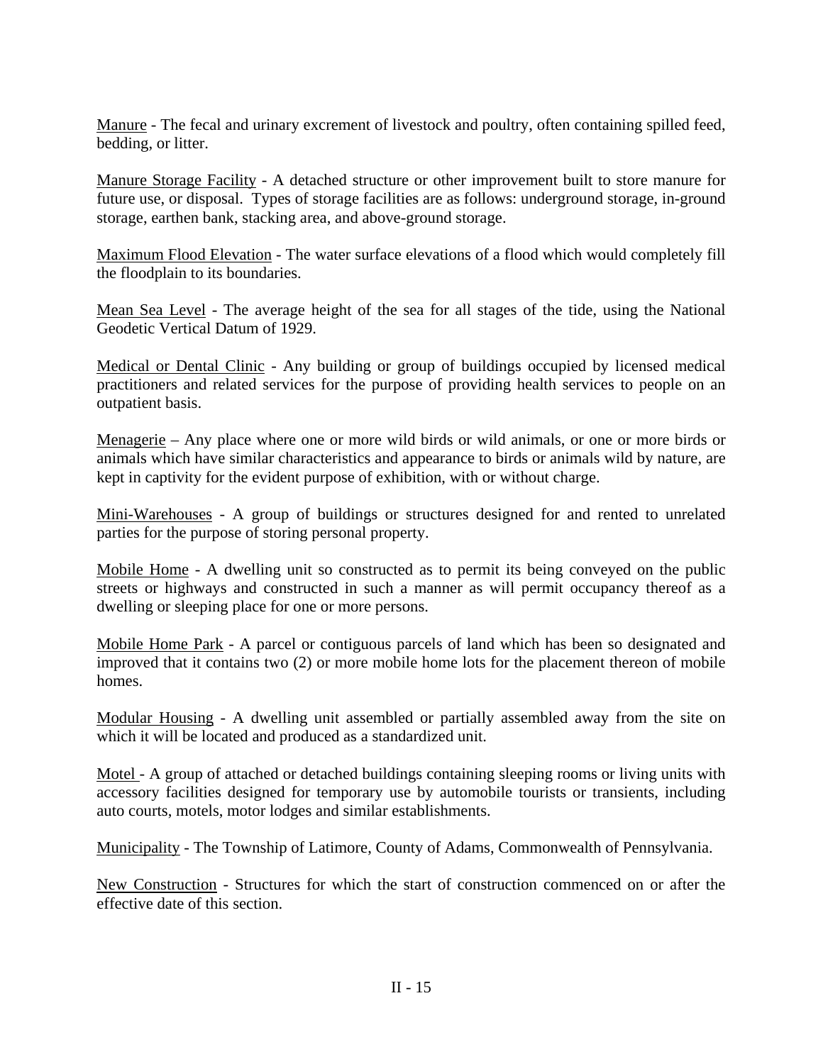Manure - The fecal and urinary excrement of livestock and poultry, often containing spilled feed, bedding, or litter.

Manure Storage Facility - A detached structure or other improvement built to store manure for future use, or disposal. Types of storage facilities are as follows: underground storage, in-ground storage, earthen bank, stacking area, and above-ground storage.

Maximum Flood Elevation - The water surface elevations of a flood which would completely fill the floodplain to its boundaries.

Mean Sea Level - The average height of the sea for all stages of the tide, using the National Geodetic Vertical Datum of 1929.

Medical or Dental Clinic - Any building or group of buildings occupied by licensed medical practitioners and related services for the purpose of providing health services to people on an outpatient basis.

Menagerie – Any place where one or more wild birds or wild animals, or one or more birds or animals which have similar characteristics and appearance to birds or animals wild by nature, are kept in captivity for the evident purpose of exhibition, with or without charge.

Mini-Warehouses - A group of buildings or structures designed for and rented to unrelated parties for the purpose of storing personal property.

Mobile Home - A dwelling unit so constructed as to permit its being conveyed on the public streets or highways and constructed in such a manner as will permit occupancy thereof as a dwelling or sleeping place for one or more persons.

Mobile Home Park - A parcel or contiguous parcels of land which has been so designated and improved that it contains two (2) or more mobile home lots for the placement thereon of mobile homes.

Modular Housing - A dwelling unit assembled or partially assembled away from the site on which it will be located and produced as a standardized unit.

Motel - A group of attached or detached buildings containing sleeping rooms or living units with accessory facilities designed for temporary use by automobile tourists or transients, including auto courts, motels, motor lodges and similar establishments.

Municipality - The Township of Latimore, County of Adams, Commonwealth of Pennsylvania.

New Construction - Structures for which the start of construction commenced on or after the effective date of this section.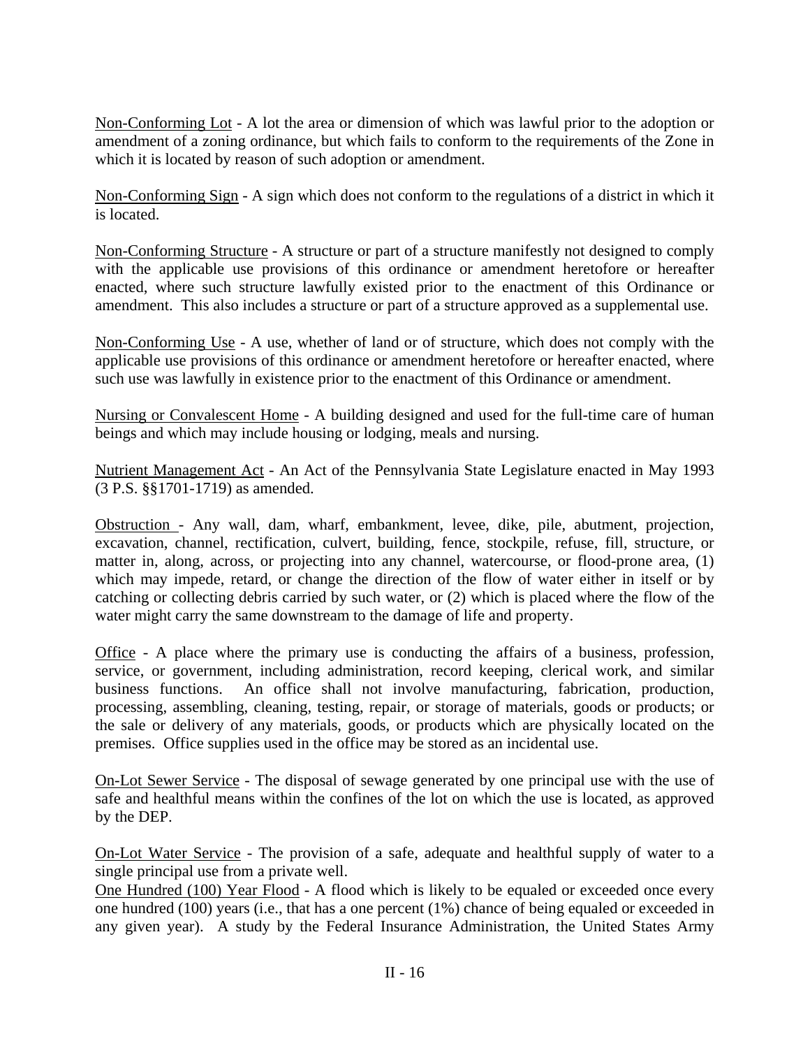Non-Conforming Lot - A lot the area or dimension of which was lawful prior to the adoption or amendment of a zoning ordinance, but which fails to conform to the requirements of the Zone in which it is located by reason of such adoption or amendment.

Non-Conforming Sign - A sign which does not conform to the regulations of a district in which it is located.

Non-Conforming Structure - A structure or part of a structure manifestly not designed to comply with the applicable use provisions of this ordinance or amendment heretofore or hereafter enacted, where such structure lawfully existed prior to the enactment of this Ordinance or amendment. This also includes a structure or part of a structure approved as a supplemental use.

Non-Conforming Use - A use, whether of land or of structure, which does not comply with the applicable use provisions of this ordinance or amendment heretofore or hereafter enacted, where such use was lawfully in existence prior to the enactment of this Ordinance or amendment.

Nursing or Convalescent Home - A building designed and used for the full-time care of human beings and which may include housing or lodging, meals and nursing.

Nutrient Management Act - An Act of the Pennsylvania State Legislature enacted in May 1993 (3 P.S. §§1701-1719) as amended.

Obstruction - Any wall, dam, wharf, embankment, levee, dike, pile, abutment, projection, excavation, channel, rectification, culvert, building, fence, stockpile, refuse, fill, structure, or matter in, along, across, or projecting into any channel, watercourse, or flood-prone area, (1) which may impede, retard, or change the direction of the flow of water either in itself or by catching or collecting debris carried by such water, or (2) which is placed where the flow of the water might carry the same downstream to the damage of life and property.

Office - A place where the primary use is conducting the affairs of a business, profession, service, or government, including administration, record keeping, clerical work, and similar business functions. An office shall not involve manufacturing, fabrication, production, processing, assembling, cleaning, testing, repair, or storage of materials, goods or products; or the sale or delivery of any materials, goods, or products which are physically located on the premises. Office supplies used in the office may be stored as an incidental use.

On-Lot Sewer Service - The disposal of sewage generated by one principal use with the use of safe and healthful means within the confines of the lot on which the use is located, as approved by the DEP.

On-Lot Water Service - The provision of a safe, adequate and healthful supply of water to a single principal use from a private well.

One Hundred (100) Year Flood - A flood which is likely to be equaled or exceeded once every one hundred (100) years (i.e., that has a one percent (1%) chance of being equaled or exceeded in any given year). A study by the Federal Insurance Administration, the United States Army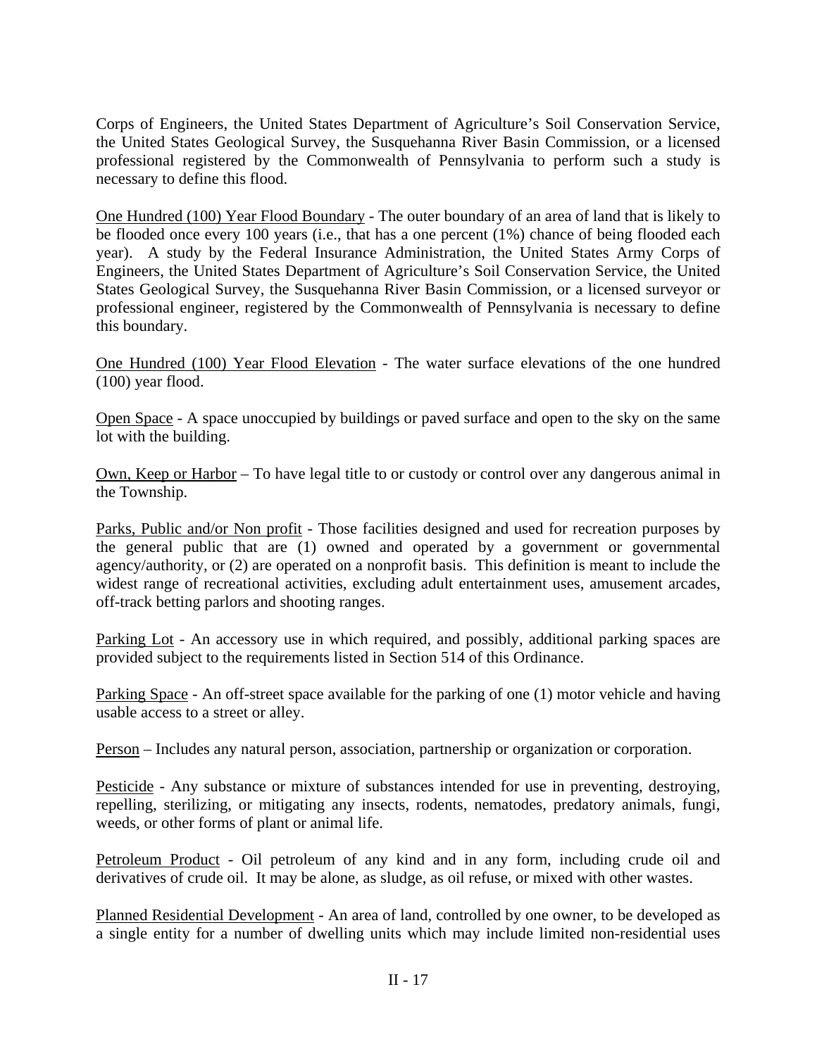Corps of Engineers, the United States Department of Agriculture's Soil Conservation Service, the United States Geological Survey, the Susquehanna River Basin Commission, or a licensed professional registered by the Commonwealth of Pennsylvania to perform such a study is necessary to define this flood.

<u>One Hundred (100) Year Flood Boundary</u> - The outer boundary of an area of land that is likely to be flooded once every 100 years (i.e., that has a one percent (1%) chance of being flooded each year). A study by the Federal Insurance Administration, the United States Army Corps of Engineers, the United States Department of Agriculture's Soil Conservation Service, the United States Geological Survey, the Susquehanna River Basin Commission, or a licensed surveyor or professional engineer, registered by the Commonwealth of Pennsylvania is necessary to define this boundary.

<u>One Hundred (100) Year Flood Elevation</u> - The water surface elevations of the one hundred (100) year flood.

<u>Open Space</u> - A space unoccupied by buildings or paved surface and open to the sky on the same lot with the building.

<u>Own, Keep or Harbor</u> – To have legal title to or custody or control over any dangerous animal in the Township.

<u>Parks, Public and/or Non profit</u> - Those facilities designed and used for recreation purposes by the general public that are (1) owned and operated by a government or governmental agency/authority, or (2) are operated on a nonprofit basis. This definition is meant to include the widest range of recreational activities, excluding adult entertainment uses, amusement arcades, off-track betting parlors and shooting ranges.

<u>Parking Lot</u> - An accessory use in which required, and possibly, additional parking spaces are provided subject to the requirements listed in Section 514 of this Ordinance.

<u>Parking Space</u> - An off-street space available for the parking of one (1) motor vehicle and having usable access to a street or alley.

<u>Person</u> – Includes any natural person, association, partnership or organization or corporation.

<u>Pesticide</u> - Any substance or mixture of substances intended for use in preventing, destroying, repelling, sterilizing, or mitigating any insects, rodents, nematodes, predatory animals, fungi, weeds, or other forms of plant or animal life.

<u>Petroleum Product</u> - Oil petroleum of any kind and in any form, including crude oil and derivatives of crude oil. It may be alone, as sludge, as oil refuse, or mixed with other wastes.

<u>Planned Residential Development</u> - An area of land, controlled by one owner, to be developed as a single entity for a number of dwelling units which may include limited non-residential uses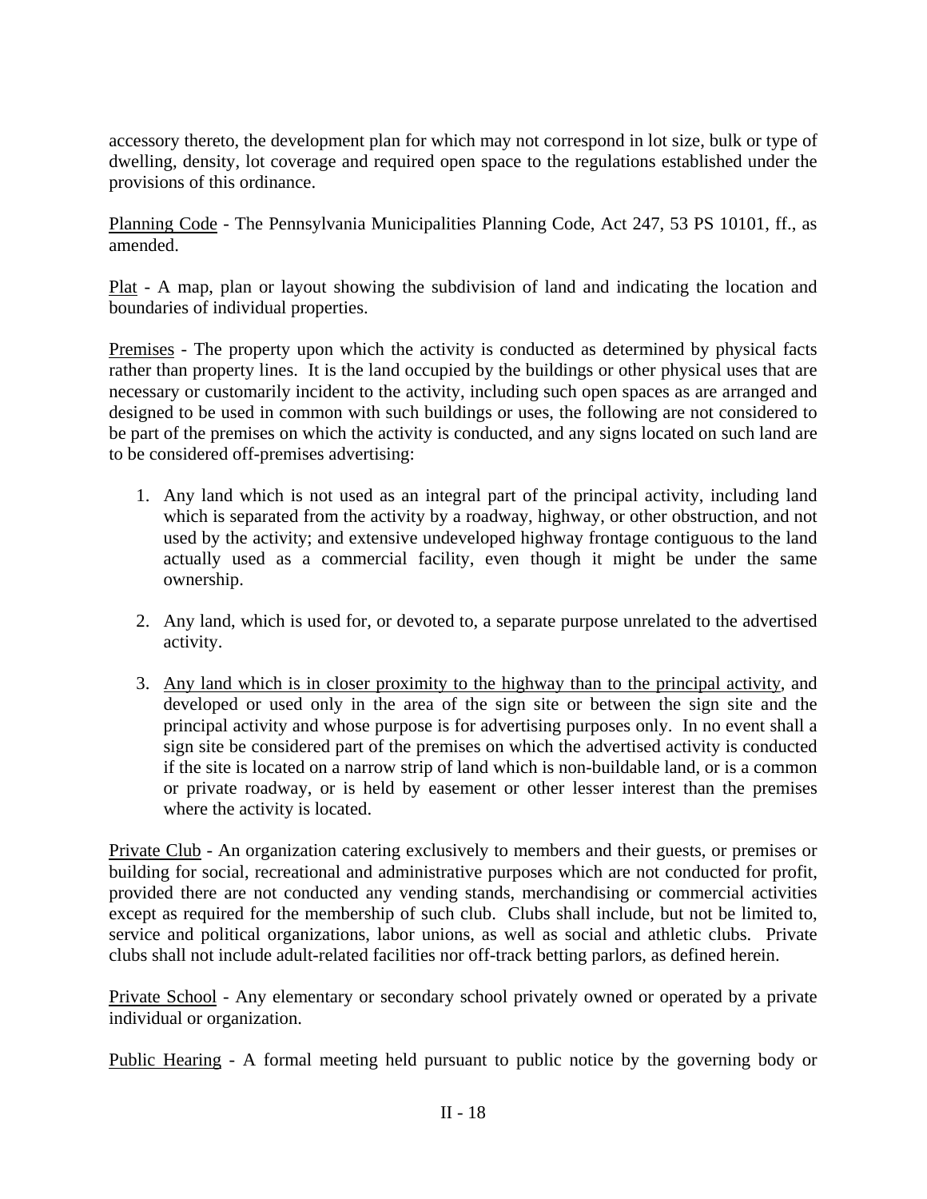accessory thereto, the development plan for which may not correspond in lot size, bulk or type of dwelling, density, lot coverage and required open space to the regulations established under the provisions of this ordinance.

<u>Planning Code</u> - The Pennsylvania Municipalities Planning Code, Act 247, 53 PS 10101, ff., as amended.

<u>Plat</u> - A map, plan or layout showing the subdivision of land and indicating the location and boundaries of individual properties.

<u>Premises</u> - The property upon which the activity is conducted as determined by physical facts rather than property lines. It is the land occupied by the buildings or other physical uses that are necessary or customarily incident to the activity, including such open spaces as are arranged and designed to be used in common with such buildings or uses, the following are not considered to be part of the premises on which the activity is conducted, and any signs located on such land are to be considered off-premises advertising:

1. Any land which is not used as an integral part of the principal activity, including land which is separated from the activity by a roadway, highway, or other obstruction, and not used by the activity; and extensive undeveloped highway frontage contiguous to the land actually used as a commercial facility, even though it might be under the same ownership.

2. Any land, which is used for, or devoted to, a separate purpose unrelated to the advertised activity.

3. <u>Any land which is in closer proximity to the highway than to the principal activity</u>, and developed or used only in the area of the sign site or between the sign site and the principal activity and whose purpose is for advertising purposes only. In no event shall a sign site be considered part of the premises on which the advertised activity is conducted if the site is located on a narrow strip of land which is non-buildable land, or is a common or private roadway, or is held by easement or other lesser interest than the premises where the activity is located.

<u>Private Club</u> - An organization catering exclusively to members and their guests, or premises or building for social, recreational and administrative purposes which are not conducted for profit, provided there are not conducted any vending stands, merchandising or commercial activities except as required for the membership of such club. Clubs shall include, but not be limited to, service and political organizations, labor unions, as well as social and athletic clubs. Private clubs shall not include adult-related facilities nor off-track betting parlors, as defined herein.

<u>Private School</u> - Any elementary or secondary school privately owned or operated by a private individual or organization.

<u>Public Hearing</u> - A formal meeting held pursuant to public notice by the governing body or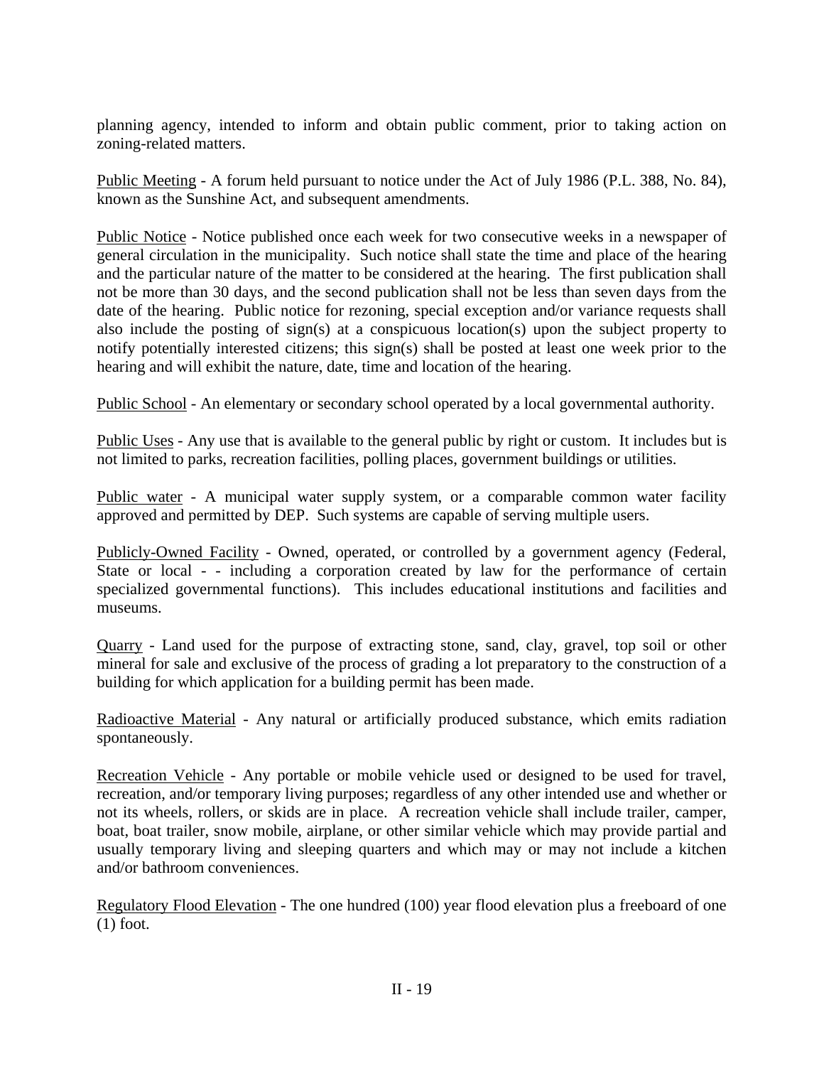planning agency, intended to inform and obtain public comment, prior to taking action on zoning-related matters.

Public Meeting - A forum held pursuant to notice under the Act of July 1986 (P.L. 388, No. 84), known as the Sunshine Act, and subsequent amendments.

Public Notice - Notice published once each week for two consecutive weeks in a newspaper of general circulation in the municipality. Such notice shall state the time and place of the hearing and the particular nature of the matter to be considered at the hearing. The first publication shall not be more than 30 days, and the second publication shall not be less than seven days from the date of the hearing. Public notice for rezoning, special exception and/or variance requests shall also include the posting of sign(s) at a conspicuous location(s) upon the subject property to notify potentially interested citizens; this sign(s) shall be posted at least one week prior to the hearing and will exhibit the nature, date, time and location of the hearing.

Public School - An elementary or secondary school operated by a local governmental authority.

Public Uses - Any use that is available to the general public by right or custom. It includes but is not limited to parks, recreation facilities, polling places, government buildings or utilities.

Public water - A municipal water supply system, or a comparable common water facility approved and permitted by DEP. Such systems are capable of serving multiple users.

Publicly-Owned Facility - Owned, operated, or controlled by a government agency (Federal, State or local - - including a corporation created by law for the performance of certain specialized governmental functions). This includes educational institutions and facilities and museums.

Quarry - Land used for the purpose of extracting stone, sand, clay, gravel, top soil or other mineral for sale and exclusive of the process of grading a lot preparatory to the construction of a building for which application for a building permit has been made.

Radioactive Material - Any natural or artificially produced substance, which emits radiation spontaneously.

Recreation Vehicle - Any portable or mobile vehicle used or designed to be used for travel, recreation, and/or temporary living purposes; regardless of any other intended use and whether or not its wheels, rollers, or skids are in place. A recreation vehicle shall include trailer, camper, boat, boat trailer, snow mobile, airplane, or other similar vehicle which may provide partial and usually temporary living and sleeping quarters and which may or may not include a kitchen and/or bathroom conveniences.

Regulatory Flood Elevation - The one hundred (100) year flood elevation plus a freeboard of one (1) foot.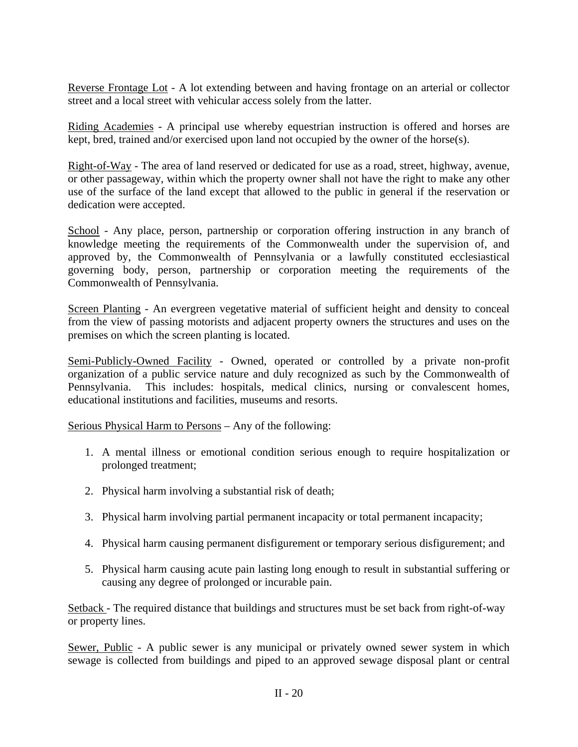<u>Reverse Frontage Lot</u> - A lot extending between and having frontage on an arterial or collector street and a local street with vehicular access solely from the latter.

<u>Riding Academies</u> - A principal use whereby equestrian instruction is offered and horses are kept, bred, trained and/or exercised upon land not occupied by the owner of the horse(s).

<u>Right-of-Way</u> - The area of land reserved or dedicated for use as a road, street, highway, avenue, or other passageway, within which the property owner shall not have the right to make any other use of the surface of the land except that allowed to the public in general if the reservation or dedication were accepted.

<u>School</u> - Any place, person, partnership or corporation offering instruction in any branch of knowledge meeting the requirements of the Commonwealth under the supervision of, and approved by, the Commonwealth of Pennsylvania or a lawfully constituted ecclesiastical governing body, person, partnership or corporation meeting the requirements of the Commonwealth of Pennsylvania.

<u>Screen Planting</u> - An evergreen vegetative material of sufficient height and density to conceal from the view of passing motorists and adjacent property owners the structures and uses on the premises on which the screen planting is located.

<u>Semi-Publicly-Owned Facility</u> - Owned, operated or controlled by a private non-profit organization of a public service nature and duly recognized as such by the Commonwealth of Pennsylvania. This includes: hospitals, medical clinics, nursing or convalescent homes, educational institutions and facilities, museums and resorts.

<u>Serious Physical Harm to Persons</u> – Any of the following:

1. A mental illness or emotional condition serious enough to require hospitalization or prolonged treatment;
2. Physical harm involving a substantial risk of death;
3. Physical harm involving partial permanent incapacity or total permanent incapacity;
4. Physical harm causing permanent disfigurement or temporary serious disfigurement; and
5. Physical harm causing acute pain lasting long enough to result in substantial suffering or causing any degree of prolonged or incurable pain.

<u>Setback</u> - The required distance that buildings and structures must be set back from right-of-way or property lines.

<u>Sewer, Public</u> - A public sewer is any municipal or privately owned sewer system in which sewage is collected from buildings and piped to an approved sewage disposal plant or central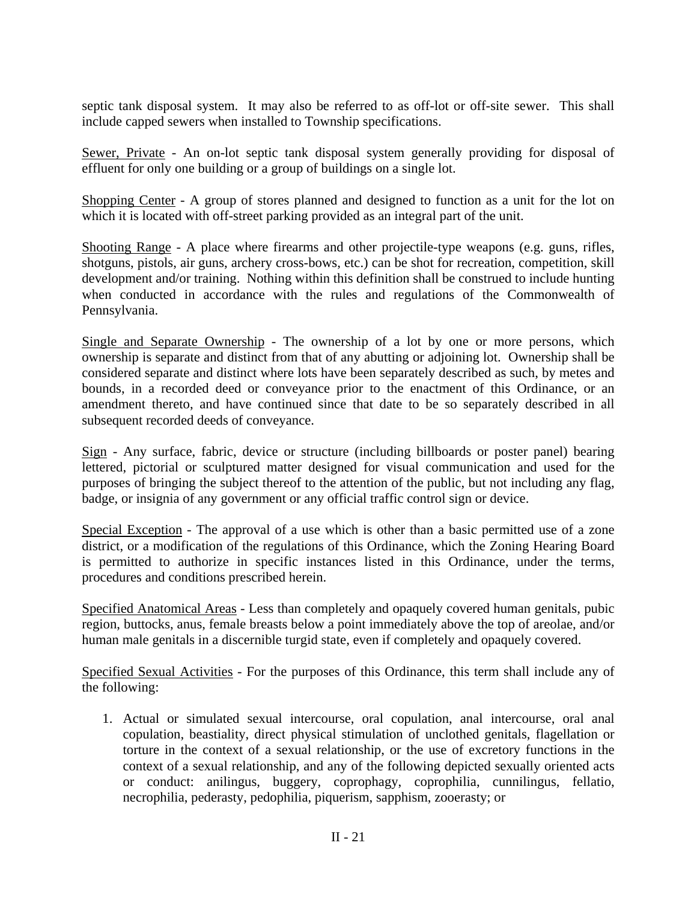septic tank disposal system. It may also be referred to as off-lot or off-site sewer. This shall include capped sewers when installed to Township specifications.

Sewer, Private - An on-lot septic tank disposal system generally providing for disposal of effluent for only one building or a group of buildings on a single lot.

Shopping Center - A group of stores planned and designed to function as a unit for the lot on which it is located with off-street parking provided as an integral part of the unit.

Shooting Range - A place where firearms and other projectile-type weapons (e.g. guns, rifles, shotguns, pistols, air guns, archery cross-bows, etc.) can be shot for recreation, competition, skill development and/or training. Nothing within this definition shall be construed to include hunting when conducted in accordance with the rules and regulations of the Commonwealth of Pennsylvania.

Single and Separate Ownership - The ownership of a lot by one or more persons, which ownership is separate and distinct from that of any abutting or adjoining lot. Ownership shall be considered separate and distinct where lots have been separately described as such, by metes and bounds, in a recorded deed or conveyance prior to the enactment of this Ordinance, or an amendment thereto, and have continued since that date to be so separately described in all subsequent recorded deeds of conveyance.

Sign - Any surface, fabric, device or structure (including billboards or poster panel) bearing lettered, pictorial or sculptured matter designed for visual communication and used for the purposes of bringing the subject thereof to the attention of the public, but not including any flag, badge, or insignia of any government or any official traffic control sign or device.

Special Exception - The approval of a use which is other than a basic permitted use of a zone district, or a modification of the regulations of this Ordinance, which the Zoning Hearing Board is permitted to authorize in specific instances listed in this Ordinance, under the terms, procedures and conditions prescribed herein.

Specified Anatomical Areas - Less than completely and opaquely covered human genitals, pubic region, buttocks, anus, female breasts below a point immediately above the top of areolae, and/or human male genitals in a discernible turgid state, even if completely and opaquely covered.

Specified Sexual Activities - For the purposes of this Ordinance, this term shall include any of the following:

1. Actual or simulated sexual intercourse, oral copulation, anal intercourse, oral anal copulation, beastiality, direct physical stimulation of unclothed genitals, flagellation or torture in the context of a sexual relationship, or the use of excretory functions in the context of a sexual relationship, and any of the following depicted sexually oriented acts or conduct: anilingus, buggery, coprophagy, coprophilia, cunnilingus, fellatio, necrophilia, pederasty, pedophilia, piquerism, sapphism, zooerasty; or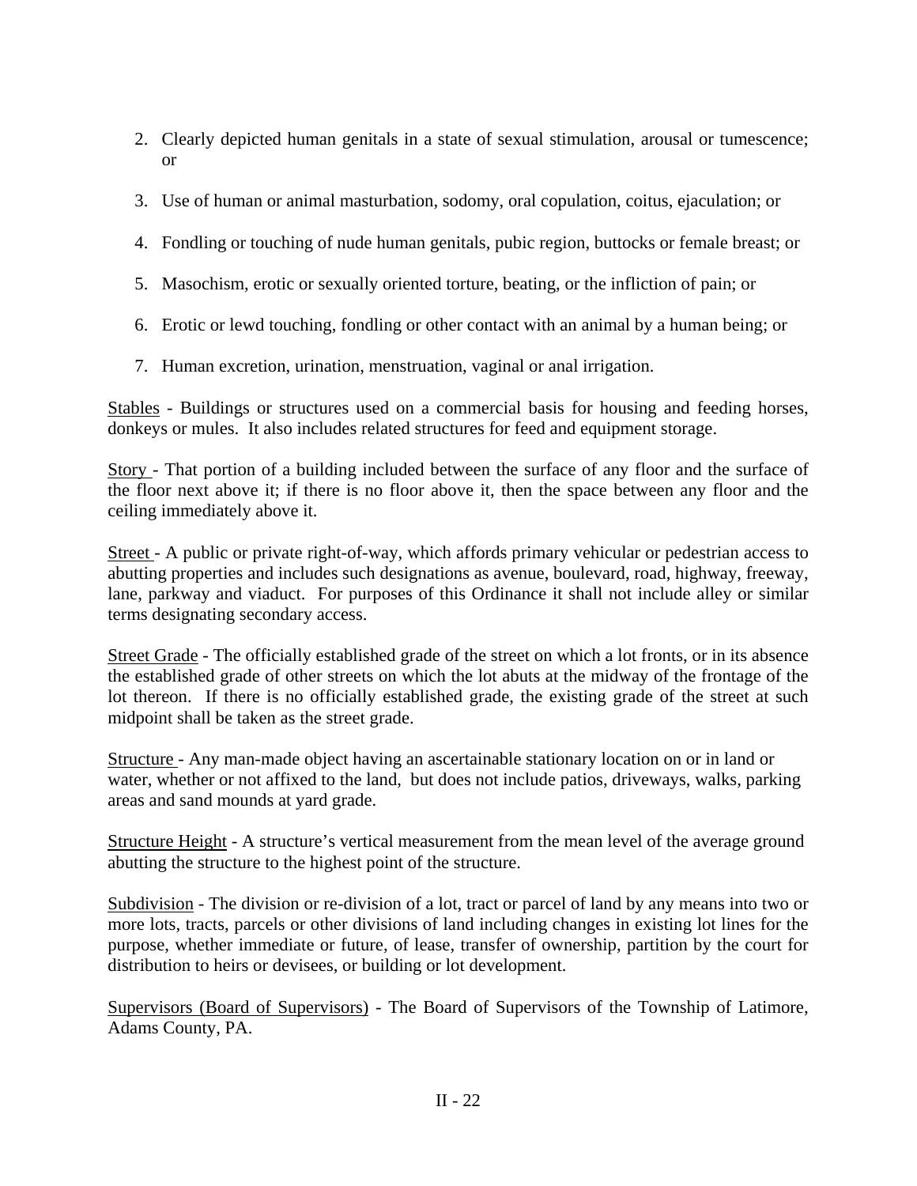2. Clearly depicted human genitals in a state of sexual stimulation, arousal or tumescence; or

3. Use of human or animal masturbation, sodomy, oral copulation, coitus, ejaculation; or

4. Fondling or touching of nude human genitals, pubic region, buttocks or female breast; or

5. Masochism, erotic or sexually oriented torture, beating, or the infliction of pain; or

6. Erotic or lewd touching, fondling or other contact with an animal by a human being; or

7. Human excretion, urination, menstruation, vaginal or anal irrigation.

Stables - Buildings or structures used on a commercial basis for housing and feeding horses, donkeys or mules. It also includes related structures for feed and equipment storage.

Story - That portion of a building included between the surface of any floor and the surface of the floor next above it; if there is no floor above it, then the space between any floor and the ceiling immediately above it.

Street - A public or private right-of-way, which affords primary vehicular or pedestrian access to abutting properties and includes such designations as avenue, boulevard, road, highway, freeway, lane, parkway and viaduct. For purposes of this Ordinance it shall not include alley or similar terms designating secondary access.

Street Grade - The officially established grade of the street on which a lot fronts, or in its absence the established grade of other streets on which the lot abuts at the midway of the frontage of the lot thereon. If there is no officially established grade, the existing grade of the street at such midpoint shall be taken as the street grade.

Structure - Any man-made object having an ascertainable stationary location on or in land or water, whether or not affixed to the land, but does not include patios, driveways, walks, parking areas and sand mounds at yard grade.

Structure Height - A structure's vertical measurement from the mean level of the average ground abutting the structure to the highest point of the structure.

Subdivision - The division or re-division of a lot, tract or parcel of land by any means into two or more lots, tracts, parcels or other divisions of land including changes in existing lot lines for the purpose, whether immediate or future, of lease, transfer of ownership, partition by the court for distribution to heirs or devisees, or building or lot development.

Supervisors (Board of Supervisors) - The Board of Supervisors of the Township of Latimore, Adams County, PA.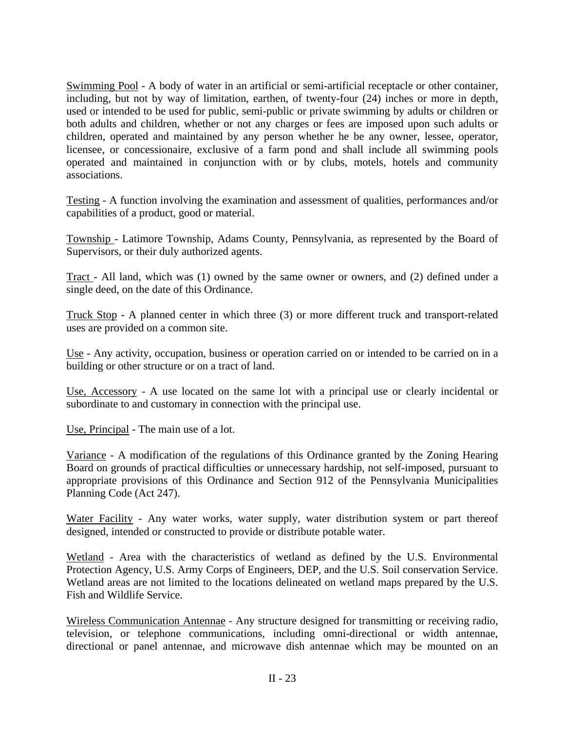<u>Swimming Pool</u> - A body of water in an artificial or semi-artificial receptacle or other container, including, but not by way of limitation, earthen, of twenty-four (24) inches or more in depth, used or intended to be used for public, semi-public or private swimming by adults or children or both adults and children, whether or not any charges or fees are imposed upon such adults or children, operated and maintained by any person whether he be any owner, lessee, operator, licensee, or concessionaire, exclusive of a farm pond and shall include all swimming pools operated and maintained in conjunction with or by clubs, motels, hotels and community associations.

<u>Testing</u> - A function involving the examination and assessment of qualities, performances and/or capabilities of a product, good or material.

<u>Township</u> - Latimore Township, Adams County, Pennsylvania, as represented by the Board of Supervisors, or their duly authorized agents.

<u>Tract</u> - All land, which was (1) owned by the same owner or owners, and (2) defined under a single deed, on the date of this Ordinance.

<u>Truck Stop</u> - A planned center in which three (3) or more different truck and transport-related uses are provided on a common site.

<u>Use</u> - Any activity, occupation, business or operation carried on or intended to be carried on in a building or other structure or on a tract of land.

<u>Use, Accessory</u> - A use located on the same lot with a principal use or clearly incidental or subordinate to and customary in connection with the principal use.

<u>Use, Principal</u> - The main use of a lot.

<u>Variance</u> - A modification of the regulations of this Ordinance granted by the Zoning Hearing Board on grounds of practical difficulties or unnecessary hardship, not self-imposed, pursuant to appropriate provisions of this Ordinance and Section 912 of the Pennsylvania Municipalities Planning Code (Act 247).

<u>Water Facility</u> - Any water works, water supply, water distribution system or part thereof designed, intended or constructed to provide or distribute potable water.

<u>Wetland</u> - Area with the characteristics of wetland as defined by the U.S. Environmental Protection Agency, U.S. Army Corps of Engineers, DEP, and the U.S. Soil conservation Service. Wetland areas are not limited to the locations delineated on wetland maps prepared by the U.S. Fish and Wildlife Service.

<u>Wireless Communication Antennae</u> - Any structure designed for transmitting or receiving radio, television, or telephone communications, including omni-directional or width antennae, directional or panel antennae, and microwave dish antennae which may be mounted on an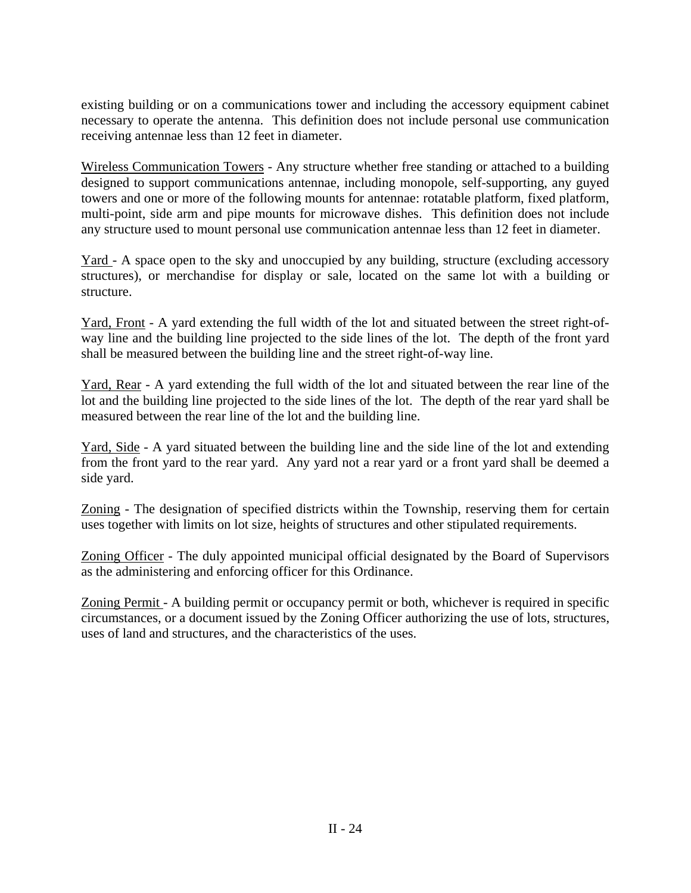existing building or on a communications tower and including the accessory equipment cabinet necessary to operate the antenna. This definition does not include personal use communication receiving antennae less than 12 feet in diameter.

<u>Wireless Communication Towers</u> - Any structure whether free standing or attached to a building designed to support communications antennae, including monopole, self-supporting, any guyed towers and one or more of the following mounts for antennae: rotatable platform, fixed platform, multi-point, side arm and pipe mounts for microwave dishes. This definition does not include any structure used to mount personal use communication antennae less than 12 feet in diameter.

<u>Yard</u> - A space open to the sky and unoccupied by any building, structure (excluding accessory structures), or merchandise for display or sale, located on the same lot with a building or structure.

<u>Yard, Front</u> - A yard extending the full width of the lot and situated between the street right-of-way line and the building line projected to the side lines of the lot. The depth of the front yard shall be measured between the building line and the street right-of-way line.

<u>Yard, Rear</u> - A yard extending the full width of the lot and situated between the rear line of the lot and the building line projected to the side lines of the lot. The depth of the rear yard shall be measured between the rear line of the lot and the building line.

<u>Yard, Side</u> - A yard situated between the building line and the side line of the lot and extending from the front yard to the rear yard. Any yard not a rear yard or a front yard shall be deemed a side yard.

<u>Zoning</u> - The designation of specified districts within the Township, reserving them for certain uses together with limits on lot size, heights of structures and other stipulated requirements.

<u>Zoning Officer</u> - The duly appointed municipal official designated by the Board of Supervisors as the administering and enforcing officer for this Ordinance.

<u>Zoning Permit</u> - A building permit or occupancy permit or both, whichever is required in specific circumstances, or a document issued by the Zoning Officer authorizing the use of lots, structures, uses of land and structures, and the characteristics of the uses.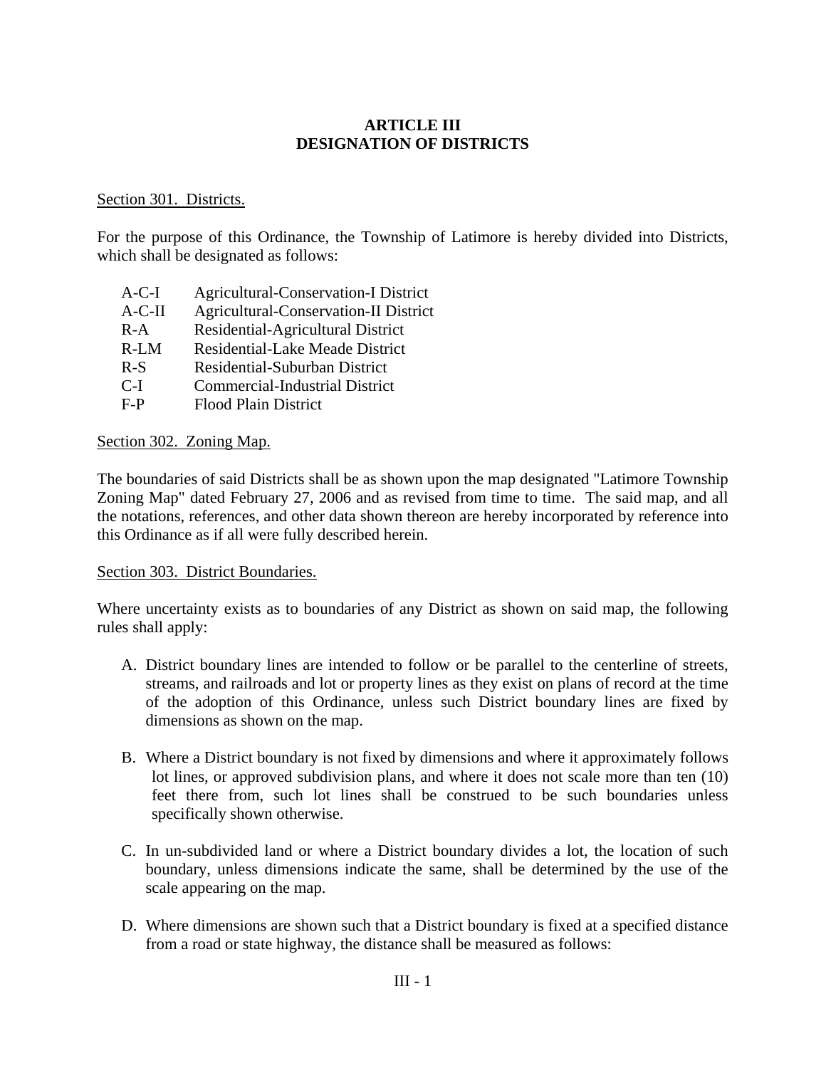# ARTICLE III
# DESIGNATION OF DISTRICTS

Section 301. Districts.

For the purpose of this Ordinance, the Township of Latimore is hereby divided into Districts, which shall be designated as follows:

| | |
|---|---|
| A-C-I | Agricultural-Conservation-I District |
| A-C-II | Agricultural-Conservation-II District |
| R-A | Residential-Agricultural District |
| R-LM | Residential-Lake Meade District |
| R-S | Residential-Suburban District |
| C-I | Commercial-Industrial District |
| F-P | Flood Plain District |

Section 302. Zoning Map.

The boundaries of said Districts shall be as shown upon the map designated "Latimore Township Zoning Map" dated February 27, 2006 and as revised from time to time. The said map, and all the notations, references, and other data shown thereon are hereby incorporated by reference into this Ordinance as if all were fully described herein.

Section 303. District Boundaries.

Where uncertainty exists as to boundaries of any District as shown on said map, the following rules shall apply:

A. District boundary lines are intended to follow or be parallel to the centerline of streets, streams, and railroads and lot or property lines as they exist on plans of record at the time of the adoption of this Ordinance, unless such District boundary lines are fixed by dimensions as shown on the map.

B. Where a District boundary is not fixed by dimensions and where it approximately follows lot lines, or approved subdivision plans, and where it does not scale more than ten (10) feet there from, such lot lines shall be construed to be such boundaries unless specifically shown otherwise.

C. In un-subdivided land or where a District boundary divides a lot, the location of such boundary, unless dimensions indicate the same, shall be determined by the use of the scale appearing on the map.

D. Where dimensions are shown such that a District boundary is fixed at a specified distance from a road or state highway, the distance shall be measured as follows: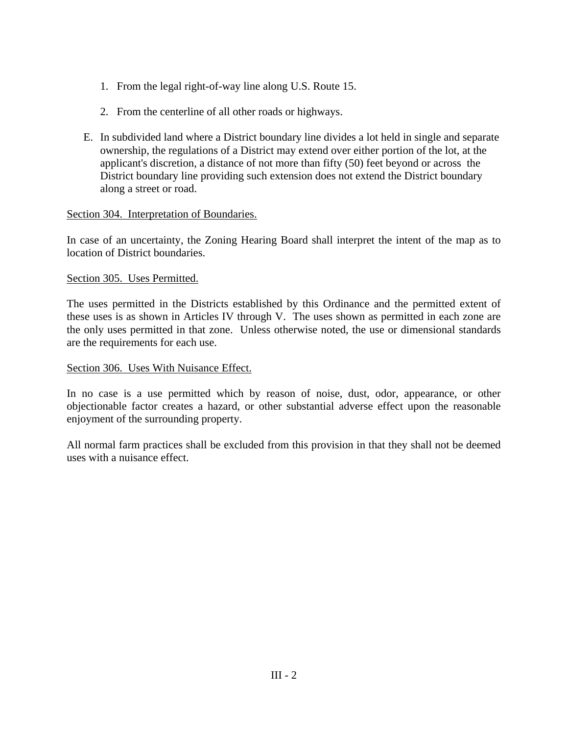1. From the legal right-of-way line along U.S. Route 15.

2. From the centerline of all other roads or highways.

E. In subdivided land where a District boundary line divides a lot held in single and separate ownership, the regulations of a District may extend over either portion of the lot, at the applicant's discretion, a distance of not more than fifty (50) feet beyond or across the District boundary line providing such extension does not extend the District boundary along a street or road.

Section 304. Interpretation of Boundaries.

In case of an uncertainty, the Zoning Hearing Board shall interpret the intent of the map as to location of District boundaries.

Section 305. Uses Permitted.

The uses permitted in the Districts established by this Ordinance and the permitted extent of these uses is as shown in Articles IV through V. The uses shown as permitted in each zone are the only uses permitted in that zone. Unless otherwise noted, the use or dimensional standards are the requirements for each use.

Section 306. Uses With Nuisance Effect.

In no case is a use permitted which by reason of noise, dust, odor, appearance, or other objectionable factor creates a hazard, or other substantial adverse effect upon the reasonable enjoyment of the surrounding property.

All normal farm practices shall be excluded from this provision in that they shall not be deemed uses with a nuisance effect.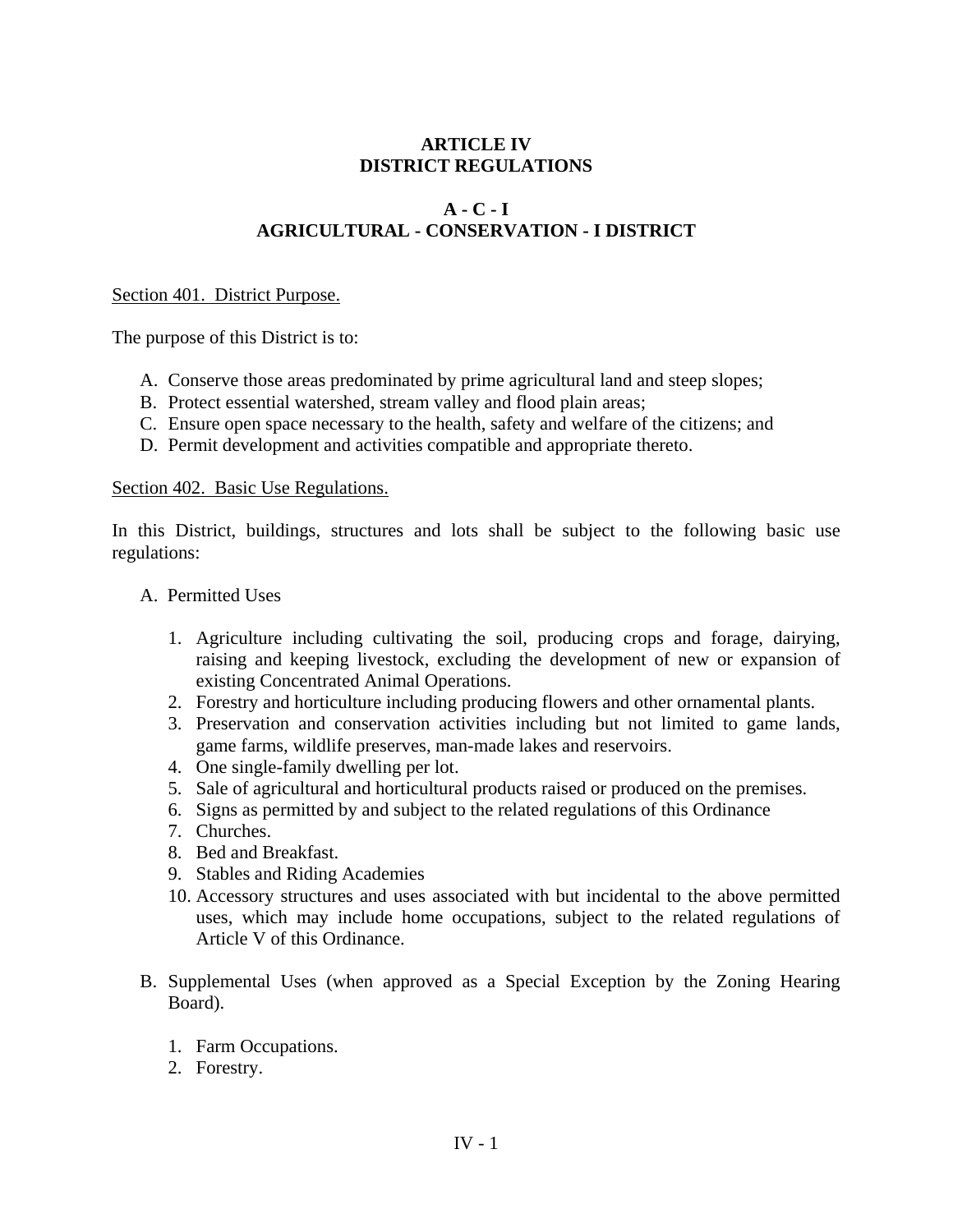# ARTICLE IV
# DISTRICT REGULATIONS

## A - C - I
## AGRICULTURAL - CONSERVATION - I DISTRICT

Section 401. District Purpose.

The purpose of this District is to:

A. Conserve those areas predominated by prime agricultural land and steep slopes;
B. Protect essential watershed, stream valley and flood plain areas;
C. Ensure open space necessary to the health, safety and welfare of the citizens; and
D. Permit development and activities compatible and appropriate thereto.

Section 402. Basic Use Regulations.

In this District, buildings, structures and lots shall be subject to the following basic use regulations:

A. Permitted Uses

1. Agriculture including cultivating the soil, producing crops and forage, dairying, raising and keeping livestock, excluding the development of new or expansion of existing Concentrated Animal Operations.
2. Forestry and horticulture including producing flowers and other ornamental plants.
3. Preservation and conservation activities including but not limited to game lands, game farms, wildlife preserves, man-made lakes and reservoirs.
4. One single-family dwelling per lot.
5. Sale of agricultural and horticultural products raised or produced on the premises.
6. Signs as permitted by and subject to the related regulations of this Ordinance
7. Churches.
8. Bed and Breakfast.
9. Stables and Riding Academies
10. Accessory structures and uses associated with but incidental to the above permitted uses, which may include home occupations, subject to the related regulations of Article V of this Ordinance.

B. Supplemental Uses (when approved as a Special Exception by the Zoning Hearing Board).

1. Farm Occupations.
2. Forestry.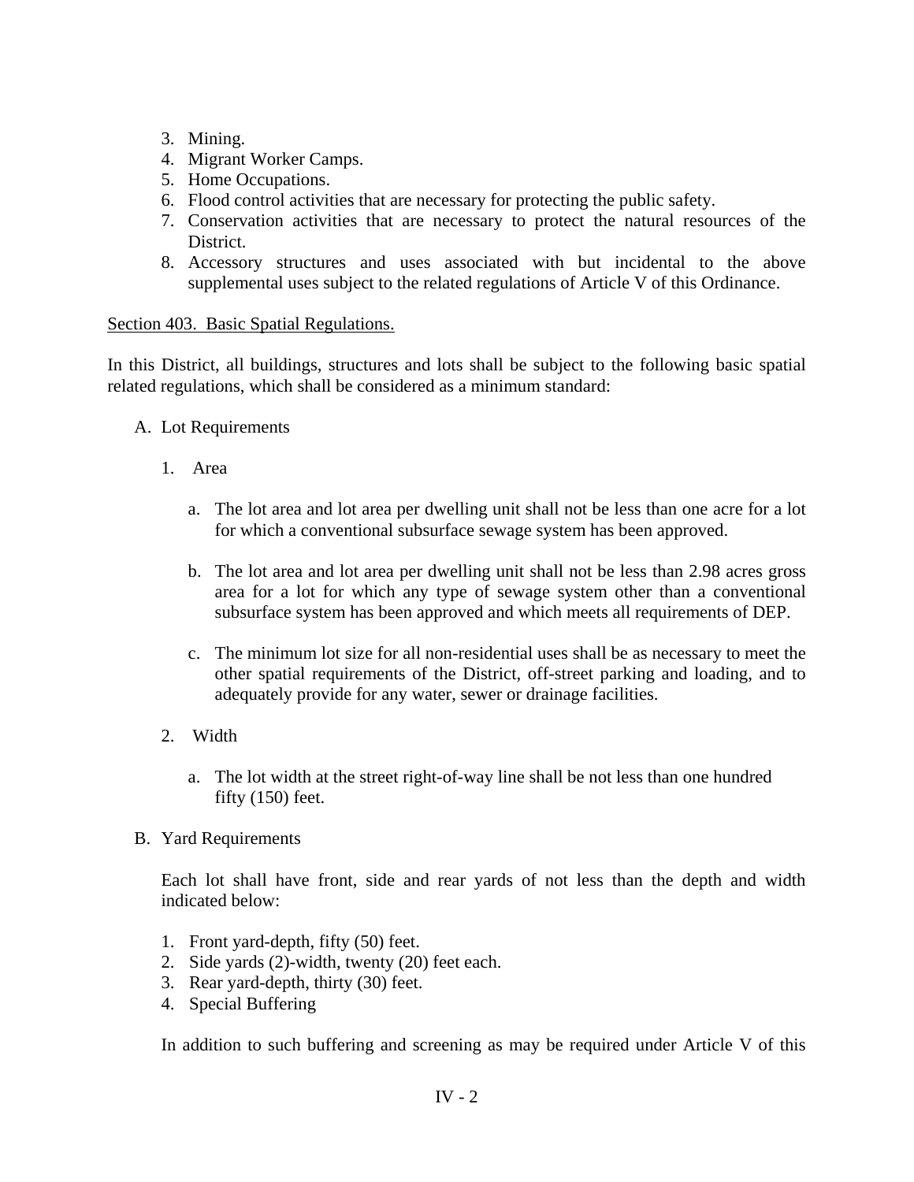3. Mining.
4. Migrant Worker Camps.
5. Home Occupations.
6. Flood control activities that are necessary for protecting the public safety.
7. Conservation activities that are necessary to protect the natural resources of the District.
8. Accessory structures and uses associated with but incidental to the above supplemental uses subject to the related regulations of Article V of this Ordinance.

<u>Section 403. Basic Spatial Regulations.</u>

In this District, all buildings, structures and lots shall be subject to the following basic spatial related regulations, which shall be considered as a minimum standard:

A. Lot Requirements

   1. Area

      a. The lot area and lot area per dwelling unit shall not be less than one acre for a lot for which a conventional subsurface sewage system has been approved.

      b. The lot area and lot area per dwelling unit shall not be less than 2.98 acres gross area for a lot for which any type of sewage system other than a conventional subsurface system has been approved and which meets all requirements of DEP.

      c. The minimum lot size for all non-residential uses shall be as necessary to meet the other spatial requirements of the District, off-street parking and loading, and to adequately provide for any water, sewer or drainage facilities.

   2. Width

      a. The lot width at the street right-of-way line shall be not less than one hundred fifty (150) feet.

B. Yard Requirements

   Each lot shall have front, side and rear yards of not less than the depth and width indicated below:

   1. Front yard-depth, fifty (50) feet.
   2. Side yards (2)-width, twenty (20) feet each.
   3. Rear yard-depth, thirty (30) feet.
   4. Special Buffering

   In addition to such buffering and screening as may be required under Article V of this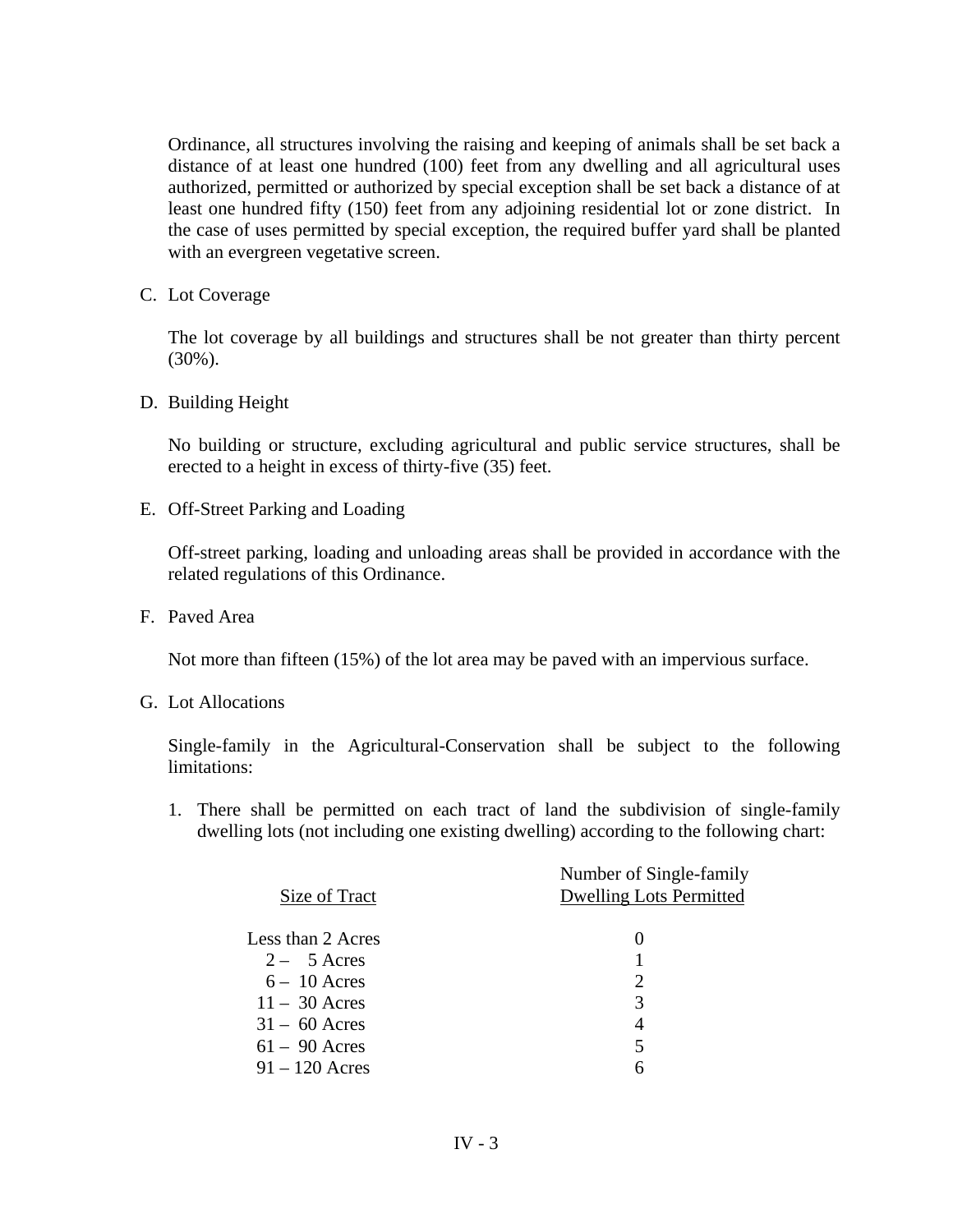Ordinance, all structures involving the raising and keeping of animals shall be set back a distance of at least one hundred (100) feet from any dwelling and all agricultural uses authorized, permitted or authorized by special exception shall be set back a distance of at least one hundred fifty (150) feet from any adjoining residential lot or zone district. In the case of uses permitted by special exception, the required buffer yard shall be planted with an evergreen vegetative screen.

C. Lot Coverage

The lot coverage by all buildings and structures shall be not greater than thirty percent (30%).

D. Building Height

No building or structure, excluding agricultural and public service structures, shall be erected to a height in excess of thirty-five (35) feet.

E. Off-Street Parking and Loading

Off-street parking, loading and unloading areas shall be provided in accordance with the related regulations of this Ordinance.

F. Paved Area

Not more than fifteen (15%) of the lot area may be paved with an impervious surface.

G. Lot Allocations

Single-family in the Agricultural-Conservation shall be subject to the following limitations:

1. There shall be permitted on each tract of land the subdivision of single-family dwelling lots (not including one existing dwelling) according to the following chart:

| Size of Tract | Number of Single-family Dwelling Lots Permitted |
|---|---|
| Less than 2 Acres | 0 |
| 2 – 5 Acres | 1 |
| 6 – 10 Acres | 2 |
| 11 – 30 Acres | 3 |
| 31 – 60 Acres | 4 |
| 61 – 90 Acres | 5 |
| 91 – 120 Acres | 6 |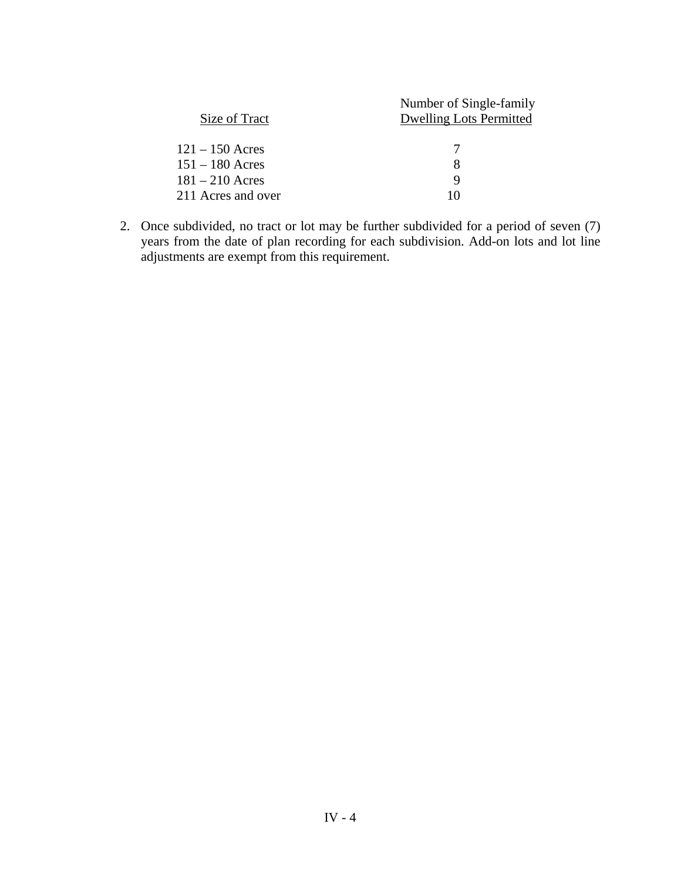| Size of Tract | Number of Single-family Dwelling Lots Permitted |
|---|---|
| 121 – 150 Acres | 7 |
| 151 – 180 Acres | 8 |
| 181 – 210 Acres | 9 |
| 211 Acres and over | 10 |

2. Once subdivided, no tract or lot may be further subdivided for a period of seven (7) years from the date of plan recording for each subdivision. Add-on lots and lot line adjustments are exempt from this requirement.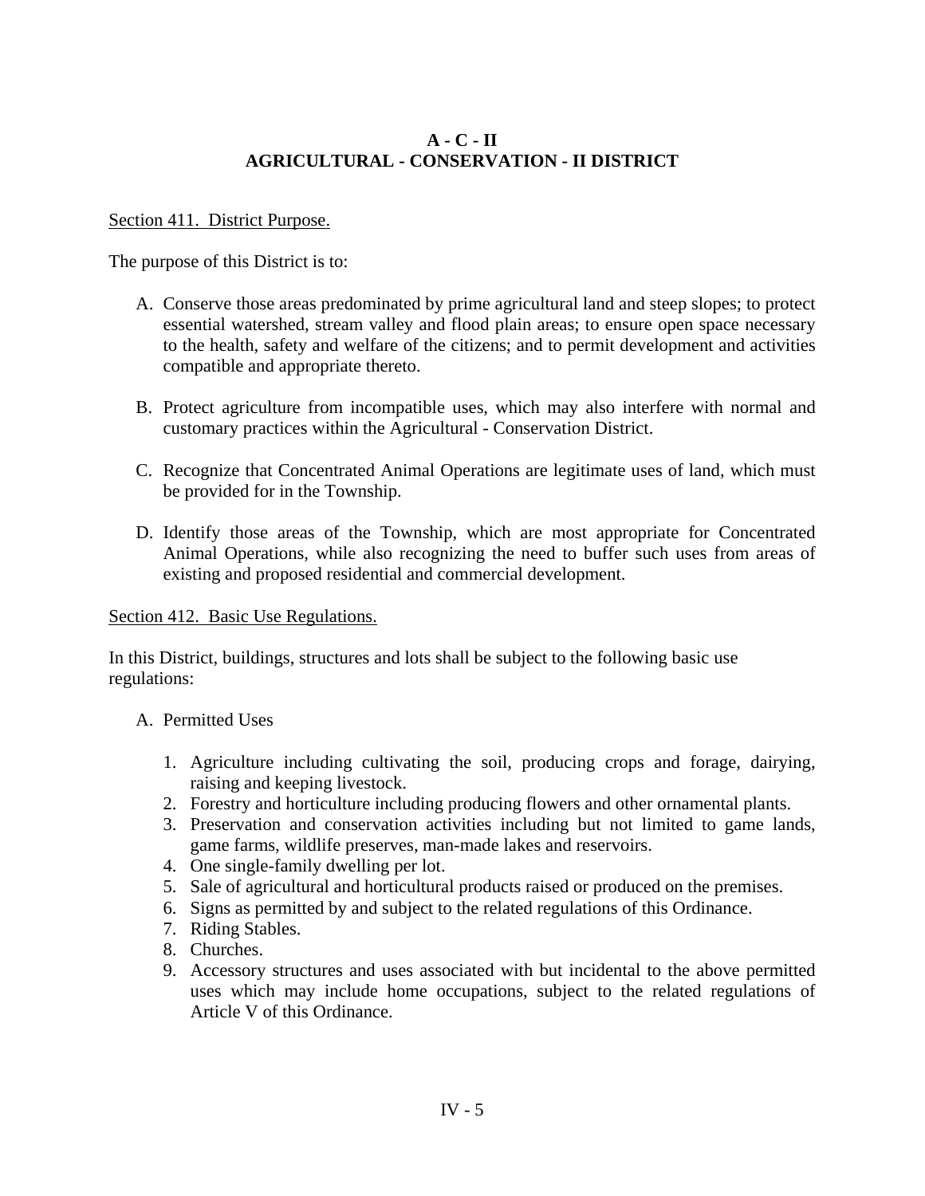# A - C - II
# AGRICULTURAL - CONSERVATION - II DISTRICT

Section 411. District Purpose.

The purpose of this District is to:

A. Conserve those areas predominated by prime agricultural land and steep slopes; to protect essential watershed, stream valley and flood plain areas; to ensure open space necessary to the health, safety and welfare of the citizens; and to permit development and activities compatible and appropriate thereto.

B. Protect agriculture from incompatible uses, which may also interfere with normal and customary practices within the Agricultural - Conservation District.

C. Recognize that Concentrated Animal Operations are legitimate uses of land, which must be provided for in the Township.

D. Identify those areas of the Township, which are most appropriate for Concentrated Animal Operations, while also recognizing the need to buffer such uses from areas of existing and proposed residential and commercial development.

Section 412. Basic Use Regulations.

In this District, buildings, structures and lots shall be subject to the following basic use regulations:

A. Permitted Uses

   1. Agriculture including cultivating the soil, producing crops and forage, dairying, raising and keeping livestock.
   2. Forestry and horticulture including producing flowers and other ornamental plants.
   3. Preservation and conservation activities including but not limited to game lands, game farms, wildlife preserves, man-made lakes and reservoirs.
   4. One single-family dwelling per lot.
   5. Sale of agricultural and horticultural products raised or produced on the premises.
   6. Signs as permitted by and subject to the related regulations of this Ordinance.
   7. Riding Stables.
   8. Churches.
   9. Accessory structures and uses associated with but incidental to the above permitted uses which may include home occupations, subject to the related regulations of Article V of this Ordinance.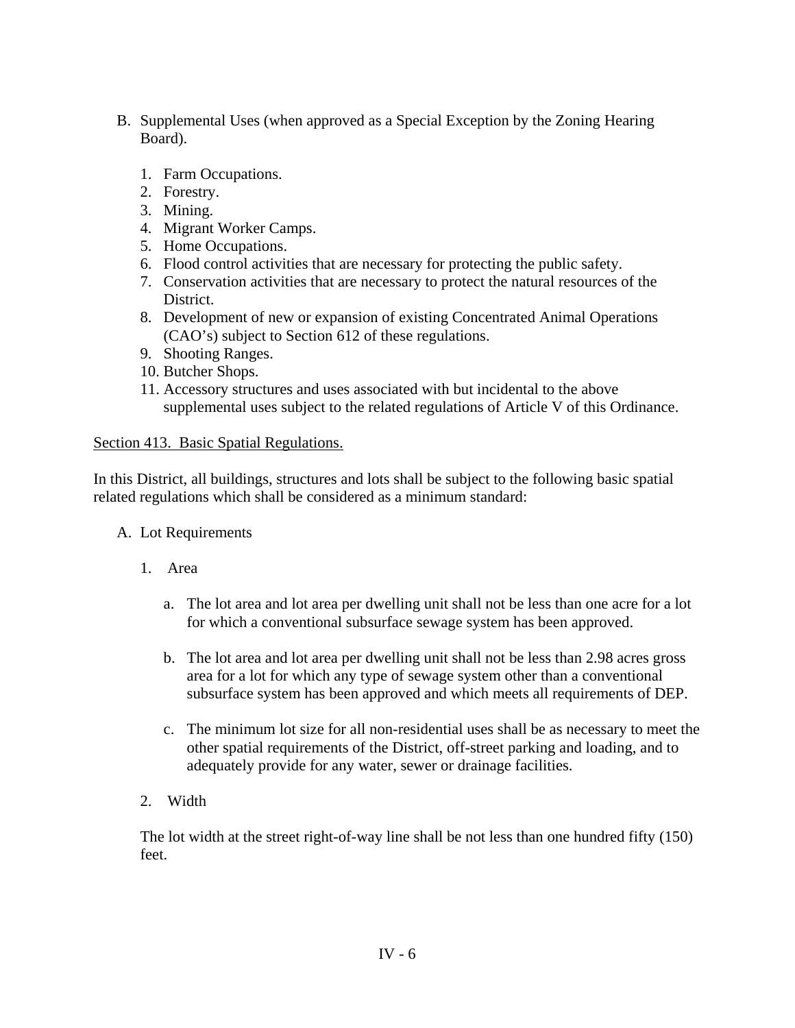B. Supplemental Uses (when approved as a Special Exception by the Zoning Hearing Board).

1. Farm Occupations.
2. Forestry.
3. Mining.
4. Migrant Worker Camps.
5. Home Occupations.
6. Flood control activities that are necessary for protecting the public safety.
7. Conservation activities that are necessary to protect the natural resources of the District.
8. Development of new or expansion of existing Concentrated Animal Operations (CAO's) subject to Section 612 of these regulations.
9. Shooting Ranges.
10. Butcher Shops.
11. Accessory structures and uses associated with but incidental to the above supplemental uses subject to the related regulations of Article V of this Ordinance.

<u>Section 413. Basic Spatial Regulations.</u>

In this District, all buildings, structures and lots shall be subject to the following basic spatial related regulations which shall be considered as a minimum standard:

A. Lot Requirements

1. Area

   a. The lot area and lot area per dwelling unit shall not be less than one acre for a lot for which a conventional subsurface sewage system has been approved.

   b. The lot area and lot area per dwelling unit shall not be less than 2.98 acres gross area for a lot for which any type of sewage system other than a conventional subsurface system has been approved and which meets all requirements of DEP.

   c. The minimum lot size for all non-residential uses shall be as necessary to meet the other spatial requirements of the District, off-street parking and loading, and to adequately provide for any water, sewer or drainage facilities.

2. Width

   The lot width at the street right-of-way line shall be not less than one hundred fifty (150) feet.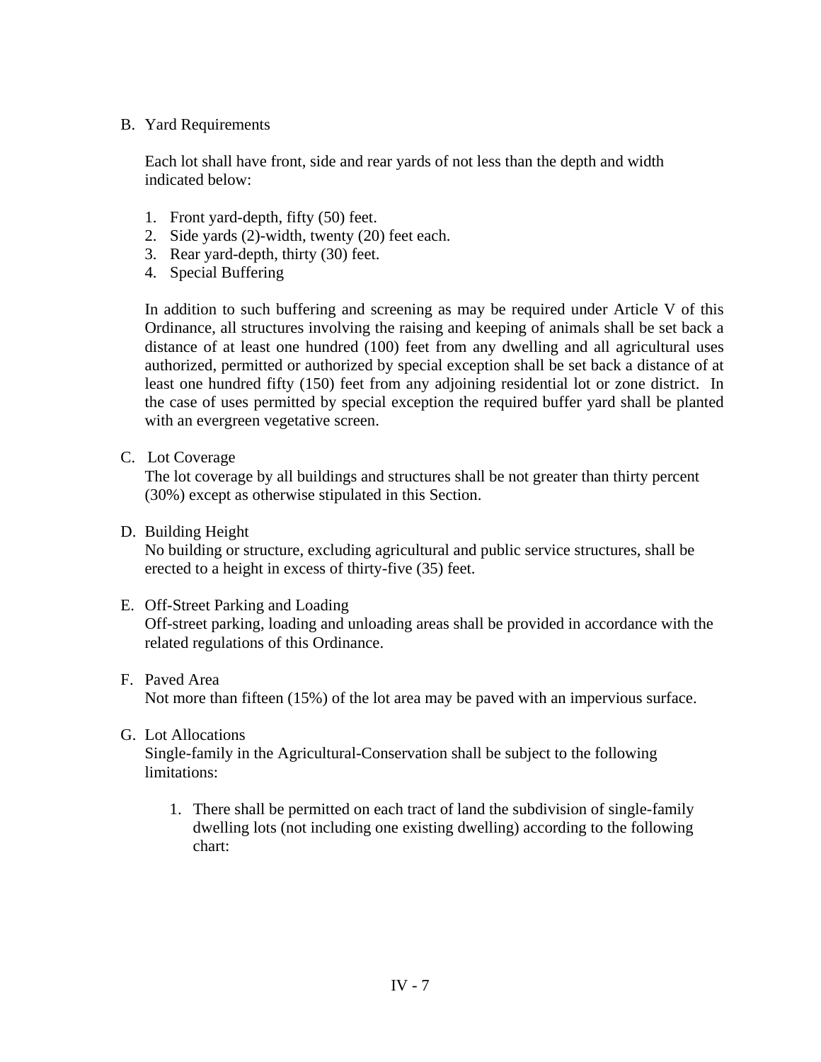B. Yard Requirements

Each lot shall have front, side and rear yards of not less than the depth and width indicated below:

1. Front yard-depth, fifty (50) feet.
2. Side yards (2)-width, twenty (20) feet each.
3. Rear yard-depth, thirty (30) feet.
4. Special Buffering

In addition to such buffering and screening as may be required under Article V of this Ordinance, all structures involving the raising and keeping of animals shall be set back a distance of at least one hundred (100) feet from any dwelling and all agricultural uses authorized, permitted or authorized by special exception shall be set back a distance of at least one hundred fifty (150) feet from any adjoining residential lot or zone district. In the case of uses permitted by special exception the required buffer yard shall be planted with an evergreen vegetative screen.

C. Lot Coverage

The lot coverage by all buildings and structures shall be not greater than thirty percent (30%) except as otherwise stipulated in this Section.

D. Building Height

No building or structure, excluding agricultural and public service structures, shall be erected to a height in excess of thirty-five (35) feet.

E. Off-Street Parking and Loading

Off-street parking, loading and unloading areas shall be provided in accordance with the related regulations of this Ordinance.

F. Paved Area

Not more than fifteen (15%) of the lot area may be paved with an impervious surface.

G. Lot Allocations

Single-family in the Agricultural-Conservation shall be subject to the following limitations:

1. There shall be permitted on each tract of land the subdivision of single-family dwelling lots (not including one existing dwelling) according to the following chart: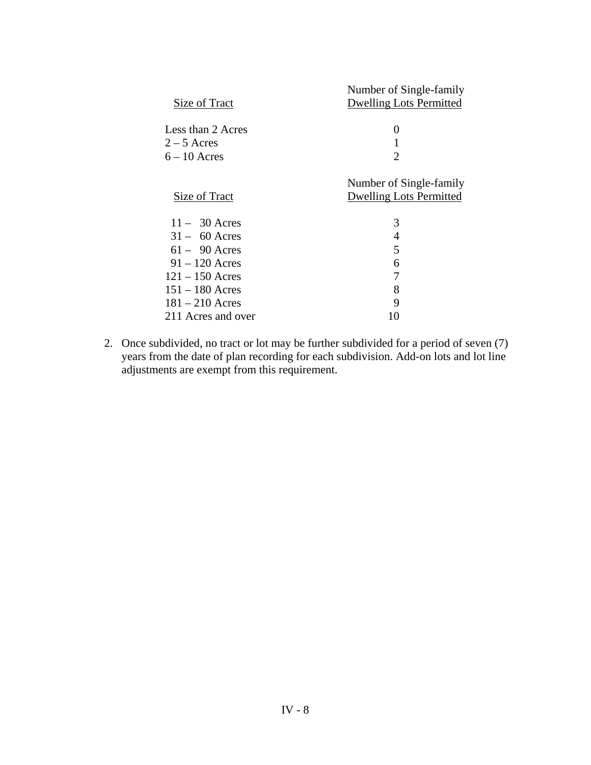| Size of Tract | Number of Single-family Dwelling Lots Permitted |
|---|---|
| Less than 2 Acres | 0 |
| 2 – 5 Acres | 1 |
| 6 – 10 Acres | 2 |

| Size of Tract | Number of Single-family Dwelling Lots Permitted |
|---|---|
| 11 – 30 Acres | 3 |
| 31 – 60 Acres | 4 |
| 61 – 90 Acres | 5 |
| 91 – 120 Acres | 6 |
| 121 – 150 Acres | 7 |
| 151 – 180 Acres | 8 |
| 181 – 210 Acres | 9 |
| 211 Acres and over | 10 |

2. Once subdivided, no tract or lot may be further subdivided for a period of seven (7) years from the date of plan recording for each subdivision. Add-on lots and lot line adjustments are exempt from this requirement.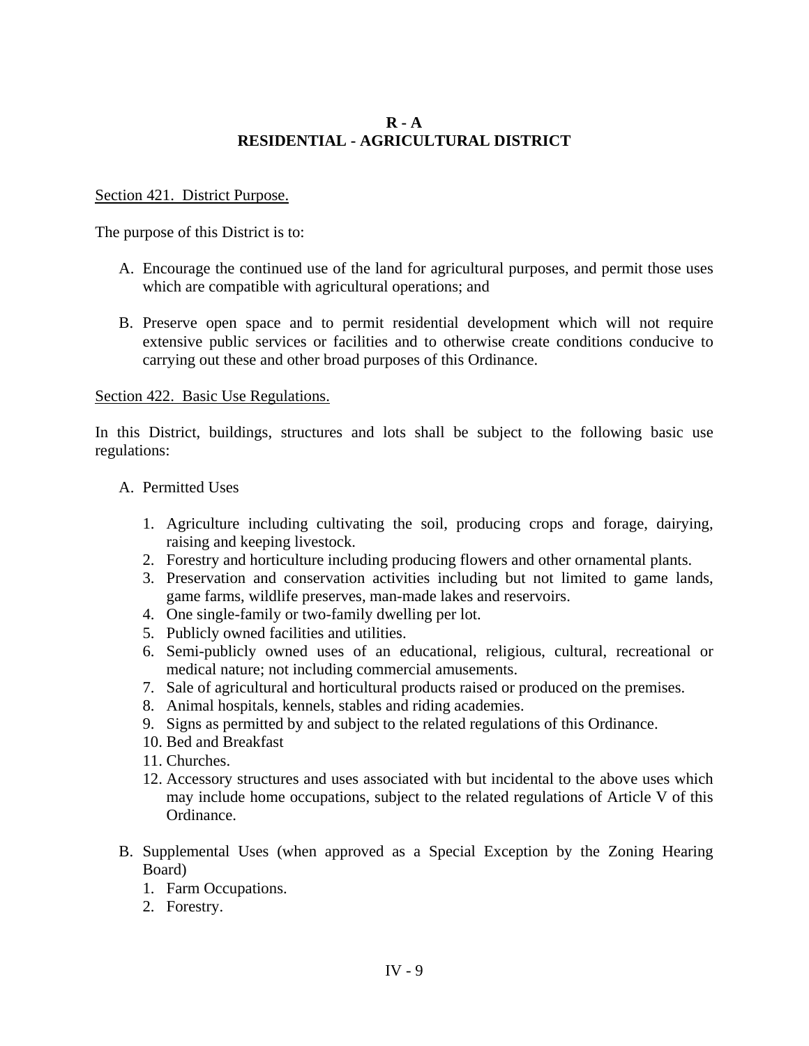# R - A
# RESIDENTIAL - AGRICULTURAL DISTRICT

Section 421. District Purpose.

The purpose of this District is to:

A. Encourage the continued use of the land for agricultural purposes, and permit those uses which are compatible with agricultural operations; and

B. Preserve open space and to permit residential development which will not require extensive public services or facilities and to otherwise create conditions conducive to carrying out these and other broad purposes of this Ordinance.

Section 422. Basic Use Regulations.

In this District, buildings, structures and lots shall be subject to the following basic use regulations:

A. Permitted Uses

   1. Agriculture including cultivating the soil, producing crops and forage, dairying, raising and keeping livestock.
   2. Forestry and horticulture including producing flowers and other ornamental plants.
   3. Preservation and conservation activities including but not limited to game lands, game farms, wildlife preserves, man-made lakes and reservoirs.
   4. One single-family or two-family dwelling per lot.
   5. Publicly owned facilities and utilities.
   6. Semi-publicly owned uses of an educational, religious, cultural, recreational or medical nature; not including commercial amusements.
   7. Sale of agricultural and horticultural products raised or produced on the premises.
   8. Animal hospitals, kennels, stables and riding academies.
   9. Signs as permitted by and subject to the related regulations of this Ordinance.
   10. Bed and Breakfast
   11. Churches.
   12. Accessory structures and uses associated with but incidental to the above uses which may include home occupations, subject to the related regulations of Article V of this Ordinance.

B. Supplemental Uses (when approved as a Special Exception by the Zoning Hearing Board)
   1. Farm Occupations.
   2. Forestry.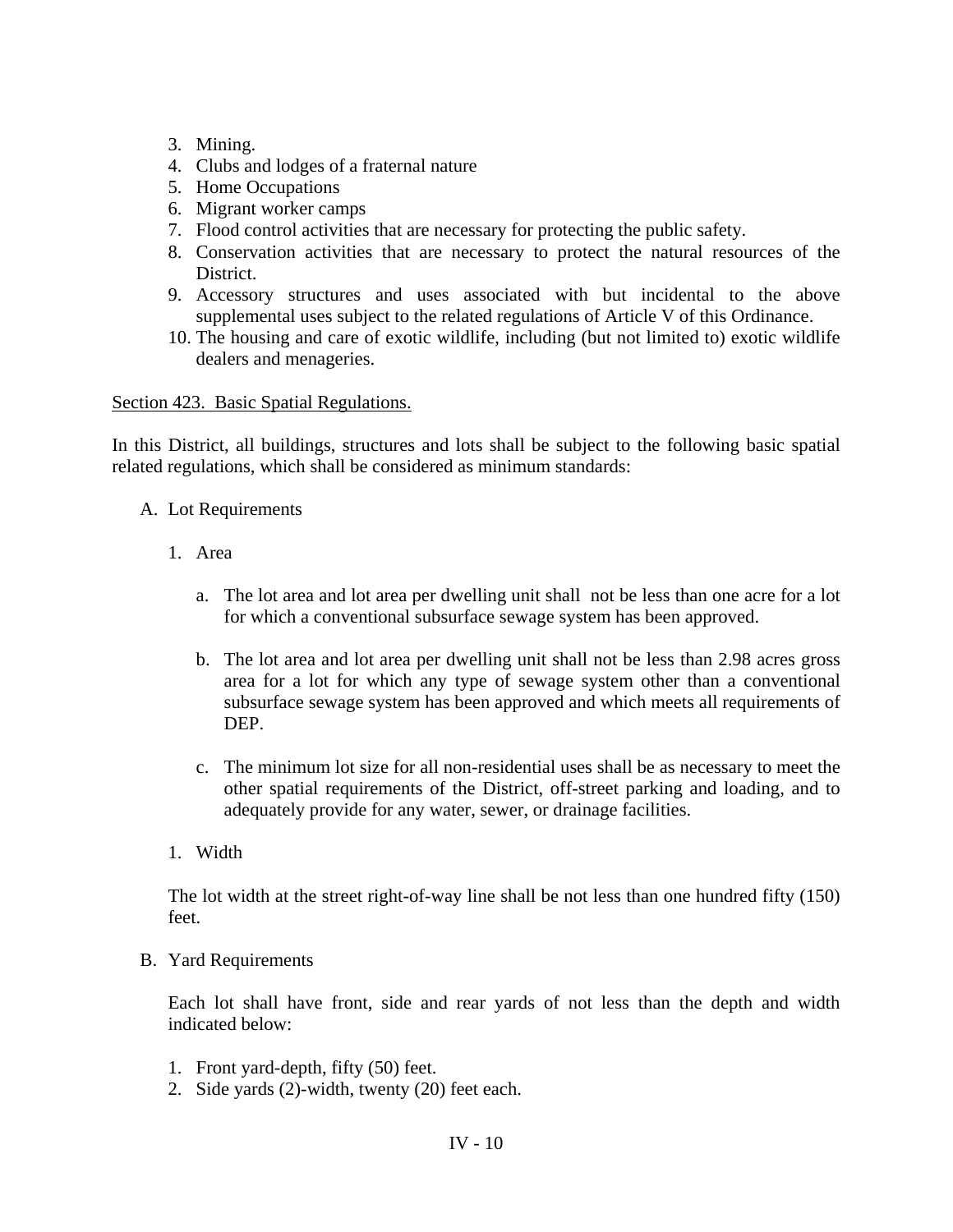3. Mining.
4. Clubs and lodges of a fraternal nature
5. Home Occupations
6. Migrant worker camps
7. Flood control activities that are necessary for protecting the public safety.
8. Conservation activities that are necessary to protect the natural resources of the District.
9. Accessory structures and uses associated with but incidental to the above supplemental uses subject to the related regulations of Article V of this Ordinance.
10. The housing and care of exotic wildlife, including (but not limited to) exotic wildlife dealers and menageries.

Section 423. Basic Spatial Regulations.

In this District, all buildings, structures and lots shall be subject to the following basic spatial related regulations, which shall be considered as minimum standards:

A. Lot Requirements

   1. Area

      a. The lot area and lot area per dwelling unit shall not be less than one acre for a lot for which a conventional subsurface sewage system has been approved.

      b. The lot area and lot area per dwelling unit shall not be less than 2.98 acres gross area for a lot for which any type of sewage system other than a conventional subsurface sewage system has been approved and which meets all requirements of DEP.

      c. The minimum lot size for all non-residential uses shall be as necessary to meet the other spatial requirements of the District, off-street parking and loading, and to adequately provide for any water, sewer, or drainage facilities.

   1. Width

   The lot width at the street right-of-way line shall be not less than one hundred fifty (150) feet.

B. Yard Requirements

   Each lot shall have front, side and rear yards of not less than the depth and width indicated below:

   1. Front yard-depth, fifty (50) feet.
   2. Side yards (2)-width, twenty (20) feet each.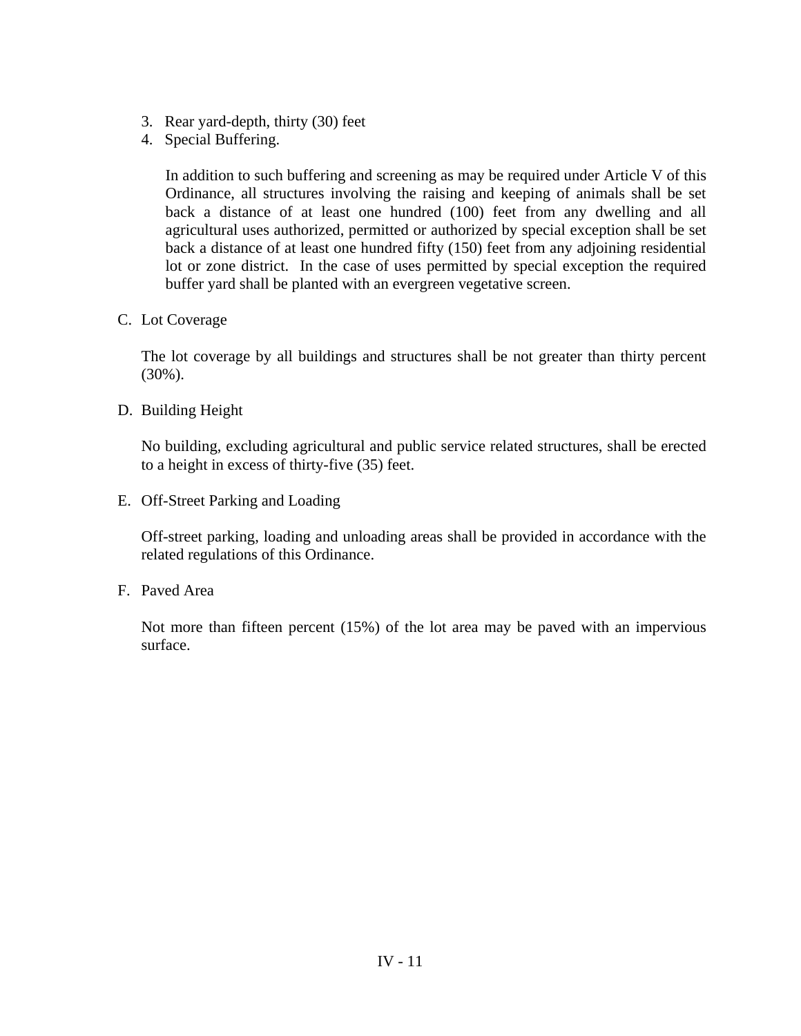3. Rear yard-depth, thirty (30) feet
4. Special Buffering.

   In addition to such buffering and screening as may be required under Article V of this Ordinance, all structures involving the raising and keeping of animals shall be set back a distance of at least one hundred (100) feet from any dwelling and all agricultural uses authorized, permitted or authorized by special exception shall be set back a distance of at least one hundred fifty (150) feet from any adjoining residential lot or zone district. In the case of uses permitted by special exception the required buffer yard shall be planted with an evergreen vegetative screen.

C. Lot Coverage

   The lot coverage by all buildings and structures shall be not greater than thirty percent (30%).

D. Building Height

   No building, excluding agricultural and public service related structures, shall be erected to a height in excess of thirty-five (35) feet.

E. Off-Street Parking and Loading

   Off-street parking, loading and unloading areas shall be provided in accordance with the related regulations of this Ordinance.

F. Paved Area

   Not more than fifteen percent (15%) of the lot area may be paved with an impervious surface.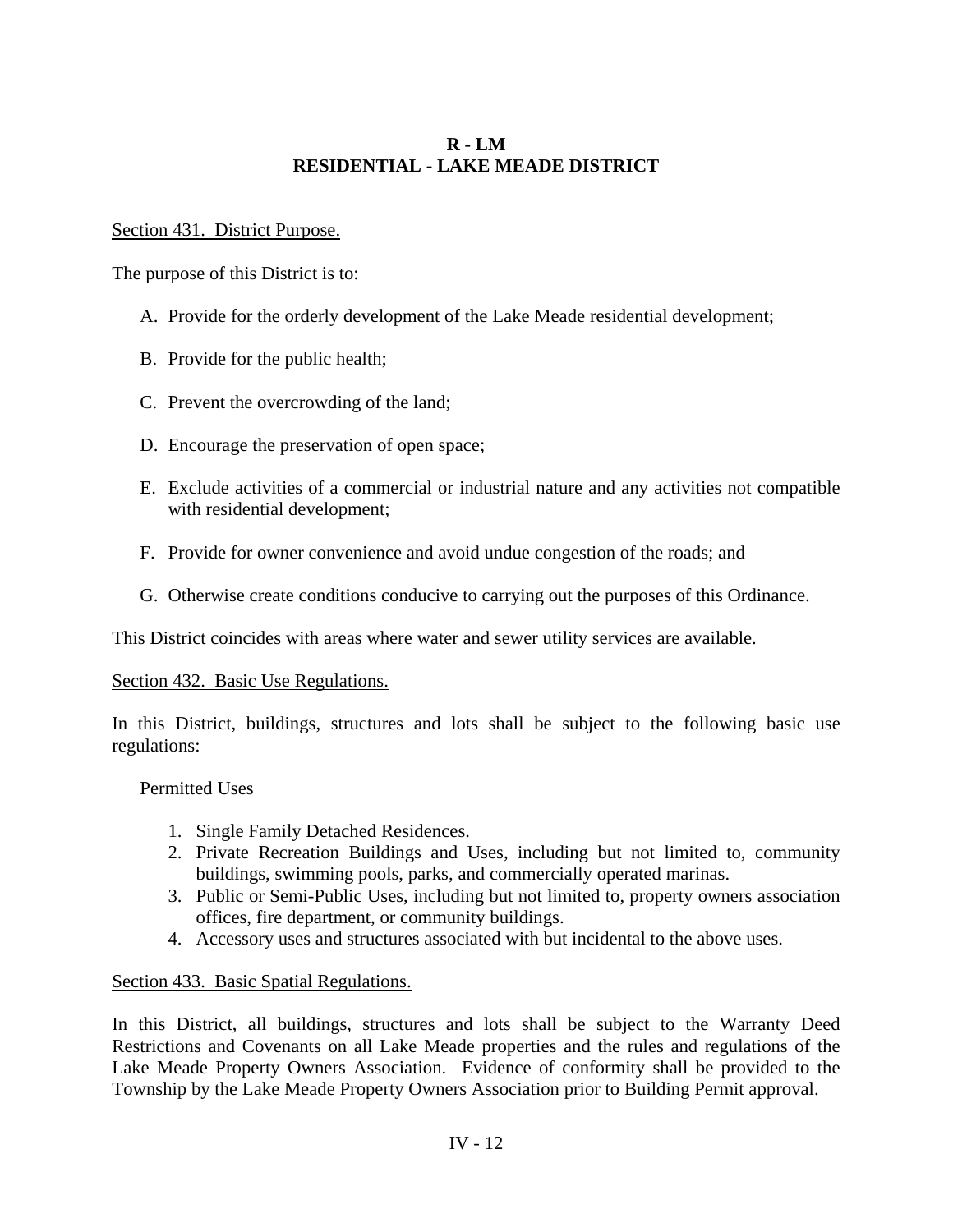# R - LM
# RESIDENTIAL - LAKE MEADE DISTRICT

Section 431. District Purpose.

The purpose of this District is to:

A. Provide for the orderly development of the Lake Meade residential development;

B. Provide for the public health;

C. Prevent the overcrowding of the land;

D. Encourage the preservation of open space;

E. Exclude activities of a commercial or industrial nature and any activities not compatible with residential development;

F. Provide for owner convenience and avoid undue congestion of the roads; and

G. Otherwise create conditions conducive to carrying out the purposes of this Ordinance.

This District coincides with areas where water and sewer utility services are available.

Section 432. Basic Use Regulations.

In this District, buildings, structures and lots shall be subject to the following basic use regulations:

Permitted Uses

1. Single Family Detached Residences.
2. Private Recreation Buildings and Uses, including but not limited to, community buildings, swimming pools, parks, and commercially operated marinas.
3. Public or Semi-Public Uses, including but not limited to, property owners association offices, fire department, or community buildings.
4. Accessory uses and structures associated with but incidental to the above uses.

Section 433. Basic Spatial Regulations.

In this District, all buildings, structures and lots shall be subject to the Warranty Deed Restrictions and Covenants on all Lake Meade properties and the rules and regulations of the Lake Meade Property Owners Association. Evidence of conformity shall be provided to the Township by the Lake Meade Property Owners Association prior to Building Permit approval.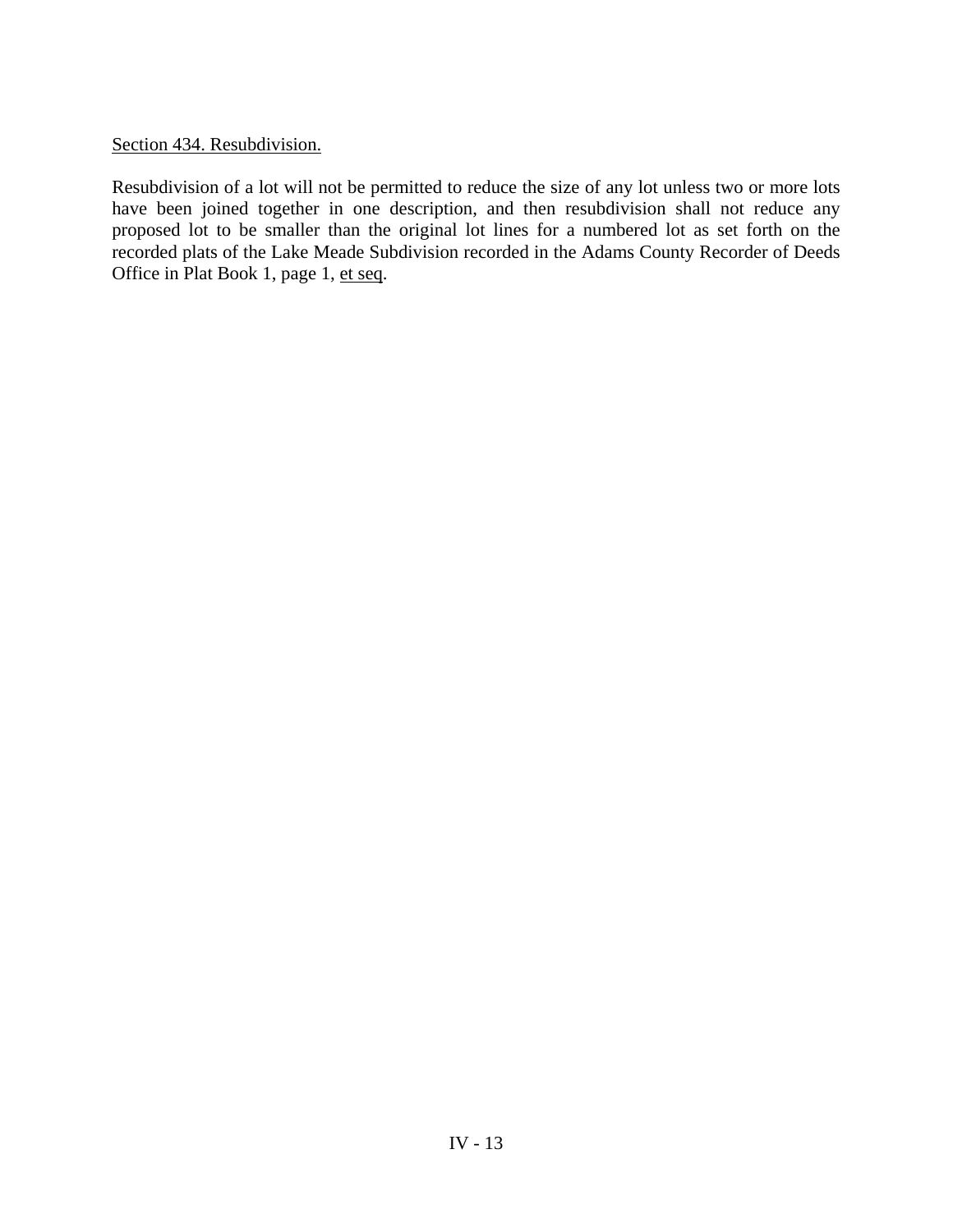Section 434. Resubdivision.

Resubdivision of a lot will not be permitted to reduce the size of any lot unless two or more lots have been joined together in one description, and then resubdivision shall not reduce any proposed lot to be smaller than the original lot lines for a numbered lot as set forth on the recorded plats of the Lake Meade Subdivision recorded in the Adams County Recorder of Deeds Office in Plat Book 1, page 1, et seq.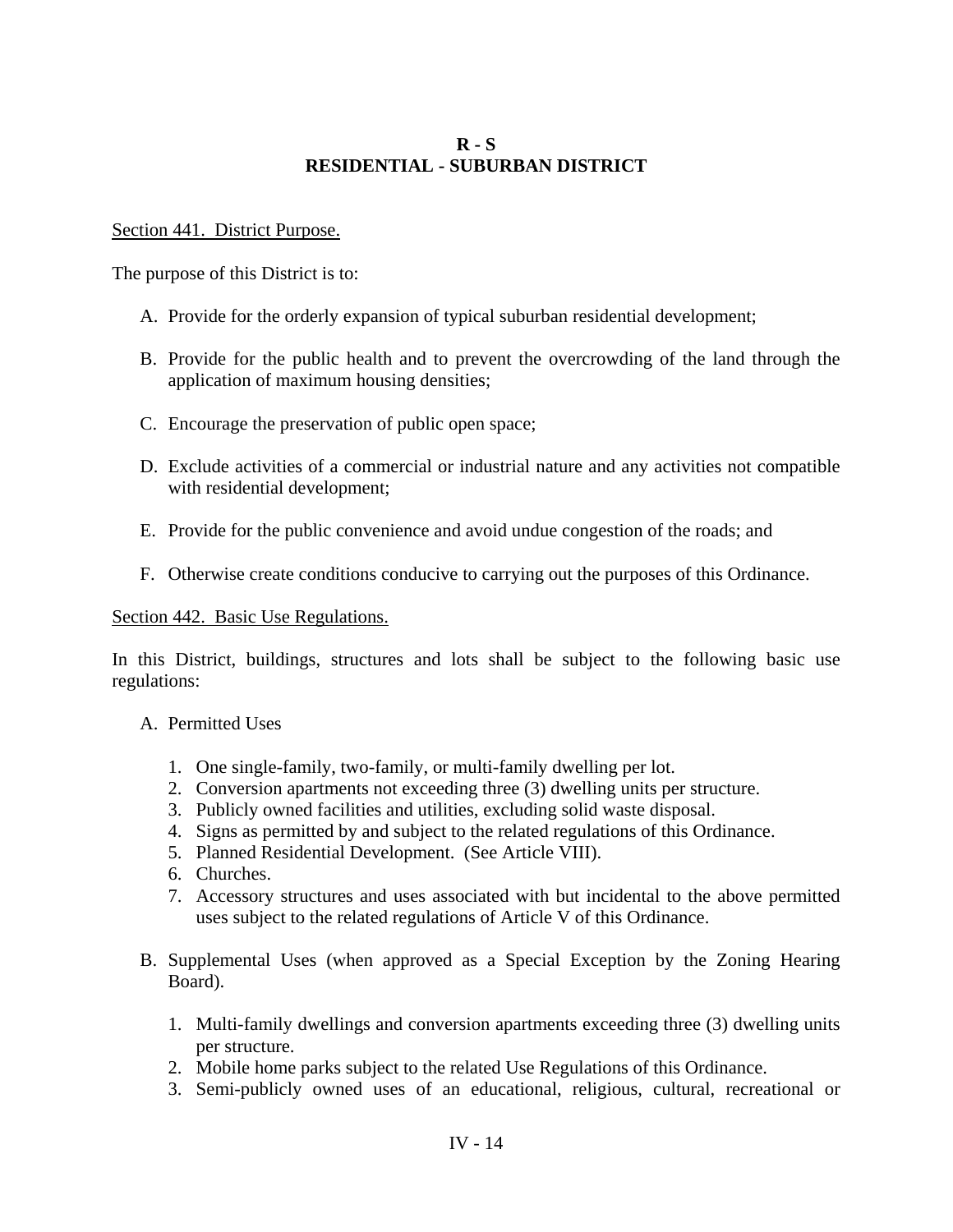# R - S
# RESIDENTIAL - SUBURBAN DISTRICT

Section 441. District Purpose.

The purpose of this District is to:

A. Provide for the orderly expansion of typical suburban residential development;

B. Provide for the public health and to prevent the overcrowding of the land through the application of maximum housing densities;

C. Encourage the preservation of public open space;

D. Exclude activities of a commercial or industrial nature and any activities not compatible with residential development;

E. Provide for the public convenience and avoid undue congestion of the roads; and

F. Otherwise create conditions conducive to carrying out the purposes of this Ordinance.

Section 442. Basic Use Regulations.

In this District, buildings, structures and lots shall be subject to the following basic use regulations:

A. Permitted Uses

1. One single-family, two-family, or multi-family dwelling per lot.
2. Conversion apartments not exceeding three (3) dwelling units per structure.
3. Publicly owned facilities and utilities, excluding solid waste disposal.
4. Signs as permitted by and subject to the related regulations of this Ordinance.
5. Planned Residential Development. (See Article VIII).
6. Churches.
7. Accessory structures and uses associated with but incidental to the above permitted uses subject to the related regulations of Article V of this Ordinance.

B. Supplemental Uses (when approved as a Special Exception by the Zoning Hearing Board).

1. Multi-family dwellings and conversion apartments exceeding three (3) dwelling units per structure.
2. Mobile home parks subject to the related Use Regulations of this Ordinance.
3. Semi-publicly owned uses of an educational, religious, cultural, recreational or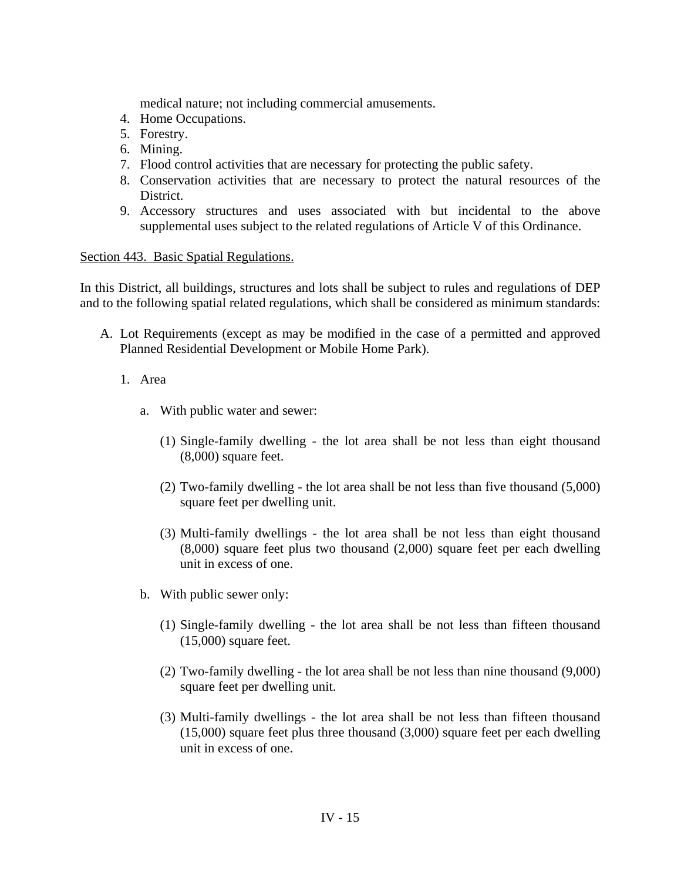medical nature; not including commercial amusements.

4. Home Occupations.
5. Forestry.
6. Mining.
7. Flood control activities that are necessary for protecting the public safety.
8. Conservation activities that are necessary to protect the natural resources of the District.
9. Accessory structures and uses associated with but incidental to the above supplemental uses subject to the related regulations of Article V of this Ordinance.

Section 443. Basic Spatial Regulations.

In this District, all buildings, structures and lots shall be subject to rules and regulations of DEP and to the following spatial related regulations, which shall be considered as minimum standards:

A. Lot Requirements (except as may be modified in the case of a permitted and approved Planned Residential Development or Mobile Home Park).

   1. Area

      a. With public water and sewer:

         (1) Single-family dwelling - the lot area shall be not less than eight thousand (8,000) square feet.

         (2) Two-family dwelling - the lot area shall be not less than five thousand (5,000) square feet per dwelling unit.

         (3) Multi-family dwellings - the lot area shall be not less than eight thousand (8,000) square feet plus two thousand (2,000) square feet per each dwelling unit in excess of one.

      b. With public sewer only:

         (1) Single-family dwelling - the lot area shall be not less than fifteen thousand (15,000) square feet.

         (2) Two-family dwelling - the lot area shall be not less than nine thousand (9,000) square feet per dwelling unit.

         (3) Multi-family dwellings - the lot area shall be not less than fifteen thousand (15,000) square feet plus three thousand (3,000) square feet per each dwelling unit in excess of one.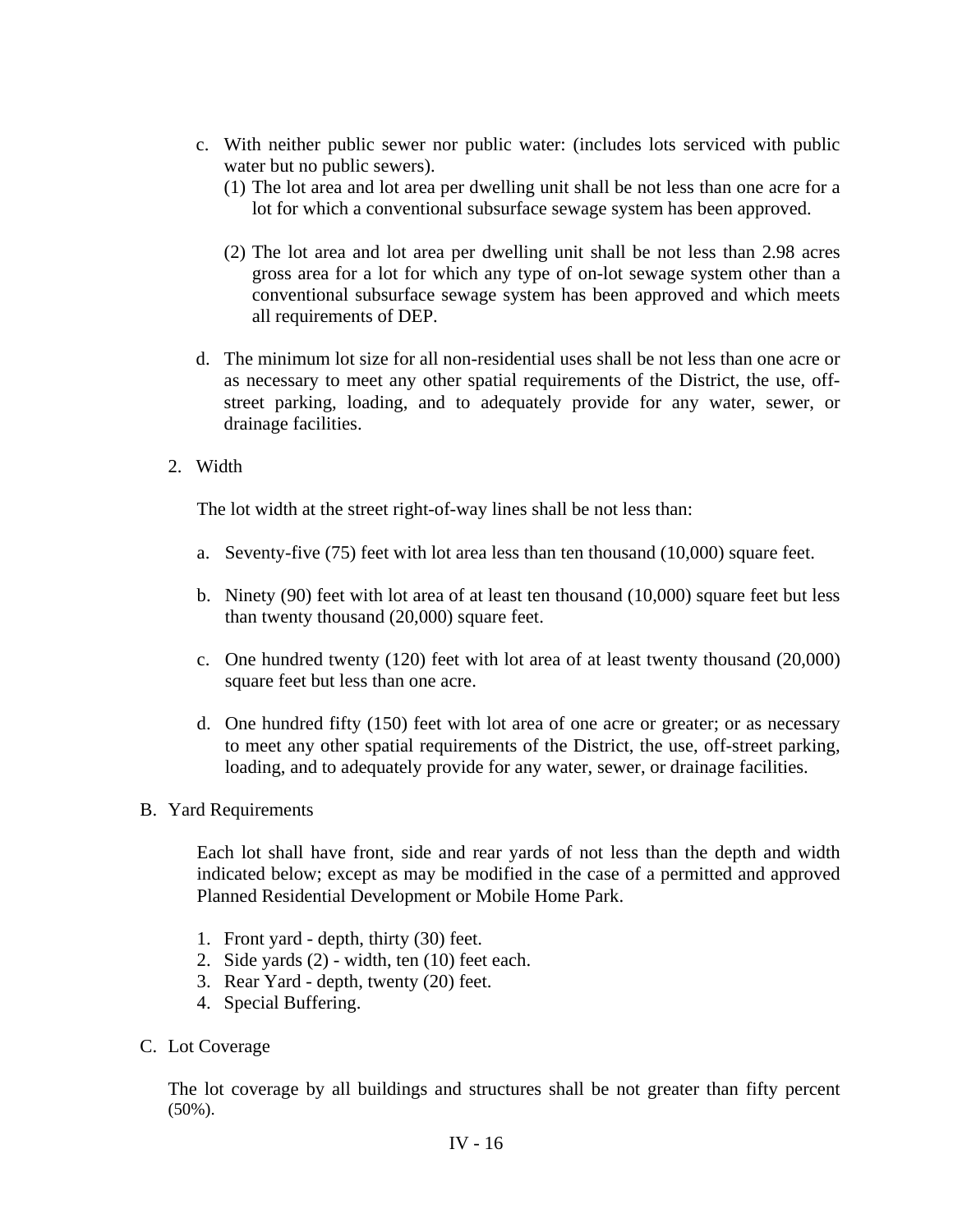c. With neither public sewer nor public water: (includes lots serviced with public water but no public sewers).
   (1) The lot area and lot area per dwelling unit shall be not less than one acre for a lot for which a conventional subsurface sewage system has been approved.

   (2) The lot area and lot area per dwelling unit shall be not less than 2.98 acres gross area for a lot for which any type of on-lot sewage system other than a conventional subsurface sewage system has been approved and which meets all requirements of DEP.

d. The minimum lot size for all non-residential uses shall be not less than one acre or as necessary to meet any other spatial requirements of the District, the use, off-street parking, loading, and to adequately provide for any water, sewer, or drainage facilities.

2. Width

   The lot width at the street right-of-way lines shall be not less than:

   a. Seventy-five (75) feet with lot area less than ten thousand (10,000) square feet.

   b. Ninety (90) feet with lot area of at least ten thousand (10,000) square feet but less than twenty thousand (20,000) square feet.

   c. One hundred twenty (120) feet with lot area of at least twenty thousand (20,000) square feet but less than one acre.

   d. One hundred fifty (150) feet with lot area of one acre or greater; or as necessary to meet any other spatial requirements of the District, the use, off-street parking, loading, and to adequately provide for any water, sewer, or drainage facilities.

B. Yard Requirements

   Each lot shall have front, side and rear yards of not less than the depth and width indicated below; except as may be modified in the case of a permitted and approved Planned Residential Development or Mobile Home Park.

   1. Front yard - depth, thirty (30) feet.
   2. Side yards (2) - width, ten (10) feet each.
   3. Rear Yard - depth, twenty (20) feet.
   4. Special Buffering.

C. Lot Coverage

   The lot coverage by all buildings and structures shall be not greater than fifty percent (50%).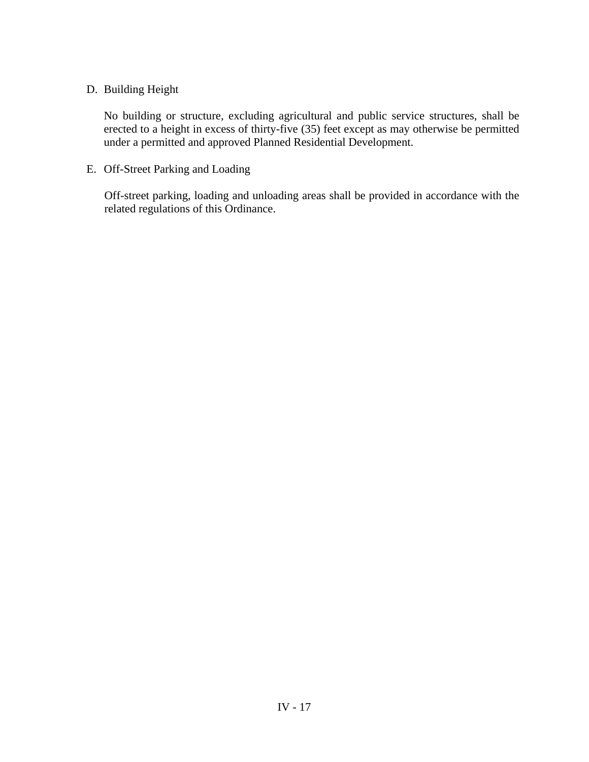D. Building Height

No building or structure, excluding agricultural and public service structures, shall be erected to a height in excess of thirty-five (35) feet except as may otherwise be permitted under a permitted and approved Planned Residential Development.

E. Off-Street Parking and Loading

Off-street parking, loading and unloading areas shall be provided in accordance with the related regulations of this Ordinance.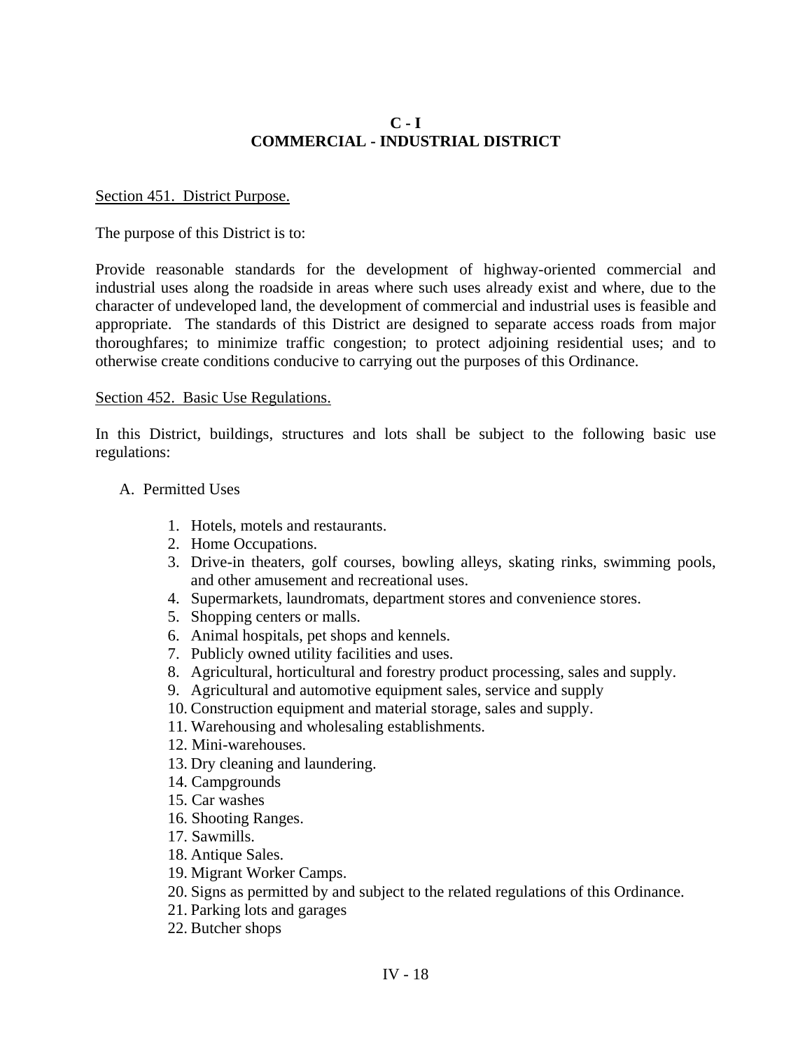# C - I
# COMMERCIAL - INDUSTRIAL DISTRICT

Section 451. District Purpose.

The purpose of this District is to:

Provide reasonable standards for the development of highway-oriented commercial and industrial uses along the roadside in areas where such uses already exist and where, due to the character of undeveloped land, the development of commercial and industrial uses is feasible and appropriate. The standards of this District are designed to separate access roads from major thoroughfares; to minimize traffic congestion; to protect adjoining residential uses; and to otherwise create conditions conducive to carrying out the purposes of this Ordinance.

Section 452. Basic Use Regulations.

In this District, buildings, structures and lots shall be subject to the following basic use regulations:

A. Permitted Uses

1. Hotels, motels and restaurants.
2. Home Occupations.
3. Drive-in theaters, golf courses, bowling alleys, skating rinks, swimming pools, and other amusement and recreational uses.
4. Supermarkets, laundromats, department stores and convenience stores.
5. Shopping centers or malls.
6. Animal hospitals, pet shops and kennels.
7. Publicly owned utility facilities and uses.
8. Agricultural, horticultural and forestry product processing, sales and supply.
9. Agricultural and automotive equipment sales, service and supply
10. Construction equipment and material storage, sales and supply.
11. Warehousing and wholesaling establishments.
12. Mini-warehouses.
13. Dry cleaning and laundering.
14. Campgrounds
15. Car washes
16. Shooting Ranges.
17. Sawmills.
18. Antique Sales.
19. Migrant Worker Camps.
20. Signs as permitted by and subject to the related regulations of this Ordinance.
21. Parking lots and garages
22. Butcher shops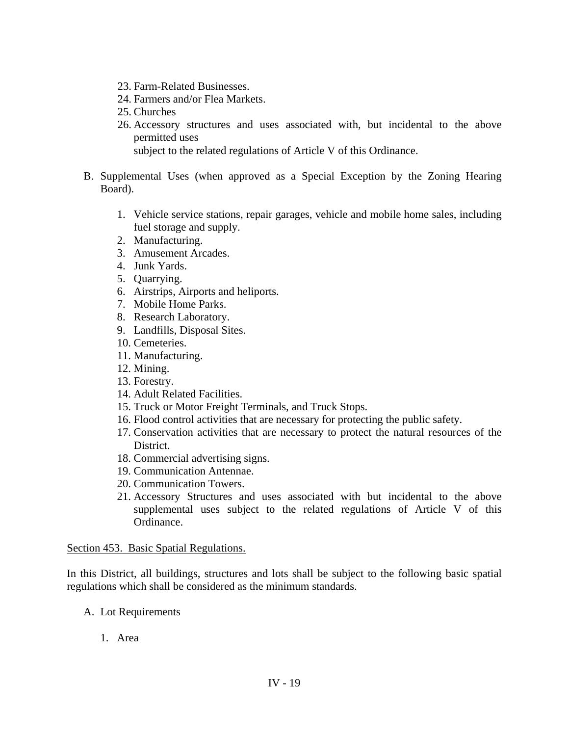23. Farm-Related Businesses.
24. Farmers and/or Flea Markets.
25. Churches
26. Accessory structures and uses associated with, but incidental to the above permitted uses
    subject to the related regulations of Article V of this Ordinance.

B. Supplemental Uses (when approved as a Special Exception by the Zoning Hearing Board).

    1. Vehicle service stations, repair garages, vehicle and mobile home sales, including fuel storage and supply.
    2. Manufacturing.
    3. Amusement Arcades.
    4. Junk Yards.
    5. Quarrying.
    6. Airstrips, Airports and heliports.
    7. Mobile Home Parks.
    8. Research Laboratory.
    9. Landfills, Disposal Sites.
    10. Cemeteries.
    11. Manufacturing.
    12. Mining.
    13. Forestry.
    14. Adult Related Facilities.
    15. Truck or Motor Freight Terminals, and Truck Stops.
    16. Flood control activities that are necessary for protecting the public safety.
    17. Conservation activities that are necessary to protect the natural resources of the District.
    18. Commercial advertising signs.
    19. Communication Antennae.
    20. Communication Towers.
    21. Accessory Structures and uses associated with but incidental to the above supplemental uses subject to the related regulations of Article V of this Ordinance.

Section 453. Basic Spatial Regulations.

In this District, all buildings, structures and lots shall be subject to the following basic spatial regulations which shall be considered as the minimum standards.

A. Lot Requirements

    1. Area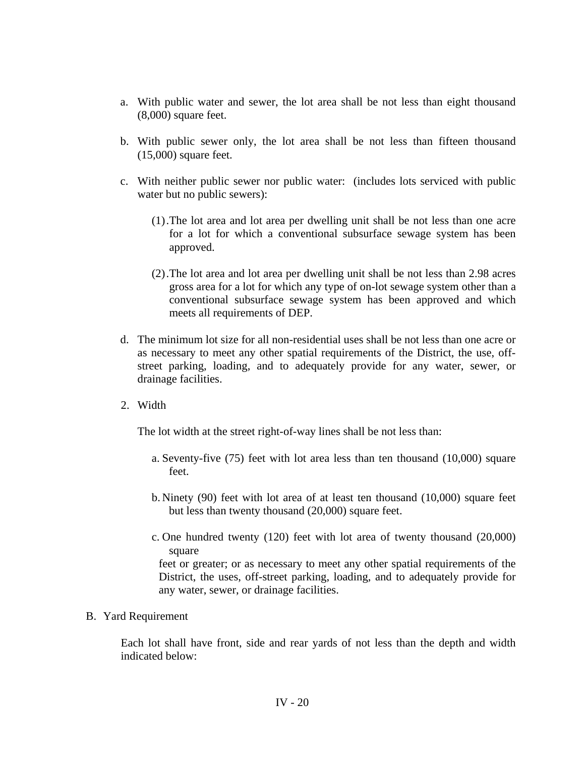a. With public water and sewer, the lot area shall be not less than eight thousand (8,000) square feet.

b. With public sewer only, the lot area shall be not less than fifteen thousand (15,000) square feet.

c. With neither public sewer nor public water: (includes lots serviced with public water but no public sewers):

    (1). The lot area and lot area per dwelling unit shall be not less than one acre for a lot for which a conventional subsurface sewage system has been approved.

    (2). The lot area and lot area per dwelling unit shall be not less than 2.98 acres gross area for a lot for which any type of on-lot sewage system other than a conventional subsurface sewage system has been approved and which meets all requirements of DEP.

d. The minimum lot size for all non-residential uses shall be not less than one acre or as necessary to meet any other spatial requirements of the District, the use, off-street parking, loading, and to adequately provide for any water, sewer, or drainage facilities.

2. Width

The lot width at the street right-of-way lines shall be not less than:

a. Seventy-five (75) feet with lot area less than ten thousand (10,000) square feet.

b. Ninety (90) feet with lot area of at least ten thousand (10,000) square feet but less than twenty thousand (20,000) square feet.

c. One hundred twenty (120) feet with lot area of twenty thousand (20,000) square feet or greater; or as necessary to meet any other spatial requirements of the District, the uses, off-street parking, loading, and to adequately provide for any water, sewer, or drainage facilities.

B. Yard Requirement

Each lot shall have front, side and rear yards of not less than the depth and width indicated below: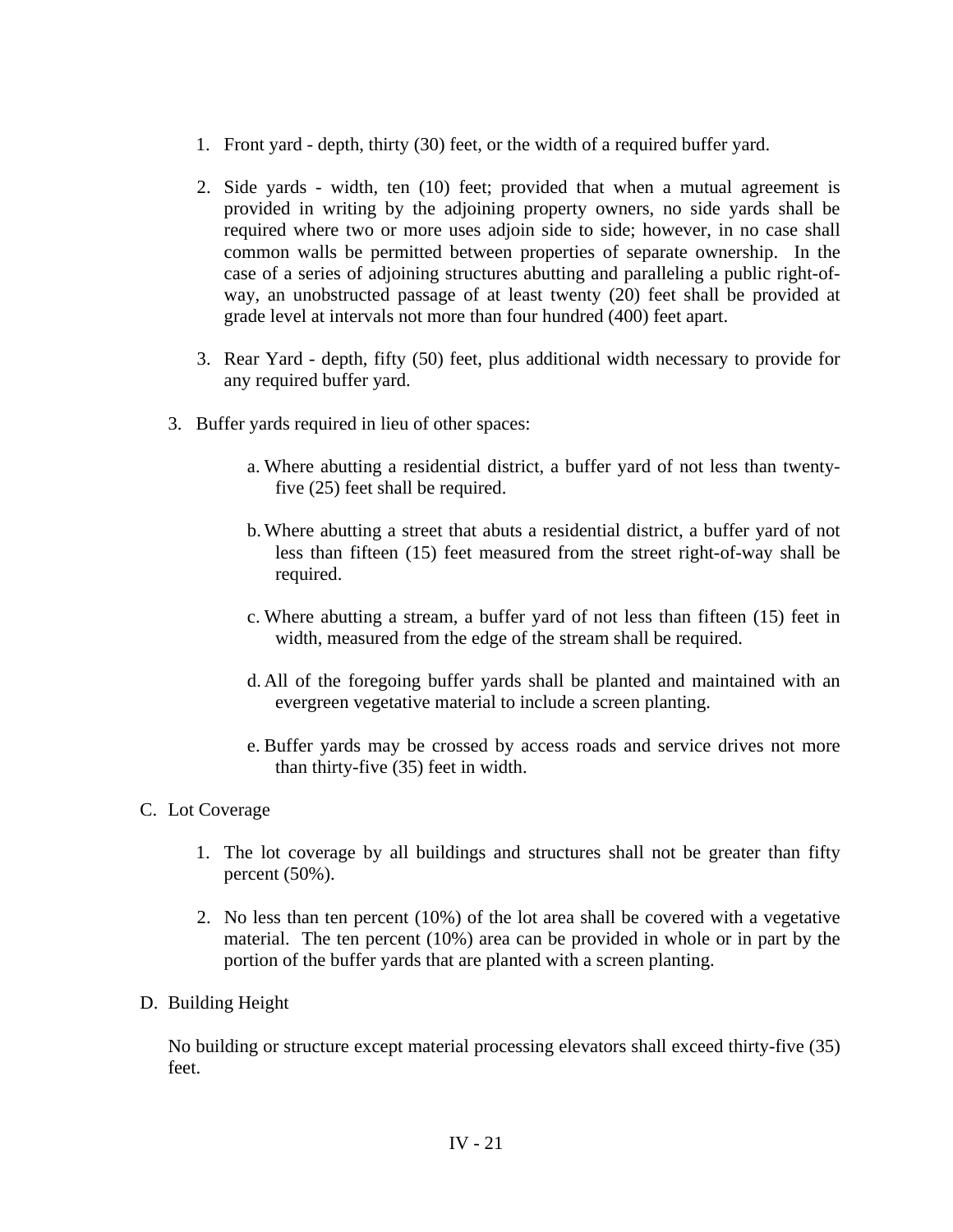1. Front yard - depth, thirty (30) feet, or the width of a required buffer yard.

2. Side yards - width, ten (10) feet; provided that when a mutual agreement is provided in writing by the adjoining property owners, no side yards shall be required where two or more uses adjoin side to side; however, in no case shall common walls be permitted between properties of separate ownership. In the case of a series of adjoining structures abutting and paralleling a public right-of-way, an unobstructed passage of at least twenty (20) feet shall be provided at grade level at intervals not more than four hundred (400) feet apart.

3. Rear Yard - depth, fifty (50) feet, plus additional width necessary to provide for any required buffer yard.

3. Buffer yards required in lieu of other spaces:

   a. Where abutting a residential district, a buffer yard of not less than twenty-five (25) feet shall be required.

   b. Where abutting a street that abuts a residential district, a buffer yard of not less than fifteen (15) feet measured from the street right-of-way shall be required.

   c. Where abutting a stream, a buffer yard of not less than fifteen (15) feet in width, measured from the edge of the stream shall be required.

   d. All of the foregoing buffer yards shall be planted and maintained with an evergreen vegetative material to include a screen planting.

   e. Buffer yards may be crossed by access roads and service drives not more than thirty-five (35) feet in width.

C. Lot Coverage

1. The lot coverage by all buildings and structures shall not be greater than fifty percent (50%).

2. No less than ten percent (10%) of the lot area shall be covered with a vegetative material. The ten percent (10%) area can be provided in whole or in part by the portion of the buffer yards that are planted with a screen planting.

D. Building Height

No building or structure except material processing elevators shall exceed thirty-five (35) feet.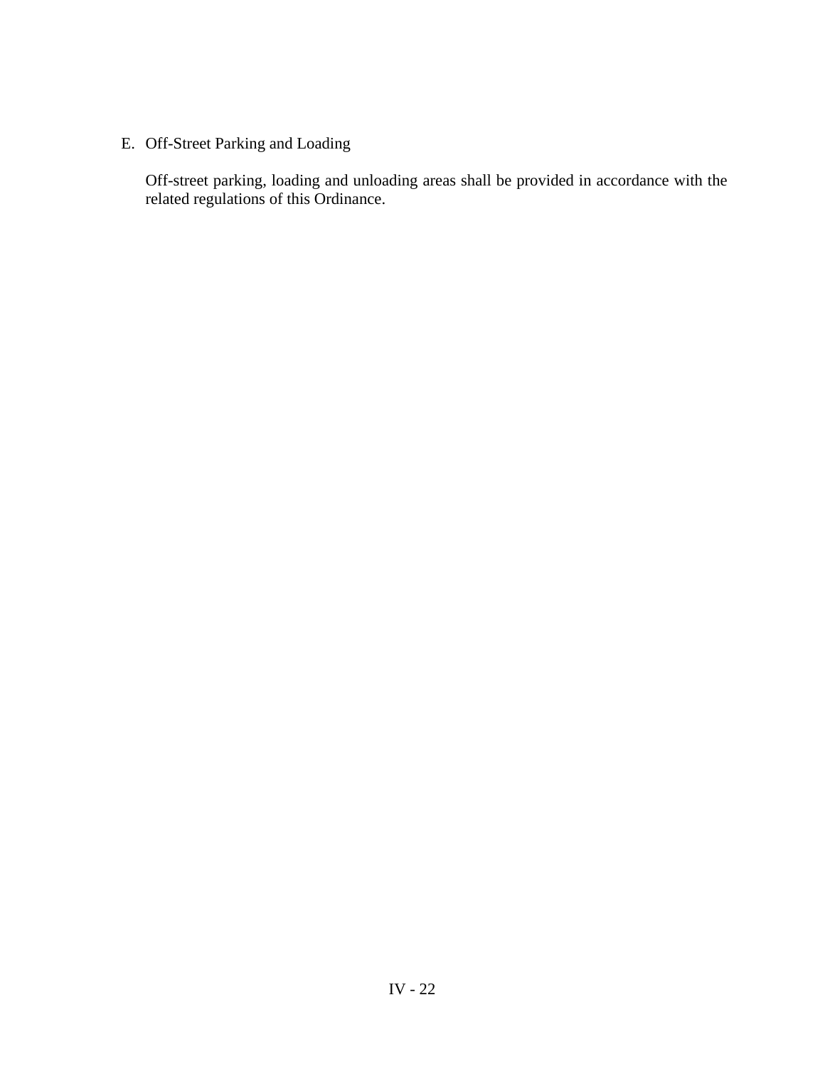E. Off-Street Parking and Loading

Off-street parking, loading and unloading areas shall be provided in accordance with the related regulations of this Ordinance.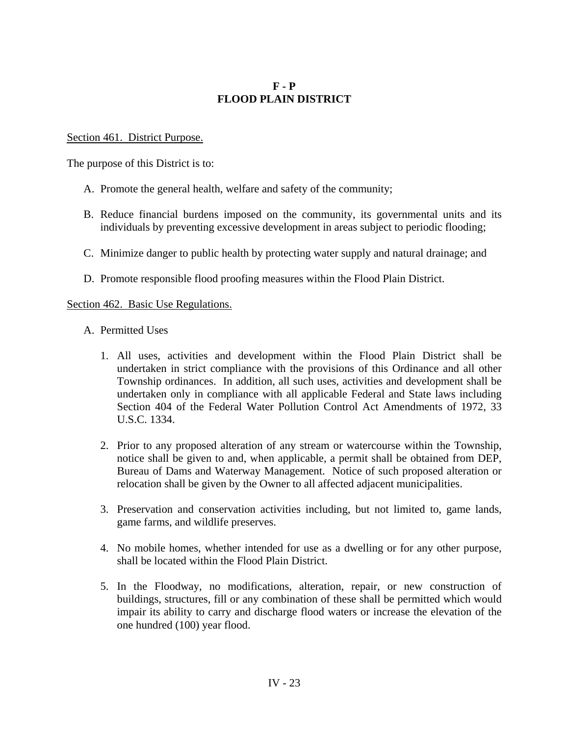# F - P
# FLOOD PLAIN DISTRICT

Section 461. District Purpose.

The purpose of this District is to:

A. Promote the general health, welfare and safety of the community;

B. Reduce financial burdens imposed on the community, its governmental units and its individuals by preventing excessive development in areas subject to periodic flooding;

C. Minimize danger to public health by protecting water supply and natural drainage; and

D. Promote responsible flood proofing measures within the Flood Plain District.

Section 462. Basic Use Regulations.

A. Permitted Uses

1. All uses, activities and development within the Flood Plain District shall be undertaken in strict compliance with the provisions of this Ordinance and all other Township ordinances. In addition, all such uses, activities and development shall be undertaken only in compliance with all applicable Federal and State laws including Section 404 of the Federal Water Pollution Control Act Amendments of 1972, 33 U.S.C. 1334.

2. Prior to any proposed alteration of any stream or watercourse within the Township, notice shall be given to and, when applicable, a permit shall be obtained from DEP, Bureau of Dams and Waterway Management. Notice of such proposed alteration or relocation shall be given by the Owner to all affected adjacent municipalities.

3. Preservation and conservation activities including, but not limited to, game lands, game farms, and wildlife preserves.

4. No mobile homes, whether intended for use as a dwelling or for any other purpose, shall be located within the Flood Plain District.

5. In the Floodway, no modifications, alteration, repair, or new construction of buildings, structures, fill or any combination of these shall be permitted which would impair its ability to carry and discharge flood waters or increase the elevation of the one hundred (100) year flood.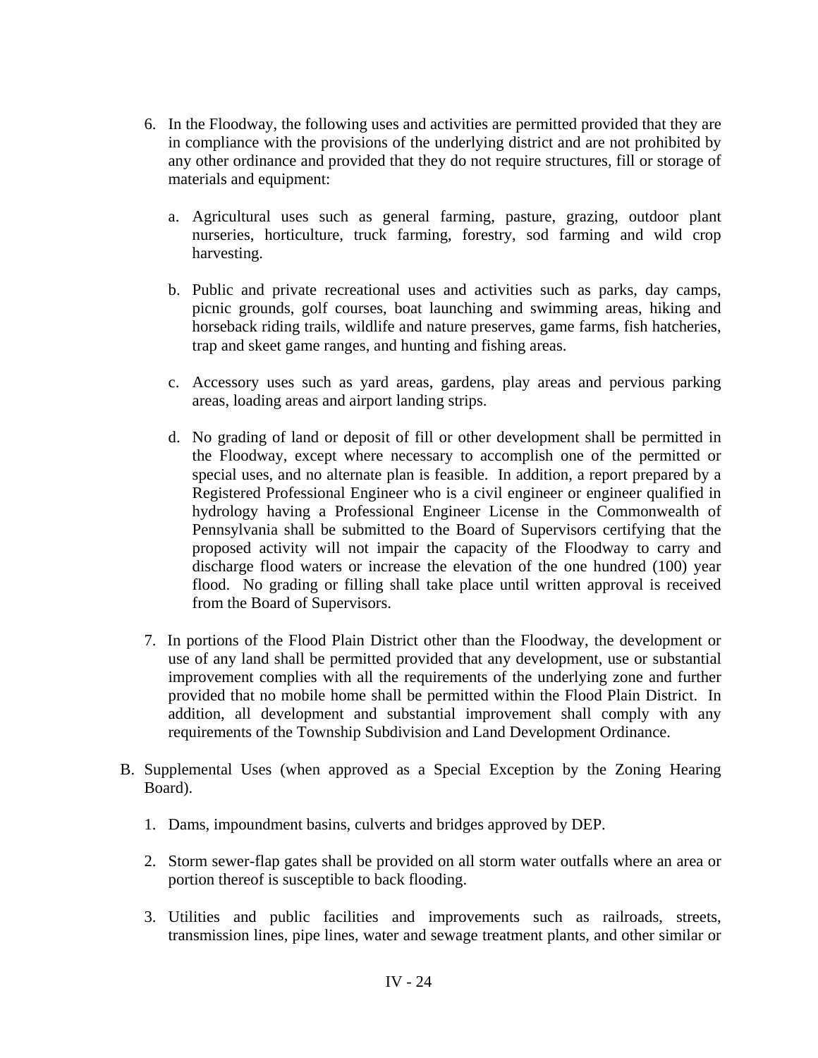6. In the Floodway, the following uses and activities are permitted provided that they are in compliance with the provisions of the underlying district and are not prohibited by any other ordinance and provided that they do not require structures, fill or storage of materials and equipment:

   a. Agricultural uses such as general farming, pasture, grazing, outdoor plant nurseries, horticulture, truck farming, forestry, sod farming and wild crop harvesting.

   b. Public and private recreational uses and activities such as parks, day camps, picnic grounds, golf courses, boat launching and swimming areas, hiking and horseback riding trails, wildlife and nature preserves, game farms, fish hatcheries, trap and skeet game ranges, and hunting and fishing areas.

   c. Accessory uses such as yard areas, gardens, play areas and pervious parking areas, loading areas and airport landing strips.

   d. No grading of land or deposit of fill or other development shall be permitted in the Floodway, except where necessary to accomplish one of the permitted or special uses, and no alternate plan is feasible. In addition, a report prepared by a Registered Professional Engineer who is a civil engineer or engineer qualified in hydrology having a Professional Engineer License in the Commonwealth of Pennsylvania shall be submitted to the Board of Supervisors certifying that the proposed activity will not impair the capacity of the Floodway to carry and discharge flood waters or increase the elevation of the one hundred (100) year flood. No grading or filling shall take place until written approval is received from the Board of Supervisors.

7. In portions of the Flood Plain District other than the Floodway, the development or use of any land shall be permitted provided that any development, use or substantial improvement complies with all the requirements of the underlying zone and further provided that no mobile home shall be permitted within the Flood Plain District. In addition, all development and substantial improvement shall comply with any requirements of the Township Subdivision and Land Development Ordinance.

B. Supplemental Uses (when approved as a Special Exception by the Zoning Hearing Board).

   1. Dams, impoundment basins, culverts and bridges approved by DEP.

   2. Storm sewer-flap gates shall be provided on all storm water outfalls where an area or portion thereof is susceptible to back flooding.

   3. Utilities and public facilities and improvements such as railroads, streets, transmission lines, pipe lines, water and sewage treatment plants, and other similar or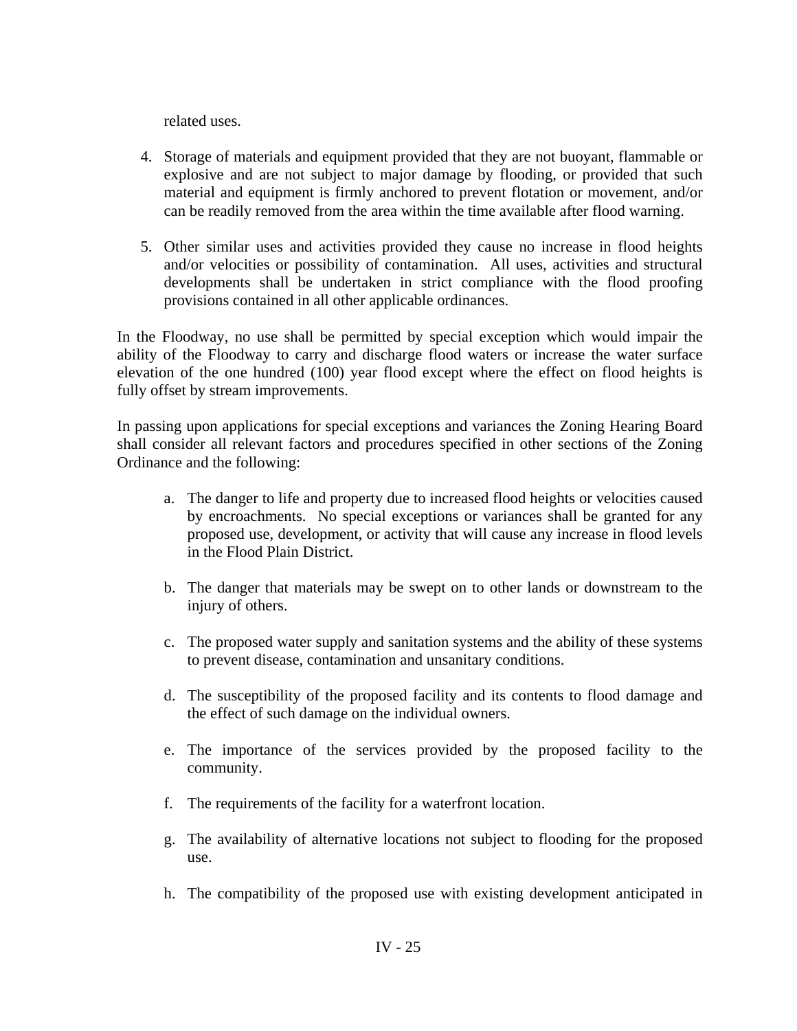related uses.

4. Storage of materials and equipment provided that they are not buoyant, flammable or explosive and are not subject to major damage by flooding, or provided that such material and equipment is firmly anchored to prevent flotation or movement, and/or can be readily removed from the area within the time available after flood warning.

5. Other similar uses and activities provided they cause no increase in flood heights and/or velocities or possibility of contamination. All uses, activities and structural developments shall be undertaken in strict compliance with the flood proofing provisions contained in all other applicable ordinances.

In the Floodway, no use shall be permitted by special exception which would impair the ability of the Floodway to carry and discharge flood waters or increase the water surface elevation of the one hundred (100) year flood except where the effect on flood heights is fully offset by stream improvements.

In passing upon applications for special exceptions and variances the Zoning Hearing Board shall consider all relevant factors and procedures specified in other sections of the Zoning Ordinance and the following:

a. The danger to life and property due to increased flood heights or velocities caused by encroachments. No special exceptions or variances shall be granted for any proposed use, development, or activity that will cause any increase in flood levels in the Flood Plain District.

b. The danger that materials may be swept on to other lands or downstream to the injury of others.

c. The proposed water supply and sanitation systems and the ability of these systems to prevent disease, contamination and unsanitary conditions.

d. The susceptibility of the proposed facility and its contents to flood damage and the effect of such damage on the individual owners.

e. The importance of the services provided by the proposed facility to the community.

f. The requirements of the facility for a waterfront location.

g. The availability of alternative locations not subject to flooding for the proposed use.

h. The compatibility of the proposed use with existing development anticipated in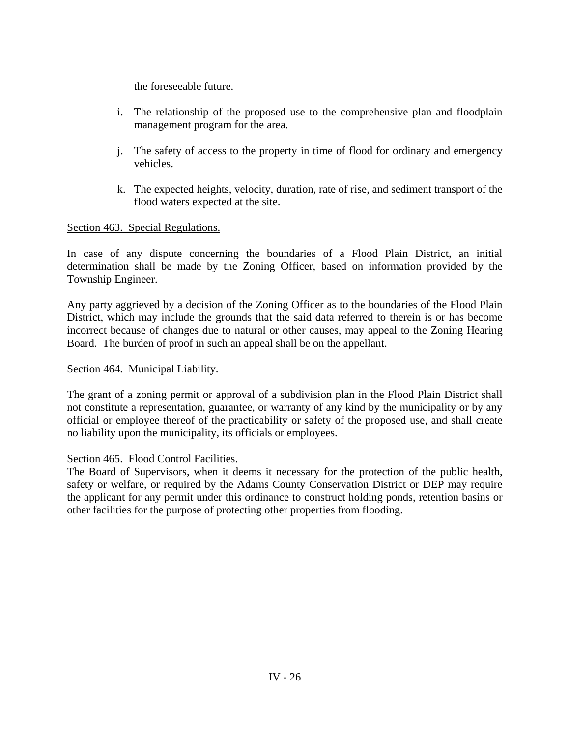the foreseeable future.

i. The relationship of the proposed use to the comprehensive plan and floodplain management program for the area.

j. The safety of access to the property in time of flood for ordinary and emergency vehicles.

k. The expected heights, velocity, duration, rate of rise, and sediment transport of the flood waters expected at the site.

<u>Section 463. Special Regulations.</u>

In case of any dispute concerning the boundaries of a Flood Plain District, an initial determination shall be made by the Zoning Officer, based on information provided by the Township Engineer.

Any party aggrieved by a decision of the Zoning Officer as to the boundaries of the Flood Plain District, which may include the grounds that the said data referred to therein is or has become incorrect because of changes due to natural or other causes, may appeal to the Zoning Hearing Board. The burden of proof in such an appeal shall be on the appellant.

<u>Section 464. Municipal Liability.</u>

The grant of a zoning permit or approval of a subdivision plan in the Flood Plain District shall not constitute a representation, guarantee, or warranty of any kind by the municipality or by any official or employee thereof of the practicability or safety of the proposed use, and shall create no liability upon the municipality, its officials or employees.

<u>Section 465. Flood Control Facilities.</u>

The Board of Supervisors, when it deems it necessary for the protection of the public health, safety or welfare, or required by the Adams County Conservation District or DEP may require the applicant for any permit under this ordinance to construct holding ponds, retention basins or other facilities for the purpose of protecting other properties from flooding.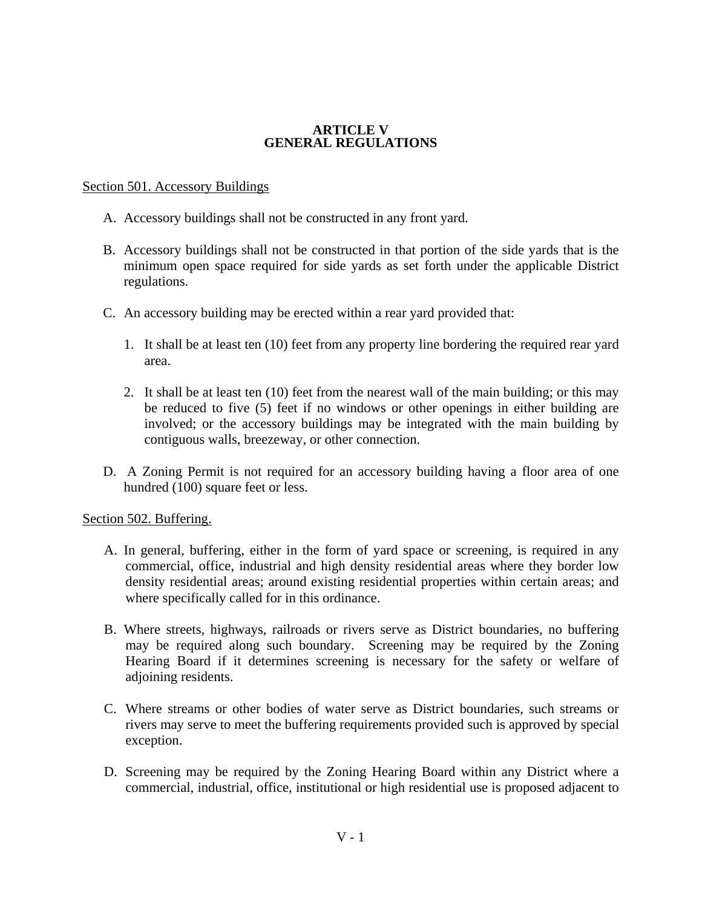# ARTICLE V
# GENERAL REGULATIONS

## Section 501. Accessory Buildings

A. Accessory buildings shall not be constructed in any front yard.

B. Accessory buildings shall not be constructed in that portion of the side yards that is the minimum open space required for side yards as set forth under the applicable District regulations.

C. An accessory building may be erected within a rear yard provided that:

   1. It shall be at least ten (10) feet from any property line bordering the required rear yard area.

   2. It shall be at least ten (10) feet from the nearest wall of the main building; or this may be reduced to five (5) feet if no windows or other openings in either building are involved; or the accessory buildings may be integrated with the main building by contiguous walls, breezeway, or other connection.

D. A Zoning Permit is not required for an accessory building having a floor area of one hundred (100) square feet or less.

## Section 502. Buffering.

A. In general, buffering, either in the form of yard space or screening, is required in any commercial, office, industrial and high density residential areas where they border low density residential areas; around existing residential properties within certain areas; and where specifically called for in this ordinance.

B. Where streets, highways, railroads or rivers serve as District boundaries, no buffering may be required along such boundary. Screening may be required by the Zoning Hearing Board if it determines screening is necessary for the safety or welfare of adjoining residents.

C. Where streams or other bodies of water serve as District boundaries, such streams or rivers may serve to meet the buffering requirements provided such is approved by special exception.

D. Screening may be required by the Zoning Hearing Board within any District where a commercial, industrial, office, institutional or high residential use is proposed adjacent to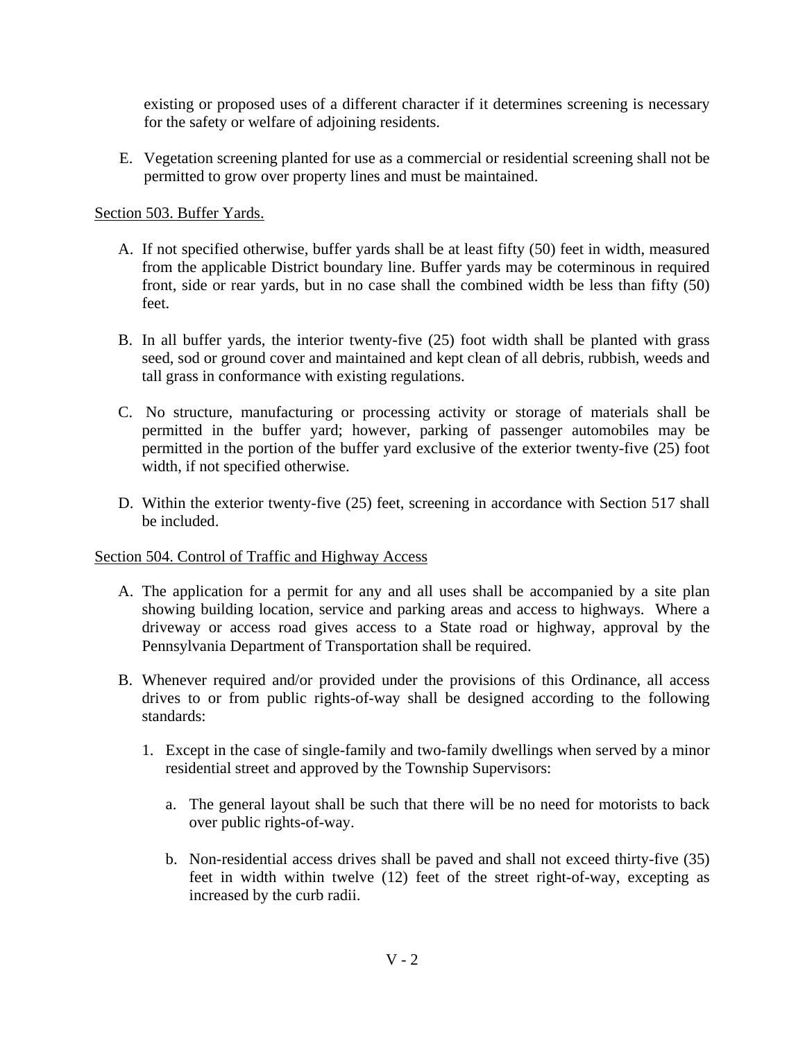existing or proposed uses of a different character if it determines screening is necessary for the safety or welfare of adjoining residents.

E. Vegetation screening planted for use as a commercial or residential screening shall not be permitted to grow over property lines and must be maintained.

## Section 503. Buffer Yards.

A. If not specified otherwise, buffer yards shall be at least fifty (50) feet in width, measured from the applicable District boundary line. Buffer yards may be coterminous in required front, side or rear yards, but in no case shall the combined width be less than fifty (50) feet.

B. In all buffer yards, the interior twenty-five (25) foot width shall be planted with grass seed, sod or ground cover and maintained and kept clean of all debris, rubbish, weeds and tall grass in conformance with existing regulations.

C. No structure, manufacturing or processing activity or storage of materials shall be permitted in the buffer yard; however, parking of passenger automobiles may be permitted in the portion of the buffer yard exclusive of the exterior twenty-five (25) foot width, if not specified otherwise.

D. Within the exterior twenty-five (25) feet, screening in accordance with Section 517 shall be included.

## Section 504. Control of Traffic and Highway Access

A. The application for a permit for any and all uses shall be accompanied by a site plan showing building location, service and parking areas and access to highways. Where a driveway or access road gives access to a State road or highway, approval by the Pennsylvania Department of Transportation shall be required.

B. Whenever required and/or provided under the provisions of this Ordinance, all access drives to or from public rights-of-way shall be designed according to the following standards:

   1. Except in the case of single-family and two-family dwellings when served by a minor residential street and approved by the Township Supervisors:

      a. The general layout shall be such that there will be no need for motorists to back over public rights-of-way.

      b. Non-residential access drives shall be paved and shall not exceed thirty-five (35) feet in width within twelve (12) feet of the street right-of-way, excepting as increased by the curb radii.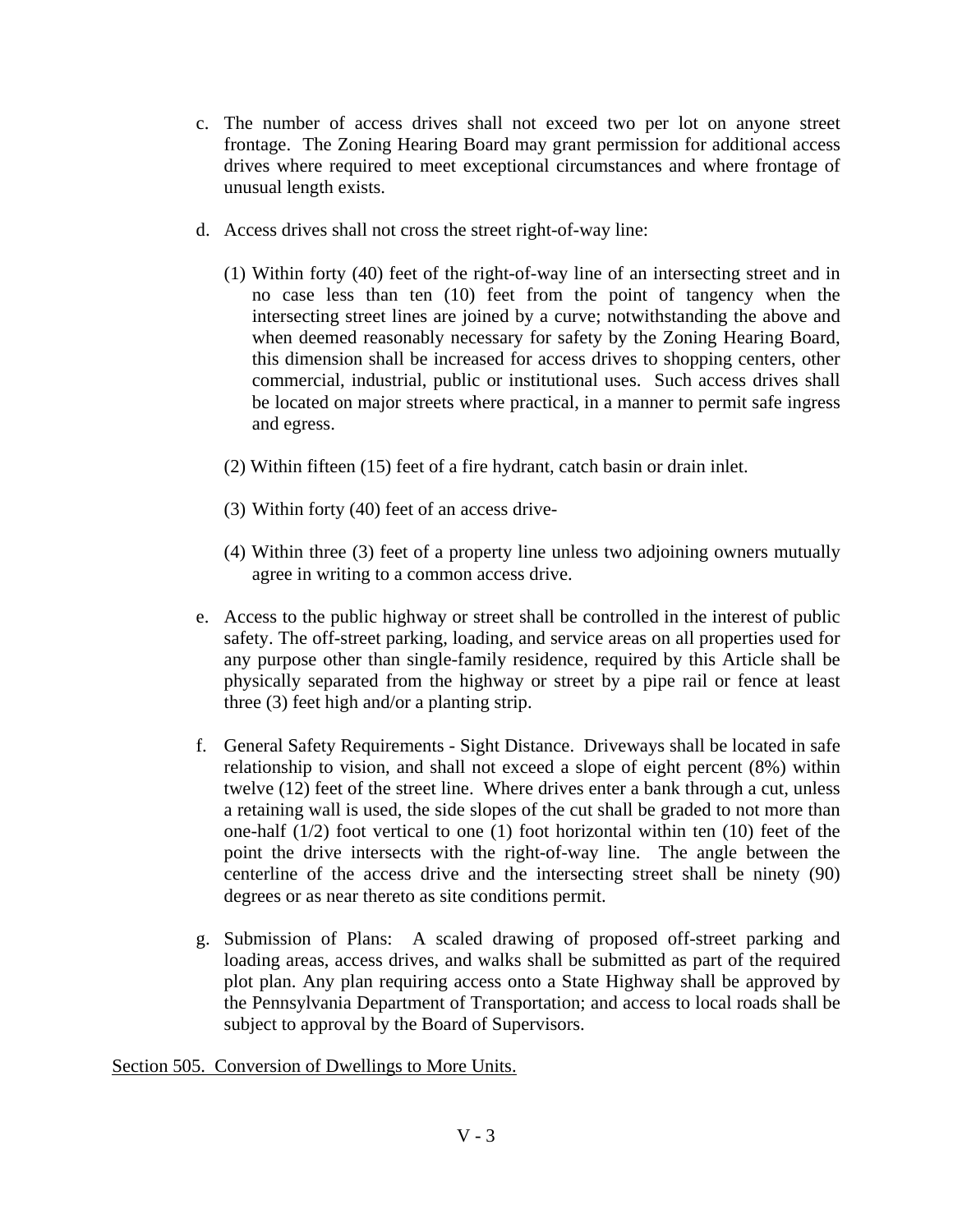c. The number of access drives shall not exceed two per lot on anyone street frontage. The Zoning Hearing Board may grant permission for additional access drives where required to meet exceptional circumstances and where frontage of unusual length exists.

d. Access drives shall not cross the street right-of-way line:

   (1) Within forty (40) feet of the right-of-way line of an intersecting street and in no case less than ten (10) feet from the point of tangency when the intersecting street lines are joined by a curve; notwithstanding the above and when deemed reasonably necessary for safety by the Zoning Hearing Board, this dimension shall be increased for access drives to shopping centers, other commercial, industrial, public or institutional uses. Such access drives shall be located on major streets where practical, in a manner to permit safe ingress and egress.

   (2) Within fifteen (15) feet of a fire hydrant, catch basin or drain inlet.

   (3) Within forty (40) feet of an access drive-

   (4) Within three (3) feet of a property line unless two adjoining owners mutually agree in writing to a common access drive.

e. Access to the public highway or street shall be controlled in the interest of public safety. The off-street parking, loading, and service areas on all properties used for any purpose other than single-family residence, required by this Article shall be physically separated from the highway or street by a pipe rail or fence at least three (3) feet high and/or a planting strip.

f. General Safety Requirements - Sight Distance. Driveways shall be located in safe relationship to vision, and shall not exceed a slope of eight percent (8%) within twelve (12) feet of the street line. Where drives enter a bank through a cut, unless a retaining wall is used, the side slopes of the cut shall be graded to not more than one-half (1/2) foot vertical to one (1) foot horizontal within ten (10) feet of the point the drive intersects with the right-of-way line. The angle between the centerline of the access drive and the intersecting street shall be ninety (90) degrees or as near thereto as site conditions permit.

g. Submission of Plans: A scaled drawing of proposed off-street parking and loading areas, access drives, and walks shall be submitted as part of the required plot plan. Any plan requiring access onto a State Highway shall be approved by the Pennsylvania Department of Transportation; and access to local roads shall be subject to approval by the Board of Supervisors.

## Section 505. Conversion of Dwellings to More Units.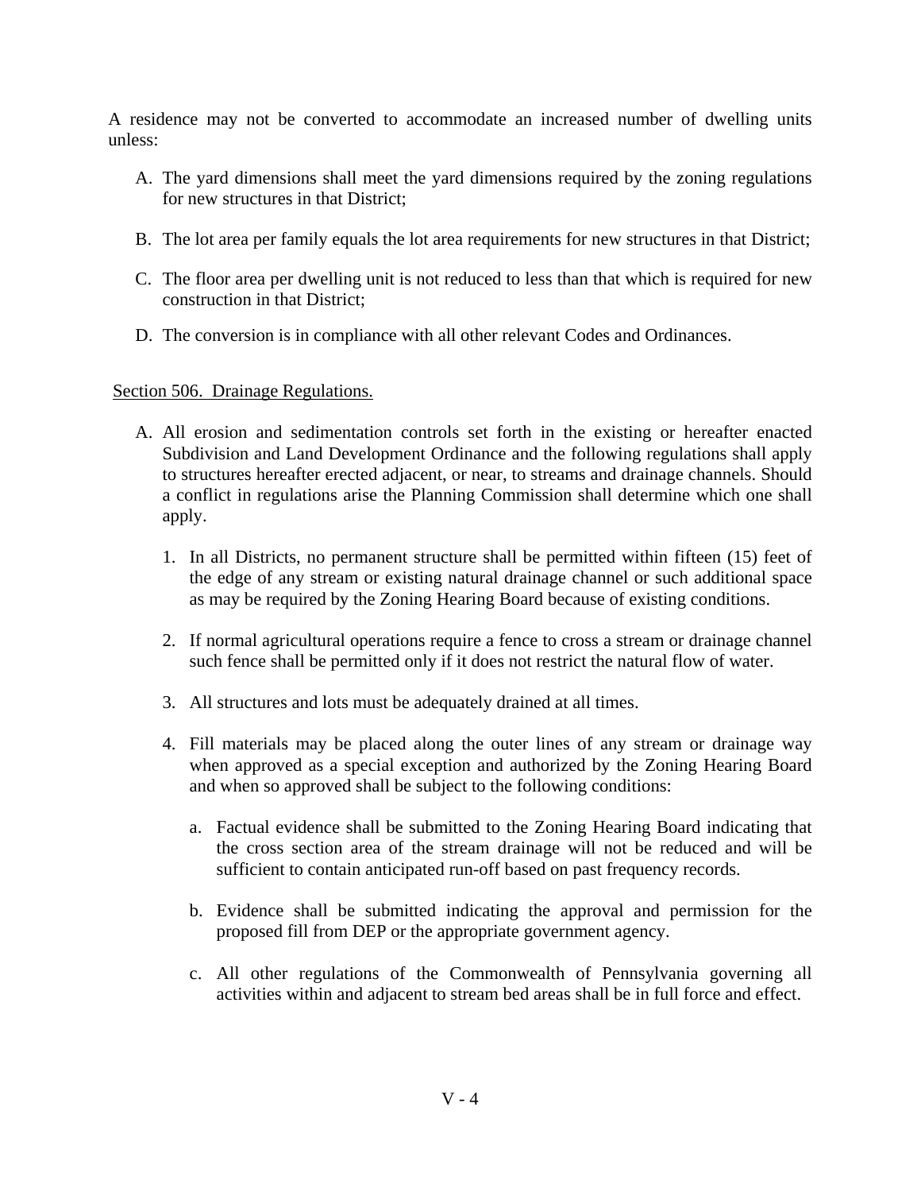A residence may not be converted to accommodate an increased number of dwelling units unless:

A. The yard dimensions shall meet the yard dimensions required by the zoning regulations for new structures in that District;

B. The lot area per family equals the lot area requirements for new structures in that District;

C. The floor area per dwelling unit is not reduced to less than that which is required for new construction in that District;

D. The conversion is in compliance with all other relevant Codes and Ordinances.

## Section 506. Drainage Regulations.

A. All erosion and sedimentation controls set forth in the existing or hereafter enacted Subdivision and Land Development Ordinance and the following regulations shall apply to structures hereafter erected adjacent, or near, to streams and drainage channels. Should a conflict in regulations arise the Planning Commission shall determine which one shall apply.

   1. In all Districts, no permanent structure shall be permitted within fifteen (15) feet of the edge of any stream or existing natural drainage channel or such additional space as may be required by the Zoning Hearing Board because of existing conditions.

   2. If normal agricultural operations require a fence to cross a stream or drainage channel such fence shall be permitted only if it does not restrict the natural flow of water.

   3. All structures and lots must be adequately drained at all times.

   4. Fill materials may be placed along the outer lines of any stream or drainage way when approved as a special exception and authorized by the Zoning Hearing Board and when so approved shall be subject to the following conditions:

      a. Factual evidence shall be submitted to the Zoning Hearing Board indicating that the cross section area of the stream drainage will not be reduced and will be sufficient to contain anticipated run-off based on past frequency records.

      b. Evidence shall be submitted indicating the approval and permission for the proposed fill from DEP or the appropriate government agency.

      c. All other regulations of the Commonwealth of Pennsylvania governing all activities within and adjacent to stream bed areas shall be in full force and effect.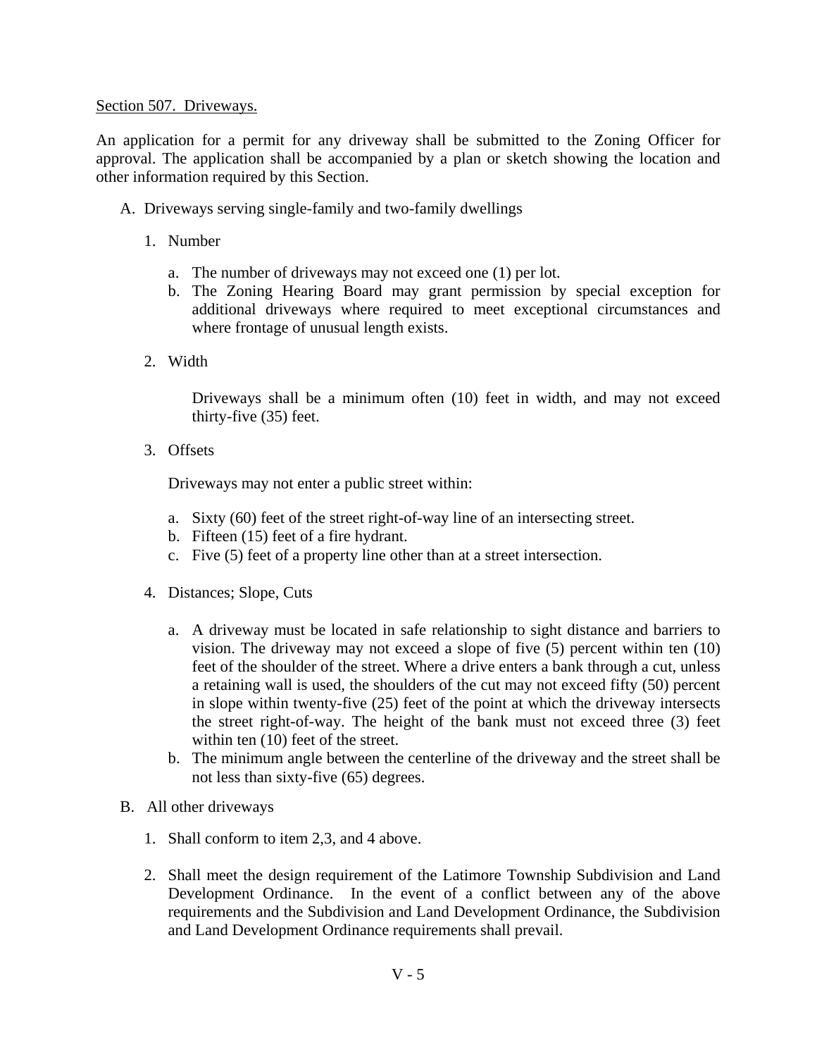## Section 507. Driveways.

An application for a permit for any driveway shall be submitted to the Zoning Officer for approval. The application shall be accompanied by a plan or sketch showing the location and other information required by this Section.

A. Driveways serving single-family and two-family dwellings

   1. Number

      a. The number of driveways may not exceed one (1) per lot.
      b. The Zoning Hearing Board may grant permission by special exception for additional driveways where required to meet exceptional circumstances and where frontage of unusual length exists.

   2. Width

      Driveways shall be a minimum often (10) feet in width, and may not exceed thirty-five (35) feet.

   3. Offsets

      Driveways may not enter a public street within:

      a. Sixty (60) feet of the street right-of-way line of an intersecting street.
      b. Fifteen (15) feet of a fire hydrant.
      c. Five (5) feet of a property line other than at a street intersection.

   4. Distances; Slope, Cuts

      a. A driveway must be located in safe relationship to sight distance and barriers to vision. The driveway may not exceed a slope of five (5) percent within ten (10) feet of the shoulder of the street. Where a drive enters a bank through a cut, unless a retaining wall is used, the shoulders of the cut may not exceed fifty (50) percent in slope within twenty-five (25) feet of the point at which the driveway intersects the street right-of-way. The height of the bank must not exceed three (3) feet within ten (10) feet of the street.
      b. The minimum angle between the centerline of the driveway and the street shall be not less than sixty-five (65) degrees.

B. All other driveways

   1. Shall conform to item 2,3, and 4 above.

   2. Shall meet the design requirement of the Latimore Township Subdivision and Land Development Ordinance. In the event of a conflict between any of the above requirements and the Subdivision and Land Development Ordinance, the Subdivision and Land Development Ordinance requirements shall prevail.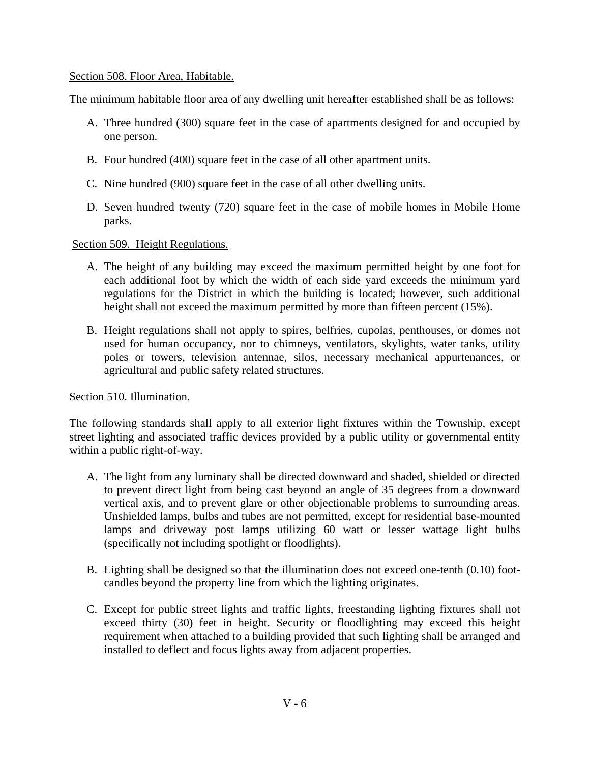Section 508. Floor Area, Habitable.

The minimum habitable floor area of any dwelling unit hereafter established shall be as follows:

A. Three hundred (300) square feet in the case of apartments designed for and occupied by one person.

B. Four hundred (400) square feet in the case of all other apartment units.

C. Nine hundred (900) square feet in the case of all other dwelling units.

D. Seven hundred twenty (720) square feet in the case of mobile homes in Mobile Home parks.

Section 509. Height Regulations.

A. The height of any building may exceed the maximum permitted height by one foot for each additional foot by which the width of each side yard exceeds the minimum yard regulations for the District in which the building is located; however, such additional height shall not exceed the maximum permitted by more than fifteen percent (15%).

B. Height regulations shall not apply to spires, belfries, cupolas, penthouses, or domes not used for human occupancy, nor to chimneys, ventilators, skylights, water tanks, utility poles or towers, television antennae, silos, necessary mechanical appurtenances, or agricultural and public safety related structures.

Section 510. Illumination.

The following standards shall apply to all exterior light fixtures within the Township, except street lighting and associated traffic devices provided by a public utility or governmental entity within a public right-of-way.

A. The light from any luminary shall be directed downward and shaded, shielded or directed to prevent direct light from being cast beyond an angle of 35 degrees from a downward vertical axis, and to prevent glare or other objectionable problems to surrounding areas. Unshielded lamps, bulbs and tubes are not permitted, except for residential base-mounted lamps and driveway post lamps utilizing 60 watt or lesser wattage light bulbs (specifically not including spotlight or floodlights).

B. Lighting shall be designed so that the illumination does not exceed one-tenth (0.10) foot-candles beyond the property line from which the lighting originates.

C. Except for public street lights and traffic lights, freestanding lighting fixtures shall not exceed thirty (30) feet in height. Security or floodlighting may exceed this height requirement when attached to a building provided that such lighting shall be arranged and installed to deflect and focus lights away from adjacent properties.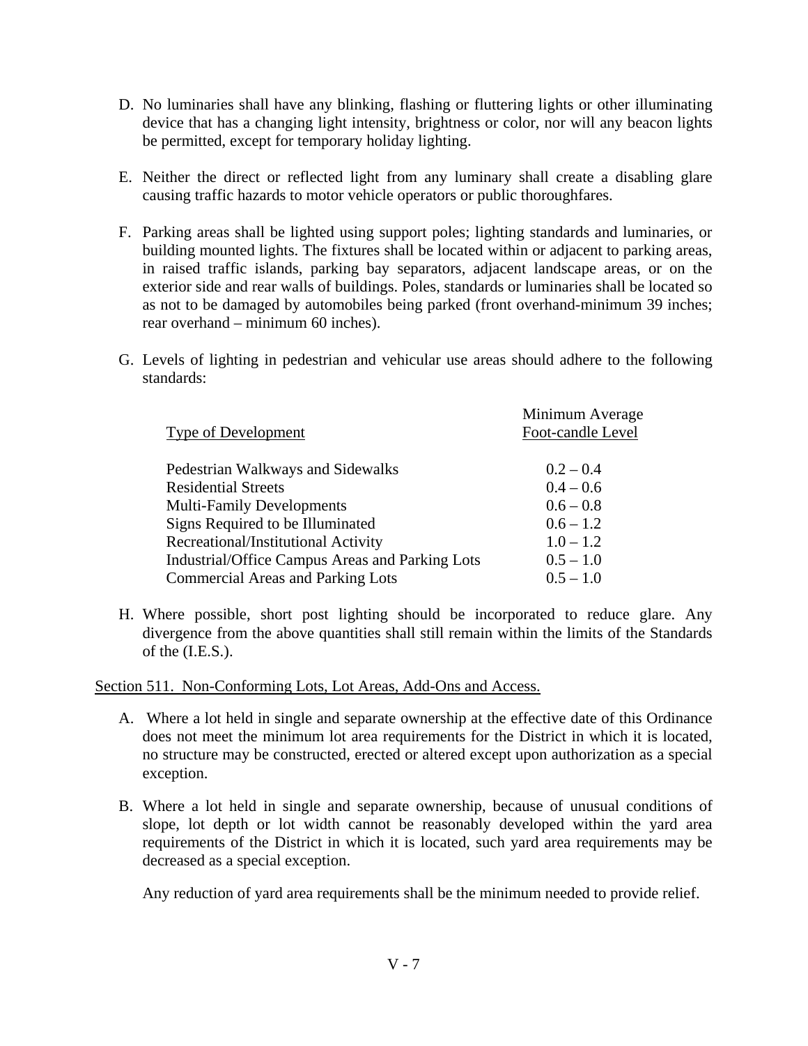D. No luminaries shall have any blinking, flashing or fluttering lights or other illuminating device that has a changing light intensity, brightness or color, nor will any beacon lights be permitted, except for temporary holiday lighting.

E. Neither the direct or reflected light from any luminary shall create a disabling glare causing traffic hazards to motor vehicle operators or public thoroughfares.

F. Parking areas shall be lighted using support poles; lighting standards and luminaries, or building mounted lights. The fixtures shall be located within or adjacent to parking areas, in raised traffic islands, parking bay separators, adjacent landscape areas, or on the exterior side and rear walls of buildings. Poles, standards or luminaries shall be located so as not to be damaged by automobiles being parked (front overhand-minimum 39 inches; rear overhand – minimum 60 inches).

G. Levels of lighting in pedestrian and vehicular use areas should adhere to the following standards:

| Type of Development | Minimum Average Foot-candle Level |
|---|---|
| Pedestrian Walkways and Sidewalks | 0.2 – 0.4 |
| Residential Streets | 0.4 – 0.6 |
| Multi-Family Developments | 0.6 – 0.8 |
| Signs Required to be Illuminated | 0.6 – 1.2 |
| Recreational/Institutional Activity | 1.0 – 1.2 |
| Industrial/Office Campus Areas and Parking Lots | 0.5 – 1.0 |
| Commercial Areas and Parking Lots | 0.5 – 1.0 |

H. Where possible, short post lighting should be incorporated to reduce glare. Any divergence from the above quantities shall still remain within the limits of the Standards of the (I.E.S.).

## Section 511. Non-Conforming Lots, Lot Areas, Add-Ons and Access.

A. Where a lot held in single and separate ownership at the effective date of this Ordinance does not meet the minimum lot area requirements for the District in which it is located, no structure may be constructed, erected or altered except upon authorization as a special exception.

B. Where a lot held in single and separate ownership, because of unusual conditions of slope, lot depth or lot width cannot be reasonably developed within the yard area requirements of the District in which it is located, such yard area requirements may be decreased as a special exception.

   Any reduction of yard area requirements shall be the minimum needed to provide relief.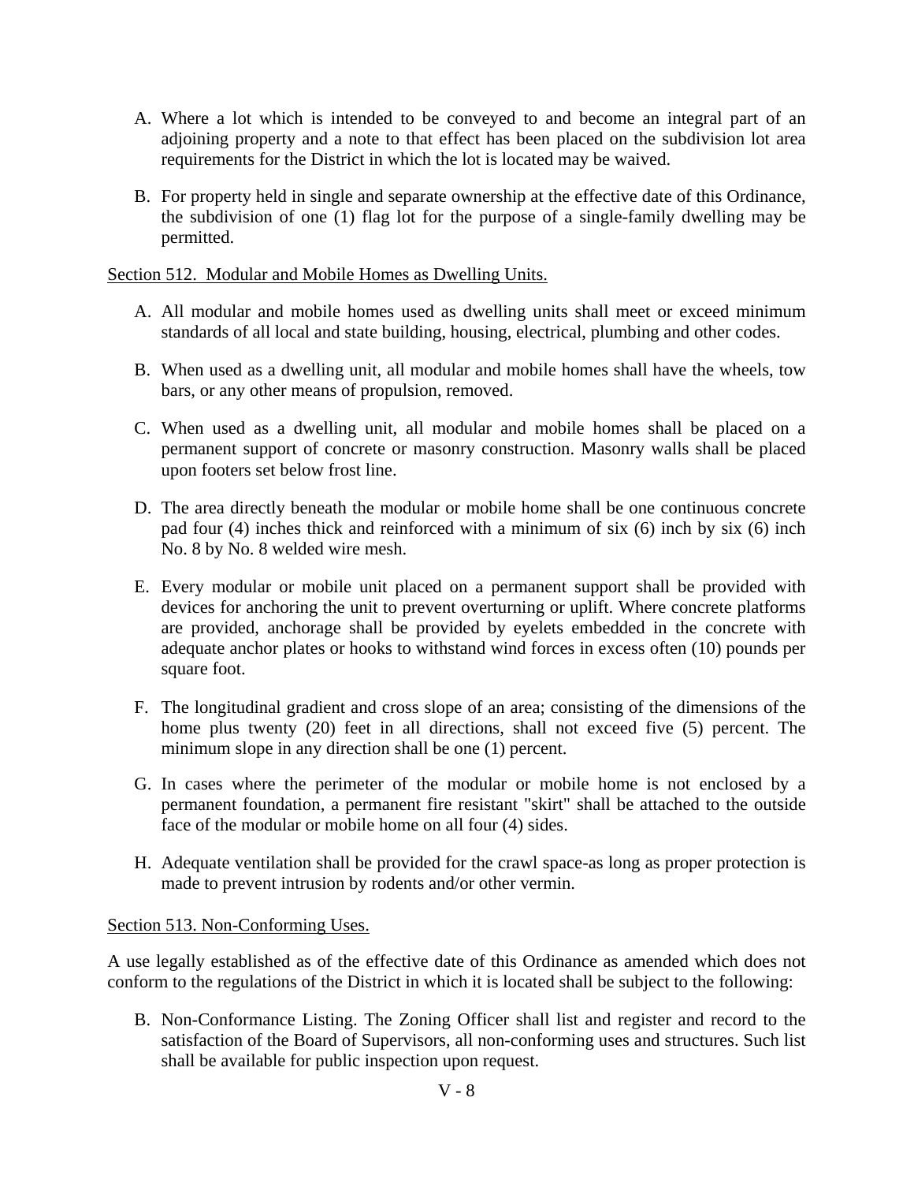A. Where a lot which is intended to be conveyed to and become an integral part of an adjoining property and a note to that effect has been placed on the subdivision lot area requirements for the District in which the lot is located may be waived.

B. For property held in single and separate ownership at the effective date of this Ordinance, the subdivision of one (1) flag lot for the purpose of a single-family dwelling may be permitted.

<u>Section 512. Modular and Mobile Homes as Dwelling Units.</u>

A. All modular and mobile homes used as dwelling units shall meet or exceed minimum standards of all local and state building, housing, electrical, plumbing and other codes.

B. When used as a dwelling unit, all modular and mobile homes shall have the wheels, tow bars, or any other means of propulsion, removed.

C. When used as a dwelling unit, all modular and mobile homes shall be placed on a permanent support of concrete or masonry construction. Masonry walls shall be placed upon footers set below frost line.

D. The area directly beneath the modular or mobile home shall be one continuous concrete pad four (4) inches thick and reinforced with a minimum of six (6) inch by six (6) inch No. 8 by No. 8 welded wire mesh.

E. Every modular or mobile unit placed on a permanent support shall be provided with devices for anchoring the unit to prevent overturning or uplift. Where concrete platforms are provided, anchorage shall be provided by eyelets embedded in the concrete with adequate anchor plates or hooks to withstand wind forces in excess often (10) pounds per square foot.

F. The longitudinal gradient and cross slope of an area; consisting of the dimensions of the home plus twenty (20) feet in all directions, shall not exceed five (5) percent. The minimum slope in any direction shall be one (1) percent.

G. In cases where the perimeter of the modular or mobile home is not enclosed by a permanent foundation, a permanent fire resistant "skirt" shall be attached to the outside face of the modular or mobile home on all four (4) sides.

H. Adequate ventilation shall be provided for the crawl space-as long as proper protection is made to prevent intrusion by rodents and/or other vermin.

<u>Section 513. Non-Conforming Uses.</u>

A use legally established as of the effective date of this Ordinance as amended which does not conform to the regulations of the District in which it is located shall be subject to the following:

B. Non-Conformance Listing. The Zoning Officer shall list and register and record to the satisfaction of the Board of Supervisors, all non-conforming uses and structures. Such list shall be available for public inspection upon request.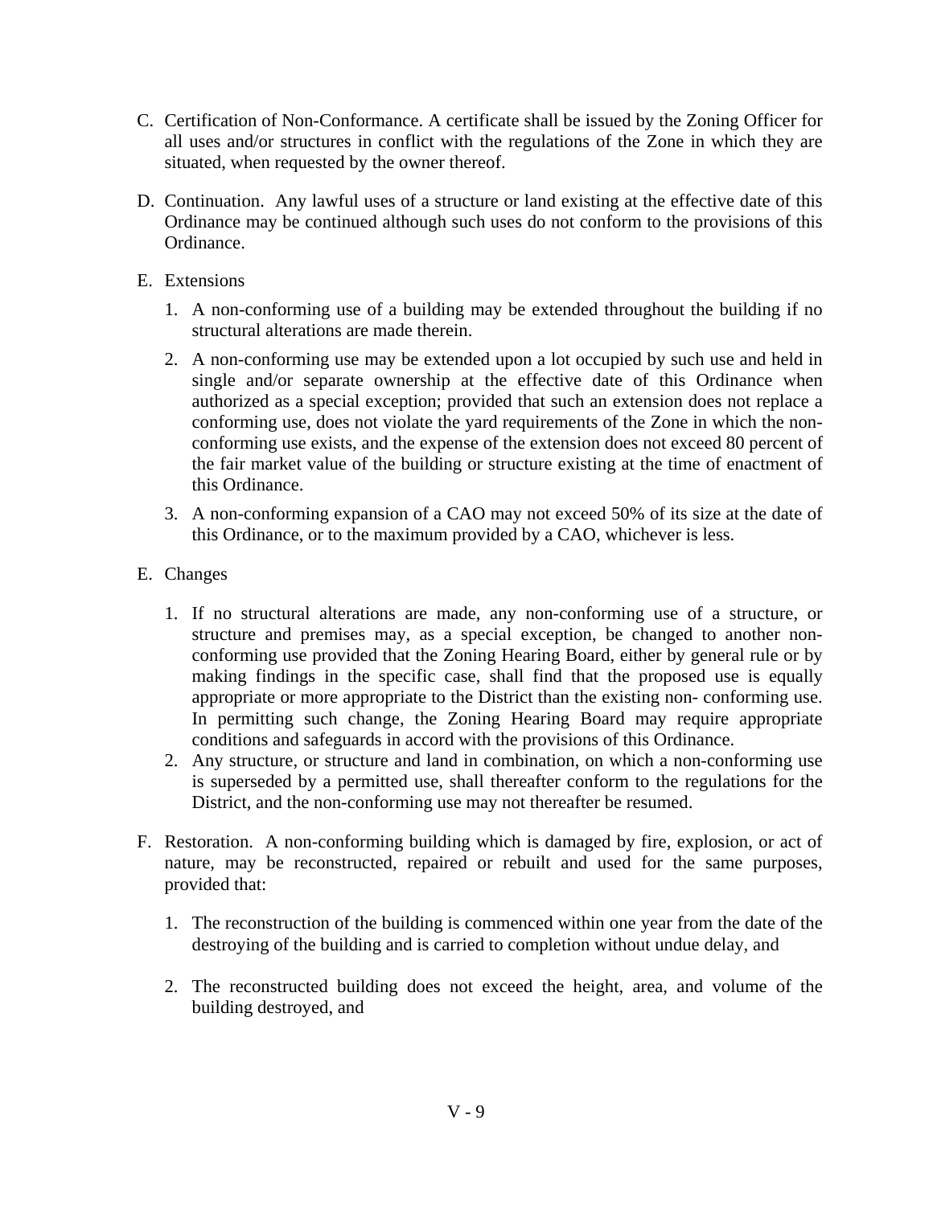C. Certification of Non-Conformance. A certificate shall be issued by the Zoning Officer for all uses and/or structures in conflict with the regulations of the Zone in which they are situated, when requested by the owner thereof.

D. Continuation. Any lawful uses of a structure or land existing at the effective date of this Ordinance may be continued although such uses do not conform to the provisions of this Ordinance.

E. Extensions

   1. A non-conforming use of a building may be extended throughout the building if no structural alterations are made therein.

   2. A non-conforming use may be extended upon a lot occupied by such use and held in single and/or separate ownership at the effective date of this Ordinance when authorized as a special exception; provided that such an extension does not replace a conforming use, does not violate the yard requirements of the Zone in which the non-conforming use exists, and the expense of the extension does not exceed 80 percent of the fair market value of the building or structure existing at the time of enactment of this Ordinance.

   3. A non-conforming expansion of a CAO may not exceed 50% of its size at the date of this Ordinance, or to the maximum provided by a CAO, whichever is less.

E. Changes

   1. If no structural alterations are made, any non-conforming use of a structure, or structure and premises may, as a special exception, be changed to another non-conforming use provided that the Zoning Hearing Board, either by general rule or by making findings in the specific case, shall find that the proposed use is equally appropriate or more appropriate to the District than the existing non- conforming use. In permitting such change, the Zoning Hearing Board may require appropriate conditions and safeguards in accord with the provisions of this Ordinance.
   2. Any structure, or structure and land in combination, on which a non-conforming use is superseded by a permitted use, shall thereafter conform to the regulations for the District, and the non-conforming use may not thereafter be resumed.

F. Restoration. A non-conforming building which is damaged by fire, explosion, or act of nature, may be reconstructed, repaired or rebuilt and used for the same purposes, provided that:

   1. The reconstruction of the building is commenced within one year from the date of the destroying of the building and is carried to completion without undue delay, and

   2. The reconstructed building does not exceed the height, area, and volume of the building destroyed, and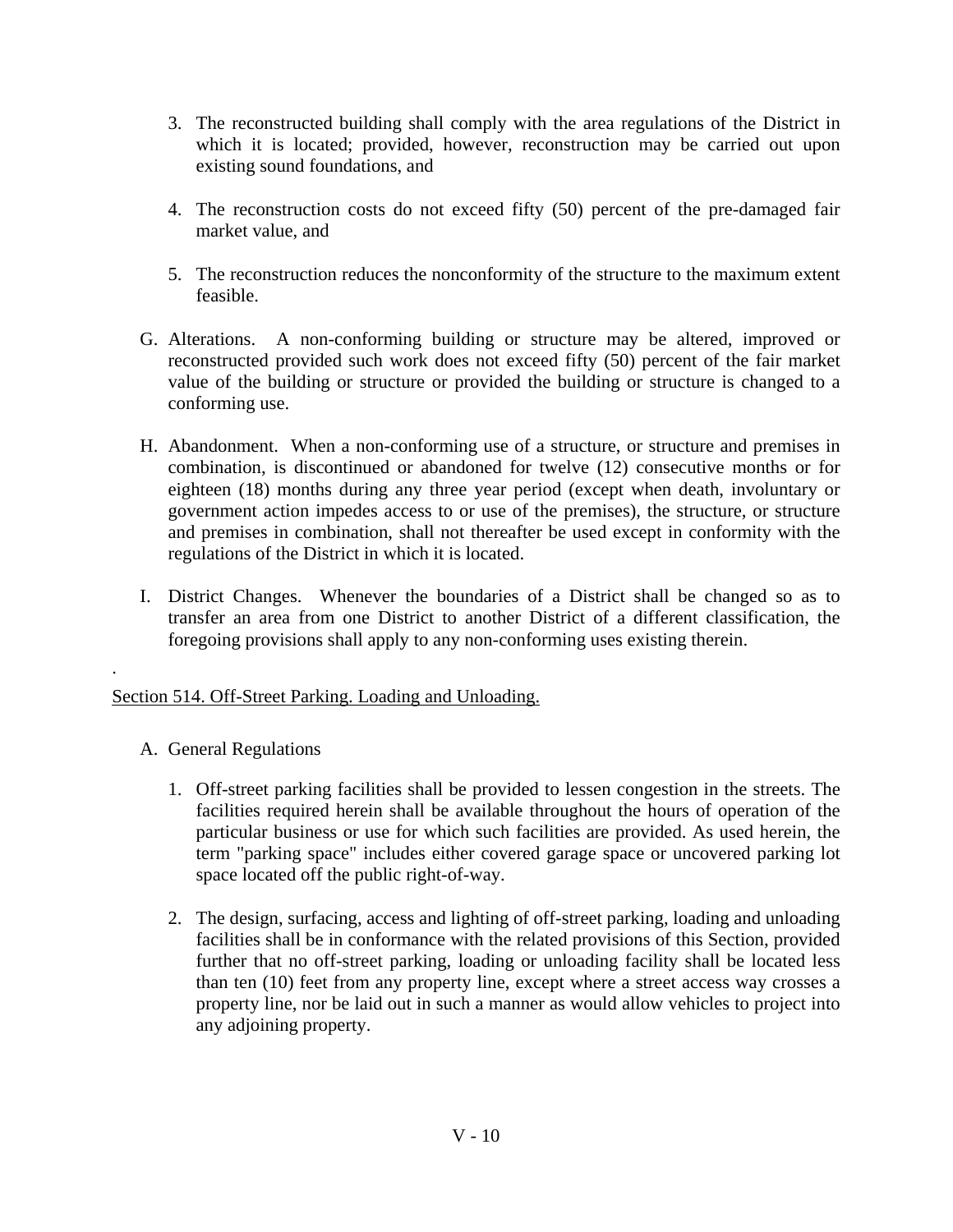3. The reconstructed building shall comply with the area regulations of the District in which it is located; provided, however, reconstruction may be carried out upon existing sound foundations, and

4. The reconstruction costs do not exceed fifty (50) percent of the pre-damaged fair market value, and

5. The reconstruction reduces the nonconformity of the structure to the maximum extent feasible.

G. Alterations. A non-conforming building or structure may be altered, improved or reconstructed provided such work does not exceed fifty (50) percent of the fair market value of the building or structure or provided the building or structure is changed to a conforming use.

H. Abandonment. When a non-conforming use of a structure, or structure and premises in combination, is discontinued or abandoned for twelve (12) consecutive months or for eighteen (18) months during any three year period (except when death, involuntary or government action impedes access to or use of the premises), the structure, or structure and premises in combination, shall not thereafter be used except in conformity with the regulations of the District in which it is located.

I. District Changes. Whenever the boundaries of a District shall be changed so as to transfer an area from one District to another District of a different classification, the foregoing provisions shall apply to any non-conforming uses existing therein.

.

## Section 514. Off-Street Parking. Loading and Unloading.

A. General Regulations

1. Off-street parking facilities shall be provided to lessen congestion in the streets. The facilities required herein shall be available throughout the hours of operation of the particular business or use for which such facilities are provided. As used herein, the term "parking space" includes either covered garage space or uncovered parking lot space located off the public right-of-way.

2. The design, surfacing, access and lighting of off-street parking, loading and unloading facilities shall be in conformance with the related provisions of this Section, provided further that no off-street parking, loading or unloading facility shall be located less than ten (10) feet from any property line, except where a street access way crosses a property line, nor be laid out in such a manner as would allow vehicles to project into any adjoining property.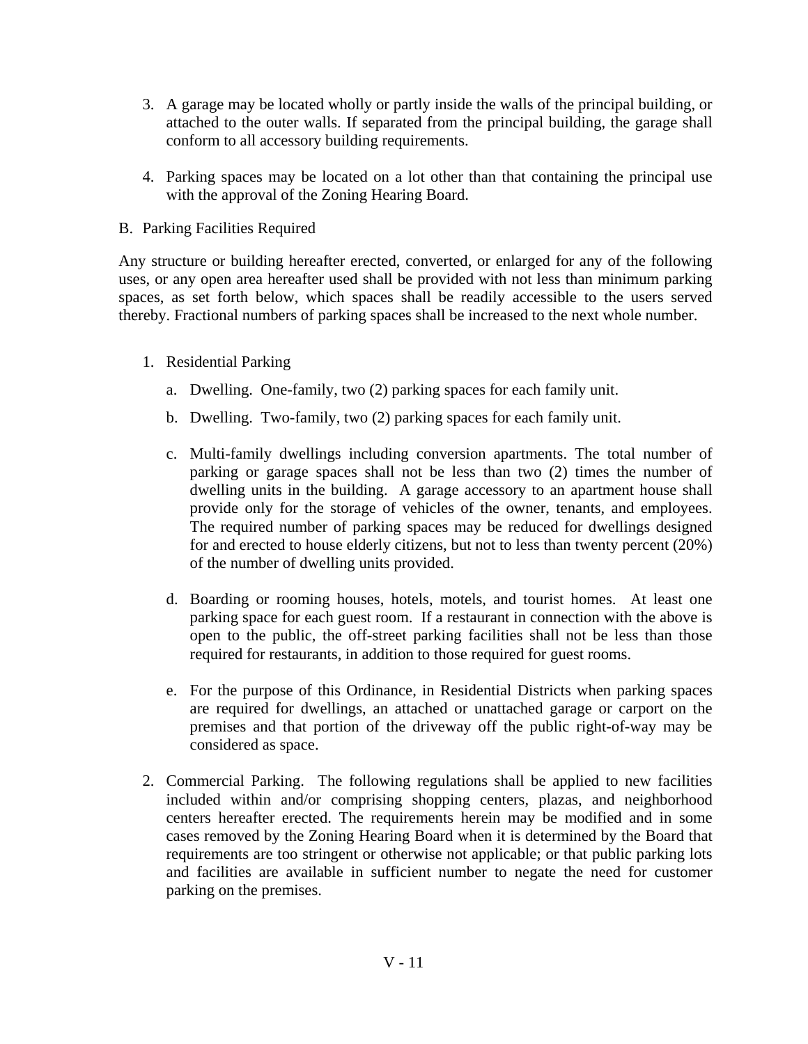3. A garage may be located wholly or partly inside the walls of the principal building, or attached to the outer walls. If separated from the principal building, the garage shall conform to all accessory building requirements.

4. Parking spaces may be located on a lot other than that containing the principal use with the approval of the Zoning Hearing Board.

B. Parking Facilities Required

Any structure or building hereafter erected, converted, or enlarged for any of the following uses, or any open area hereafter used shall be provided with not less than minimum parking spaces, as set forth below, which spaces shall be readily accessible to the users served thereby. Fractional numbers of parking spaces shall be increased to the next whole number.

1. Residential Parking

   a. Dwelling. One-family, two (2) parking spaces for each family unit.

   b. Dwelling. Two-family, two (2) parking spaces for each family unit.

   c. Multi-family dwellings including conversion apartments. The total number of parking or garage spaces shall not be less than two (2) times the number of dwelling units in the building. A garage accessory to an apartment house shall provide only for the storage of vehicles of the owner, tenants, and employees. The required number of parking spaces may be reduced for dwellings designed for and erected to house elderly citizens, but not to less than twenty percent (20%) of the number of dwelling units provided.

   d. Boarding or rooming houses, hotels, motels, and tourist homes. At least one parking space for each guest room. If a restaurant in connection with the above is open to the public, the off-street parking facilities shall not be less than those required for restaurants, in addition to those required for guest rooms.

   e. For the purpose of this Ordinance, in Residential Districts when parking spaces are required for dwellings, an attached or unattached garage or carport on the premises and that portion of the driveway off the public right-of-way may be considered as space.

2. Commercial Parking. The following regulations shall be applied to new facilities included within and/or comprising shopping centers, plazas, and neighborhood centers hereafter erected. The requirements herein may be modified and in some cases removed by the Zoning Hearing Board when it is determined by the Board that requirements are too stringent or otherwise not applicable; or that public parking lots and facilities are available in sufficient number to negate the need for customer parking on the premises.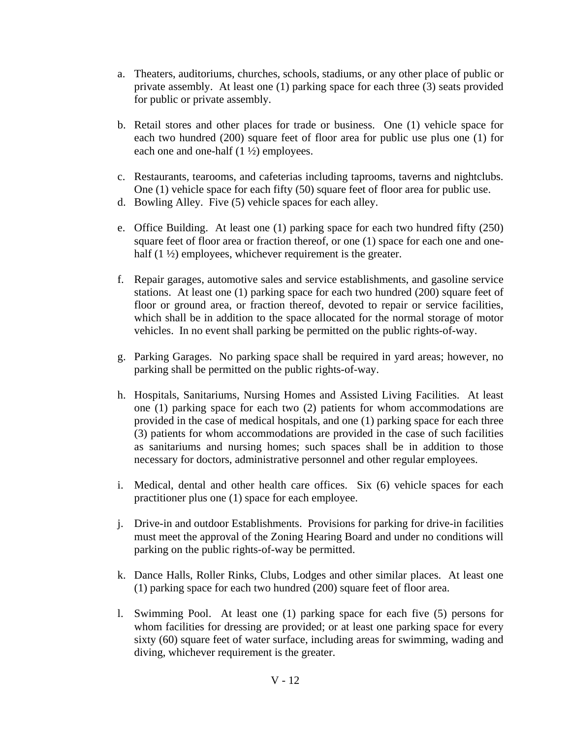a. Theaters, auditoriums, churches, schools, stadiums, or any other place of public or private assembly. At least one (1) parking space for each three (3) seats provided for public or private assembly.

b. Retail stores and other places for trade or business. One (1) vehicle space for each two hundred (200) square feet of floor area for public use plus one (1) for each one and one-half (1 ½) employees.

c. Restaurants, tearooms, and cafeterias including taprooms, taverns and nightclubs. One (1) vehicle space for each fifty (50) square feet of floor area for public use.

d. Bowling Alley. Five (5) vehicle spaces for each alley.

e. Office Building. At least one (1) parking space for each two hundred fifty (250) square feet of floor area or fraction thereof, or one (1) space for each one and one-half (1 ½) employees, whichever requirement is the greater.

f. Repair garages, automotive sales and service establishments, and gasoline service stations. At least one (1) parking space for each two hundred (200) square feet of floor or ground area, or fraction thereof, devoted to repair or service facilities, which shall be in addition to the space allocated for the normal storage of motor vehicles. In no event shall parking be permitted on the public rights-of-way.

g. Parking Garages. No parking space shall be required in yard areas; however, no parking shall be permitted on the public rights-of-way.

h. Hospitals, Sanitariums, Nursing Homes and Assisted Living Facilities. At least one (1) parking space for each two (2) patients for whom accommodations are provided in the case of medical hospitals, and one (1) parking space for each three (3) patients for whom accommodations are provided in the case of such facilities as sanitariums and nursing homes; such spaces shall be in addition to those necessary for doctors, administrative personnel and other regular employees.

i. Medical, dental and other health care offices. Six (6) vehicle spaces for each practitioner plus one (1) space for each employee.

j. Drive-in and outdoor Establishments. Provisions for parking for drive-in facilities must meet the approval of the Zoning Hearing Board and under no conditions will parking on the public rights-of-way be permitted.

k. Dance Halls, Roller Rinks, Clubs, Lodges and other similar places. At least one (1) parking space for each two hundred (200) square feet of floor area.

l. Swimming Pool. At least one (1) parking space for each five (5) persons for whom facilities for dressing are provided; or at least one parking space for every sixty (60) square feet of water surface, including areas for swimming, wading and diving, whichever requirement is the greater.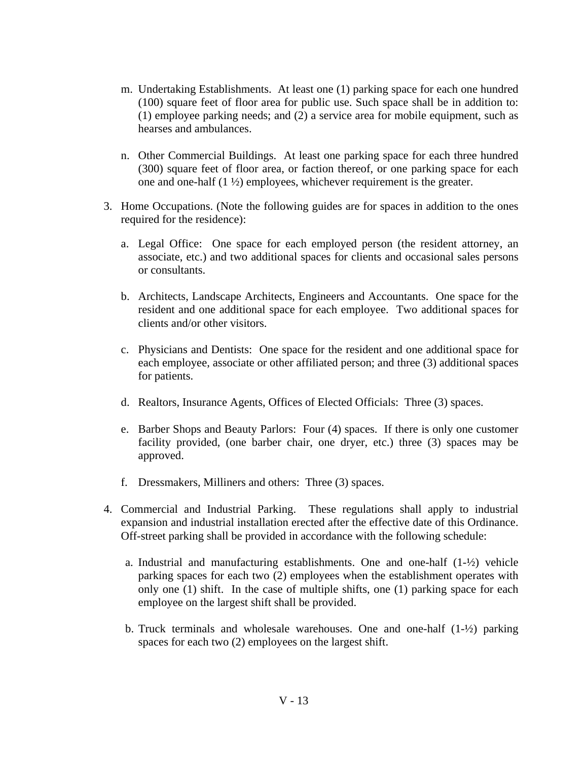m. Undertaking Establishments. At least one (1) parking space for each one hundred (100) square feet of floor area for public use. Such space shall be in addition to: (1) employee parking needs; and (2) a service area for mobile equipment, such as hearses and ambulances.

n. Other Commercial Buildings. At least one parking space for each three hundred (300) square feet of floor area, or faction thereof, or one parking space for each one and one-half (1 ½) employees, whichever requirement is the greater.

3. Home Occupations. (Note the following guides are for spaces in addition to the ones required for the residence):

   a. Legal Office: One space for each employed person (the resident attorney, an associate, etc.) and two additional spaces for clients and occasional sales persons or consultants.

   b. Architects, Landscape Architects, Engineers and Accountants. One space for the resident and one additional space for each employee. Two additional spaces for clients and/or other visitors.

   c. Physicians and Dentists: One space for the resident and one additional space for each employee, associate or other affiliated person; and three (3) additional spaces for patients.

   d. Realtors, Insurance Agents, Offices of Elected Officials: Three (3) spaces.

   e. Barber Shops and Beauty Parlors: Four (4) spaces. If there is only one customer facility provided, (one barber chair, one dryer, etc.) three (3) spaces may be approved.

   f. Dressmakers, Milliners and others: Three (3) spaces.

4. Commercial and Industrial Parking. These regulations shall apply to industrial expansion and industrial installation erected after the effective date of this Ordinance. Off-street parking shall be provided in accordance with the following schedule:

   a. Industrial and manufacturing establishments. One and one-half (1-½) vehicle parking spaces for each two (2) employees when the establishment operates with only one (1) shift. In the case of multiple shifts, one (1) parking space for each employee on the largest shift shall be provided.

   b. Truck terminals and wholesale warehouses. One and one-half (1-½) parking spaces for each two (2) employees on the largest shift.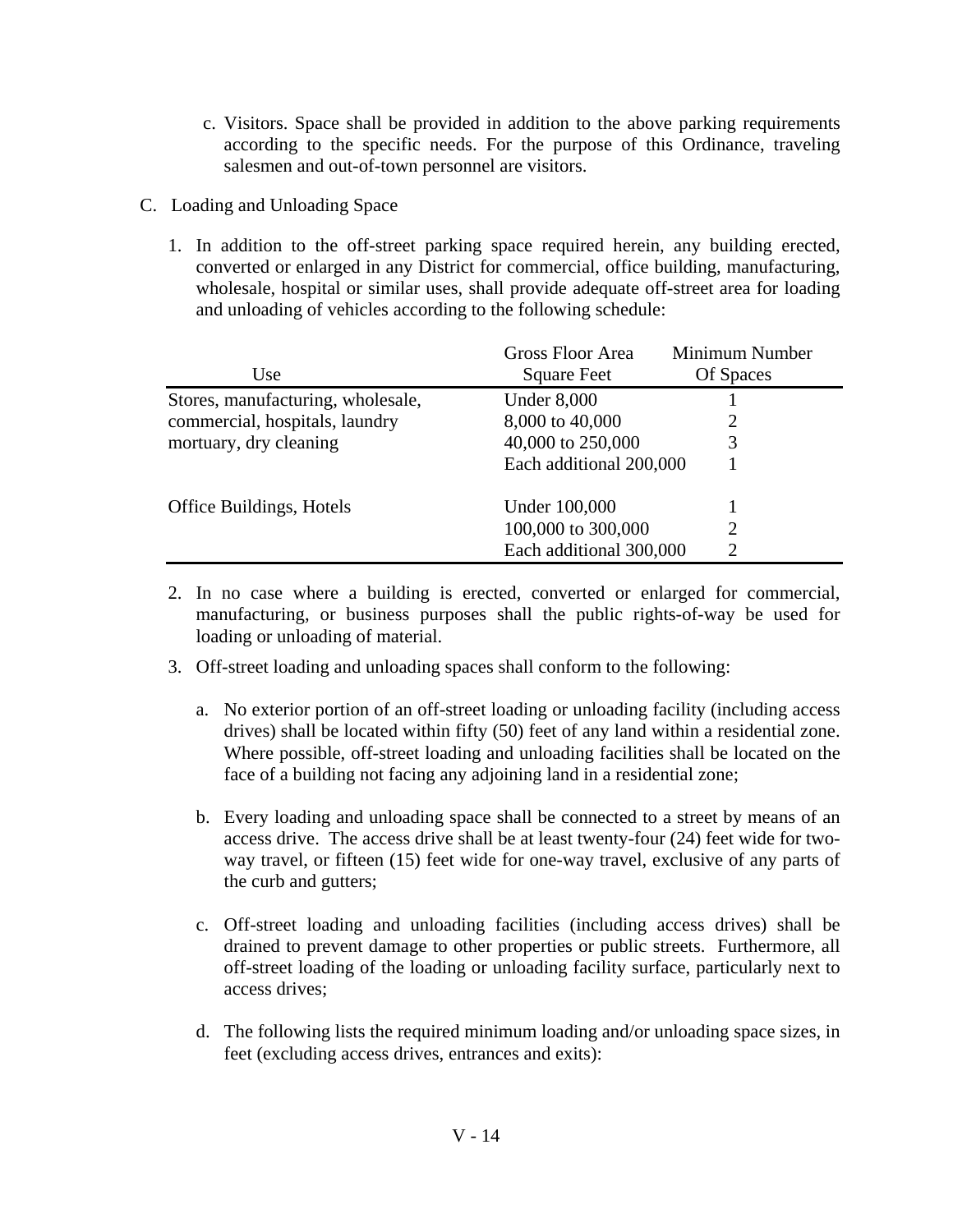c. Visitors. Space shall be provided in addition to the above parking requirements according to the specific needs. For the purpose of this Ordinance, traveling salesmen and out-of-town personnel are visitors.

C. Loading and Unloading Space

1. In addition to the off-street parking space required herein, any building erected, converted or enlarged in any District for commercial, office building, manufacturing, wholesale, hospital or similar uses, shall provide adequate off-street area for loading and unloading of vehicles according to the following schedule:

| Use | Gross Floor Area Square Feet | Minimum Number Of Spaces |
|---|---|---|
| Stores, manufacturing, wholesale, commercial, hospitals, laundry mortuary, dry cleaning | Under 8,000 | 1 |
| | 8,000 to 40,000 | 2 |
| | 40,000 to 250,000 | 3 |
| | Each additional 200,000 | 1 |
| Office Buildings, Hotels | Under 100,000 | 1 |
| | 100,000 to 300,000 | 2 |
| | Each additional 300,000 | 2 |

2. In no case where a building is erected, converted or enlarged for commercial, manufacturing, or business purposes shall the public rights-of-way be used for loading or unloading of material.

3. Off-street loading and unloading spaces shall conform to the following:

   a. No exterior portion of an off-street loading or unloading facility (including access drives) shall be located within fifty (50) feet of any land within a residential zone. Where possible, off-street loading and unloading facilities shall be located on the face of a building not facing any adjoining land in a residential zone;

   b. Every loading and unloading space shall be connected to a street by means of an access drive. The access drive shall be at least twenty-four (24) feet wide for two-way travel, or fifteen (15) feet wide for one-way travel, exclusive of any parts of the curb and gutters;

   c. Off-street loading and unloading facilities (including access drives) shall be drained to prevent damage to other properties or public streets. Furthermore, all off-street loading of the loading or unloading facility surface, particularly next to access drives;

   d. The following lists the required minimum loading and/or unloading space sizes, in feet (excluding access drives, entrances and exits):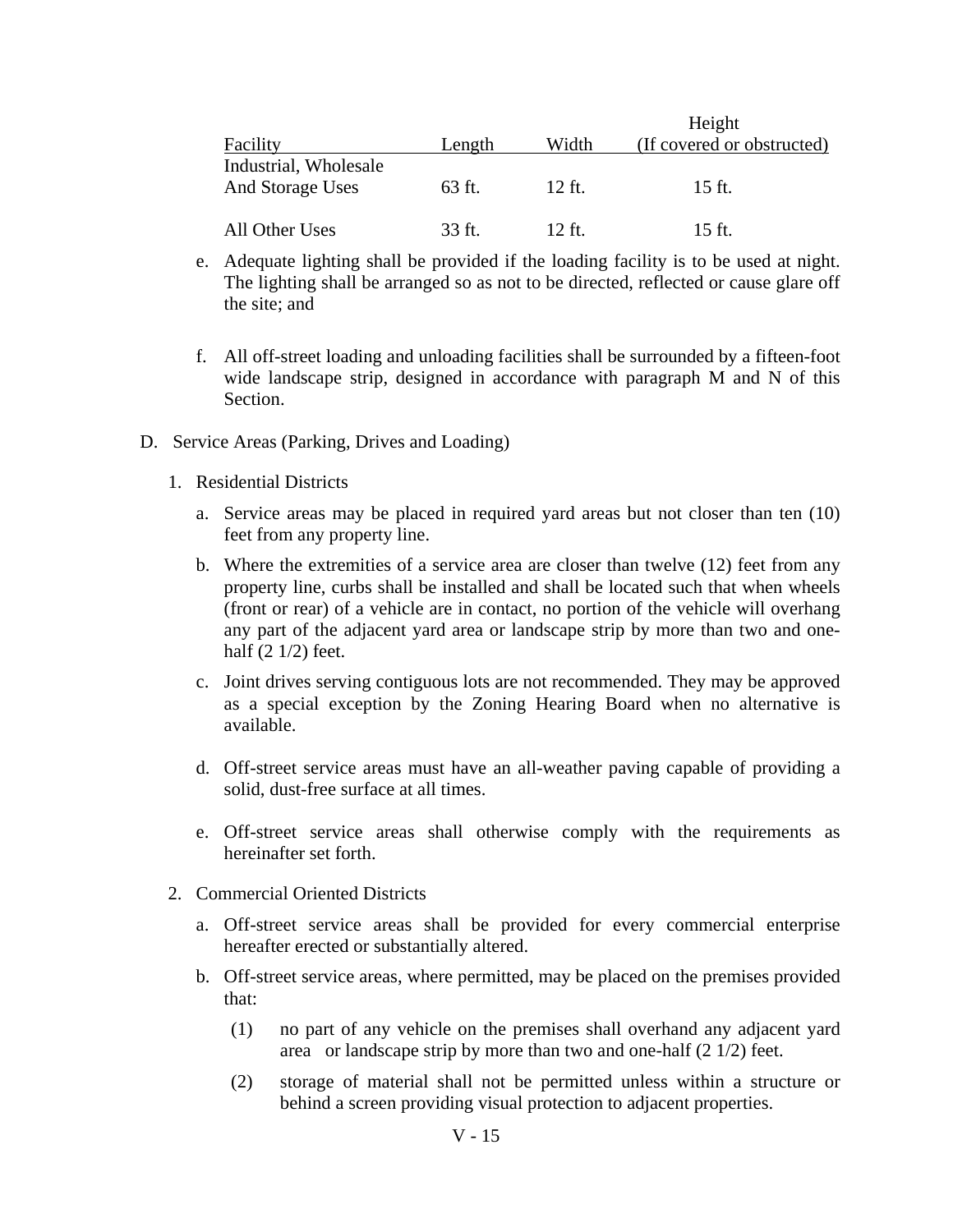| Facility | Length | Width | Height (If covered or obstructed) |
|---|---|---|---|
| Industrial, Wholesale And Storage Uses | 63 ft. | 12 ft. | 15 ft. |
| All Other Uses | 33 ft. | 12 ft. | 15 ft. |

e. Adequate lighting shall be provided if the loading facility is to be used at night. The lighting shall be arranged so as not to be directed, reflected or cause glare off the site; and

f. All off-street loading and unloading facilities shall be surrounded by a fifteen-foot wide landscape strip, designed in accordance with paragraph M and N of this Section.

D. Service Areas (Parking, Drives and Loading)

1. Residential Districts

   a. Service areas may be placed in required yard areas but not closer than ten (10) feet from any property line.

   b. Where the extremities of a service area are closer than twelve (12) feet from any property line, curbs shall be installed and shall be located such that when wheels (front or rear) of a vehicle are in contact, no portion of the vehicle will overhang any part of the adjacent yard area or landscape strip by more than two and one-half (2 1/2) feet.

   c. Joint drives serving contiguous lots are not recommended. They may be approved as a special exception by the Zoning Hearing Board when no alternative is available.

   d. Off-street service areas must have an all-weather paving capable of providing a solid, dust-free surface at all times.

   e. Off-street service areas shall otherwise comply with the requirements as hereinafter set forth.

2. Commercial Oriented Districts

   a. Off-street service areas shall be provided for every commercial enterprise hereafter erected or substantially altered.

   b. Off-street service areas, where permitted, may be placed on the premises provided that:

      (1) no part of any vehicle on the premises shall overhand any adjacent yard area or landscape strip by more than two and one-half (2 1/2) feet.

      (2) storage of material shall not be permitted unless within a structure or behind a screen providing visual protection to adjacent properties.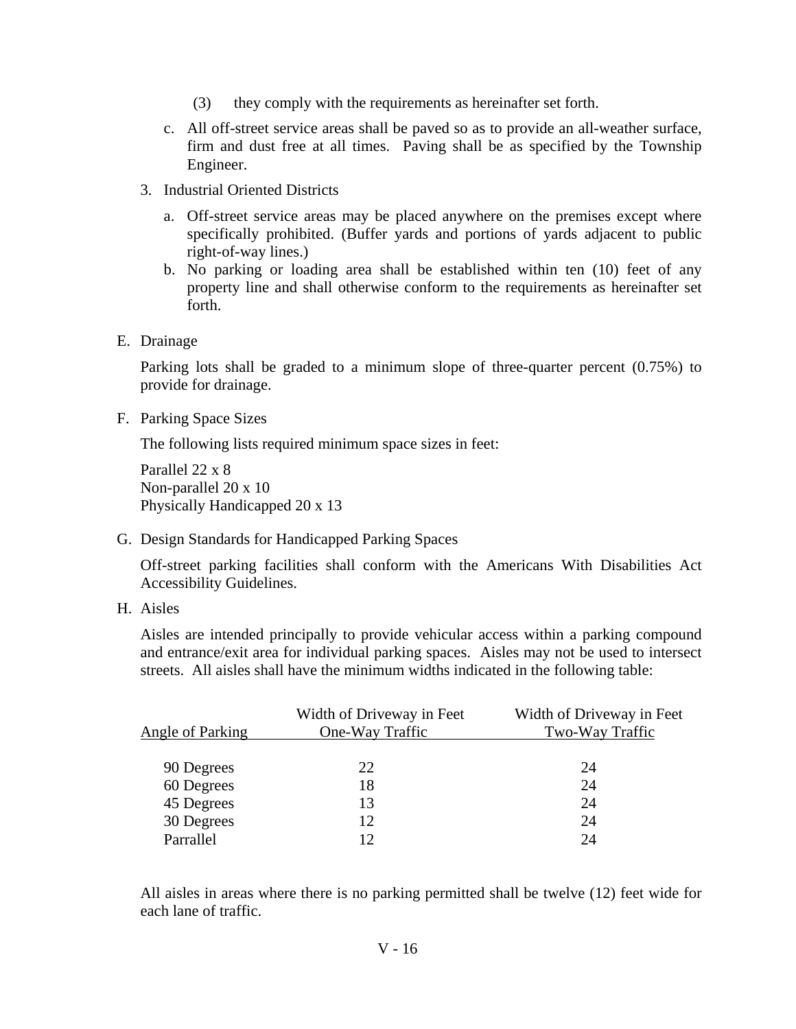(3) they comply with the requirements as hereinafter set forth.

c. All off-street service areas shall be paved so as to provide an all-weather surface, firm and dust free at all times. Paving shall be as specified by the Township Engineer.

3. Industrial Oriented Districts

   a. Off-street service areas may be placed anywhere on the premises except where specifically prohibited. (Buffer yards and portions of yards adjacent to public right-of-way lines.)
   b. No parking or loading area shall be established within ten (10) feet of any property line and shall otherwise conform to the requirements as hereinafter set forth.

E. Drainage

Parking lots shall be graded to a minimum slope of three-quarter percent (0.75%) to provide for drainage.

F. Parking Space Sizes

The following lists required minimum space sizes in feet:

Parallel 22 x 8
Non-parallel 20 x 10
Physically Handicapped 20 x 13

G. Design Standards for Handicapped Parking Spaces

Off-street parking facilities shall conform with the Americans With Disabilities Act Accessibility Guidelines.

H. Aisles

Aisles are intended principally to provide vehicular access within a parking compound and entrance/exit area for individual parking spaces. Aisles may not be used to intersect streets. All aisles shall have the minimum widths indicated in the following table:

| Angle of Parking | Width of Driveway in Feet One-Way Traffic | Width of Driveway in Feet Two-Way Traffic |
|---|---|---|
| 90 Degrees | 22 | 24 |
| 60 Degrees | 18 | 24 |
| 45 Degrees | 13 | 24 |
| 30 Degrees | 12 | 24 |
| Parrallel | 12 | 24 |

All aisles in areas where there is no parking permitted shall be twelve (12) feet wide for each lane of traffic.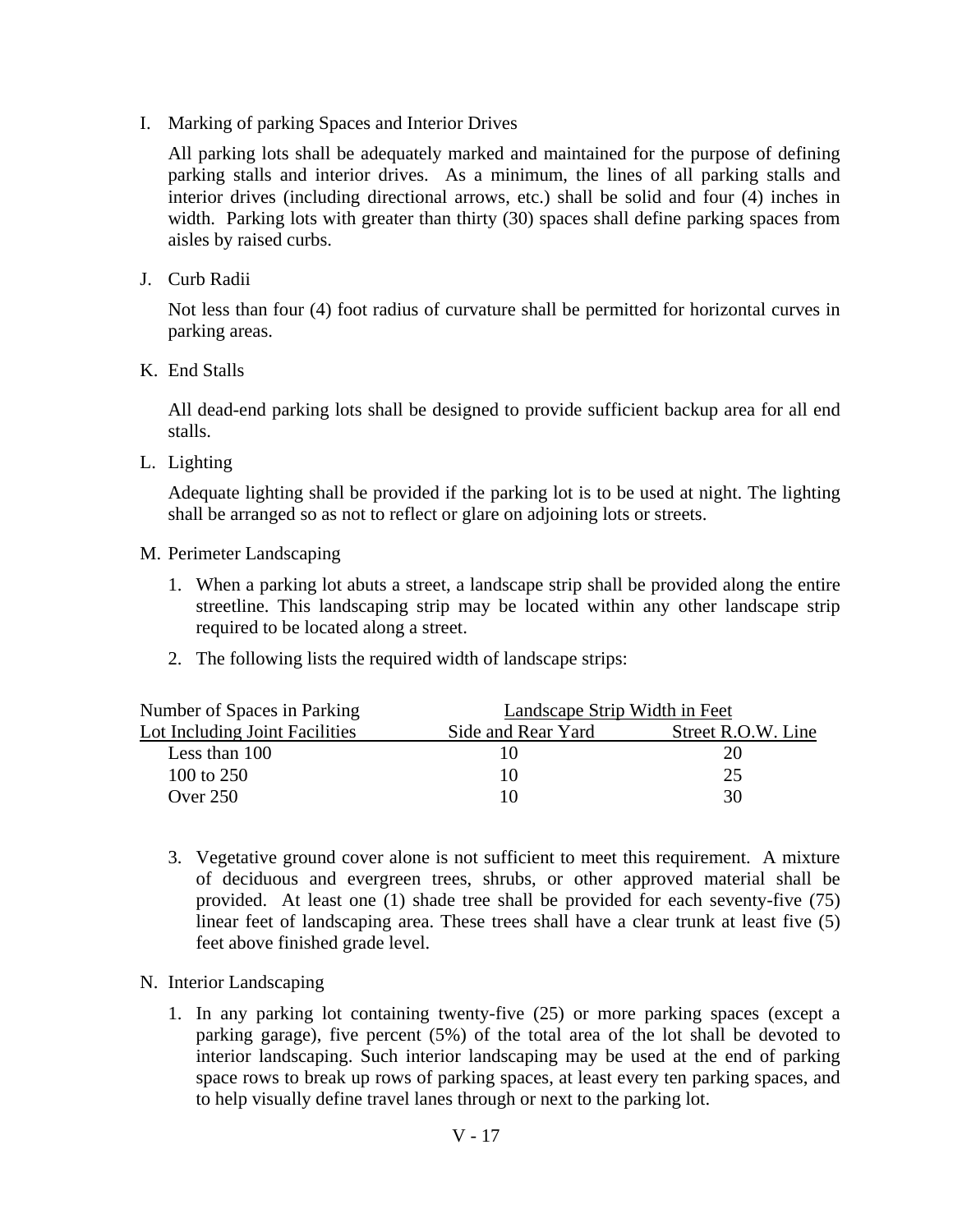I. Marking of parking Spaces and Interior Drives

All parking lots shall be adequately marked and maintained for the purpose of defining parking stalls and interior drives. As a minimum, the lines of all parking stalls and interior drives (including directional arrows, etc.) shall be solid and four (4) inches in width. Parking lots with greater than thirty (30) spaces shall define parking spaces from aisles by raised curbs.

J. Curb Radii

Not less than four (4) foot radius of curvature shall be permitted for horizontal curves in parking areas.

K. End Stalls

All dead-end parking lots shall be designed to provide sufficient backup area for all end stalls.

L. Lighting

Adequate lighting shall be provided if the parking lot is to be used at night. The lighting shall be arranged so as not to reflect or glare on adjoining lots or streets.

M. Perimeter Landscaping

1. When a parking lot abuts a street, a landscape strip shall be provided along the entire streetline. This landscaping strip may be located within any other landscape strip required to be located along a street.

2. The following lists the required width of landscape strips:

| Number of Spaces in Parking Lot Including Joint Facilities | Landscape Strip Width in Feet | |
|---|---|---|
| | Side and Rear Yard | Street R.O.W. Line |
| Less than 100 | 10 | 20 |
| 100 to 250 | 10 | 25 |
| Over 250 | 10 | 30 |

3. Vegetative ground cover alone is not sufficient to meet this requirement. A mixture of deciduous and evergreen trees, shrubs, or other approved material shall be provided. At least one (1) shade tree shall be provided for each seventy-five (75) linear feet of landscaping area. These trees shall have a clear trunk at least five (5) feet above finished grade level.

N. Interior Landscaping

1. In any parking lot containing twenty-five (25) or more parking spaces (except a parking garage), five percent (5%) of the total area of the lot shall be devoted to interior landscaping. Such interior landscaping may be used at the end of parking space rows to break up rows of parking spaces, at least every ten parking spaces, and to help visually define travel lanes through or next to the parking lot.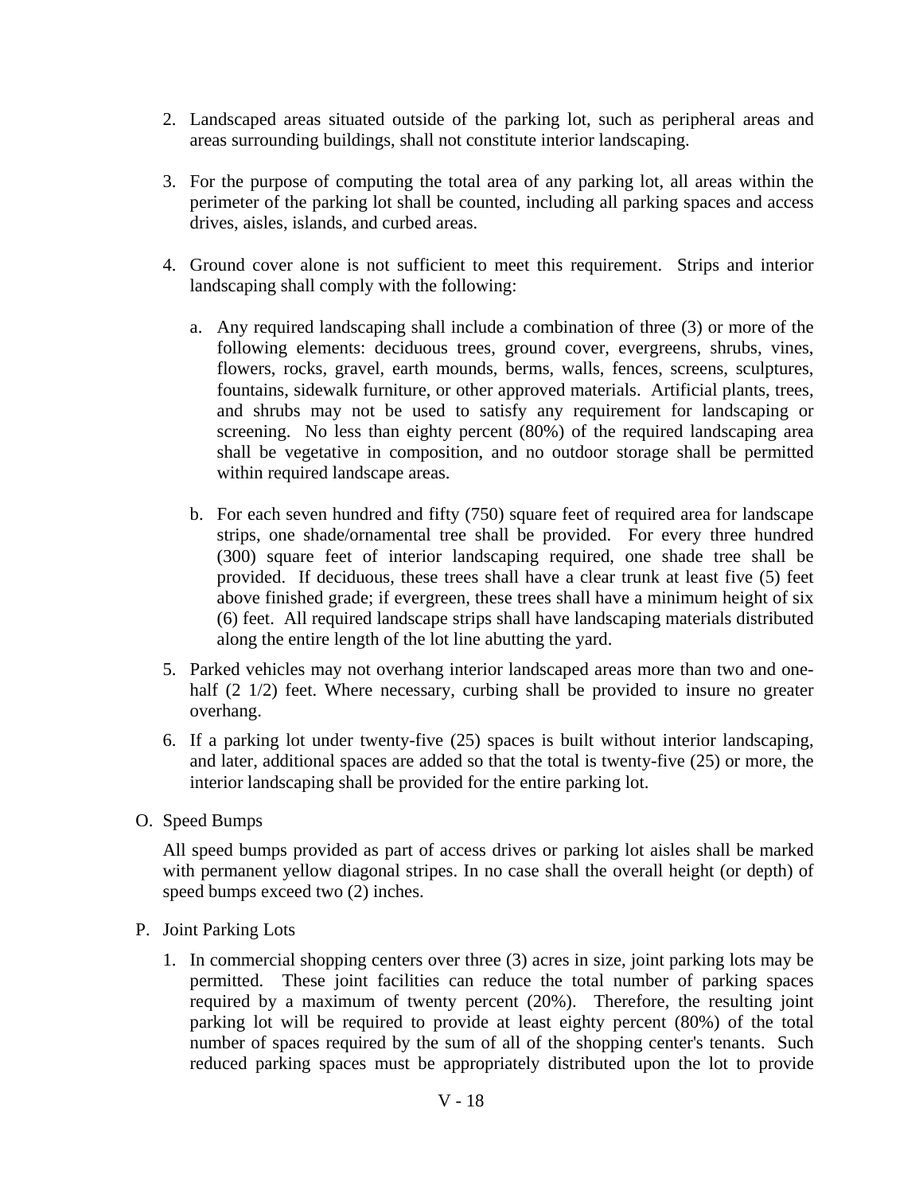2. Landscaped areas situated outside of the parking lot, such as peripheral areas and areas surrounding buildings, shall not constitute interior landscaping.

3. For the purpose of computing the total area of any parking lot, all areas within the perimeter of the parking lot shall be counted, including all parking spaces and access drives, aisles, islands, and curbed areas.

4. Ground cover alone is not sufficient to meet this requirement. Strips and interior landscaping shall comply with the following:

   a. Any required landscaping shall include a combination of three (3) or more of the following elements: deciduous trees, ground cover, evergreens, shrubs, vines, flowers, rocks, gravel, earth mounds, berms, walls, fences, screens, sculptures, fountains, sidewalk furniture, or other approved materials. Artificial plants, trees, and shrubs may not be used to satisfy any requirement for landscaping or screening. No less than eighty percent (80%) of the required landscaping area shall be vegetative in composition, and no outdoor storage shall be permitted within required landscape areas.

   b. For each seven hundred and fifty (750) square feet of required area for landscape strips, one shade/ornamental tree shall be provided. For every three hundred (300) square feet of interior landscaping required, one shade tree shall be provided. If deciduous, these trees shall have a clear trunk at least five (5) feet above finished grade; if evergreen, these trees shall have a minimum height of six (6) feet. All required landscape strips shall have landscaping materials distributed along the entire length of the lot line abutting the yard.

5. Parked vehicles may not overhang interior landscaped areas more than two and one-half (2 1/2) feet. Where necessary, curbing shall be provided to insure no greater overhang.

6. If a parking lot under twenty-five (25) spaces is built without interior landscaping, and later, additional spaces are added so that the total is twenty-five (25) or more, the interior landscaping shall be provided for the entire parking lot.

O. Speed Bumps

All speed bumps provided as part of access drives or parking lot aisles shall be marked with permanent yellow diagonal stripes. In no case shall the overall height (or depth) of speed bumps exceed two (2) inches.

P. Joint Parking Lots

1. In commercial shopping centers over three (3) acres in size, joint parking lots may be permitted. These joint facilities can reduce the total number of parking spaces required by a maximum of twenty percent (20%). Therefore, the resulting joint parking lot will be required to provide at least eighty percent (80%) of the total number of spaces required by the sum of all of the shopping center's tenants. Such reduced parking spaces must be appropriately distributed upon the lot to provide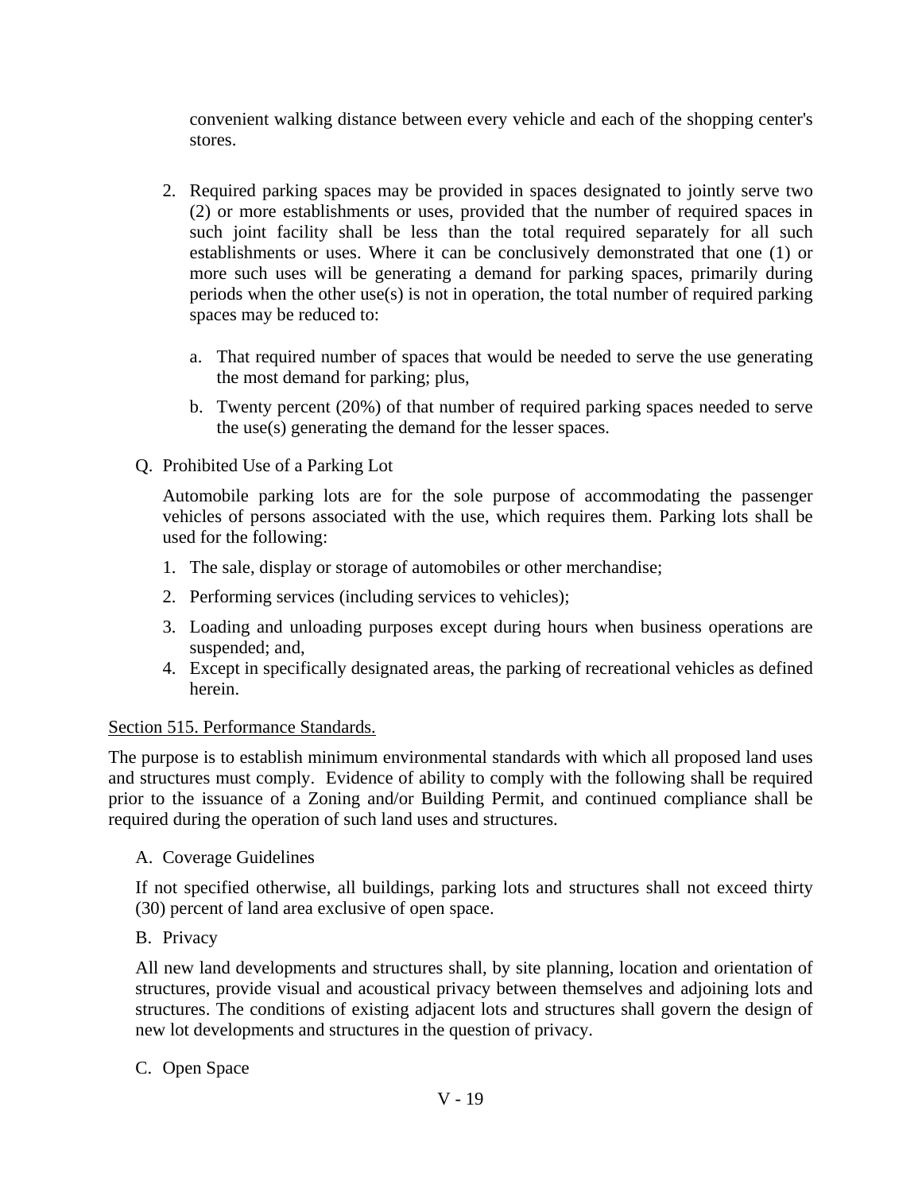convenient walking distance between every vehicle and each of the shopping center's stores.

2. Required parking spaces may be provided in spaces designated to jointly serve two (2) or more establishments or uses, provided that the number of required spaces in such joint facility shall be less than the total required separately for all such establishments or uses. Where it can be conclusively demonstrated that one (1) or more such uses will be generating a demand for parking spaces, primarily during periods when the other use(s) is not in operation, the total number of required parking spaces may be reduced to:

   a. That required number of spaces that would be needed to serve the use generating the most demand for parking; plus,

   b. Twenty percent (20%) of that number of required parking spaces needed to serve the use(s) generating the demand for the lesser spaces.

Q. Prohibited Use of a Parking Lot

Automobile parking lots are for the sole purpose of accommodating the passenger vehicles of persons associated with the use, which requires them. Parking lots shall be used for the following:

1. The sale, display or storage of automobiles or other merchandise;
2. Performing services (including services to vehicles);
3. Loading and unloading purposes except during hours when business operations are suspended; and,
4. Except in specifically designated areas, the parking of recreational vehicles as defined herein.

## Section 515. Performance Standards.

The purpose is to establish minimum environmental standards with which all proposed land uses and structures must comply. Evidence of ability to comply with the following shall be required prior to the issuance of a Zoning and/or Building Permit, and continued compliance shall be required during the operation of such land uses and structures.

A. Coverage Guidelines

If not specified otherwise, all buildings, parking lots and structures shall not exceed thirty (30) percent of land area exclusive of open space.

B. Privacy

All new land developments and structures shall, by site planning, location and orientation of structures, provide visual and acoustical privacy between themselves and adjoining lots and structures. The conditions of existing adjacent lots and structures shall govern the design of new lot developments and structures in the question of privacy.

C. Open Space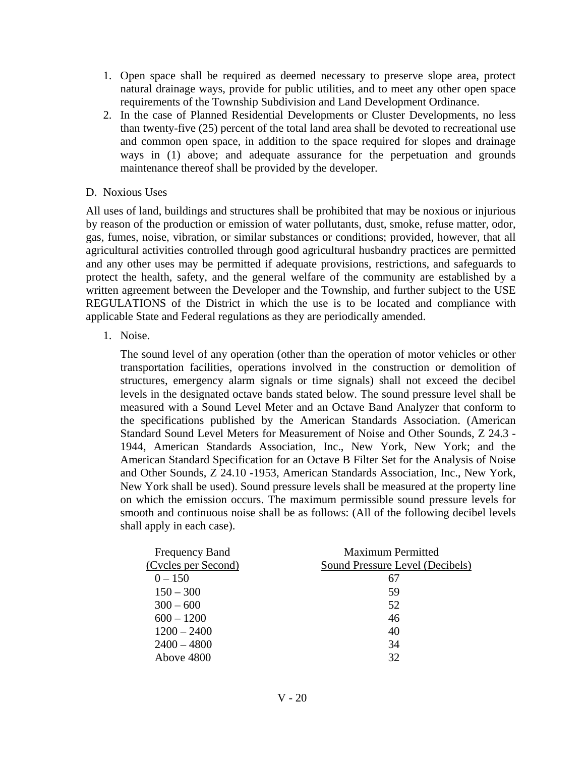1. Open space shall be required as deemed necessary to preserve slope area, protect natural drainage ways, provide for public utilities, and to meet any other open space requirements of the Township Subdivision and Land Development Ordinance.
2. In the case of Planned Residential Developments or Cluster Developments, no less than twenty-five (25) percent of the total land area shall be devoted to recreational use and common open space, in addition to the space required for slopes and drainage ways in (1) above; and adequate assurance for the perpetuation and grounds maintenance thereof shall be provided by the developer.

D. Noxious Uses

All uses of land, buildings and structures shall be prohibited that may be noxious or injurious by reason of the production or emission of water pollutants, dust, smoke, refuse matter, odor, gas, fumes, noise, vibration, or similar substances or conditions; provided, however, that all agricultural activities controlled through good agricultural husbandry practices are permitted and any other uses may be permitted if adequate provisions, restrictions, and safeguards to protect the health, safety, and the general welfare of the community are established by a written agreement between the Developer and the Township, and further subject to the USE REGULATIONS of the District in which the use is to be located and compliance with applicable State and Federal regulations as they are periodically amended.

1. Noise.

   The sound level of any operation (other than the operation of motor vehicles or other transportation facilities, operations involved in the construction or demolition of structures, emergency alarm signals or time signals) shall not exceed the decibel levels in the designated octave bands stated below. The sound pressure level shall be measured with a Sound Level Meter and an Octave Band Analyzer that conform to the specifications published by the American Standards Association. (American Standard Sound Level Meters for Measurement of Noise and Other Sounds, Z 24.3 - 1944, American Standards Association, Inc., New York, New York; and the American Standard Specification for an Octave B Filter Set for the Analysis of Noise and Other Sounds, Z 24.10 -1953, American Standards Association, Inc., New York, New York shall be used). Sound pressure levels shall be measured at the property line on which the emission occurs. The maximum permissible sound pressure levels for smooth and continuous noise shall be as follows: (All of the following decibel levels shall apply in each case).

| Frequency Band (Cycles per Second) | Maximum Permitted Sound Pressure Level (Decibels) |
|---|---|
| 0 – 150 | 67 |
| 150 – 300 | 59 |
| 300 – 600 | 52 |
| 600 – 1200 | 46 |
| 1200 – 2400 | 40 |
| 2400 – 4800 | 34 |
| Above 4800 | 32 |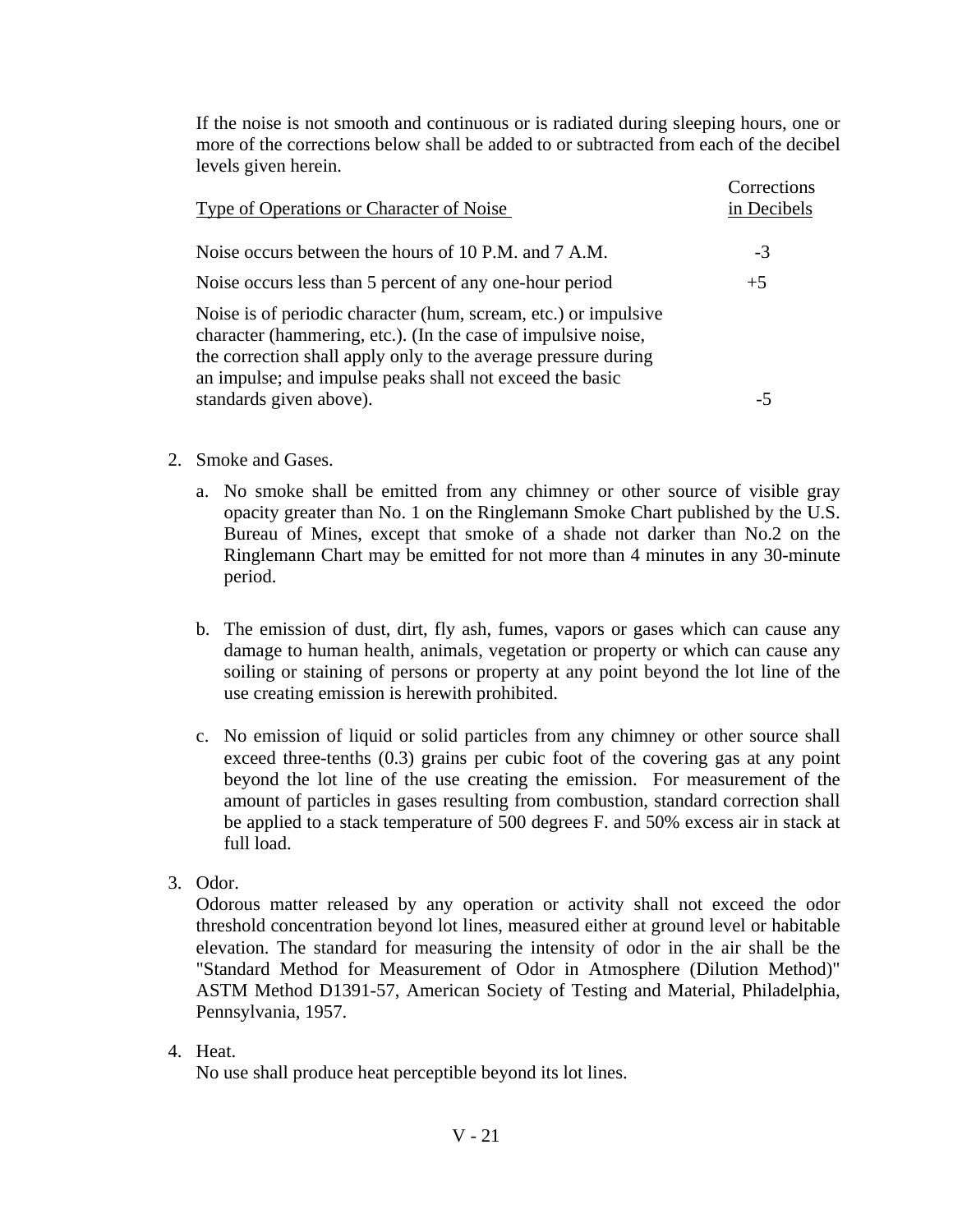If the noise is not smooth and continuous or is radiated during sleeping hours, one or more of the corrections below shall be added to or subtracted from each of the decibel levels given herein.

| Type of Operations or Character of Noise | Corrections in Decibels |
|---|---|
| Noise occurs between the hours of 10 P.M. and 7 A.M. | -3 |
| Noise occurs less than 5 percent of any one-hour period | +5 |
| Noise is of periodic character (hum, scream, etc.) or impulsive character (hammering, etc.). (In the case of impulsive noise, the correction shall apply only to the average pressure during an impulse; and impulse peaks shall not exceed the basic standards given above). | -5 |

2. Smoke and Gases.

   a. No smoke shall be emitted from any chimney or other source of visible gray opacity greater than No. 1 on the Ringlemann Smoke Chart published by the U.S. Bureau of Mines, except that smoke of a shade not darker than No.2 on the Ringlemann Chart may be emitted for not more than 4 minutes in any 30-minute period.

   b. The emission of dust, dirt, fly ash, fumes, vapors or gases which can cause any damage to human health, animals, vegetation or property or which can cause any soiling or staining of persons or property at any point beyond the lot line of the use creating emission is herewith prohibited.

   c. No emission of liquid or solid particles from any chimney or other source shall exceed three-tenths (0.3) grains per cubic foot of the covering gas at any point beyond the lot line of the use creating the emission. For measurement of the amount of particles in gases resulting from combustion, standard correction shall be applied to a stack temperature of 500 degrees F. and 50% excess air in stack at full load.

3. Odor.
   Odorous matter released by any operation or activity shall not exceed the odor threshold concentration beyond lot lines, measured either at ground level or habitable elevation. The standard for measuring the intensity of odor in the air shall be the "Standard Method for Measurement of Odor in Atmosphere (Dilution Method)" ASTM Method D1391-57, American Society of Testing and Material, Philadelphia, Pennsylvania, 1957.

4. Heat.
   No use shall produce heat perceptible beyond its lot lines.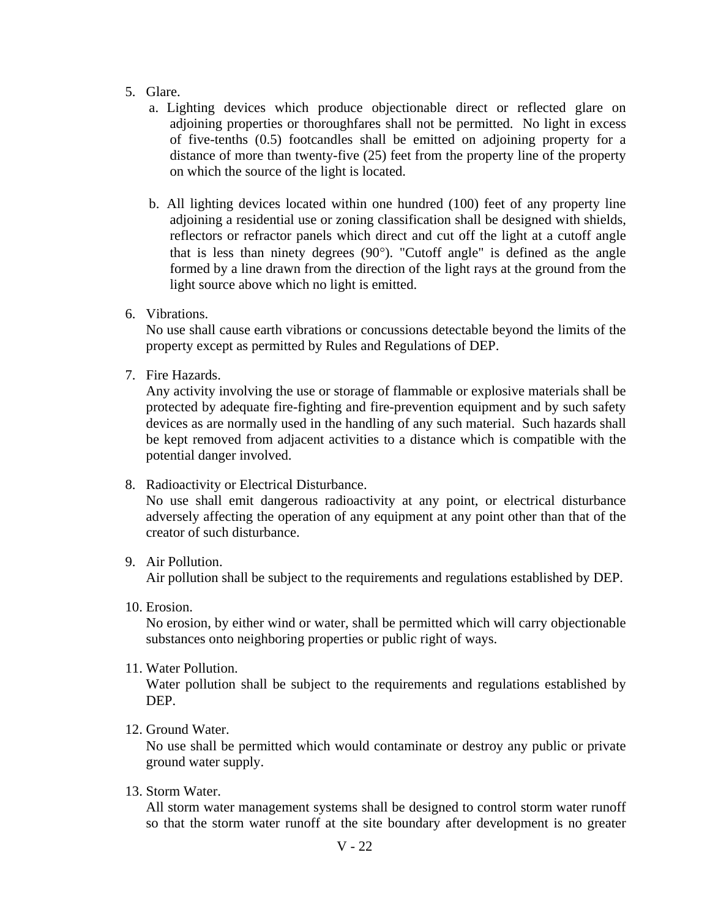5. Glare.
   a. Lighting devices which produce objectionable direct or reflected glare on adjoining properties or thoroughfares shall not be permitted. No light in excess of five-tenths (0.5) footcandles shall be emitted on adjoining property for a distance of more than twenty-five (25) feet from the property line of the property on which the source of the light is located.

   b. All lighting devices located within one hundred (100) feet of any property line adjoining a residential use or zoning classification shall be designed with shields, reflectors or refractor panels which direct and cut off the light at a cutoff angle that is less than ninety degrees (90°). "Cutoff angle" is defined as the angle formed by a line drawn from the direction of the light rays at the ground from the light source above which no light is emitted.

6. Vibrations.
   No use shall cause earth vibrations or concussions detectable beyond the limits of the property except as permitted by Rules and Regulations of DEP.

7. Fire Hazards.
   Any activity involving the use or storage of flammable or explosive materials shall be protected by adequate fire-fighting and fire-prevention equipment and by such safety devices as are normally used in the handling of any such material. Such hazards shall be kept removed from adjacent activities to a distance which is compatible with the potential danger involved.

8. Radioactivity or Electrical Disturbance.
   No use shall emit dangerous radioactivity at any point, or electrical disturbance adversely affecting the operation of any equipment at any point other than that of the creator of such disturbance.

9. Air Pollution.
   Air pollution shall be subject to the requirements and regulations established by DEP.

10. Erosion.
    No erosion, by either wind or water, shall be permitted which will carry objectionable substances onto neighboring properties or public right of ways.

11. Water Pollution.
    Water pollution shall be subject to the requirements and regulations established by DEP.

12. Ground Water.
    No use shall be permitted which would contaminate or destroy any public or private ground water supply.

13. Storm Water.
    All storm water management systems shall be designed to control storm water runoff so that the storm water runoff at the site boundary after development is no greater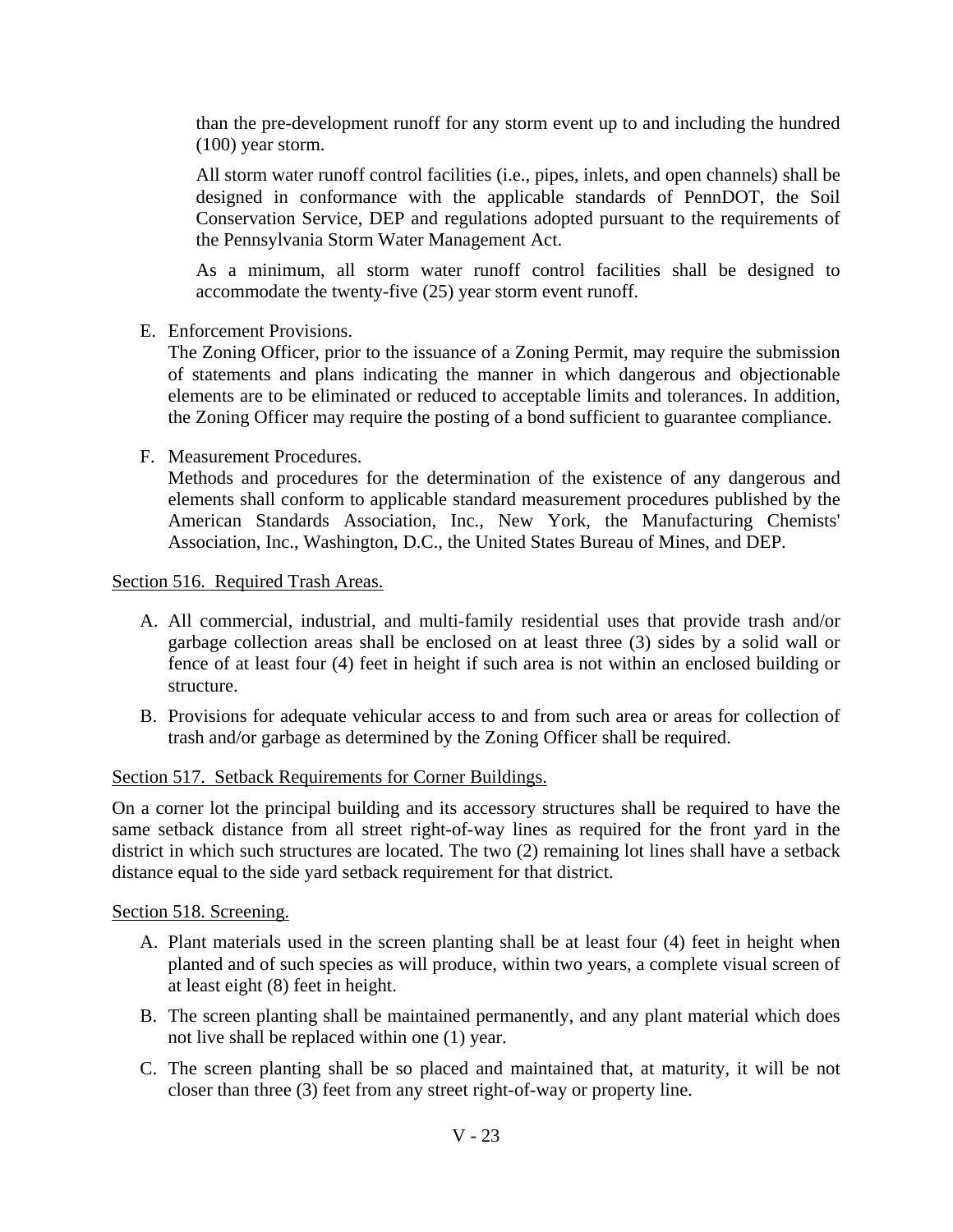than the pre-development runoff for any storm event up to and including the hundred (100) year storm.

All storm water runoff control facilities (i.e., pipes, inlets, and open channels) shall be designed in conformance with the applicable standards of PennDOT, the Soil Conservation Service, DEP and regulations adopted pursuant to the requirements of the Pennsylvania Storm Water Management Act.

As a minimum, all storm water runoff control facilities shall be designed to accommodate the twenty-five (25) year storm event runoff.

E. Enforcement Provisions.
The Zoning Officer, prior to the issuance of a Zoning Permit, may require the submission of statements and plans indicating the manner in which dangerous and objectionable elements are to be eliminated or reduced to acceptable limits and tolerances. In addition, the Zoning Officer may require the posting of a bond sufficient to guarantee compliance.

F. Measurement Procedures.
Methods and procedures for the determination of the existence of any dangerous and elements shall conform to applicable standard measurement procedures published by the American Standards Association, Inc., New York, the Manufacturing Chemists' Association, Inc., Washington, D.C., the United States Bureau of Mines, and DEP.

Section 516. Required Trash Areas.

A. All commercial, industrial, and multi-family residential uses that provide trash and/or garbage collection areas shall be enclosed on at least three (3) sides by a solid wall or fence of at least four (4) feet in height if such area is not within an enclosed building or structure.

B. Provisions for adequate vehicular access to and from such area or areas for collection of trash and/or garbage as determined by the Zoning Officer shall be required.

Section 517. Setback Requirements for Corner Buildings.

On a corner lot the principal building and its accessory structures shall be required to have the same setback distance from all street right-of-way lines as required for the front yard in the district in which such structures are located. The two (2) remaining lot lines shall have a setback distance equal to the side yard setback requirement for that district.

Section 518. Screening.

A. Plant materials used in the screen planting shall be at least four (4) feet in height when planted and of such species as will produce, within two years, a complete visual screen of at least eight (8) feet in height.

B. The screen planting shall be maintained permanently, and any plant material which does not live shall be replaced within one (1) year.

C. The screen planting shall be so placed and maintained that, at maturity, it will be not closer than three (3) feet from any street right-of-way or property line.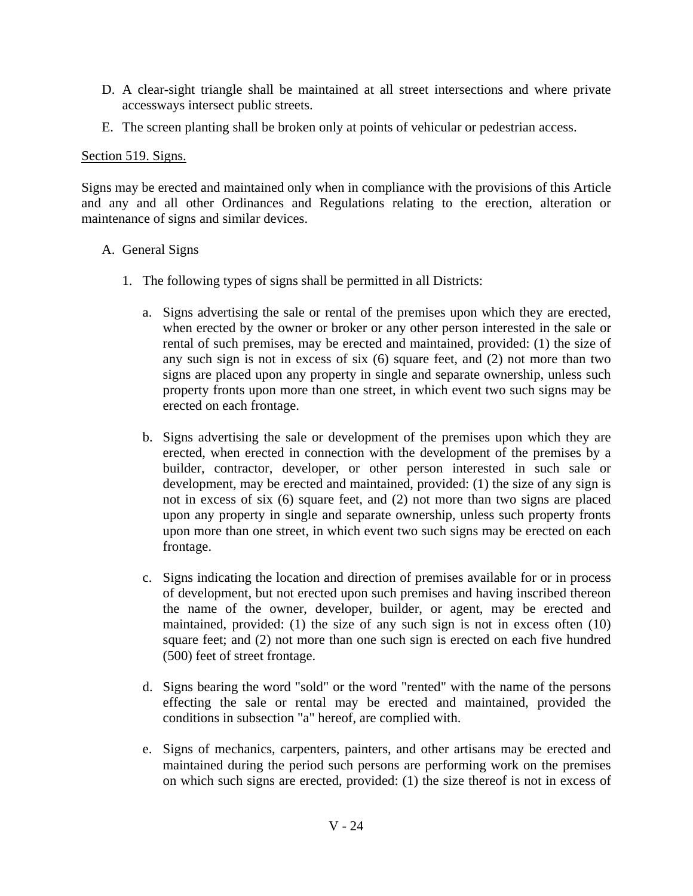D. A clear-sight triangle shall be maintained at all street intersections and where private accessways intersect public streets.

E. The screen planting shall be broken only at points of vehicular or pedestrian access.

Section 519. Signs.

Signs may be erected and maintained only when in compliance with the provisions of this Article and any and all other Ordinances and Regulations relating to the erection, alteration or maintenance of signs and similar devices.

A. General Signs

1. The following types of signs shall be permitted in all Districts:

   a. Signs advertising the sale or rental of the premises upon which they are erected, when erected by the owner or broker or any other person interested in the sale or rental of such premises, may be erected and maintained, provided: (1) the size of any such sign is not in excess of six (6) square feet, and (2) not more than two signs are placed upon any property in single and separate ownership, unless such property fronts upon more than one street, in which event two such signs may be erected on each frontage.

   b. Signs advertising the sale or development of the premises upon which they are erected, when erected in connection with the development of the premises by a builder, contractor, developer, or other person interested in such sale or development, may be erected and maintained, provided: (1) the size of any sign is not in excess of six (6) square feet, and (2) not more than two signs are placed upon any property in single and separate ownership, unless such property fronts upon more than one street, in which event two such signs may be erected on each frontage.

   c. Signs indicating the location and direction of premises available for or in process of development, but not erected upon such premises and having inscribed thereon the name of the owner, developer, builder, or agent, may be erected and maintained, provided: (1) the size of any such sign is not in excess often (10) square feet; and (2) not more than one such sign is erected on each five hundred (500) feet of street frontage.

   d. Signs bearing the word "sold" or the word "rented" with the name of the persons effecting the sale or rental may be erected and maintained, provided the conditions in subsection "a" hereof, are complied with.

   e. Signs of mechanics, carpenters, painters, and other artisans may be erected and maintained during the period such persons are performing work on the premises on which such signs are erected, provided: (1) the size thereof is not in excess of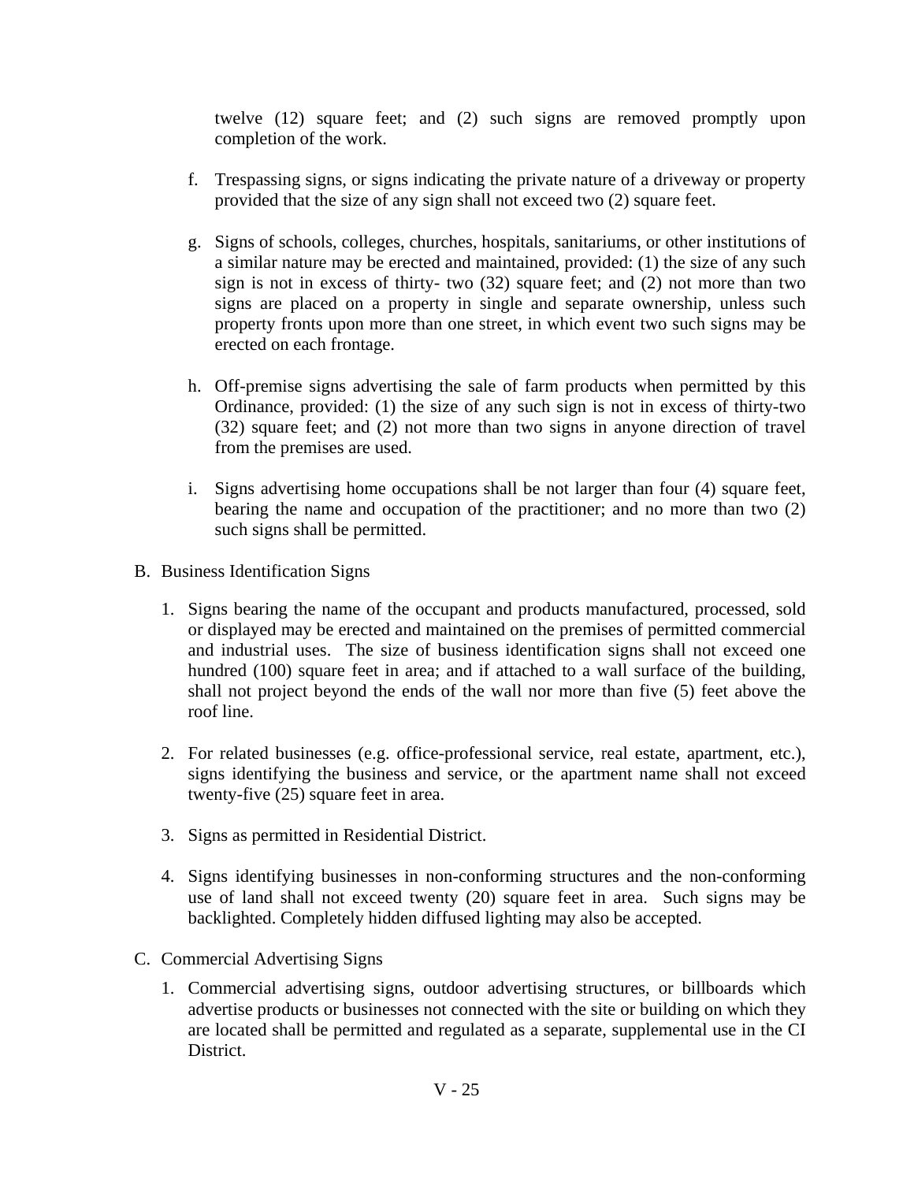twelve (12) square feet; and (2) such signs are removed promptly upon completion of the work.

f. Trespassing signs, or signs indicating the private nature of a driveway or property provided that the size of any sign shall not exceed two (2) square feet.

g. Signs of schools, colleges, churches, hospitals, sanitariums, or other institutions of a similar nature may be erected and maintained, provided: (1) the size of any such sign is not in excess of thirty- two (32) square feet; and (2) not more than two signs are placed on a property in single and separate ownership, unless such property fronts upon more than one street, in which event two such signs may be erected on each frontage.

h. Off-premise signs advertising the sale of farm products when permitted by this Ordinance, provided: (1) the size of any such sign is not in excess of thirty-two (32) square feet; and (2) not more than two signs in anyone direction of travel from the premises are used.

i. Signs advertising home occupations shall be not larger than four (4) square feet, bearing the name and occupation of the practitioner; and no more than two (2) such signs shall be permitted.

B. Business Identification Signs

1. Signs bearing the name of the occupant and products manufactured, processed, sold or displayed may be erected and maintained on the premises of permitted commercial and industrial uses. The size of business identification signs shall not exceed one hundred (100) square feet in area; and if attached to a wall surface of the building, shall not project beyond the ends of the wall nor more than five (5) feet above the roof line.

2. For related businesses (e.g. office-professional service, real estate, apartment, etc.), signs identifying the business and service, or the apartment name shall not exceed twenty-five (25) square feet in area.

3. Signs as permitted in Residential District.

4. Signs identifying businesses in non-conforming structures and the non-conforming use of land shall not exceed twenty (20) square feet in area. Such signs may be backlighted. Completely hidden diffused lighting may also be accepted.

C. Commercial Advertising Signs

1. Commercial advertising signs, outdoor advertising structures, or billboards which advertise products or businesses not connected with the site or building on which they are located shall be permitted and regulated as a separate, supplemental use in the CI District.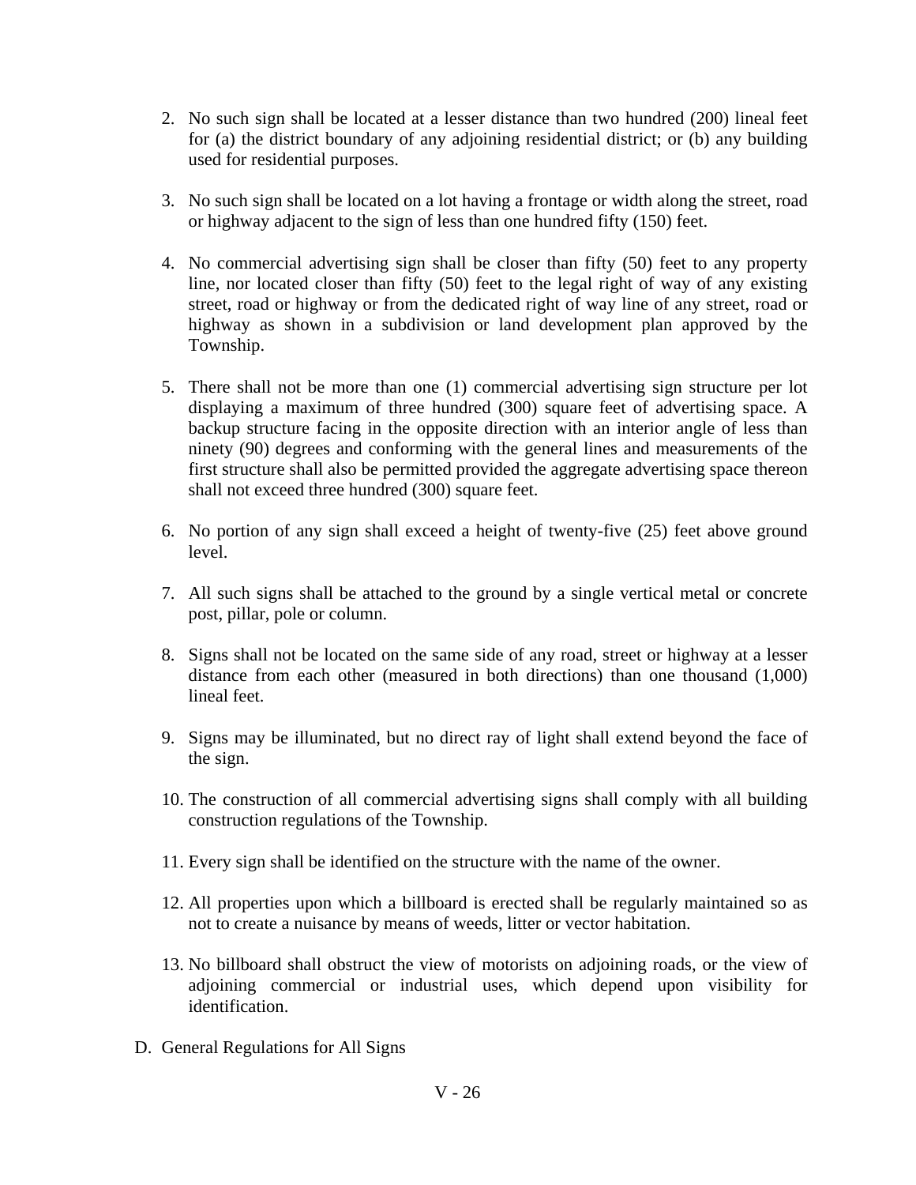2. No such sign shall be located at a lesser distance than two hundred (200) lineal feet for (a) the district boundary of any adjoining residential district; or (b) any building used for residential purposes.

3. No such sign shall be located on a lot having a frontage or width along the street, road or highway adjacent to the sign of less than one hundred fifty (150) feet.

4. No commercial advertising sign shall be closer than fifty (50) feet to any property line, nor located closer than fifty (50) feet to the legal right of way of any existing street, road or highway or from the dedicated right of way line of any street, road or highway as shown in a subdivision or land development plan approved by the Township.

5. There shall not be more than one (1) commercial advertising sign structure per lot displaying a maximum of three hundred (300) square feet of advertising space. A backup structure facing in the opposite direction with an interior angle of less than ninety (90) degrees and conforming with the general lines and measurements of the first structure shall also be permitted provided the aggregate advertising space thereon shall not exceed three hundred (300) square feet.

6. No portion of any sign shall exceed a height of twenty-five (25) feet above ground level.

7. All such signs shall be attached to the ground by a single vertical metal or concrete post, pillar, pole or column.

8. Signs shall not be located on the same side of any road, street or highway at a lesser distance from each other (measured in both directions) than one thousand (1,000) lineal feet.

9. Signs may be illuminated, but no direct ray of light shall extend beyond the face of the sign.

10. The construction of all commercial advertising signs shall comply with all building construction regulations of the Township.

11. Every sign shall be identified on the structure with the name of the owner.

12. All properties upon which a billboard is erected shall be regularly maintained so as not to create a nuisance by means of weeds, litter or vector habitation.

13. No billboard shall obstruct the view of motorists on adjoining roads, or the view of adjoining commercial or industrial uses, which depend upon visibility for identification.

D. General Regulations for All Signs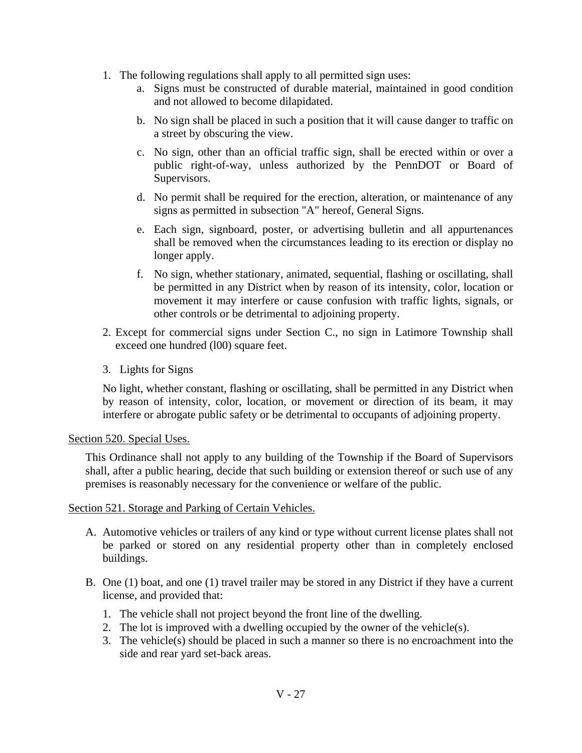1. The following regulations shall apply to all permitted sign uses:
    a. Signs must be constructed of durable material, maintained in good condition and not allowed to become dilapidated.

    b. No sign shall be placed in such a position that it will cause danger to traffic on a street by obscuring the view.

    c. No sign, other than an official traffic sign, shall be erected within or over a public right-of-way, unless authorized by the PennDOT or Board of Supervisors.

    d. No permit shall be required for the erection, alteration, or maintenance of any signs as permitted in subsection "A" hereof, General Signs.

    e. Each sign, signboard, poster, or advertising bulletin and all appurtenances shall be removed when the circumstances leading to its erection or display no longer apply.

    f. No sign, whether stationary, animated, sequential, flashing or oscillating, shall be permitted in any District when by reason of its intensity, color, location or movement it may interfere or cause confusion with traffic lights, signals, or other controls or be detrimental to adjoining property.

2. Except for commercial signs under Section C., no sign in Latimore Township shall exceed one hundred (l00) square feet.

3. Lights for Signs

   No light, whether constant, flashing or oscillating, shall be permitted in any District when by reason of intensity, color, location, or movement or direction of its beam, it may interfere or abrogate public safety or be detrimental to occupants of adjoining property.

Section 520. Special Uses.

This Ordinance shall not apply to any building of the Township if the Board of Supervisors shall, after a public hearing, decide that such building or extension thereof or such use of any premises is reasonably necessary for the convenience or welfare of the public.

Section 521. Storage and Parking of Certain Vehicles.

A. Automotive vehicles or trailers of any kind or type without current license plates shall not be parked or stored on any residential property other than in completely enclosed buildings.

B. One (1) boat, and one (1) travel trailer may be stored in any District if they have a current license, and provided that:

   1. The vehicle shall not project beyond the front line of the dwelling.
   2. The lot is improved with a dwelling occupied by the owner of the vehicle(s).
   3. The vehicle(s) should be placed in such a manner so there is no encroachment into the side and rear yard set-back areas.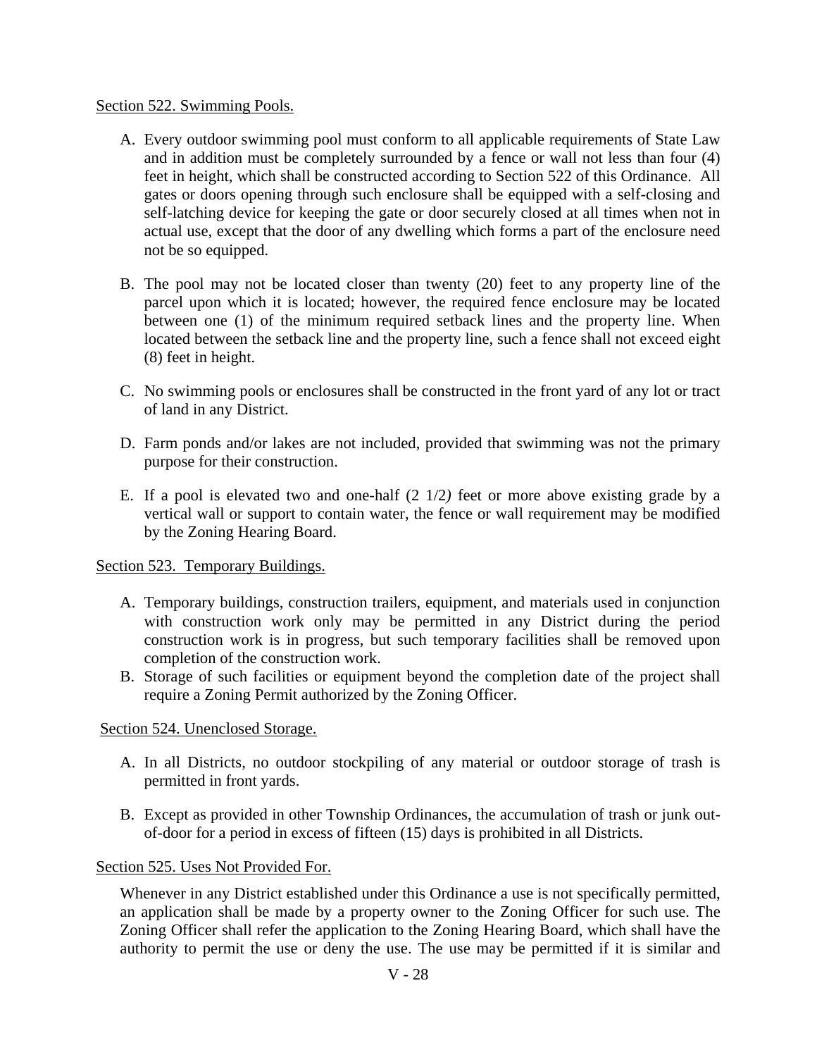Section 522. Swimming Pools.

A. Every outdoor swimming pool must conform to all applicable requirements of State Law and in addition must be completely surrounded by a fence or wall not less than four (4) feet in height, which shall be constructed according to Section 522 of this Ordinance. All gates or doors opening through such enclosure shall be equipped with a self-closing and self-latching device for keeping the gate or door securely closed at all times when not in actual use, except that the door of any dwelling which forms a part of the enclosure need not be so equipped.

B. The pool may not be located closer than twenty (20) feet to any property line of the parcel upon which it is located; however, the required fence enclosure may be located between one (1) of the minimum required setback lines and the property line. When located between the setback line and the property line, such a fence shall not exceed eight (8) feet in height.

C. No swimming pools or enclosures shall be constructed in the front yard of any lot or tract of land in any District.

D. Farm ponds and/or lakes are not included, provided that swimming was not the primary purpose for their construction.

E. If a pool is elevated two and one-half (2 1/2) feet or more above existing grade by a vertical wall or support to contain water, the fence or wall requirement may be modified by the Zoning Hearing Board.

Section 523. Temporary Buildings.

A. Temporary buildings, construction trailers, equipment, and materials used in conjunction with construction work only may be permitted in any District during the period construction work is in progress, but such temporary facilities shall be removed upon completion of the construction work.
B. Storage of such facilities or equipment beyond the completion date of the project shall require a Zoning Permit authorized by the Zoning Officer.

Section 524. Unenclosed Storage.

A. In all Districts, no outdoor stockpiling of any material or outdoor storage of trash is permitted in front yards.

B. Except as provided in other Township Ordinances, the accumulation of trash or junk out-of-door for a period in excess of fifteen (15) days is prohibited in all Districts.

Section 525. Uses Not Provided For.

Whenever in any District established under this Ordinance a use is not specifically permitted, an application shall be made by a property owner to the Zoning Officer for such use. The Zoning Officer shall refer the application to the Zoning Hearing Board, which shall have the authority to permit the use or deny the use. The use may be permitted if it is similar and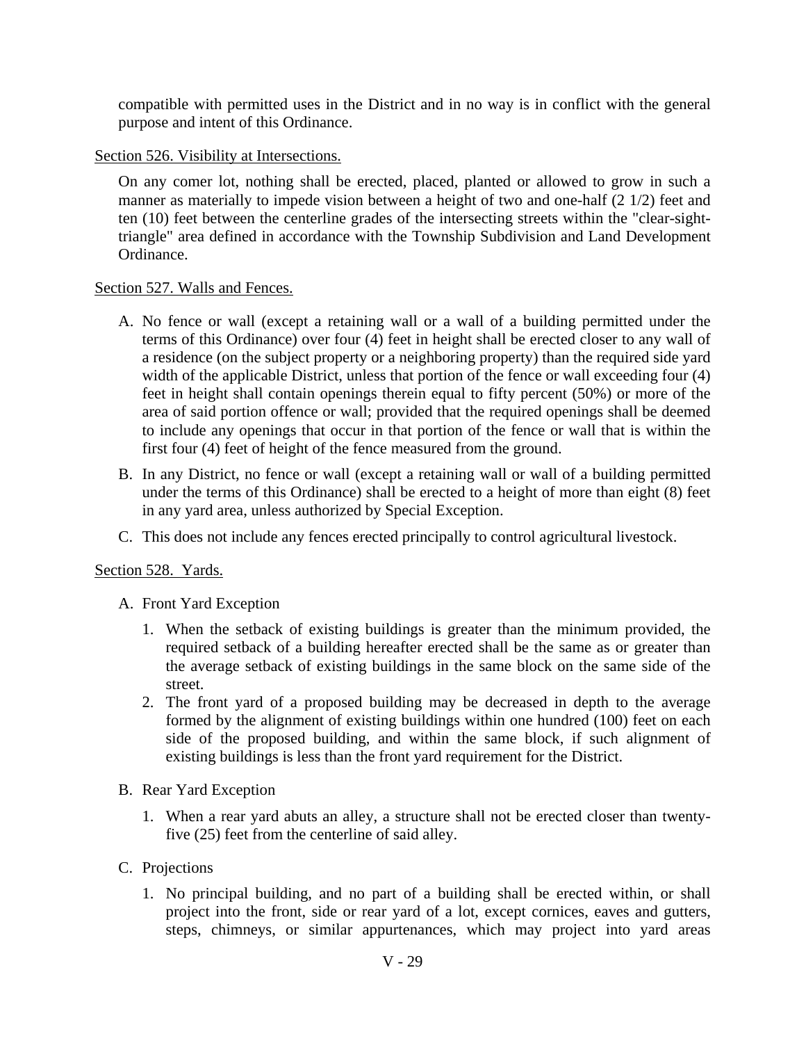compatible with permitted uses in the District and in no way is in conflict with the general purpose and intent of this Ordinance.

<u>Section 526. Visibility at Intersections.</u>

On any comer lot, nothing shall be erected, placed, planted or allowed to grow in such a manner as materially to impede vision between a height of two and one-half (2 1/2) feet and ten (10) feet between the centerline grades of the intersecting streets within the "clear-sight-triangle" area defined in accordance with the Township Subdivision and Land Development Ordinance.

<u>Section 527. Walls and Fences.</u>

A. No fence or wall (except a retaining wall or a wall of a building permitted under the terms of this Ordinance) over four (4) feet in height shall be erected closer to any wall of a residence (on the subject property or a neighboring property) than the required side yard width of the applicable District, unless that portion of the fence or wall exceeding four (4) feet in height shall contain openings therein equal to fifty percent (50%) or more of the area of said portion offence or wall; provided that the required openings shall be deemed to include any openings that occur in that portion of the fence or wall that is within the first four (4) feet of height of the fence measured from the ground.

B. In any District, no fence or wall (except a retaining wall or wall of a building permitted under the terms of this Ordinance) shall be erected to a height of more than eight (8) feet in any yard area, unless authorized by Special Exception.

C. This does not include any fences erected principally to control agricultural livestock.

<u>Section 528. Yards.</u>

A. Front Yard Exception

1. When the setback of existing buildings is greater than the minimum provided, the required setback of a building hereafter erected shall be the same as or greater than the average setback of existing buildings in the same block on the same side of the street.
2. The front yard of a proposed building may be decreased in depth to the average formed by the alignment of existing buildings within one hundred (100) feet on each side of the proposed building, and within the same block, if such alignment of existing buildings is less than the front yard requirement for the District.

B. Rear Yard Exception

1. When a rear yard abuts an alley, a structure shall not be erected closer than twenty-five (25) feet from the centerline of said alley.

C. Projections

1. No principal building, and no part of a building shall be erected within, or shall project into the front, side or rear yard of a lot, except cornices, eaves and gutters, steps, chimneys, or similar appurtenances, which may project into yard areas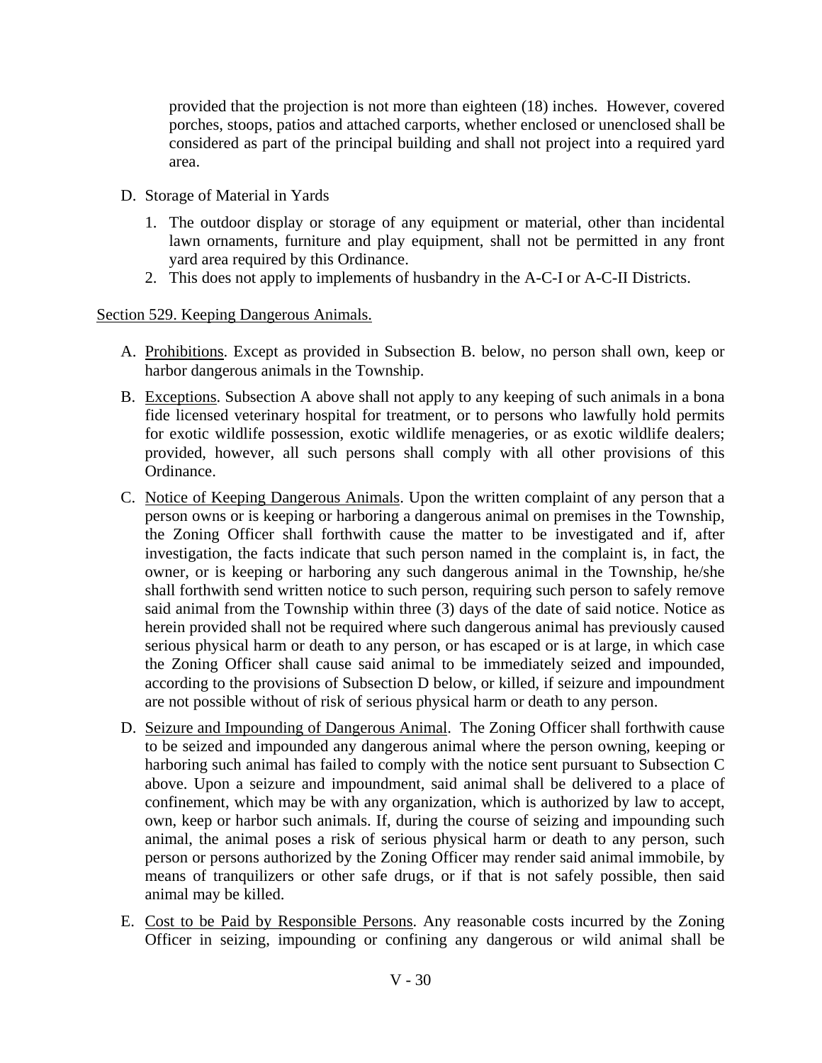provided that the projection is not more than eighteen (18) inches. However, covered porches, stoops, patios and attached carports, whether enclosed or unenclosed shall be considered as part of the principal building and shall not project into a required yard area.

D. Storage of Material in Yards

   1. The outdoor display or storage of any equipment or material, other than incidental lawn ornaments, furniture and play equipment, shall not be permitted in any front yard area required by this Ordinance.
   2. This does not apply to implements of husbandry in the A-C-I or A-C-II Districts.

Section 529. Keeping Dangerous Animals.

A. Prohibitions. Except as provided in Subsection B. below, no person shall own, keep or harbor dangerous animals in the Township.

B. Exceptions. Subsection A above shall not apply to any keeping of such animals in a bona fide licensed veterinary hospital for treatment, or to persons who lawfully hold permits for exotic wildlife possession, exotic wildlife menageries, or as exotic wildlife dealers; provided, however, all such persons shall comply with all other provisions of this Ordinance.

C. Notice of Keeping Dangerous Animals. Upon the written complaint of any person that a person owns or is keeping or harboring a dangerous animal on premises in the Township, the Zoning Officer shall forthwith cause the matter to be investigated and if, after investigation, the facts indicate that such person named in the complaint is, in fact, the owner, or is keeping or harboring any such dangerous animal in the Township, he/she shall forthwith send written notice to such person, requiring such person to safely remove said animal from the Township within three (3) days of the date of said notice. Notice as herein provided shall not be required where such dangerous animal has previously caused serious physical harm or death to any person, or has escaped or is at large, in which case the Zoning Officer shall cause said animal to be immediately seized and impounded, according to the provisions of Subsection D below, or killed, if seizure and impoundment are not possible without of risk of serious physical harm or death to any person.

D. Seizure and Impounding of Dangerous Animal. The Zoning Officer shall forthwith cause to be seized and impounded any dangerous animal where the person owning, keeping or harboring such animal has failed to comply with the notice sent pursuant to Subsection C above. Upon a seizure and impoundment, said animal shall be delivered to a place of confinement, which may be with any organization, which is authorized by law to accept, own, keep or harbor such animals. If, during the course of seizing and impounding such animal, the animal poses a risk of serious physical harm or death to any person, such person or persons authorized by the Zoning Officer may render said animal immobile, by means of tranquilizers or other safe drugs, or if that is not safely possible, then said animal may be killed.

E. Cost to be Paid by Responsible Persons. Any reasonable costs incurred by the Zoning Officer in seizing, impounding or confining any dangerous or wild animal shall be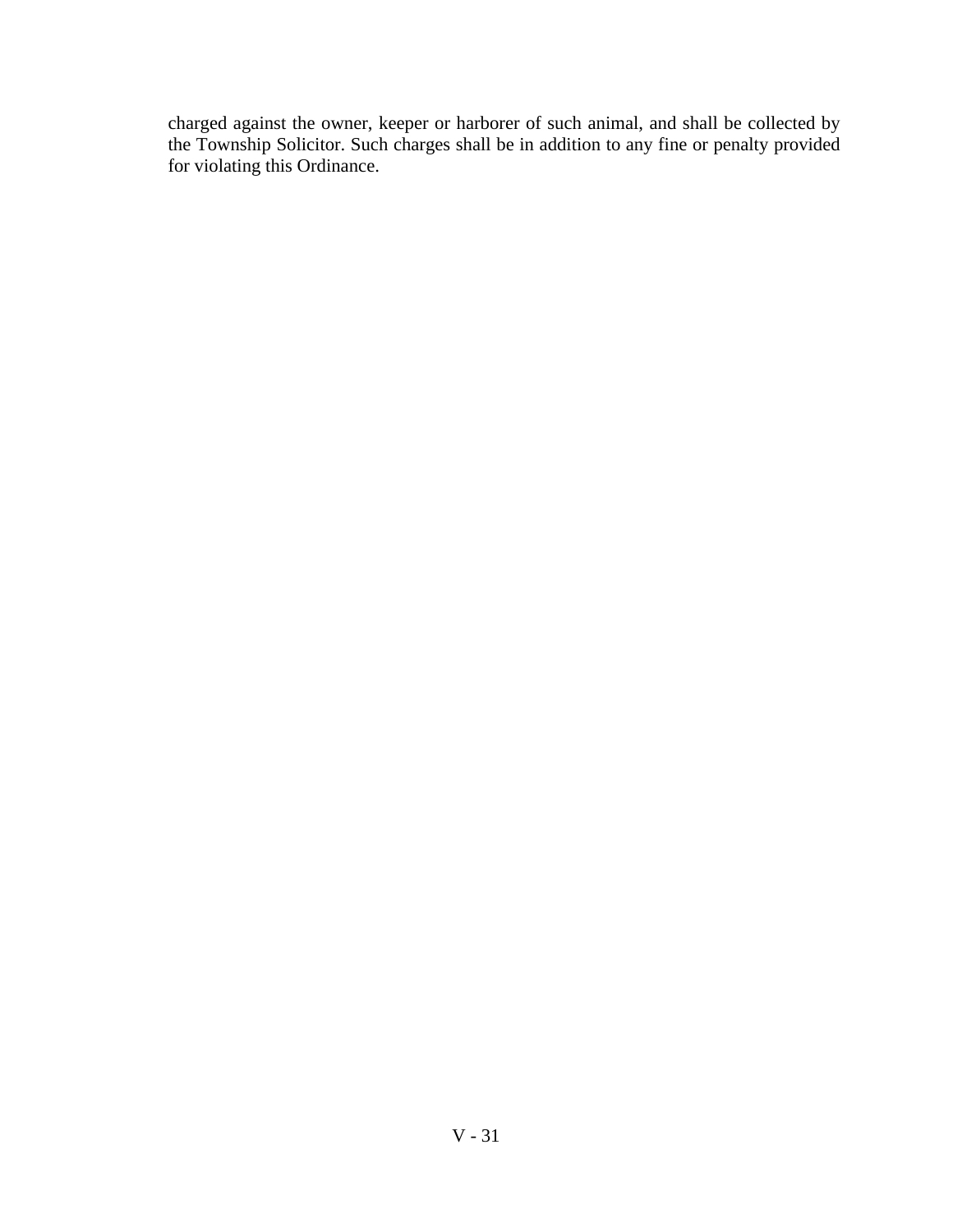charged against the owner, keeper or harborer of such animal, and shall be collected by the Township Solicitor. Such charges shall be in addition to any fine or penalty provided for violating this Ordinance.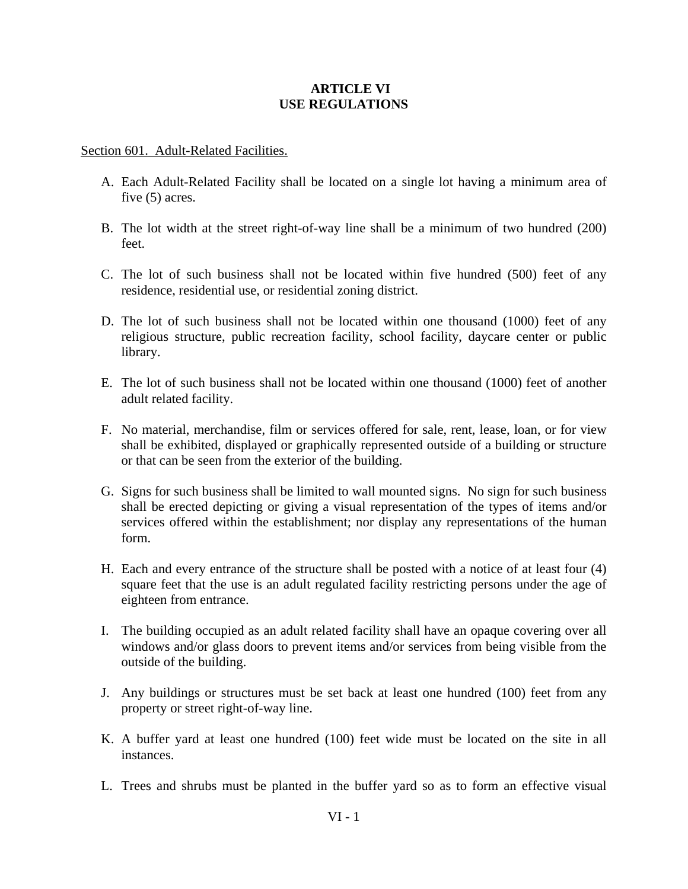# ARTICLE VI
# USE REGULATIONS

Section 601. Adult-Related Facilities.

A. Each Adult-Related Facility shall be located on a single lot having a minimum area of five (5) acres.

B. The lot width at the street right-of-way line shall be a minimum of two hundred (200) feet.

C. The lot of such business shall not be located within five hundred (500) feet of any residence, residential use, or residential zoning district.

D. The lot of such business shall not be located within one thousand (1000) feet of any religious structure, public recreation facility, school facility, daycare center or public library.

E. The lot of such business shall not be located within one thousand (1000) feet of another adult related facility.

F. No material, merchandise, film or services offered for sale, rent, lease, loan, or for view shall be exhibited, displayed or graphically represented outside of a building or structure or that can be seen from the exterior of the building.

G. Signs for such business shall be limited to wall mounted signs. No sign for such business shall be erected depicting or giving a visual representation of the types of items and/or services offered within the establishment; nor display any representations of the human form.

H. Each and every entrance of the structure shall be posted with a notice of at least four (4) square feet that the use is an adult regulated facility restricting persons under the age of eighteen from entrance.

I. The building occupied as an adult related facility shall have an opaque covering over all windows and/or glass doors to prevent items and/or services from being visible from the outside of the building.

J. Any buildings or structures must be set back at least one hundred (100) feet from any property or street right-of-way line.

K. A buffer yard at least one hundred (100) feet wide must be located on the site in all instances.

L. Trees and shrubs must be planted in the buffer yard so as to form an effective visual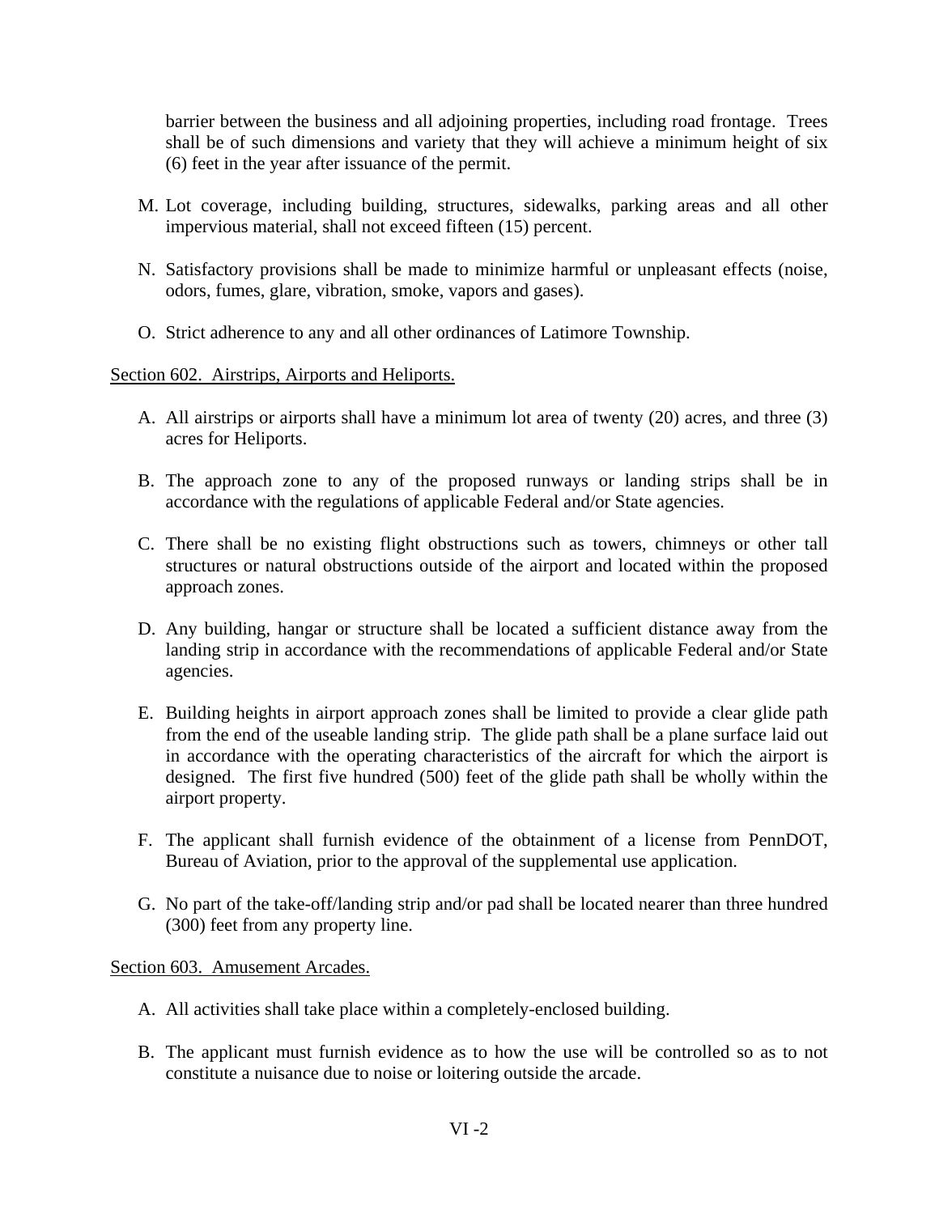barrier between the business and all adjoining properties, including road frontage. Trees shall be of such dimensions and variety that they will achieve a minimum height of six (6) feet in the year after issuance of the permit.

M. Lot coverage, including building, structures, sidewalks, parking areas and all other impervious material, shall not exceed fifteen (15) percent.

N. Satisfactory provisions shall be made to minimize harmful or unpleasant effects (noise, odors, fumes, glare, vibration, smoke, vapors and gases).

O. Strict adherence to any and all other ordinances of Latimore Township.

Section 602. Airstrips, Airports and Heliports.

A. All airstrips or airports shall have a minimum lot area of twenty (20) acres, and three (3) acres for Heliports.

B. The approach zone to any of the proposed runways or landing strips shall be in accordance with the regulations of applicable Federal and/or State agencies.

C. There shall be no existing flight obstructions such as towers, chimneys or other tall structures or natural obstructions outside of the airport and located within the proposed approach zones.

D. Any building, hangar or structure shall be located a sufficient distance away from the landing strip in accordance with the recommendations of applicable Federal and/or State agencies.

E. Building heights in airport approach zones shall be limited to provide a clear glide path from the end of the useable landing strip. The glide path shall be a plane surface laid out in accordance with the operating characteristics of the aircraft for which the airport is designed. The first five hundred (500) feet of the glide path shall be wholly within the airport property.

F. The applicant shall furnish evidence of the obtainment of a license from PennDOT, Bureau of Aviation, prior to the approval of the supplemental use application.

G. No part of the take-off/landing strip and/or pad shall be located nearer than three hundred (300) feet from any property line.

Section 603. Amusement Arcades.

A. All activities shall take place within a completely-enclosed building.

B. The applicant must furnish evidence as to how the use will be controlled so as to not constitute a nuisance due to noise or loitering outside the arcade.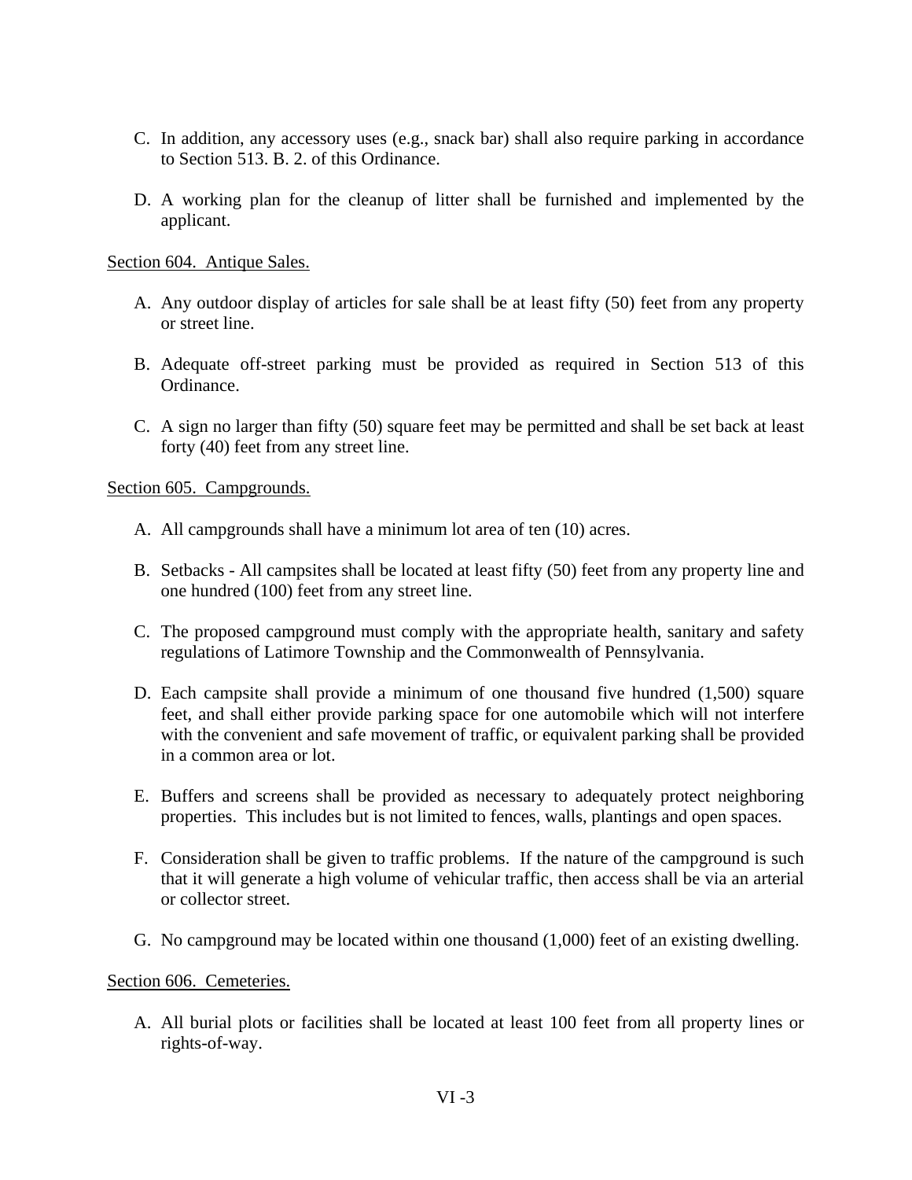C. In addition, any accessory uses (e.g., snack bar) shall also require parking in accordance to Section 513. B. 2. of this Ordinance.

D. A working plan for the cleanup of litter shall be furnished and implemented by the applicant.

<u>Section 604. Antique Sales.</u>

A. Any outdoor display of articles for sale shall be at least fifty (50) feet from any property or street line.

B. Adequate off-street parking must be provided as required in Section 513 of this Ordinance.

C. A sign no larger than fifty (50) square feet may be permitted and shall be set back at least forty (40) feet from any street line.

<u>Section 605. Campgrounds.</u>

A. All campgrounds shall have a minimum lot area of ten (10) acres.

B. Setbacks - All campsites shall be located at least fifty (50) feet from any property line and one hundred (100) feet from any street line.

C. The proposed campground must comply with the appropriate health, sanitary and safety regulations of Latimore Township and the Commonwealth of Pennsylvania.

D. Each campsite shall provide a minimum of one thousand five hundred (1,500) square feet, and shall either provide parking space for one automobile which will not interfere with the convenient and safe movement of traffic, or equivalent parking shall be provided in a common area or lot.

E. Buffers and screens shall be provided as necessary to adequately protect neighboring properties. This includes but is not limited to fences, walls, plantings and open spaces.

F. Consideration shall be given to traffic problems. If the nature of the campground is such that it will generate a high volume of vehicular traffic, then access shall be via an arterial or collector street.

G. No campground may be located within one thousand (1,000) feet of an existing dwelling.

<u>Section 606. Cemeteries.</u>

A. All burial plots or facilities shall be located at least 100 feet from all property lines or rights-of-way.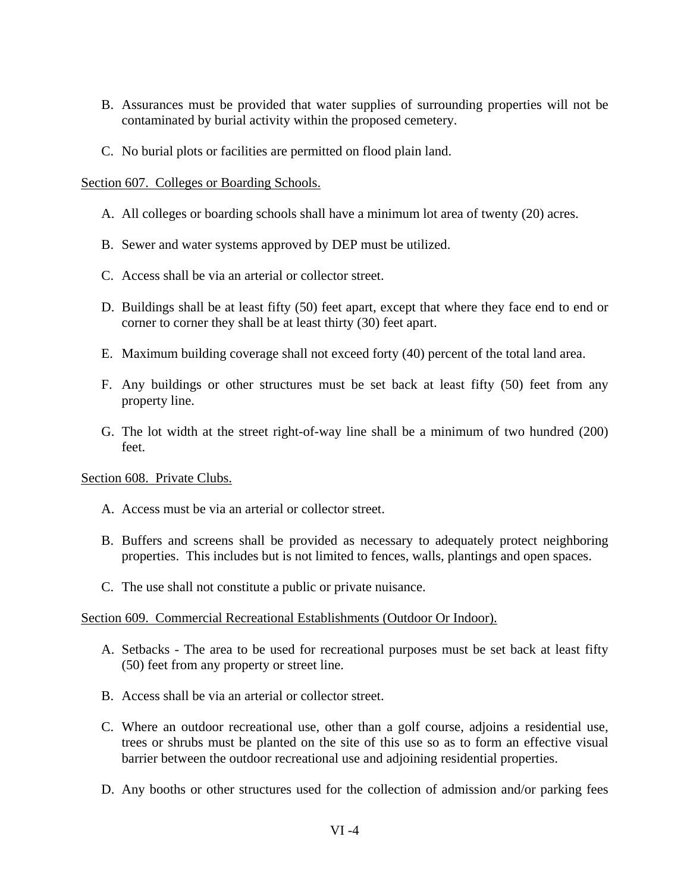B. Assurances must be provided that water supplies of surrounding properties will not be contaminated by burial activity within the proposed cemetery.

C. No burial plots or facilities are permitted on flood plain land.

Section 607. Colleges or Boarding Schools.

A. All colleges or boarding schools shall have a minimum lot area of twenty (20) acres.

B. Sewer and water systems approved by DEP must be utilized.

C. Access shall be via an arterial or collector street.

D. Buildings shall be at least fifty (50) feet apart, except that where they face end to end or corner to corner they shall be at least thirty (30) feet apart.

E. Maximum building coverage shall not exceed forty (40) percent of the total land area.

F. Any buildings or other structures must be set back at least fifty (50) feet from any property line.

G. The lot width at the street right-of-way line shall be a minimum of two hundred (200) feet.

Section 608. Private Clubs.

A. Access must be via an arterial or collector street.

B. Buffers and screens shall be provided as necessary to adequately protect neighboring properties. This includes but is not limited to fences, walls, plantings and open spaces.

C. The use shall not constitute a public or private nuisance.

Section 609. Commercial Recreational Establishments (Outdoor Or Indoor).

A. Setbacks - The area to be used for recreational purposes must be set back at least fifty (50) feet from any property or street line.

B. Access shall be via an arterial or collector street.

C. Where an outdoor recreational use, other than a golf course, adjoins a residential use, trees or shrubs must be planted on the site of this use so as to form an effective visual barrier between the outdoor recreational use and adjoining residential properties.

D. Any booths or other structures used for the collection of admission and/or parking fees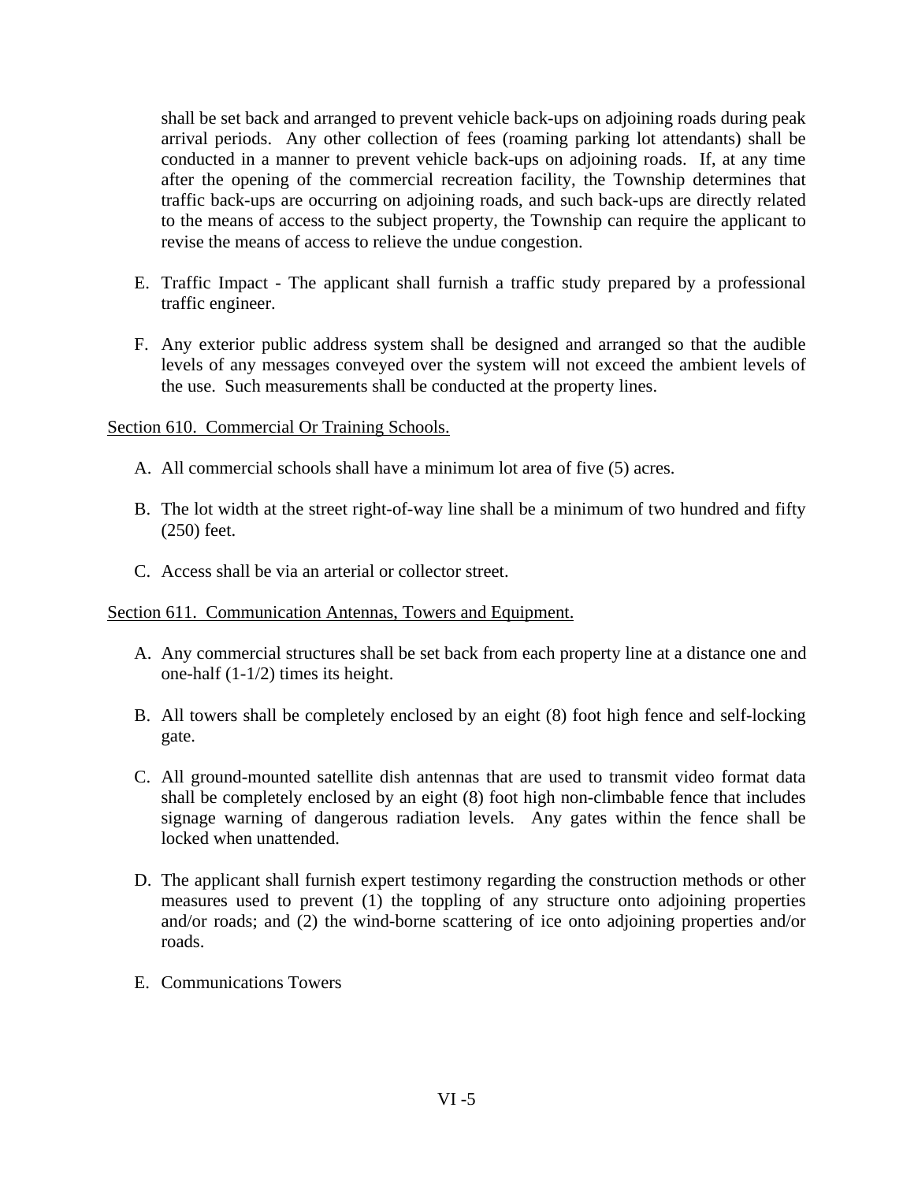shall be set back and arranged to prevent vehicle back-ups on adjoining roads during peak arrival periods. Any other collection of fees (roaming parking lot attendants) shall be conducted in a manner to prevent vehicle back-ups on adjoining roads. If, at any time after the opening of the commercial recreation facility, the Township determines that traffic back-ups are occurring on adjoining roads, and such back-ups are directly related to the means of access to the subject property, the Township can require the applicant to revise the means of access to relieve the undue congestion.

E. Traffic Impact - The applicant shall furnish a traffic study prepared by a professional traffic engineer.

F. Any exterior public address system shall be designed and arranged so that the audible levels of any messages conveyed over the system will not exceed the ambient levels of the use. Such measurements shall be conducted at the property lines.

<u>Section 610. Commercial Or Training Schools.</u>

A. All commercial schools shall have a minimum lot area of five (5) acres.

B. The lot width at the street right-of-way line shall be a minimum of two hundred and fifty (250) feet.

C. Access shall be via an arterial or collector street.

<u>Section 611. Communication Antennas, Towers and Equipment.</u>

A. Any commercial structures shall be set back from each property line at a distance one and one-half (1-1/2) times its height.

B. All towers shall be completely enclosed by an eight (8) foot high fence and self-locking gate.

C. All ground-mounted satellite dish antennas that are used to transmit video format data shall be completely enclosed by an eight (8) foot high non-climbable fence that includes signage warning of dangerous radiation levels. Any gates within the fence shall be locked when unattended.

D. The applicant shall furnish expert testimony regarding the construction methods or other measures used to prevent (1) the toppling of any structure onto adjoining properties and/or roads; and (2) the wind-borne scattering of ice onto adjoining properties and/or roads.

E. Communications Towers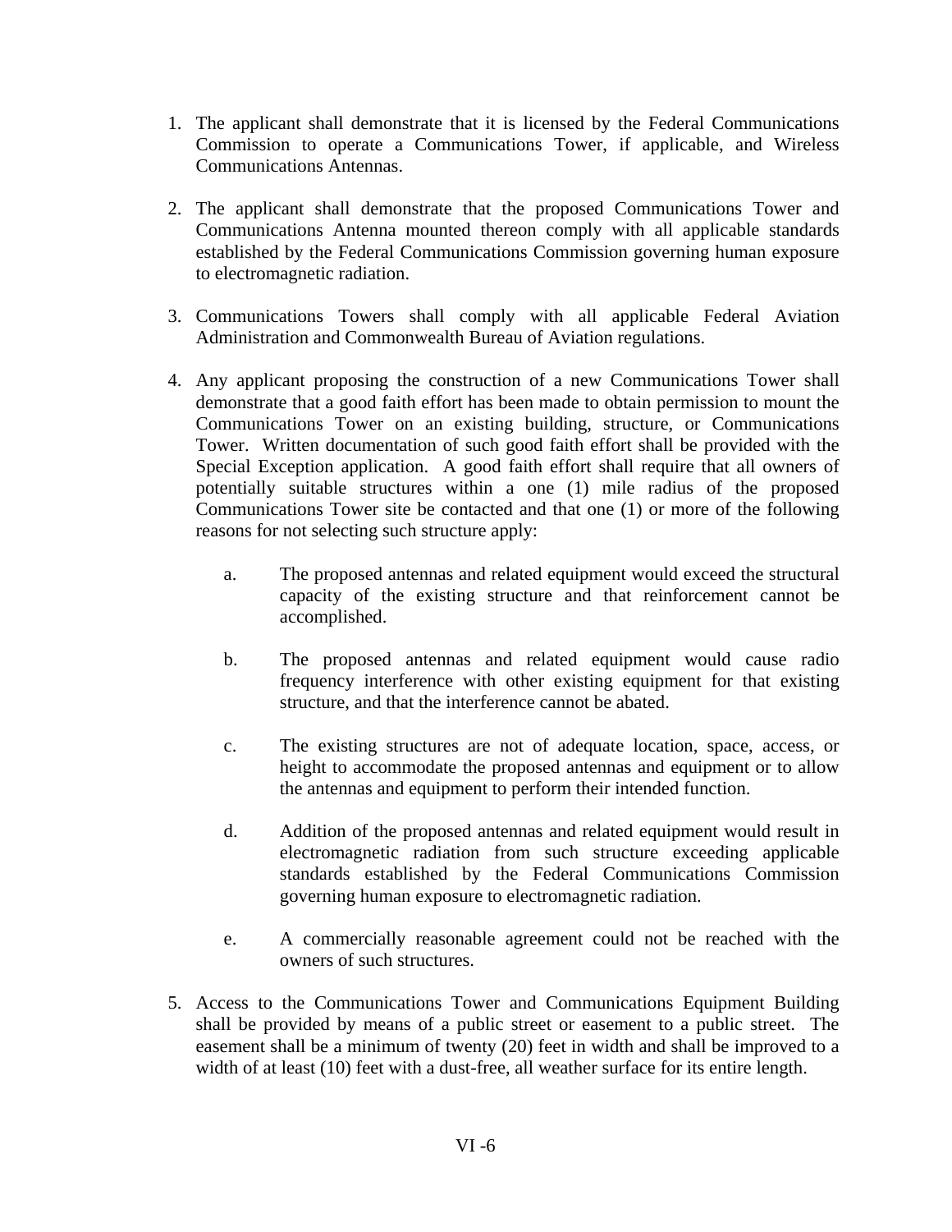1. The applicant shall demonstrate that it is licensed by the Federal Communications Commission to operate a Communications Tower, if applicable, and Wireless Communications Antennas.

2. The applicant shall demonstrate that the proposed Communications Tower and Communications Antenna mounted thereon comply with all applicable standards established by the Federal Communications Commission governing human exposure to electromagnetic radiation.

3. Communications Towers shall comply with all applicable Federal Aviation Administration and Commonwealth Bureau of Aviation regulations.

4. Any applicant proposing the construction of a new Communications Tower shall demonstrate that a good faith effort has been made to obtain permission to mount the Communications Tower on an existing building, structure, or Communications Tower. Written documentation of such good faith effort shall be provided with the Special Exception application. A good faith effort shall require that all owners of potentially suitable structures within a one (1) mile radius of the proposed Communications Tower site be contacted and that one (1) or more of the following reasons for not selecting such structure apply:

   a. The proposed antennas and related equipment would exceed the structural capacity of the existing structure and that reinforcement cannot be accomplished.

   b. The proposed antennas and related equipment would cause radio frequency interference with other existing equipment for that existing structure, and that the interference cannot be abated.

   c. The existing structures are not of adequate location, space, access, or height to accommodate the proposed antennas and equipment or to allow the antennas and equipment to perform their intended function.

   d. Addition of the proposed antennas and related equipment would result in electromagnetic radiation from such structure exceeding applicable standards established by the Federal Communications Commission governing human exposure to electromagnetic radiation.

   e. A commercially reasonable agreement could not be reached with the owners of such structures.

5. Access to the Communications Tower and Communications Equipment Building shall be provided by means of a public street or easement to a public street. The easement shall be a minimum of twenty (20) feet in width and shall be improved to a width of at least (10) feet with a dust-free, all weather surface for its entire length.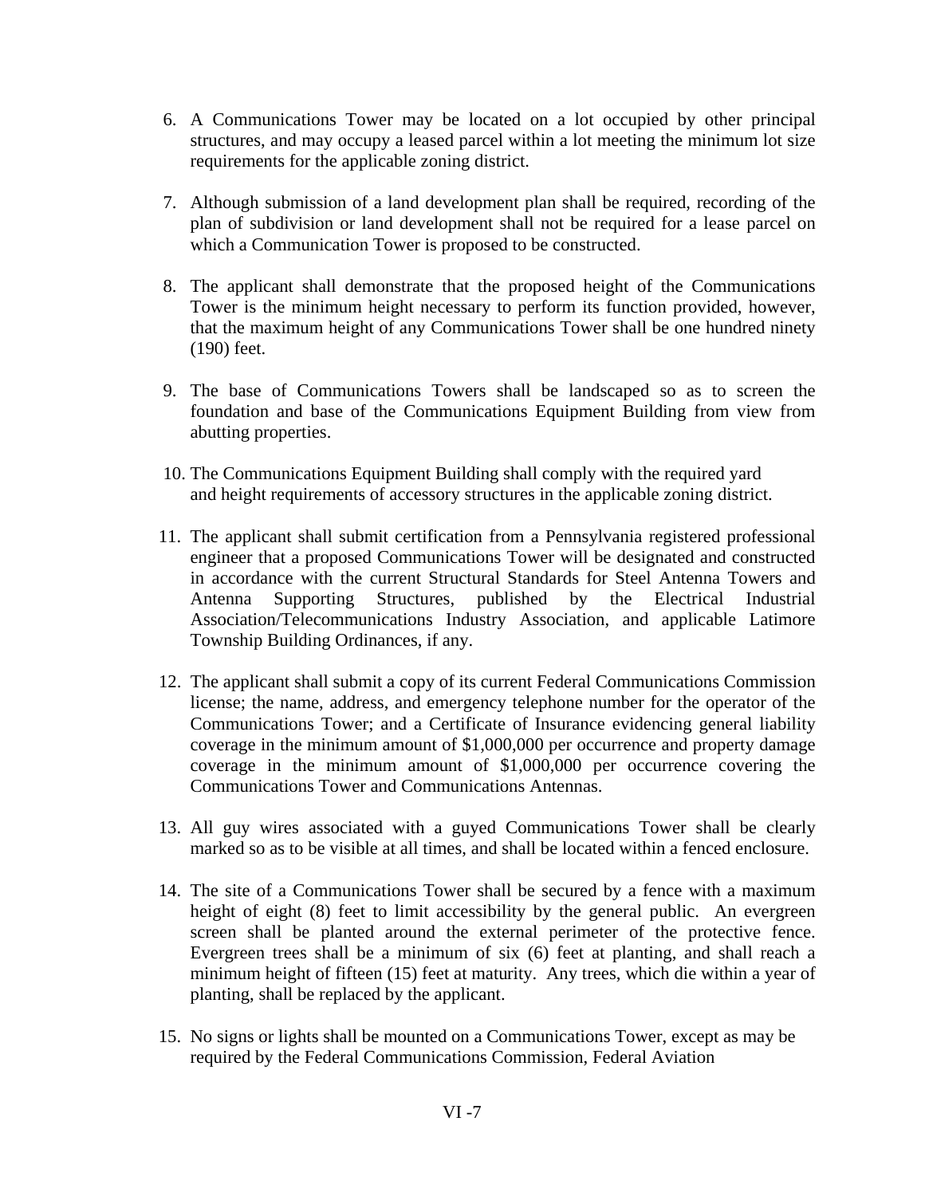6. A Communications Tower may be located on a lot occupied by other principal structures, and may occupy a leased parcel within a lot meeting the minimum lot size requirements for the applicable zoning district.

7. Although submission of a land development plan shall be required, recording of the plan of subdivision or land development shall not be required for a lease parcel on which a Communication Tower is proposed to be constructed.

8. The applicant shall demonstrate that the proposed height of the Communications Tower is the minimum height necessary to perform its function provided, however, that the maximum height of any Communications Tower shall be one hundred ninety (190) feet.

9. The base of Communications Towers shall be landscaped so as to screen the foundation and base of the Communications Equipment Building from view from abutting properties.

10. The Communications Equipment Building shall comply with the required yard and height requirements of accessory structures in the applicable zoning district.

11. The applicant shall submit certification from a Pennsylvania registered professional engineer that a proposed Communications Tower will be designated and constructed in accordance with the current Structural Standards for Steel Antenna Towers and Antenna Supporting Structures, published by the Electrical Industrial Association/Telecommunications Industry Association, and applicable Latimore Township Building Ordinances, if any.

12. The applicant shall submit a copy of its current Federal Communications Commission license; the name, address, and emergency telephone number for the operator of the Communications Tower; and a Certificate of Insurance evidencing general liability coverage in the minimum amount of $1,000,000 per occurrence and property damage coverage in the minimum amount of $1,000,000 per occurrence covering the Communications Tower and Communications Antennas.

13. All guy wires associated with a guyed Communications Tower shall be clearly marked so as to be visible at all times, and shall be located within a fenced enclosure.

14. The site of a Communications Tower shall be secured by a fence with a maximum height of eight (8) feet to limit accessibility by the general public. An evergreen screen shall be planted around the external perimeter of the protective fence. Evergreen trees shall be a minimum of six (6) feet at planting, and shall reach a minimum height of fifteen (15) feet at maturity. Any trees, which die within a year of planting, shall be replaced by the applicant.

15. No signs or lights shall be mounted on a Communications Tower, except as may be required by the Federal Communications Commission, Federal Aviation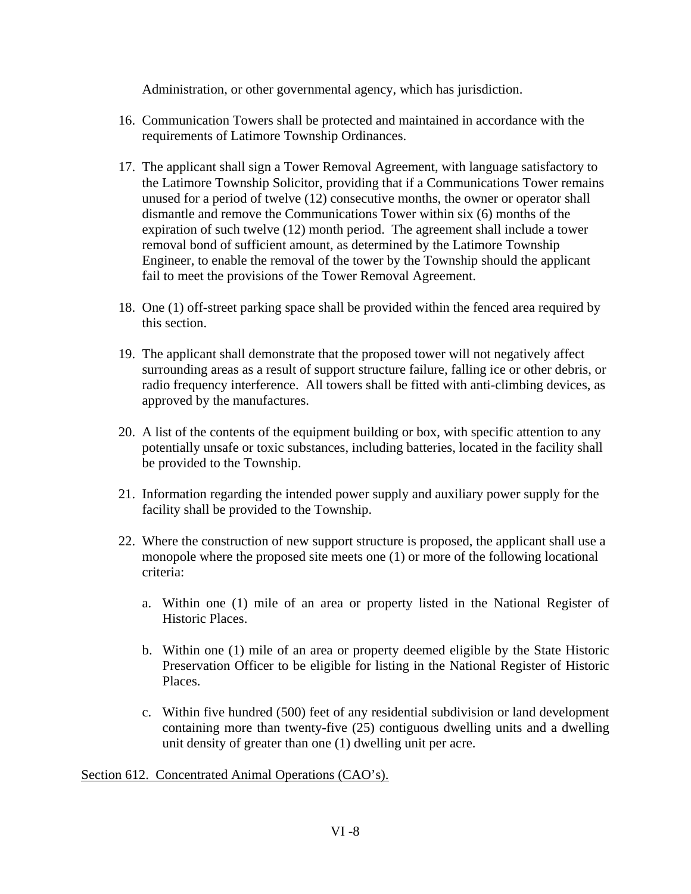Administration, or other governmental agency, which has jurisdiction.

16. Communication Towers shall be protected and maintained in accordance with the requirements of Latimore Township Ordinances.

17. The applicant shall sign a Tower Removal Agreement, with language satisfactory to the Latimore Township Solicitor, providing that if a Communications Tower remains unused for a period of twelve (12) consecutive months, the owner or operator shall dismantle and remove the Communications Tower within six (6) months of the expiration of such twelve (12) month period. The agreement shall include a tower removal bond of sufficient amount, as determined by the Latimore Township Engineer, to enable the removal of the tower by the Township should the applicant fail to meet the provisions of the Tower Removal Agreement.

18. One (1) off-street parking space shall be provided within the fenced area required by this section.

19. The applicant shall demonstrate that the proposed tower will not negatively affect surrounding areas as a result of support structure failure, falling ice or other debris, or radio frequency interference. All towers shall be fitted with anti-climbing devices, as approved by the manufactures.

20. A list of the contents of the equipment building or box, with specific attention to any potentially unsafe or toxic substances, including batteries, located in the facility shall be provided to the Township.

21. Information regarding the intended power supply and auxiliary power supply for the facility shall be provided to the Township.

22. Where the construction of new support structure is proposed, the applicant shall use a monopole where the proposed site meets one (1) or more of the following locational criteria:

    a. Within one (1) mile of an area or property listed in the National Register of Historic Places.

    b. Within one (1) mile of an area or property deemed eligible by the State Historic Preservation Officer to be eligible for listing in the National Register of Historic Places.

    c. Within five hundred (500) feet of any residential subdivision or land development containing more than twenty-five (25) contiguous dwelling units and a dwelling unit density of greater than one (1) dwelling unit per acre.

Section 612. Concentrated Animal Operations (CAO's).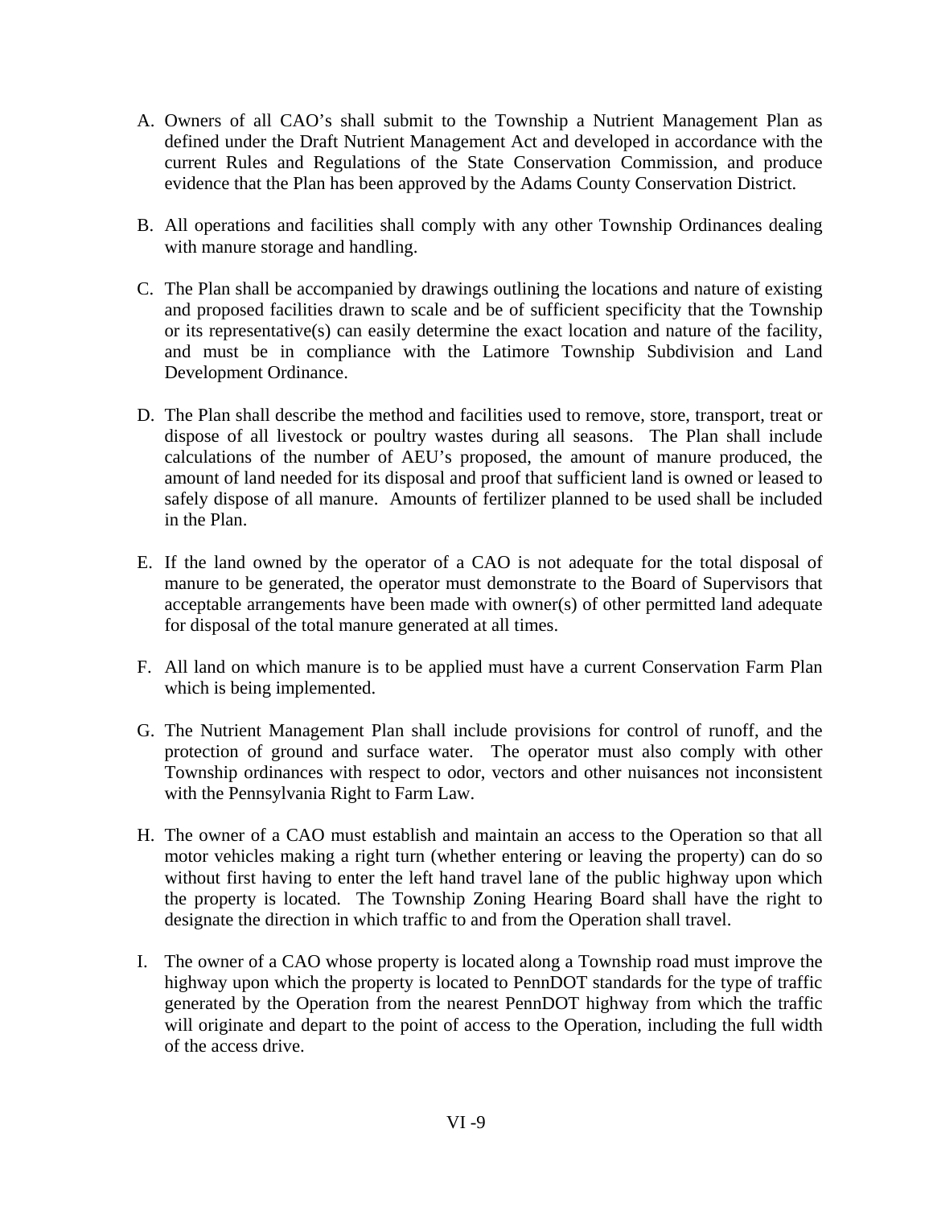A. Owners of all CAO's shall submit to the Township a Nutrient Management Plan as defined under the Draft Nutrient Management Act and developed in accordance with the current Rules and Regulations of the State Conservation Commission, and produce evidence that the Plan has been approved by the Adams County Conservation District.

B. All operations and facilities shall comply with any other Township Ordinances dealing with manure storage and handling.

C. The Plan shall be accompanied by drawings outlining the locations and nature of existing and proposed facilities drawn to scale and be of sufficient specificity that the Township or its representative(s) can easily determine the exact location and nature of the facility, and must be in compliance with the Latimore Township Subdivision and Land Development Ordinance.

D. The Plan shall describe the method and facilities used to remove, store, transport, treat or dispose of all livestock or poultry wastes during all seasons. The Plan shall include calculations of the number of AEU's proposed, the amount of manure produced, the amount of land needed for its disposal and proof that sufficient land is owned or leased to safely dispose of all manure. Amounts of fertilizer planned to be used shall be included in the Plan.

E. If the land owned by the operator of a CAO is not adequate for the total disposal of manure to be generated, the operator must demonstrate to the Board of Supervisors that acceptable arrangements have been made with owner(s) of other permitted land adequate for disposal of the total manure generated at all times.

F. All land on which manure is to be applied must have a current Conservation Farm Plan which is being implemented.

G. The Nutrient Management Plan shall include provisions for control of runoff, and the protection of ground and surface water. The operator must also comply with other Township ordinances with respect to odor, vectors and other nuisances not inconsistent with the Pennsylvania Right to Farm Law.

H. The owner of a CAO must establish and maintain an access to the Operation so that all motor vehicles making a right turn (whether entering or leaving the property) can do so without first having to enter the left hand travel lane of the public highway upon which the property is located. The Township Zoning Hearing Board shall have the right to designate the direction in which traffic to and from the Operation shall travel.

I. The owner of a CAO whose property is located along a Township road must improve the highway upon which the property is located to PennDOT standards for the type of traffic generated by the Operation from the nearest PennDOT highway from which the traffic will originate and depart to the point of access to the Operation, including the full width of the access drive.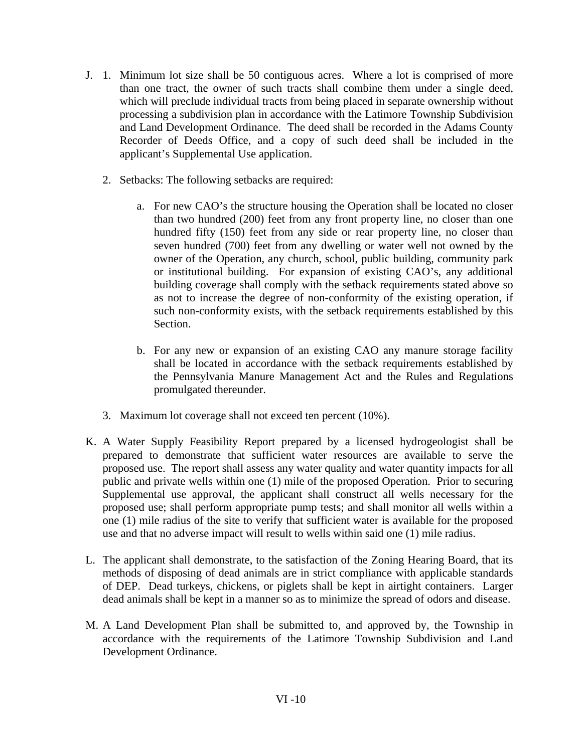J. 1. Minimum lot size shall be 50 contiguous acres. Where a lot is comprised of more than one tract, the owner of such tracts shall combine them under a single deed, which will preclude individual tracts from being placed in separate ownership without processing a subdivision plan in accordance with the Latimore Township Subdivision and Land Development Ordinance. The deed shall be recorded in the Adams County Recorder of Deeds Office, and a copy of such deed shall be included in the applicant's Supplemental Use application.

   2. Setbacks: The following setbacks are required:

      a. For new CAO's the structure housing the Operation shall be located no closer than two hundred (200) feet from any front property line, no closer than one hundred fifty (150) feet from any side or rear property line, no closer than seven hundred (700) feet from any dwelling or water well not owned by the owner of the Operation, any church, school, public building, community park or institutional building. For expansion of existing CAO's, any additional building coverage shall comply with the setback requirements stated above so as not to increase the degree of non-conformity of the existing operation, if such non-conformity exists, with the setback requirements established by this Section.

      b. For any new or expansion of an existing CAO any manure storage facility shall be located in accordance with the setback requirements established by the Pennsylvania Manure Management Act and the Rules and Regulations promulgated thereunder.

   3. Maximum lot coverage shall not exceed ten percent (10%).

K. A Water Supply Feasibility Report prepared by a licensed hydrogeologist shall be prepared to demonstrate that sufficient water resources are available to serve the proposed use. The report shall assess any water quality and water quantity impacts for all public and private wells within one (1) mile of the proposed Operation. Prior to securing Supplemental use approval, the applicant shall construct all wells necessary for the proposed use; shall perform appropriate pump tests; and shall monitor all wells within a one (1) mile radius of the site to verify that sufficient water is available for the proposed use and that no adverse impact will result to wells within said one (1) mile radius.

L. The applicant shall demonstrate, to the satisfaction of the Zoning Hearing Board, that its methods of disposing of dead animals are in strict compliance with applicable standards of DEP. Dead turkeys, chickens, or piglets shall be kept in airtight containers. Larger dead animals shall be kept in a manner so as to minimize the spread of odors and disease.

M. A Land Development Plan shall be submitted to, and approved by, the Township in accordance with the requirements of the Latimore Township Subdivision and Land Development Ordinance.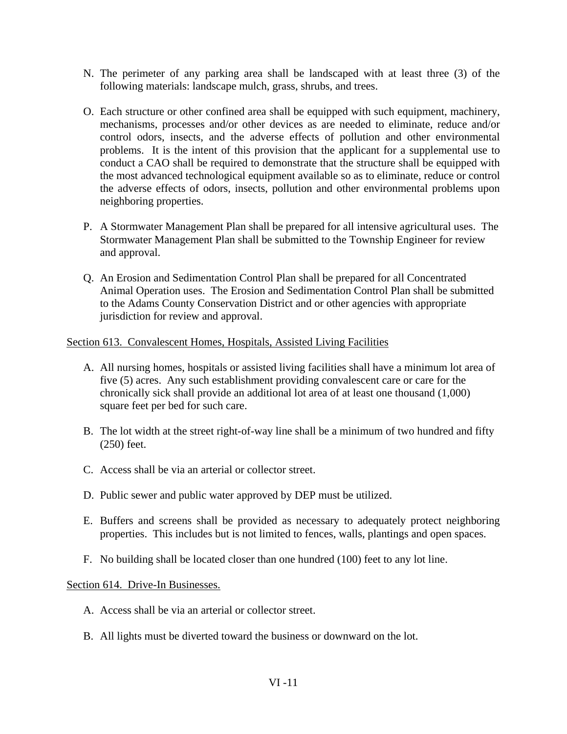N. The perimeter of any parking area shall be landscaped with at least three (3) of the following materials: landscape mulch, grass, shrubs, and trees.

O. Each structure or other confined area shall be equipped with such equipment, machinery, mechanisms, processes and/or other devices as are needed to eliminate, reduce and/or control odors, insects, and the adverse effects of pollution and other environmental problems. It is the intent of this provision that the applicant for a supplemental use to conduct a CAO shall be required to demonstrate that the structure shall be equipped with the most advanced technological equipment available so as to eliminate, reduce or control the adverse effects of odors, insects, pollution and other environmental problems upon neighboring properties.

P. A Stormwater Management Plan shall be prepared for all intensive agricultural uses. The Stormwater Management Plan shall be submitted to the Township Engineer for review and approval.

Q. An Erosion and Sedimentation Control Plan shall be prepared for all Concentrated Animal Operation uses. The Erosion and Sedimentation Control Plan shall be submitted to the Adams County Conservation District and or other agencies with appropriate jurisdiction for review and approval.

Section 613. Convalescent Homes, Hospitals, Assisted Living Facilities

A. All nursing homes, hospitals or assisted living facilities shall have a minimum lot area of five (5) acres. Any such establishment providing convalescent care or care for the chronically sick shall provide an additional lot area of at least one thousand (1,000) square feet per bed for such care.

B. The lot width at the street right-of-way line shall be a minimum of two hundred and fifty (250) feet.

C. Access shall be via an arterial or collector street.

D. Public sewer and public water approved by DEP must be utilized.

E. Buffers and screens shall be provided as necessary to adequately protect neighboring properties. This includes but is not limited to fences, walls, plantings and open spaces.

F. No building shall be located closer than one hundred (100) feet to any lot line.

Section 614. Drive-In Businesses.

A. Access shall be via an arterial or collector street.

B. All lights must be diverted toward the business or downward on the lot.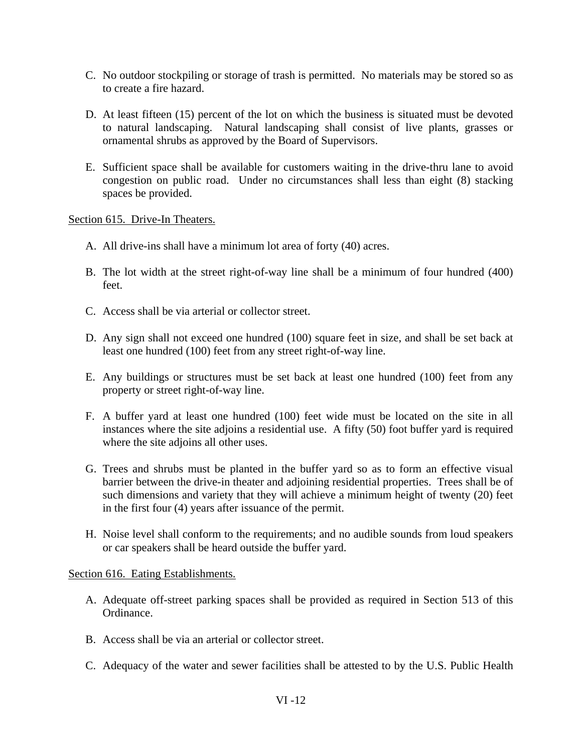C. No outdoor stockpiling or storage of trash is permitted. No materials may be stored so as to create a fire hazard.

D. At least fifteen (15) percent of the lot on which the business is situated must be devoted to natural landscaping. Natural landscaping shall consist of live plants, grasses or ornamental shrubs as approved by the Board of Supervisors.

E. Sufficient space shall be available for customers waiting in the drive-thru lane to avoid congestion on public road. Under no circumstances shall less than eight (8) stacking spaces be provided.

<u>Section 615. Drive-In Theaters.</u>

A. All drive-ins shall have a minimum lot area of forty (40) acres.

B. The lot width at the street right-of-way line shall be a minimum of four hundred (400) feet.

C. Access shall be via arterial or collector street.

D. Any sign shall not exceed one hundred (100) square feet in size, and shall be set back at least one hundred (100) feet from any street right-of-way line.

E. Any buildings or structures must be set back at least one hundred (100) feet from any property or street right-of-way line.

F. A buffer yard at least one hundred (100) feet wide must be located on the site in all instances where the site adjoins a residential use. A fifty (50) foot buffer yard is required where the site adjoins all other uses.

G. Trees and shrubs must be planted in the buffer yard so as to form an effective visual barrier between the drive-in theater and adjoining residential properties. Trees shall be of such dimensions and variety that they will achieve a minimum height of twenty (20) feet in the first four (4) years after issuance of the permit.

H. Noise level shall conform to the requirements; and no audible sounds from loud speakers or car speakers shall be heard outside the buffer yard.

<u>Section 616. Eating Establishments.</u>

A. Adequate off-street parking spaces shall be provided as required in Section 513 of this Ordinance.

B. Access shall be via an arterial or collector street.

C. Adequacy of the water and sewer facilities shall be attested to by the U.S. Public Health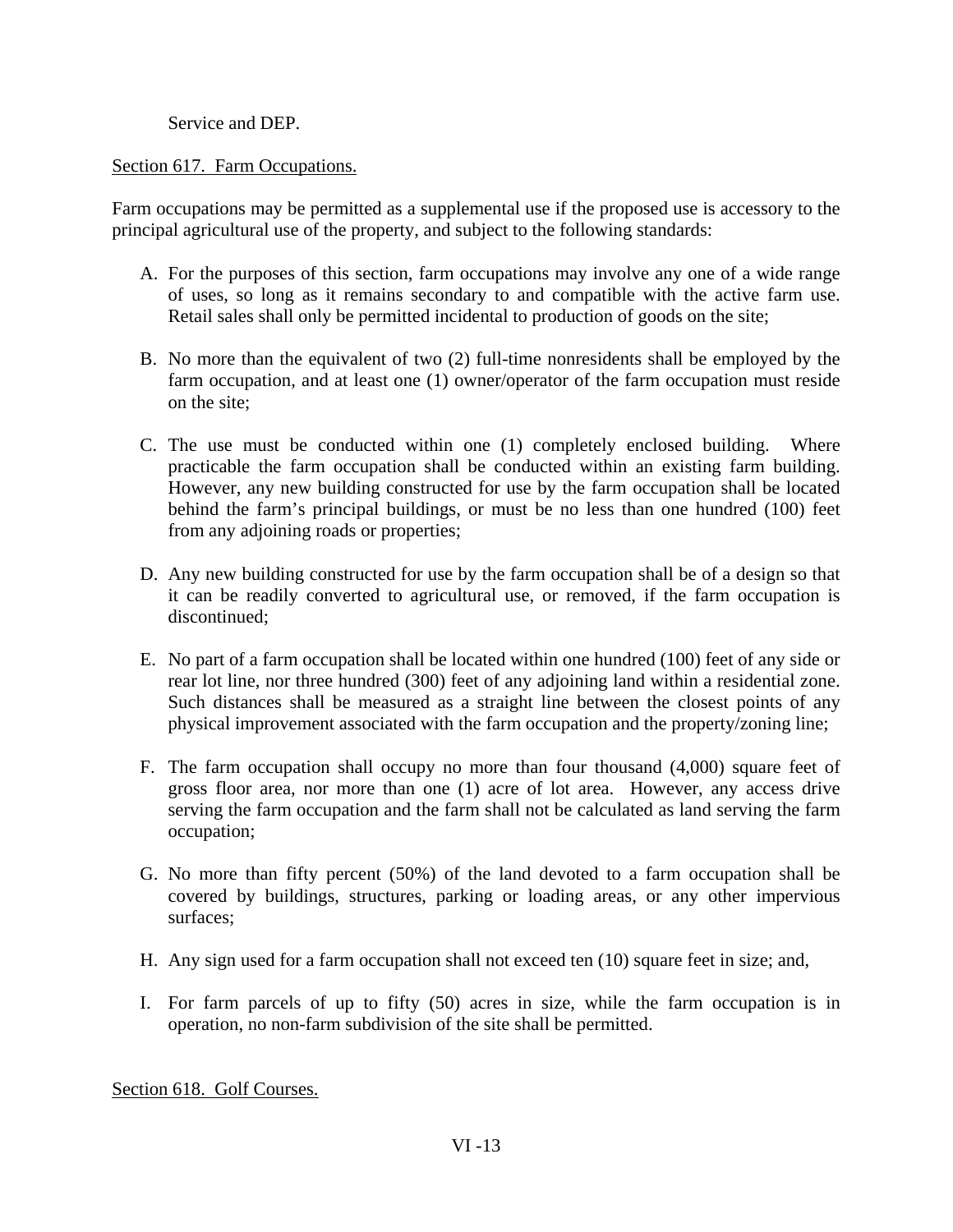Service and DEP.

## Section 617. Farm Occupations.

Farm occupations may be permitted as a supplemental use if the proposed use is accessory to the principal agricultural use of the property, and subject to the following standards:

A. For the purposes of this section, farm occupations may involve any one of a wide range of uses, so long as it remains secondary to and compatible with the active farm use. Retail sales shall only be permitted incidental to production of goods on the site;

B. No more than the equivalent of two (2) full-time nonresidents shall be employed by the farm occupation, and at least one (1) owner/operator of the farm occupation must reside on the site;

C. The use must be conducted within one (1) completely enclosed building. Where practicable the farm occupation shall be conducted within an existing farm building. However, any new building constructed for use by the farm occupation shall be located behind the farm's principal buildings, or must be no less than one hundred (100) feet from any adjoining roads or properties;

D. Any new building constructed for use by the farm occupation shall be of a design so that it can be readily converted to agricultural use, or removed, if the farm occupation is discontinued;

E. No part of a farm occupation shall be located within one hundred (100) feet of any side or rear lot line, nor three hundred (300) feet of any adjoining land within a residential zone. Such distances shall be measured as a straight line between the closest points of any physical improvement associated with the farm occupation and the property/zoning line;

F. The farm occupation shall occupy no more than four thousand (4,000) square feet of gross floor area, nor more than one (1) acre of lot area. However, any access drive serving the farm occupation and the farm shall not be calculated as land serving the farm occupation;

G. No more than fifty percent (50%) of the land devoted to a farm occupation shall be covered by buildings, structures, parking or loading areas, or any other impervious surfaces;

H. Any sign used for a farm occupation shall not exceed ten (10) square feet in size; and,

I. For farm parcels of up to fifty (50) acres in size, while the farm occupation is in operation, no non-farm subdivision of the site shall be permitted.

## Section 618. Golf Courses.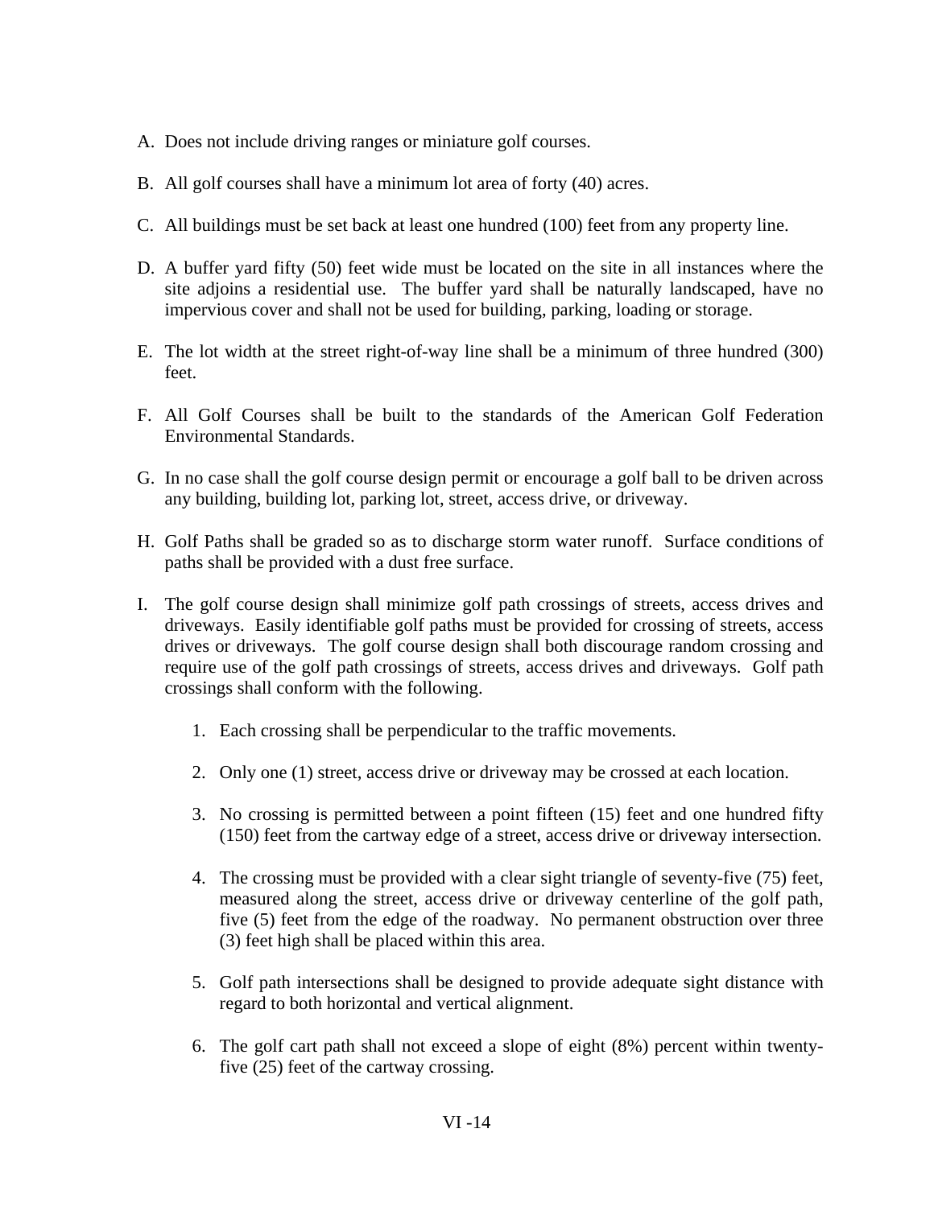A. Does not include driving ranges or miniature golf courses.

B. All golf courses shall have a minimum lot area of forty (40) acres.

C. All buildings must be set back at least one hundred (100) feet from any property line.

D. A buffer yard fifty (50) feet wide must be located on the site in all instances where the site adjoins a residential use. The buffer yard shall be naturally landscaped, have no impervious cover and shall not be used for building, parking, loading or storage.

E. The lot width at the street right-of-way line shall be a minimum of three hundred (300) feet.

F. All Golf Courses shall be built to the standards of the American Golf Federation Environmental Standards.

G. In no case shall the golf course design permit or encourage a golf ball to be driven across any building, building lot, parking lot, street, access drive, or driveway.

H. Golf Paths shall be graded so as to discharge storm water runoff. Surface conditions of paths shall be provided with a dust free surface.

I. The golf course design shall minimize golf path crossings of streets, access drives and driveways. Easily identifiable golf paths must be provided for crossing of streets, access drives or driveways. The golf course design shall both discourage random crossing and require use of the golf path crossings of streets, access drives and driveways. Golf path crossings shall conform with the following.

   1. Each crossing shall be perpendicular to the traffic movements.

   2. Only one (1) street, access drive or driveway may be crossed at each location.

   3. No crossing is permitted between a point fifteen (15) feet and one hundred fifty (150) feet from the cartway edge of a street, access drive or driveway intersection.

   4. The crossing must be provided with a clear sight triangle of seventy-five (75) feet, measured along the street, access drive or driveway centerline of the golf path, five (5) feet from the edge of the roadway. No permanent obstruction over three (3) feet high shall be placed within this area.

   5. Golf path intersections shall be designed to provide adequate sight distance with regard to both horizontal and vertical alignment.

   6. The golf cart path shall not exceed a slope of eight (8%) percent within twenty-five (25) feet of the cartway crossing.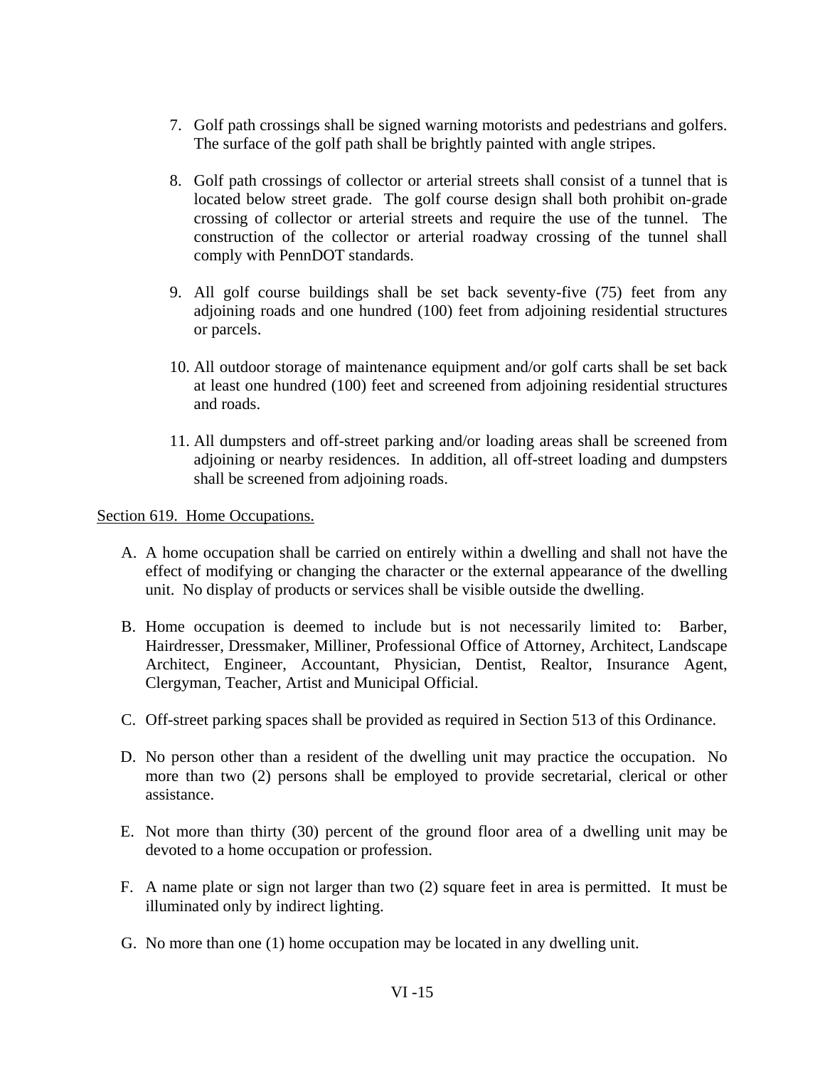7. Golf path crossings shall be signed warning motorists and pedestrians and golfers. The surface of the golf path shall be brightly painted with angle stripes.

8. Golf path crossings of collector or arterial streets shall consist of a tunnel that is located below street grade. The golf course design shall both prohibit on-grade crossing of collector or arterial streets and require the use of the tunnel. The construction of the collector or arterial roadway crossing of the tunnel shall comply with PennDOT standards.

9. All golf course buildings shall be set back seventy-five (75) feet from any adjoining roads and one hundred (100) feet from adjoining residential structures or parcels.

10. All outdoor storage of maintenance equipment and/or golf carts shall be set back at least one hundred (100) feet and screened from adjoining residential structures and roads.

11. All dumpsters and off-street parking and/or loading areas shall be screened from adjoining or nearby residences. In addition, all off-street loading and dumpsters shall be screened from adjoining roads.

<u>Section 619. Home Occupations.</u>

A. A home occupation shall be carried on entirely within a dwelling and shall not have the effect of modifying or changing the character or the external appearance of the dwelling unit. No display of products or services shall be visible outside the dwelling.

B. Home occupation is deemed to include but is not necessarily limited to: Barber, Hairdresser, Dressmaker, Milliner, Professional Office of Attorney, Architect, Landscape Architect, Engineer, Accountant, Physician, Dentist, Realtor, Insurance Agent, Clergyman, Teacher, Artist and Municipal Official.

C. Off-street parking spaces shall be provided as required in Section 513 of this Ordinance.

D. No person other than a resident of the dwelling unit may practice the occupation. No more than two (2) persons shall be employed to provide secretarial, clerical or other assistance.

E. Not more than thirty (30) percent of the ground floor area of a dwelling unit may be devoted to a home occupation or profession.

F. A name plate or sign not larger than two (2) square feet in area is permitted. It must be illuminated only by indirect lighting.

G. No more than one (1) home occupation may be located in any dwelling unit.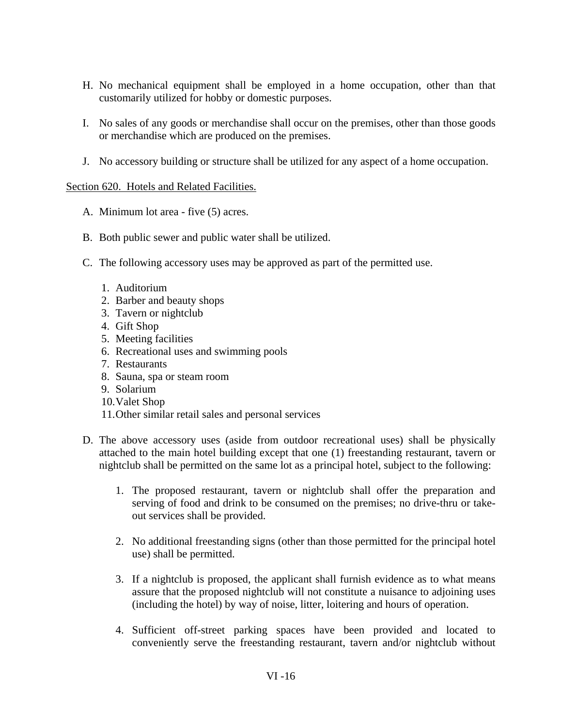H. No mechanical equipment shall be employed in a home occupation, other than that customarily utilized for hobby or domestic purposes.

I. No sales of any goods or merchandise shall occur on the premises, other than those goods or merchandise which are produced on the premises.

J. No accessory building or structure shall be utilized for any aspect of a home occupation.

Section 620. Hotels and Related Facilities.

A. Minimum lot area - five (5) acres.

B. Both public sewer and public water shall be utilized.

C. The following accessory uses may be approved as part of the permitted use.

1. Auditorium
2. Barber and beauty shops
3. Tavern or nightclub
4. Gift Shop
5. Meeting facilities
6. Recreational uses and swimming pools
7. Restaurants
8. Sauna, spa or steam room
9. Solarium
10. Valet Shop
11. Other similar retail sales and personal services

D. The above accessory uses (aside from outdoor recreational uses) shall be physically attached to the main hotel building except that one (1) freestanding restaurant, tavern or nightclub shall be permitted on the same lot as a principal hotel, subject to the following:

1. The proposed restaurant, tavern or nightclub shall offer the preparation and serving of food and drink to be consumed on the premises; no drive-thru or take-out services shall be provided.

2. No additional freestanding signs (other than those permitted for the principal hotel use) shall be permitted.

3. If a nightclub is proposed, the applicant shall furnish evidence as to what means assure that the proposed nightclub will not constitute a nuisance to adjoining uses (including the hotel) by way of noise, litter, loitering and hours of operation.

4. Sufficient off-street parking spaces have been provided and located to conveniently serve the freestanding restaurant, tavern and/or nightclub without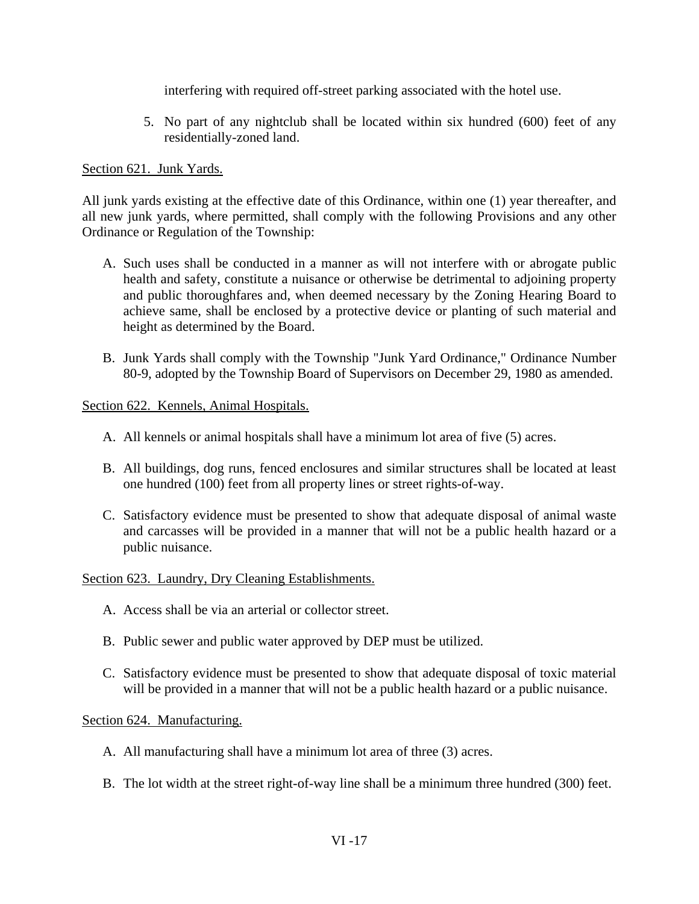interfering with required off-street parking associated with the hotel use.

5. No part of any nightclub shall be located within six hundred (600) feet of any residentially-zoned land.

<u>Section 621. Junk Yards.</u>

All junk yards existing at the effective date of this Ordinance, within one (1) year thereafter, and all new junk yards, where permitted, shall comply with the following Provisions and any other Ordinance or Regulation of the Township:

A. Such uses shall be conducted in a manner as will not interfere with or abrogate public health and safety, constitute a nuisance or otherwise be detrimental to adjoining property and public thoroughfares and, when deemed necessary by the Zoning Hearing Board to achieve same, shall be enclosed by a protective device or planting of such material and height as determined by the Board.

B. Junk Yards shall comply with the Township "Junk Yard Ordinance," Ordinance Number 80-9, adopted by the Township Board of Supervisors on December 29, 1980 as amended.

<u>Section 622. Kennels, Animal Hospitals.</u>

A. All kennels or animal hospitals shall have a minimum lot area of five (5) acres.

B. All buildings, dog runs, fenced enclosures and similar structures shall be located at least one hundred (100) feet from all property lines or street rights-of-way.

C. Satisfactory evidence must be presented to show that adequate disposal of animal waste and carcasses will be provided in a manner that will not be a public health hazard or a public nuisance.

<u>Section 623. Laundry, Dry Cleaning Establishments.</u>

A. Access shall be via an arterial or collector street.

B. Public sewer and public water approved by DEP must be utilized.

C. Satisfactory evidence must be presented to show that adequate disposal of toxic material will be provided in a manner that will not be a public health hazard or a public nuisance.

<u>Section 624. Manufacturing.</u>

A. All manufacturing shall have a minimum lot area of three (3) acres.

B. The lot width at the street right-of-way line shall be a minimum three hundred (300) feet.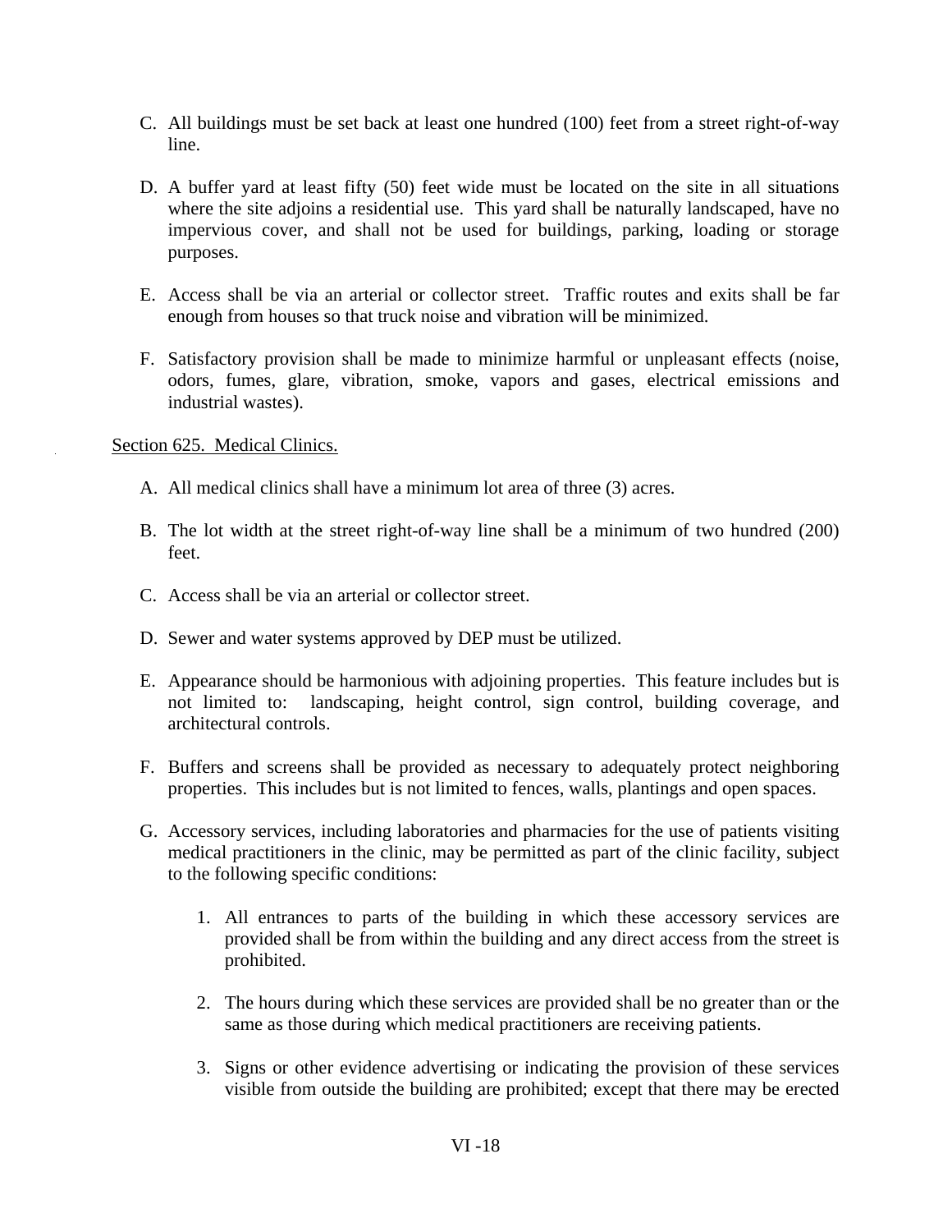C. All buildings must be set back at least one hundred (100) feet from a street right-of-way line.

D. A buffer yard at least fifty (50) feet wide must be located on the site in all situations where the site adjoins a residential use. This yard shall be naturally landscaped, have no impervious cover, and shall not be used for buildings, parking, loading or storage purposes.

E. Access shall be via an arterial or collector street. Traffic routes and exits shall be far enough from houses so that truck noise and vibration will be minimized.

F. Satisfactory provision shall be made to minimize harmful or unpleasant effects (noise, odors, fumes, glare, vibration, smoke, vapors and gases, electrical emissions and industrial wastes).

Section 625. Medical Clinics.

A. All medical clinics shall have a minimum lot area of three (3) acres.

B. The lot width at the street right-of-way line shall be a minimum of two hundred (200) feet.

C. Access shall be via an arterial or collector street.

D. Sewer and water systems approved by DEP must be utilized.

E. Appearance should be harmonious with adjoining properties. This feature includes but is not limited to: landscaping, height control, sign control, building coverage, and architectural controls.

F. Buffers and screens shall be provided as necessary to adequately protect neighboring properties. This includes but is not limited to fences, walls, plantings and open spaces.

G. Accessory services, including laboratories and pharmacies for the use of patients visiting medical practitioners in the clinic, may be permitted as part of the clinic facility, subject to the following specific conditions:

   1. All entrances to parts of the building in which these accessory services are provided shall be from within the building and any direct access from the street is prohibited.

   2. The hours during which these services are provided shall be no greater than or the same as those during which medical practitioners are receiving patients.

   3. Signs or other evidence advertising or indicating the provision of these services visible from outside the building are prohibited; except that there may be erected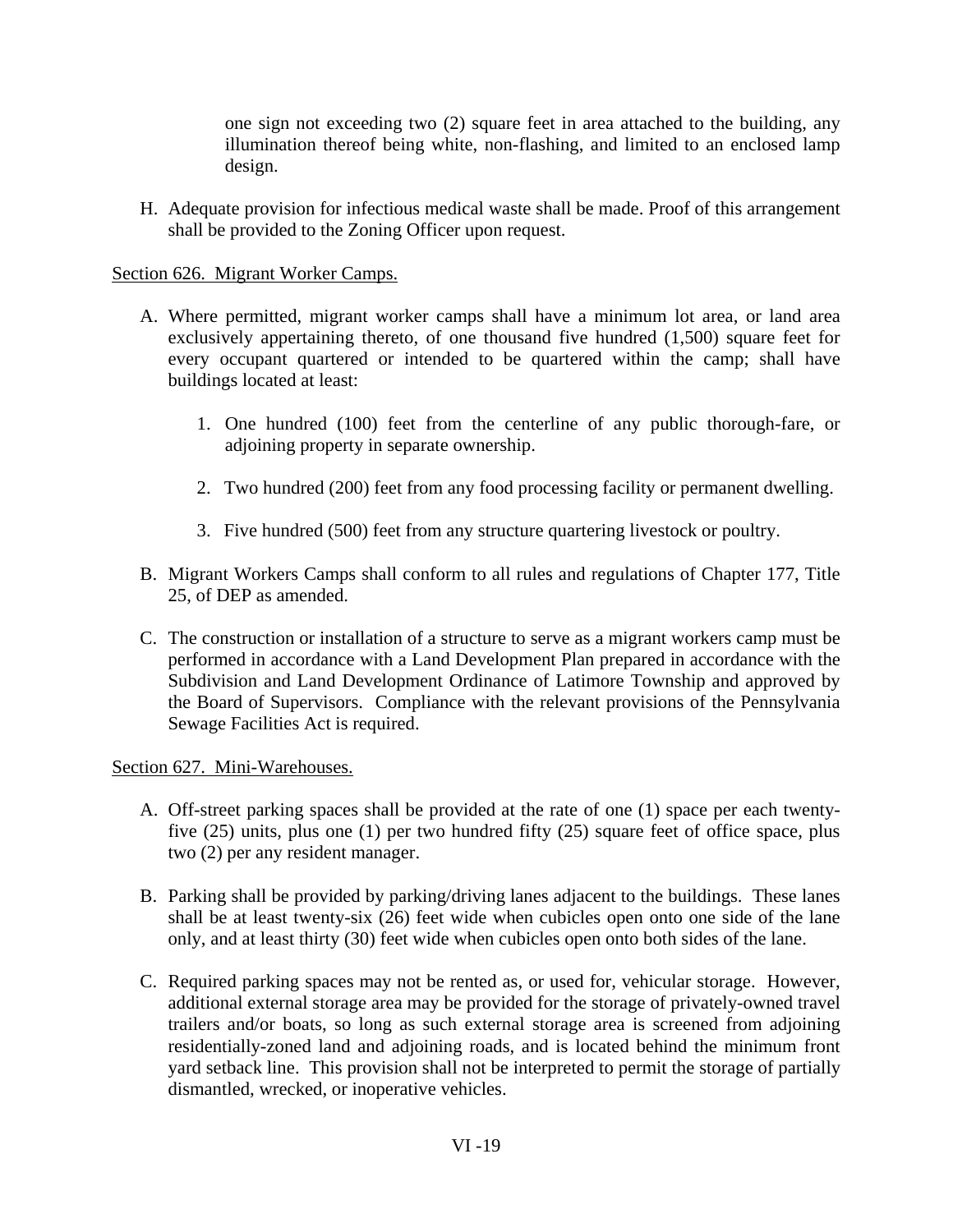one sign not exceeding two (2) square feet in area attached to the building, any illumination thereof being white, non-flashing, and limited to an enclosed lamp design.

H. Adequate provision for infectious medical waste shall be made. Proof of this arrangement shall be provided to the Zoning Officer upon request.

Section 626. Migrant Worker Camps.

A. Where permitted, migrant worker camps shall have a minimum lot area, or land area exclusively appertaining thereto, of one thousand five hundred (1,500) square feet for every occupant quartered or intended to be quartered within the camp; shall have buildings located at least:

   1. One hundred (100) feet from the centerline of any public thorough-fare, or adjoining property in separate ownership.

   2. Two hundred (200) feet from any food processing facility or permanent dwelling.

   3. Five hundred (500) feet from any structure quartering livestock or poultry.

B. Migrant Workers Camps shall conform to all rules and regulations of Chapter 177, Title 25, of DEP as amended.

C. The construction or installation of a structure to serve as a migrant workers camp must be performed in accordance with a Land Development Plan prepared in accordance with the Subdivision and Land Development Ordinance of Latimore Township and approved by the Board of Supervisors. Compliance with the relevant provisions of the Pennsylvania Sewage Facilities Act is required.

Section 627. Mini-Warehouses.

A. Off-street parking spaces shall be provided at the rate of one (1) space per each twenty-five (25) units, plus one (1) per two hundred fifty (25) square feet of office space, plus two (2) per any resident manager.

B. Parking shall be provided by parking/driving lanes adjacent to the buildings. These lanes shall be at least twenty-six (26) feet wide when cubicles open onto one side of the lane only, and at least thirty (30) feet wide when cubicles open onto both sides of the lane.

C. Required parking spaces may not be rented as, or used for, vehicular storage. However, additional external storage area may be provided for the storage of privately-owned travel trailers and/or boats, so long as such external storage area is screened from adjoining residentially-zoned land and adjoining roads, and is located behind the minimum front yard setback line. This provision shall not be interpreted to permit the storage of partially dismantled, wrecked, or inoperative vehicles.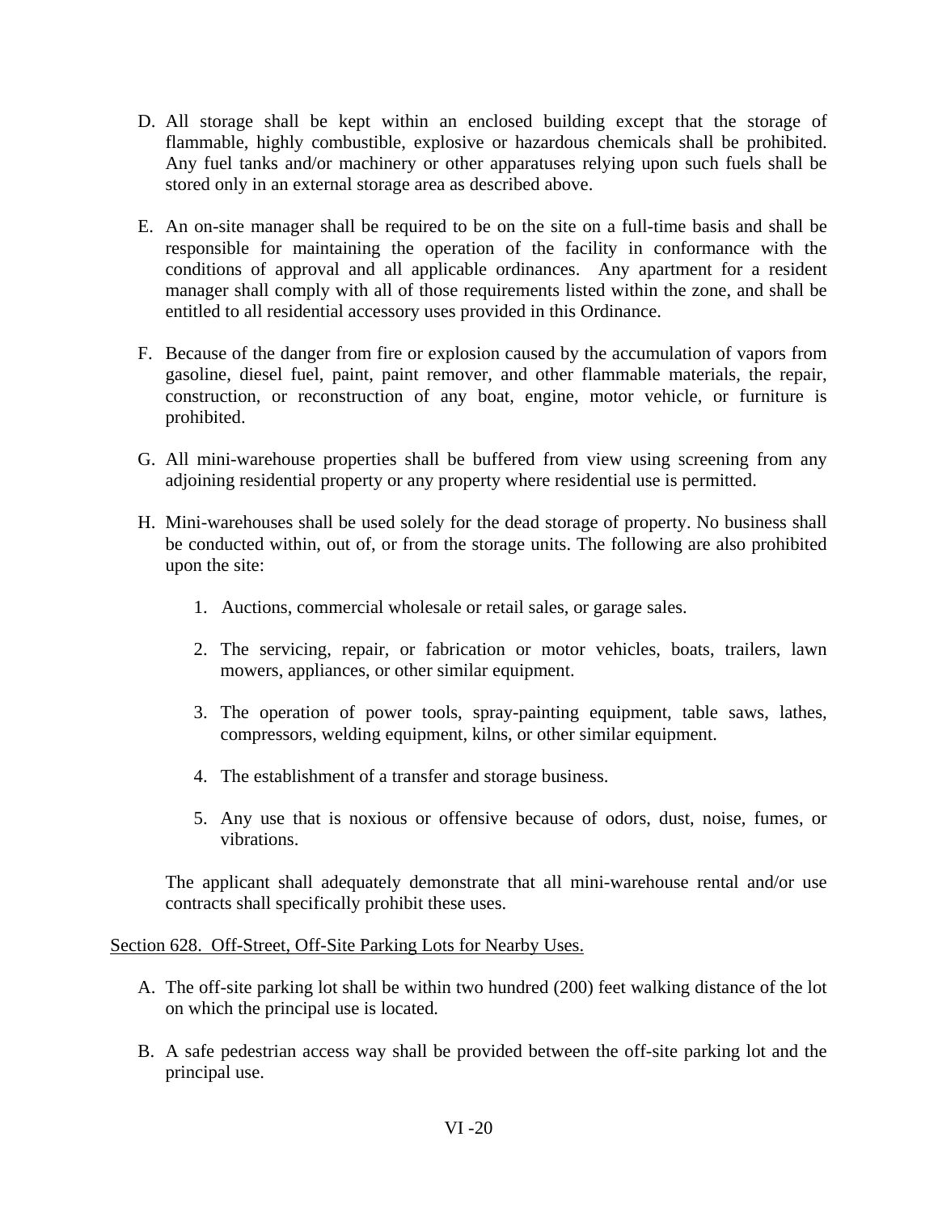D. All storage shall be kept within an enclosed building except that the storage of flammable, highly combustible, explosive or hazardous chemicals shall be prohibited. Any fuel tanks and/or machinery or other apparatuses relying upon such fuels shall be stored only in an external storage area as described above.

E. An on-site manager shall be required to be on the site on a full-time basis and shall be responsible for maintaining the operation of the facility in conformance with the conditions of approval and all applicable ordinances. Any apartment for a resident manager shall comply with all of those requirements listed within the zone, and shall be entitled to all residential accessory uses provided in this Ordinance.

F. Because of the danger from fire or explosion caused by the accumulation of vapors from gasoline, diesel fuel, paint, paint remover, and other flammable materials, the repair, construction, or reconstruction of any boat, engine, motor vehicle, or furniture is prohibited.

G. All mini-warehouse properties shall be buffered from view using screening from any adjoining residential property or any property where residential use is permitted.

H. Mini-warehouses shall be used solely for the dead storage of property. No business shall be conducted within, out of, or from the storage units. The following are also prohibited upon the site:

   1. Auctions, commercial wholesale or retail sales, or garage sales.

   2. The servicing, repair, or fabrication or motor vehicles, boats, trailers, lawn mowers, appliances, or other similar equipment.

   3. The operation of power tools, spray-painting equipment, table saws, lathes, compressors, welding equipment, kilns, or other similar equipment.

   4. The establishment of a transfer and storage business.

   5. Any use that is noxious or offensive because of odors, dust, noise, fumes, or vibrations.

   The applicant shall adequately demonstrate that all mini-warehouse rental and/or use contracts shall specifically prohibit these uses.

## Section 628. Off-Street, Off-Site Parking Lots for Nearby Uses.

A. The off-site parking lot shall be within two hundred (200) feet walking distance of the lot on which the principal use is located.

B. A safe pedestrian access way shall be provided between the off-site parking lot and the principal use.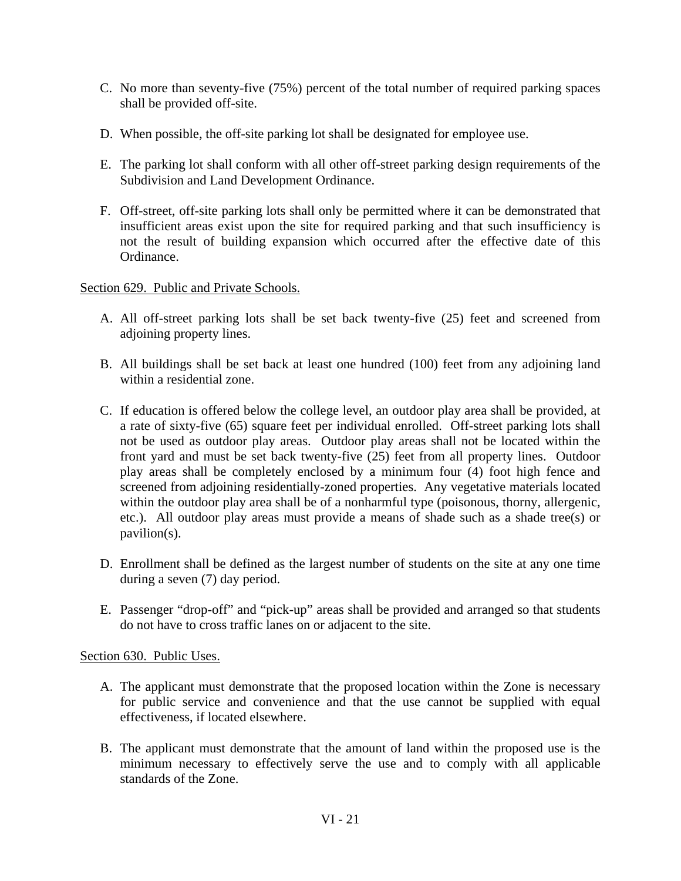C. No more than seventy-five (75%) percent of the total number of required parking spaces shall be provided off-site.

D. When possible, the off-site parking lot shall be designated for employee use.

E. The parking lot shall conform with all other off-street parking design requirements of the Subdivision and Land Development Ordinance.

F. Off-street, off-site parking lots shall only be permitted where it can be demonstrated that insufficient areas exist upon the site for required parking and that such insufficiency is not the result of building expansion which occurred after the effective date of this Ordinance.

Section 629. Public and Private Schools.

A. All off-street parking lots shall be set back twenty-five (25) feet and screened from adjoining property lines.

B. All buildings shall be set back at least one hundred (100) feet from any adjoining land within a residential zone.

C. If education is offered below the college level, an outdoor play area shall be provided, at a rate of sixty-five (65) square feet per individual enrolled. Off-street parking lots shall not be used as outdoor play areas. Outdoor play areas shall not be located within the front yard and must be set back twenty-five (25) feet from all property lines. Outdoor play areas shall be completely enclosed by a minimum four (4) foot high fence and screened from adjoining residentially-zoned properties. Any vegetative materials located within the outdoor play area shall be of a nonharmful type (poisonous, thorny, allergenic, etc.). All outdoor play areas must provide a means of shade such as a shade tree(s) or pavilion(s).

D. Enrollment shall be defined as the largest number of students on the site at any one time during a seven (7) day period.

E. Passenger "drop-off" and "pick-up" areas shall be provided and arranged so that students do not have to cross traffic lanes on or adjacent to the site.

Section 630. Public Uses.

A. The applicant must demonstrate that the proposed location within the Zone is necessary for public service and convenience and that the use cannot be supplied with equal effectiveness, if located elsewhere.

B. The applicant must demonstrate that the amount of land within the proposed use is the minimum necessary to effectively serve the use and to comply with all applicable standards of the Zone.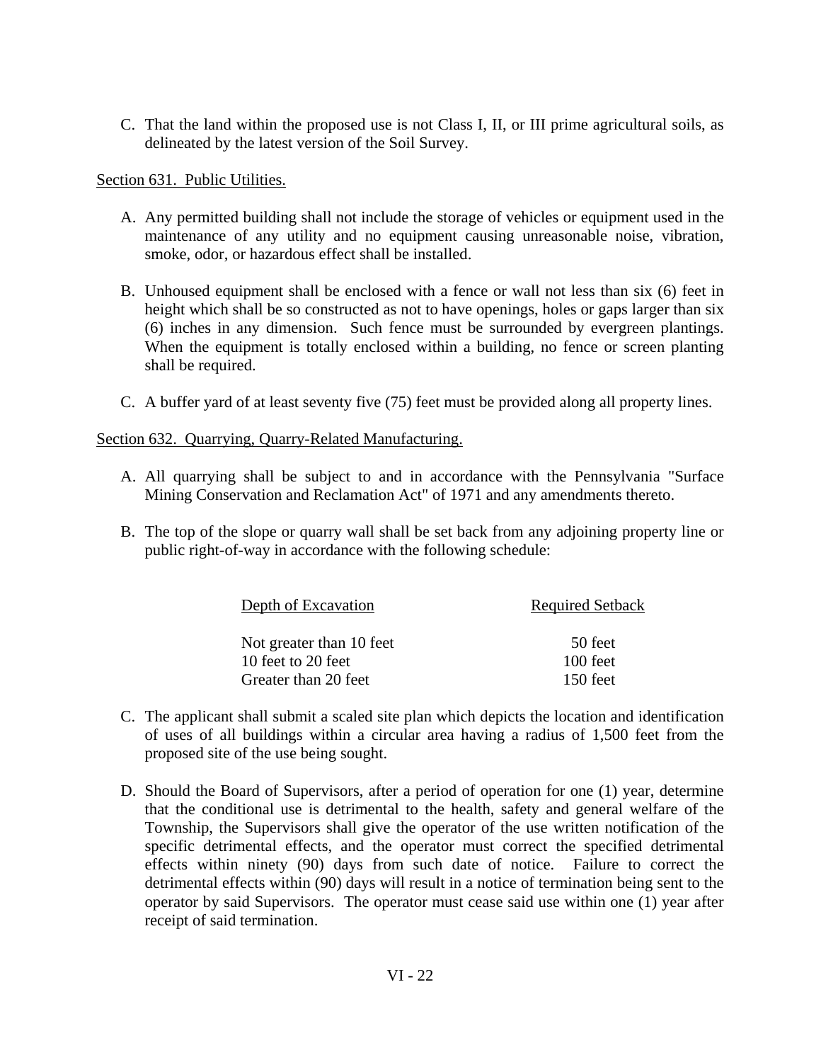C. That the land within the proposed use is not Class I, II, or III prime agricultural soils, as delineated by the latest version of the Soil Survey.

Section 631. Public Utilities.

A. Any permitted building shall not include the storage of vehicles or equipment used in the maintenance of any utility and no equipment causing unreasonable noise, vibration, smoke, odor, or hazardous effect shall be installed.

B. Unhoused equipment shall be enclosed with a fence or wall not less than six (6) feet in height which shall be so constructed as not to have openings, holes or gaps larger than six (6) inches in any dimension. Such fence must be surrounded by evergreen plantings. When the equipment is totally enclosed within a building, no fence or screen planting shall be required.

C. A buffer yard of at least seventy five (75) feet must be provided along all property lines.

Section 632. Quarrying, Quarry-Related Manufacturing.

A. All quarrying shall be subject to and in accordance with the Pennsylvania "Surface Mining Conservation and Reclamation Act" of 1971 and any amendments thereto.

B. The top of the slope or quarry wall shall be set back from any adjoining property line or public right-of-way in accordance with the following schedule:

| Depth of Excavation | Required Setback |
|---|---|
| Not greater than 10 feet | 50 feet |
| 10 feet to 20 feet | 100 feet |
| Greater than 20 feet | 150 feet |

C. The applicant shall submit a scaled site plan which depicts the location and identification of uses of all buildings within a circular area having a radius of 1,500 feet from the proposed site of the use being sought.

D. Should the Board of Supervisors, after a period of operation for one (1) year, determine that the conditional use is detrimental to the health, safety and general welfare of the Township, the Supervisors shall give the operator of the use written notification of the specific detrimental effects, and the operator must correct the specified detrimental effects within ninety (90) days from such date of notice. Failure to correct the detrimental effects within (90) days will result in a notice of termination being sent to the operator by said Supervisors. The operator must cease said use within one (1) year after receipt of said termination.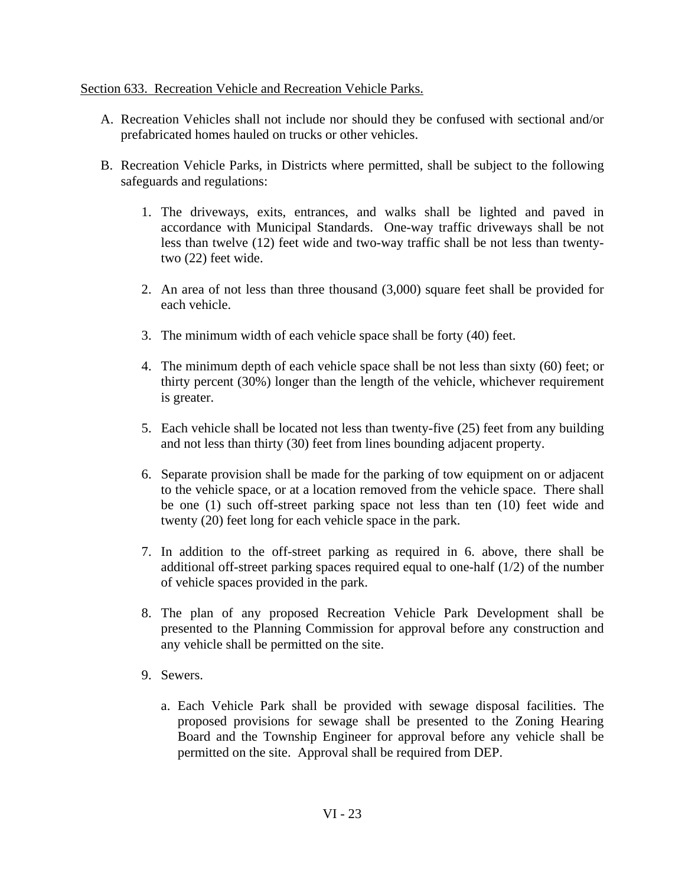Section 633. Recreation Vehicle and Recreation Vehicle Parks.

A. Recreation Vehicles shall not include nor should they be confused with sectional and/or prefabricated homes hauled on trucks or other vehicles.

B. Recreation Vehicle Parks, in Districts where permitted, shall be subject to the following safeguards and regulations:

   1. The driveways, exits, entrances, and walks shall be lighted and paved in accordance with Municipal Standards. One-way traffic driveways shall be not less than twelve (12) feet wide and two-way traffic shall be not less than twenty-two (22) feet wide.

   2. An area of not less than three thousand (3,000) square feet shall be provided for each vehicle.

   3. The minimum width of each vehicle space shall be forty (40) feet.

   4. The minimum depth of each vehicle space shall be not less than sixty (60) feet; or thirty percent (30%) longer than the length of the vehicle, whichever requirement is greater.

   5. Each vehicle shall be located not less than twenty-five (25) feet from any building and not less than thirty (30) feet from lines bounding adjacent property.

   6. Separate provision shall be made for the parking of tow equipment on or adjacent to the vehicle space, or at a location removed from the vehicle space. There shall be one (1) such off-street parking space not less than ten (10) feet wide and twenty (20) feet long for each vehicle space in the park.

   7. In addition to the off-street parking as required in 6. above, there shall be additional off-street parking spaces required equal to one-half (1/2) of the number of vehicle spaces provided in the park.

   8. The plan of any proposed Recreation Vehicle Park Development shall be presented to the Planning Commission for approval before any construction and any vehicle shall be permitted on the site.

   9. Sewers.

      a. Each Vehicle Park shall be provided with sewage disposal facilities. The proposed provisions for sewage shall be presented to the Zoning Hearing Board and the Township Engineer for approval before any vehicle shall be permitted on the site. Approval shall be required from DEP.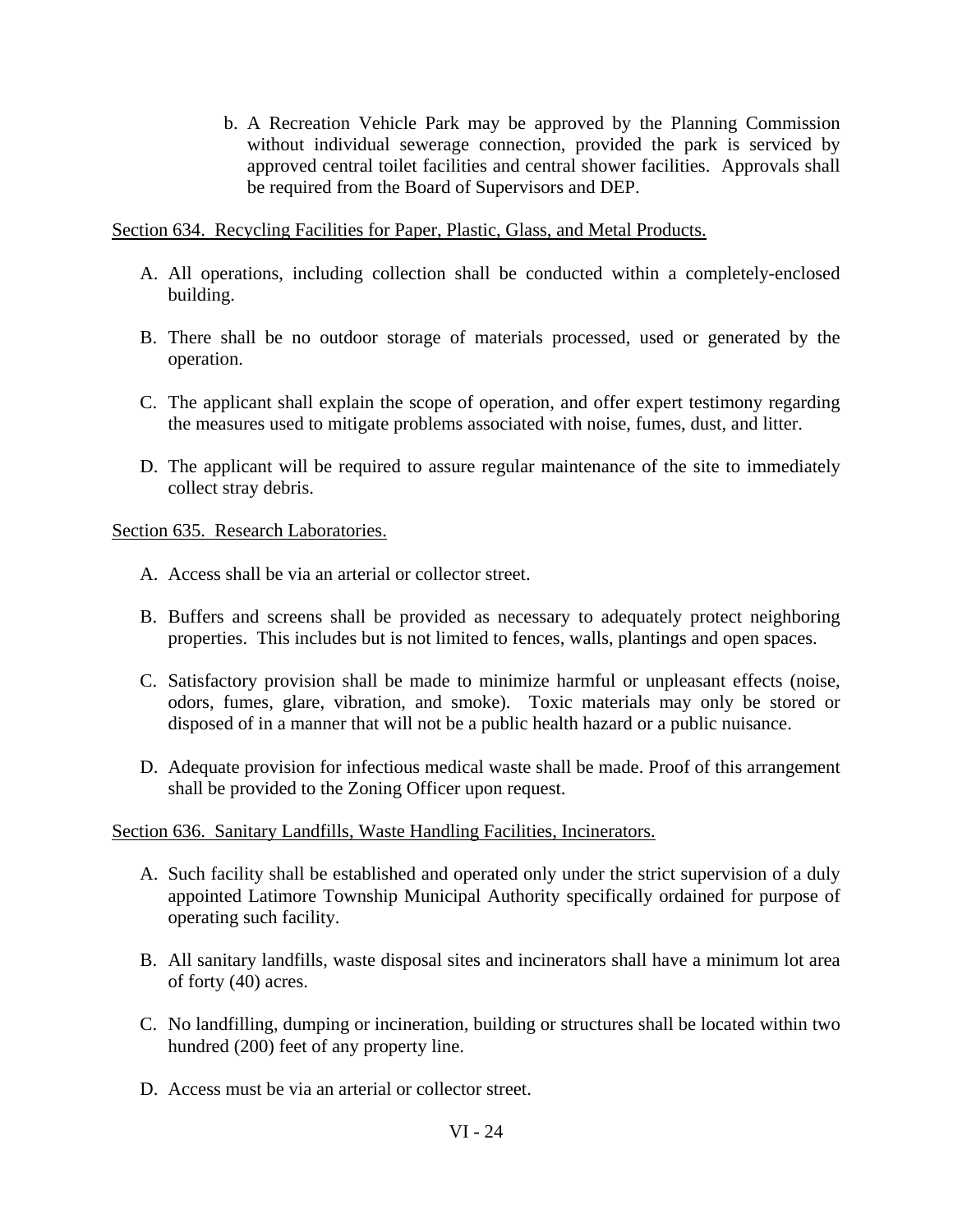b. A Recreation Vehicle Park may be approved by the Planning Commission without individual sewerage connection, provided the park is serviced by approved central toilet facilities and central shower facilities. Approvals shall be required from the Board of Supervisors and DEP.

<u>Section 634. Recycling Facilities for Paper, Plastic, Glass, and Metal Products.</u>

A. All operations, including collection shall be conducted within a completely-enclosed building.

B. There shall be no outdoor storage of materials processed, used or generated by the operation.

C. The applicant shall explain the scope of operation, and offer expert testimony regarding the measures used to mitigate problems associated with noise, fumes, dust, and litter.

D. The applicant will be required to assure regular maintenance of the site to immediately collect stray debris.

<u>Section 635. Research Laboratories.</u>

A. Access shall be via an arterial or collector street.

B. Buffers and screens shall be provided as necessary to adequately protect neighboring properties. This includes but is not limited to fences, walls, plantings and open spaces.

C. Satisfactory provision shall be made to minimize harmful or unpleasant effects (noise, odors, fumes, glare, vibration, and smoke). Toxic materials may only be stored or disposed of in a manner that will not be a public health hazard or a public nuisance.

D. Adequate provision for infectious medical waste shall be made. Proof of this arrangement shall be provided to the Zoning Officer upon request.

<u>Section 636. Sanitary Landfills, Waste Handling Facilities, Incinerators.</u>

A. Such facility shall be established and operated only under the strict supervision of a duly appointed Latimore Township Municipal Authority specifically ordained for purpose of operating such facility.

B. All sanitary landfills, waste disposal sites and incinerators shall have a minimum lot area of forty (40) acres.

C. No landfilling, dumping or incineration, building or structures shall be located within two hundred (200) feet of any property line.

D. Access must be via an arterial or collector street.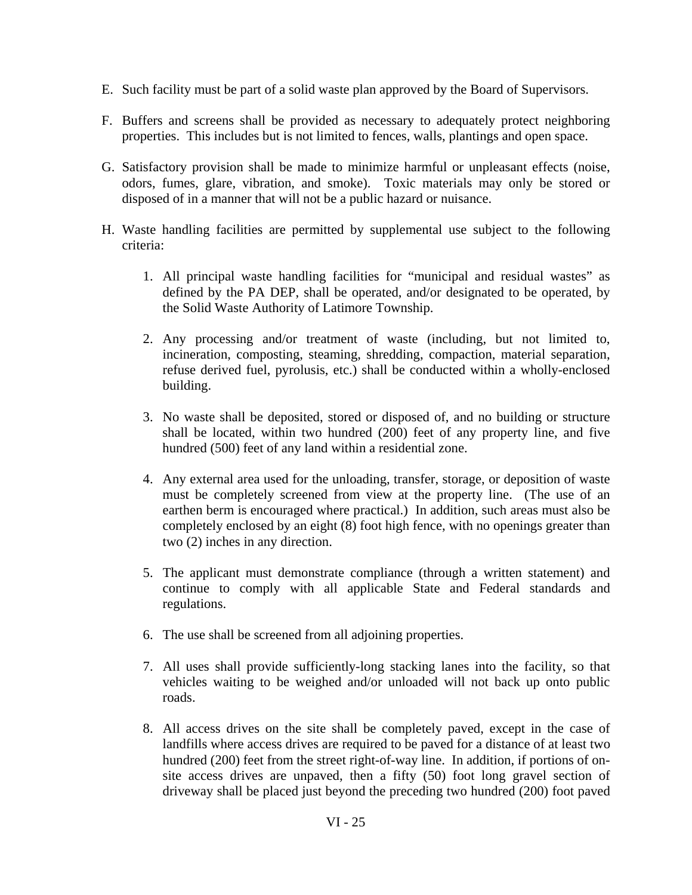E. Such facility must be part of a solid waste plan approved by the Board of Supervisors.

F. Buffers and screens shall be provided as necessary to adequately protect neighboring properties. This includes but is not limited to fences, walls, plantings and open space.

G. Satisfactory provision shall be made to minimize harmful or unpleasant effects (noise, odors, fumes, glare, vibration, and smoke). Toxic materials may only be stored or disposed of in a manner that will not be a public hazard or nuisance.

H. Waste handling facilities are permitted by supplemental use subject to the following criteria:

   1. All principal waste handling facilities for "municipal and residual wastes" as defined by the PA DEP, shall be operated, and/or designated to be operated, by the Solid Waste Authority of Latimore Township.

   2. Any processing and/or treatment of waste (including, but not limited to, incineration, composting, steaming, shredding, compaction, material separation, refuse derived fuel, pyrolusis, etc.) shall be conducted within a wholly-enclosed building.

   3. No waste shall be deposited, stored or disposed of, and no building or structure shall be located, within two hundred (200) feet of any property line, and five hundred (500) feet of any land within a residential zone.

   4. Any external area used for the unloading, transfer, storage, or deposition of waste must be completely screened from view at the property line. (The use of an earthen berm is encouraged where practical.) In addition, such areas must also be completely enclosed by an eight (8) foot high fence, with no openings greater than two (2) inches in any direction.

   5. The applicant must demonstrate compliance (through a written statement) and continue to comply with all applicable State and Federal standards and regulations.

   6. The use shall be screened from all adjoining properties.

   7. All uses shall provide sufficiently-long stacking lanes into the facility, so that vehicles waiting to be weighed and/or unloaded will not back up onto public roads.

   8. All access drives on the site shall be completely paved, except in the case of landfills where access drives are required to be paved for a distance of at least two hundred (200) feet from the street right-of-way line. In addition, if portions of on-site access drives are unpaved, then a fifty (50) foot long gravel section of driveway shall be placed just beyond the preceding two hundred (200) foot paved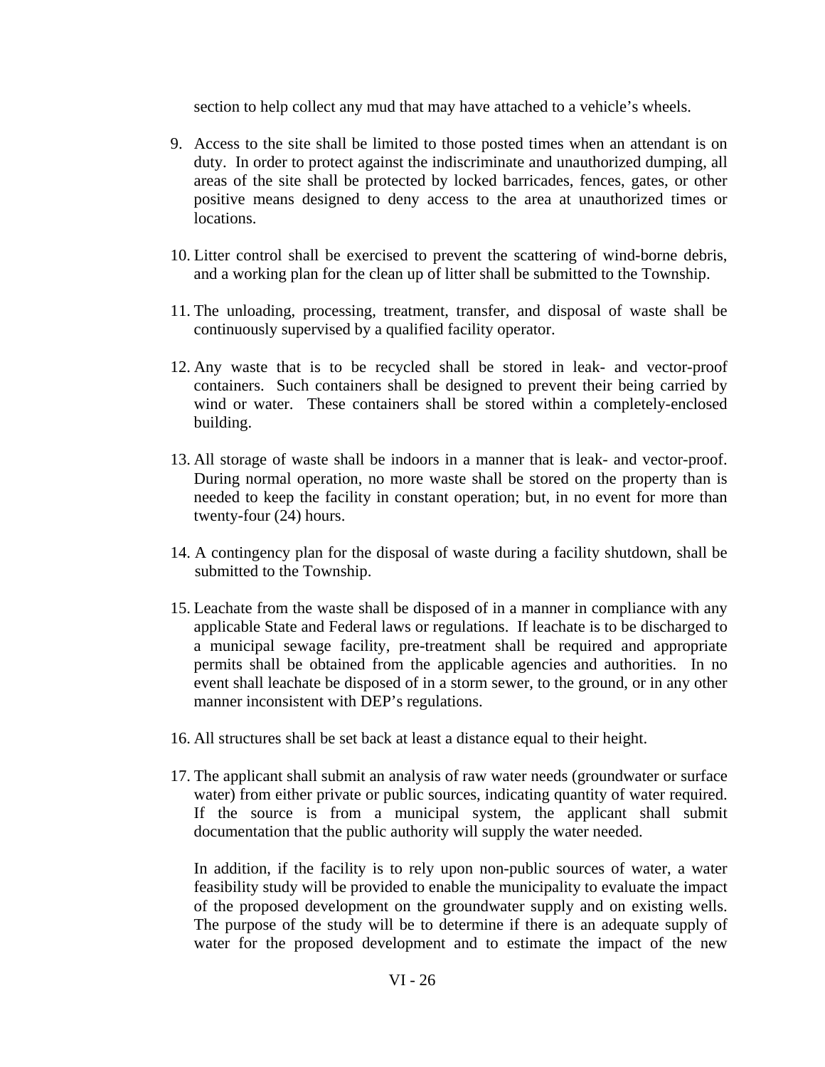section to help collect any mud that may have attached to a vehicle's wheels.

9. Access to the site shall be limited to those posted times when an attendant is on duty. In order to protect against the indiscriminate and unauthorized dumping, all areas of the site shall be protected by locked barricades, fences, gates, or other positive means designed to deny access to the area at unauthorized times or locations.

10. Litter control shall be exercised to prevent the scattering of wind-borne debris, and a working plan for the clean up of litter shall be submitted to the Township.

11. The unloading, processing, treatment, transfer, and disposal of waste shall be continuously supervised by a qualified facility operator.

12. Any waste that is to be recycled shall be stored in leak- and vector-proof containers. Such containers shall be designed to prevent their being carried by wind or water. These containers shall be stored within a completely-enclosed building.

13. All storage of waste shall be indoors in a manner that is leak- and vector-proof. During normal operation, no more waste shall be stored on the property than is needed to keep the facility in constant operation; but, in no event for more than twenty-four (24) hours.

14. A contingency plan for the disposal of waste during a facility shutdown, shall be submitted to the Township.

15. Leachate from the waste shall be disposed of in a manner in compliance with any applicable State and Federal laws or regulations. If leachate is to be discharged to a municipal sewage facility, pre-treatment shall be required and appropriate permits shall be obtained from the applicable agencies and authorities. In no event shall leachate be disposed of in a storm sewer, to the ground, or in any other manner inconsistent with DEP's regulations.

16. All structures shall be set back at least a distance equal to their height.

17. The applicant shall submit an analysis of raw water needs (groundwater or surface water) from either private or public sources, indicating quantity of water required. If the source is from a municipal system, the applicant shall submit documentation that the public authority will supply the water needed.

    In addition, if the facility is to rely upon non-public sources of water, a water feasibility study will be provided to enable the municipality to evaluate the impact of the proposed development on the groundwater supply and on existing wells. The purpose of the study will be to determine if there is an adequate supply of water for the proposed development and to estimate the impact of the new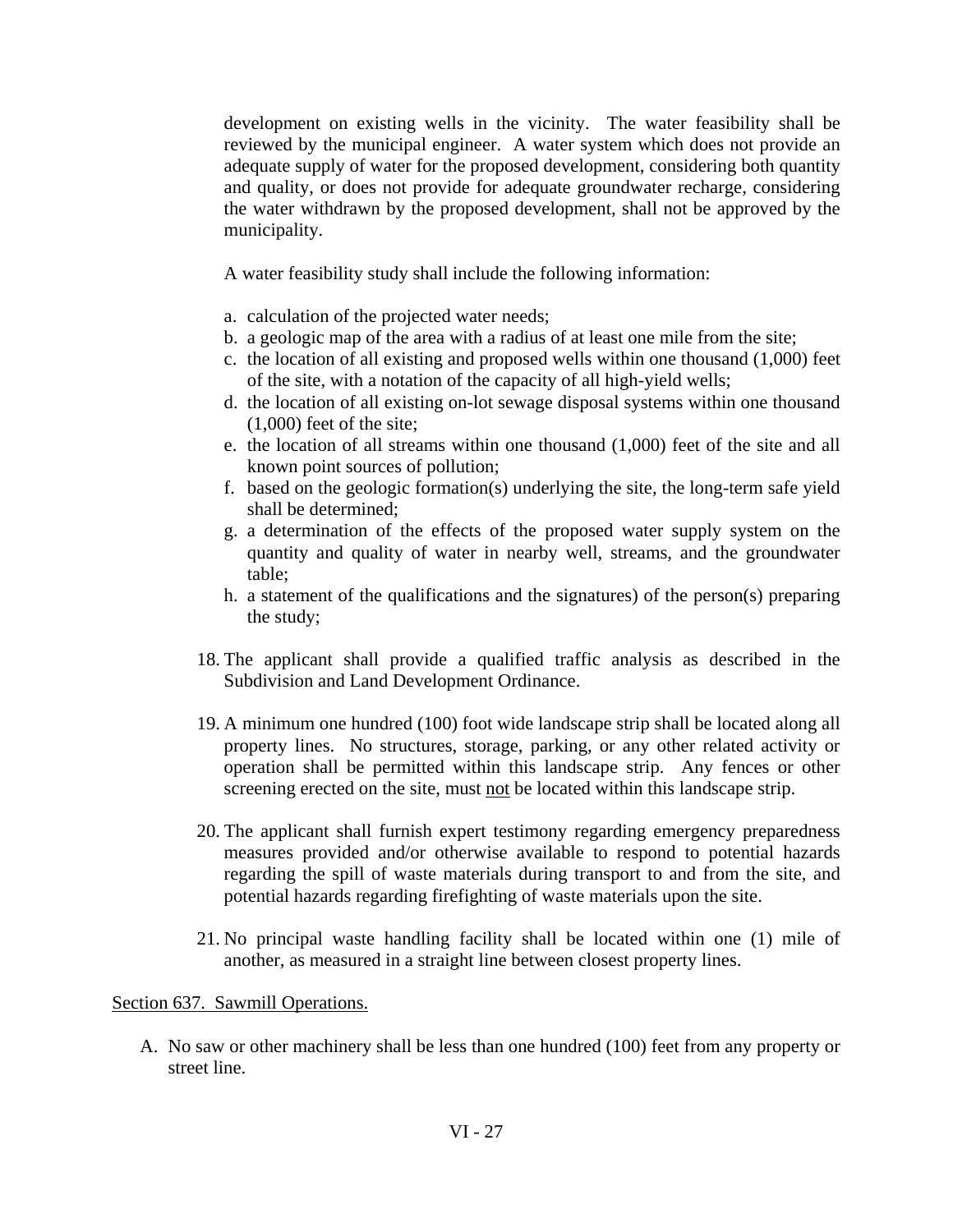development on existing wells in the vicinity. The water feasibility shall be reviewed by the municipal engineer. A water system which does not provide an adequate supply of water for the proposed development, considering both quantity and quality, or does not provide for adequate groundwater recharge, considering the water withdrawn by the proposed development, shall not be approved by the municipality.

A water feasibility study shall include the following information:

a. calculation of the projected water needs;
b. a geologic map of the area with a radius of at least one mile from the site;
c. the location of all existing and proposed wells within one thousand (1,000) feet of the site, with a notation of the capacity of all high-yield wells;
d. the location of all existing on-lot sewage disposal systems within one thousand (1,000) feet of the site;
e. the location of all streams within one thousand (1,000) feet of the site and all known point sources of pollution;
f. based on the geologic formation(s) underlying the site, the long-term safe yield shall be determined;
g. a determination of the effects of the proposed water supply system on the quantity and quality of water in nearby well, streams, and the groundwater table;
h. a statement of the qualifications and the signatures) of the person(s) preparing the study;

18. The applicant shall provide a qualified traffic analysis as described in the Subdivision and Land Development Ordinance.

19. A minimum one hundred (100) foot wide landscape strip shall be located along all property lines. No structures, storage, parking, or any other related activity or operation shall be permitted within this landscape strip. Any fences or other screening erected on the site, must <u>not</u> be located within this landscape strip.

20. The applicant shall furnish expert testimony regarding emergency preparedness measures provided and/or otherwise available to respond to potential hazards regarding the spill of waste materials during transport to and from the site, and potential hazards regarding firefighting of waste materials upon the site.

21. No principal waste handling facility shall be located within one (1) mile of another, as measured in a straight line between closest property lines.

<u>Section 637. Sawmill Operations.</u>

A. No saw or other machinery shall be less than one hundred (100) feet from any property or street line.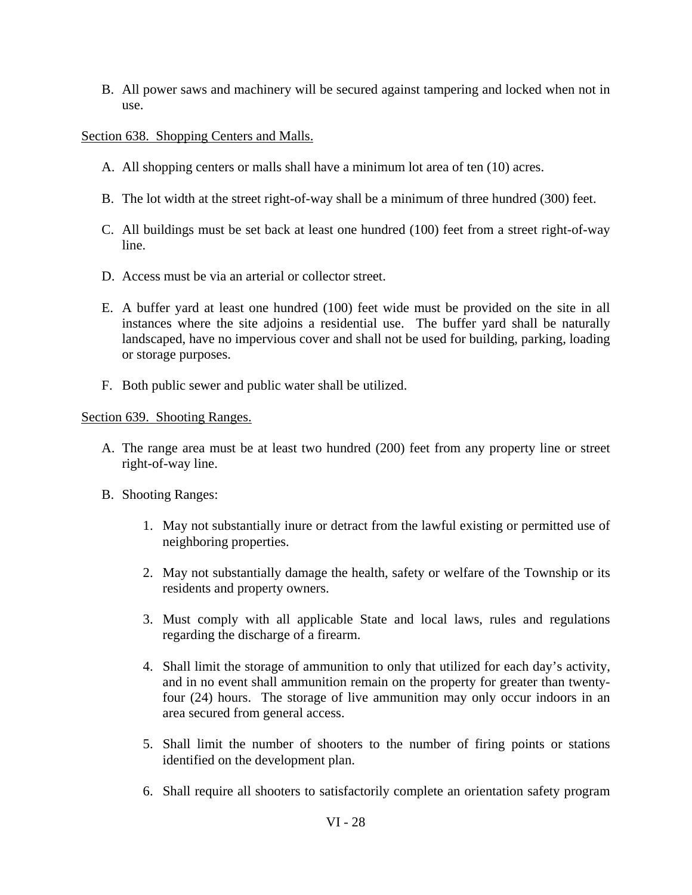B. All power saws and machinery will be secured against tampering and locked when not in use.

Section 638. Shopping Centers and Malls.

A. All shopping centers or malls shall have a minimum lot area of ten (10) acres.

B. The lot width at the street right-of-way shall be a minimum of three hundred (300) feet.

C. All buildings must be set back at least one hundred (100) feet from a street right-of-way line.

D. Access must be via an arterial or collector street.

E. A buffer yard at least one hundred (100) feet wide must be provided on the site in all instances where the site adjoins a residential use. The buffer yard shall be naturally landscaped, have no impervious cover and shall not be used for building, parking, loading or storage purposes.

F. Both public sewer and public water shall be utilized.

Section 639. Shooting Ranges.

A. The range area must be at least two hundred (200) feet from any property line or street right-of-way line.

B. Shooting Ranges:

1. May not substantially inure or detract from the lawful existing or permitted use of neighboring properties.

2. May not substantially damage the health, safety or welfare of the Township or its residents and property owners.

3. Must comply with all applicable State and local laws, rules and regulations regarding the discharge of a firearm.

4. Shall limit the storage of ammunition to only that utilized for each day's activity, and in no event shall ammunition remain on the property for greater than twenty-four (24) hours. The storage of live ammunition may only occur indoors in an area secured from general access.

5. Shall limit the number of shooters to the number of firing points or stations identified on the development plan.

6. Shall require all shooters to satisfactorily complete an orientation safety program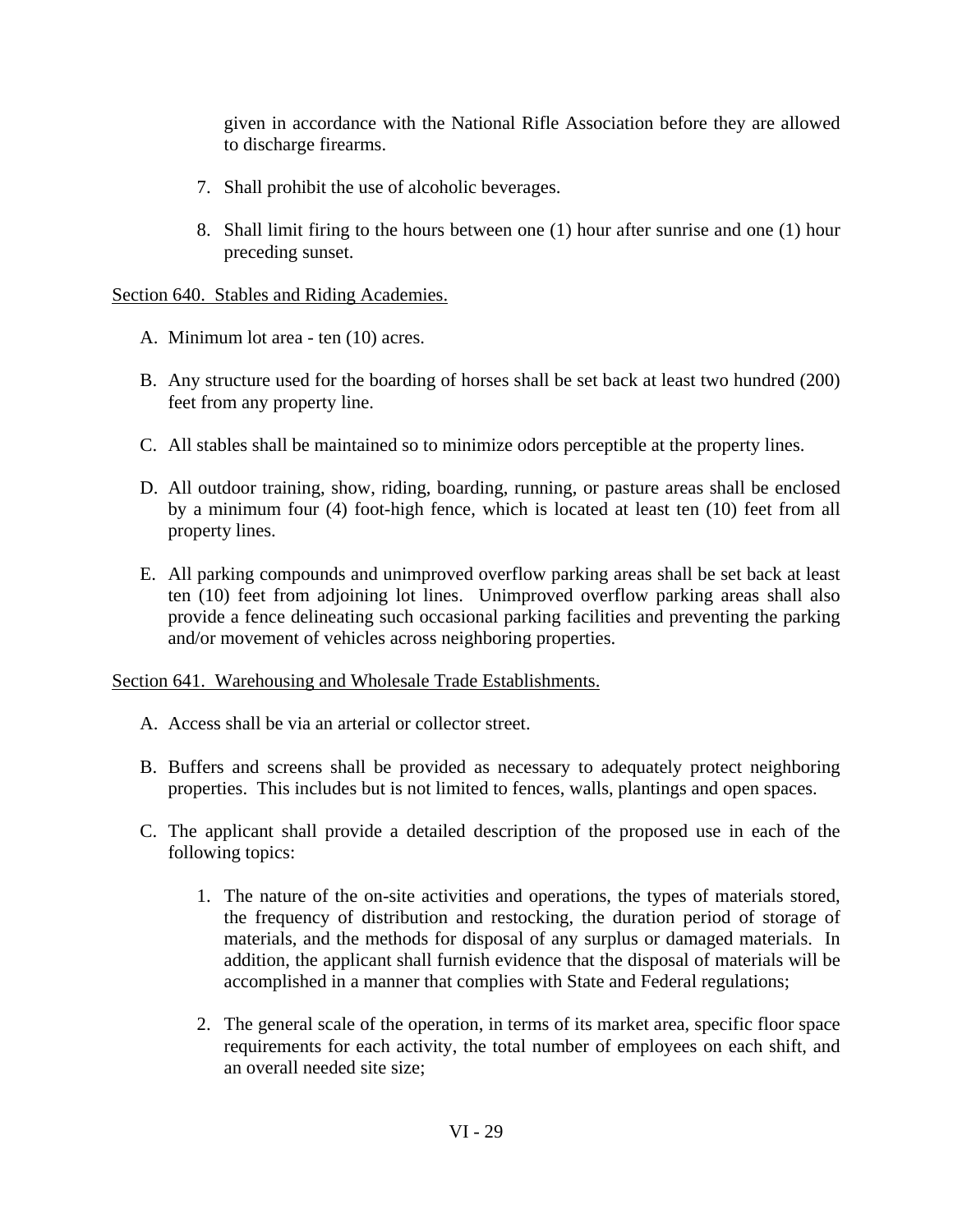given in accordance with the National Rifle Association before they are allowed to discharge firearms.

7. Shall prohibit the use of alcoholic beverages.

8. Shall limit firing to the hours between one (1) hour after sunrise and one (1) hour preceding sunset.

<u>Section 640. Stables and Riding Academies.</u>

A. Minimum lot area - ten (10) acres.

B. Any structure used for the boarding of horses shall be set back at least two hundred (200) feet from any property line.

C. All stables shall be maintained so to minimize odors perceptible at the property lines.

D. All outdoor training, show, riding, boarding, running, or pasture areas shall be enclosed by a minimum four (4) foot-high fence, which is located at least ten (10) feet from all property lines.

E. All parking compounds and unimproved overflow parking areas shall be set back at least ten (10) feet from adjoining lot lines. Unimproved overflow parking areas shall also provide a fence delineating such occasional parking facilities and preventing the parking and/or movement of vehicles across neighboring properties.

<u>Section 641. Warehousing and Wholesale Trade Establishments.</u>

A. Access shall be via an arterial or collector street.

B. Buffers and screens shall be provided as necessary to adequately protect neighboring properties. This includes but is not limited to fences, walls, plantings and open spaces.

C. The applicant shall provide a detailed description of the proposed use in each of the following topics:

   1. The nature of the on-site activities and operations, the types of materials stored, the frequency of distribution and restocking, the duration period of storage of materials, and the methods for disposal of any surplus or damaged materials. In addition, the applicant shall furnish evidence that the disposal of materials will be accomplished in a manner that complies with State and Federal regulations;

   2. The general scale of the operation, in terms of its market area, specific floor space requirements for each activity, the total number of employees on each shift, and an overall needed site size;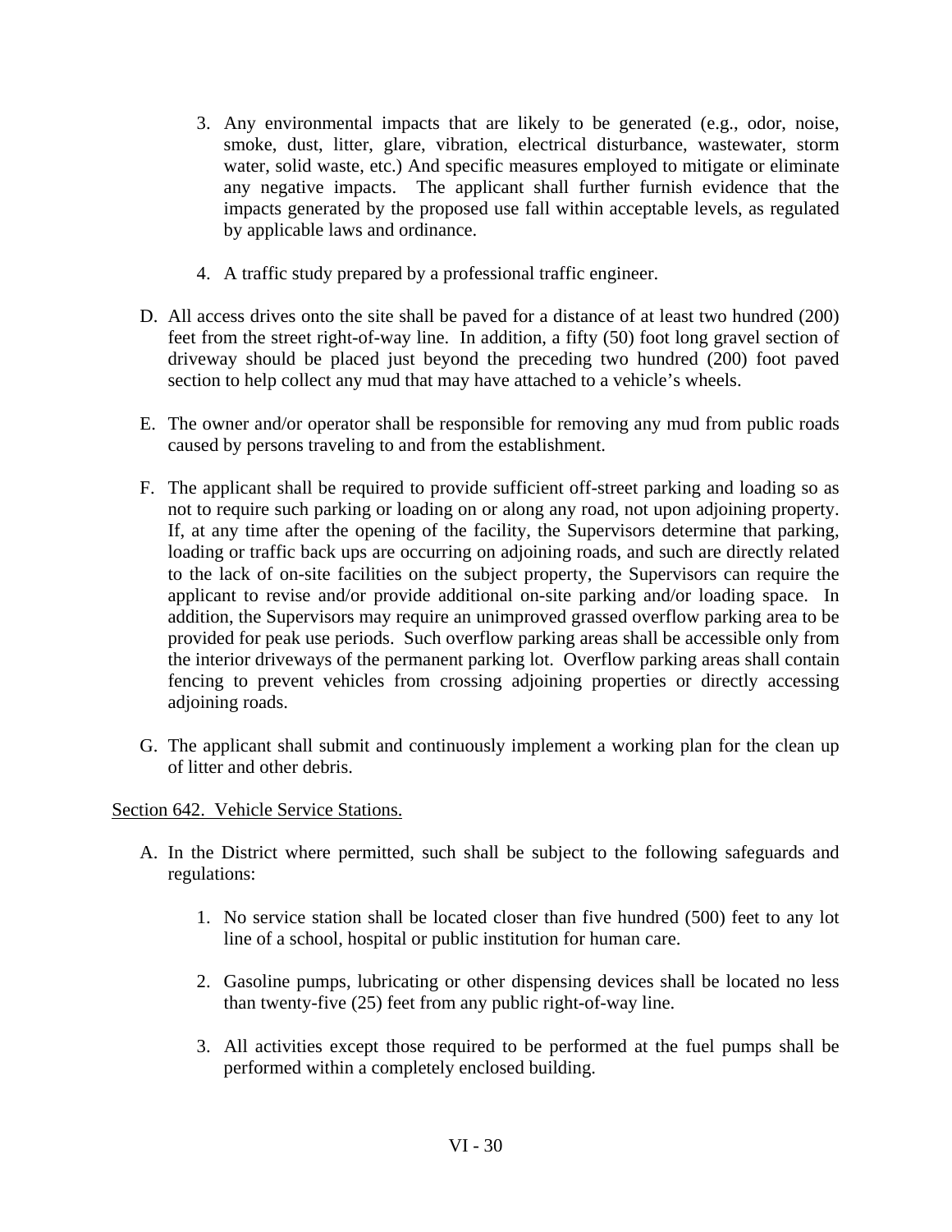3. Any environmental impacts that are likely to be generated (e.g., odor, noise, smoke, dust, litter, glare, vibration, electrical disturbance, wastewater, storm water, solid waste, etc.) And specific measures employed to mitigate or eliminate any negative impacts. The applicant shall further furnish evidence that the impacts generated by the proposed use fall within acceptable levels, as regulated by applicable laws and ordinance.

4. A traffic study prepared by a professional traffic engineer.

D. All access drives onto the site shall be paved for a distance of at least two hundred (200) feet from the street right-of-way line. In addition, a fifty (50) foot long gravel section of driveway should be placed just beyond the preceding two hundred (200) foot paved section to help collect any mud that may have attached to a vehicle's wheels.

E. The owner and/or operator shall be responsible for removing any mud from public roads caused by persons traveling to and from the establishment.

F. The applicant shall be required to provide sufficient off-street parking and loading so as not to require such parking or loading on or along any road, not upon adjoining property. If, at any time after the opening of the facility, the Supervisors determine that parking, loading or traffic back ups are occurring on adjoining roads, and such are directly related to the lack of on-site facilities on the subject property, the Supervisors can require the applicant to revise and/or provide additional on-site parking and/or loading space. In addition, the Supervisors may require an unimproved grassed overflow parking area to be provided for peak use periods. Such overflow parking areas shall be accessible only from the interior driveways of the permanent parking lot. Overflow parking areas shall contain fencing to prevent vehicles from crossing adjoining properties or directly accessing adjoining roads.

G. The applicant shall submit and continuously implement a working plan for the clean up of litter and other debris.

Section 642. Vehicle Service Stations.

A. In the District where permitted, such shall be subject to the following safeguards and regulations:

1. No service station shall be located closer than five hundred (500) feet to any lot line of a school, hospital or public institution for human care.

2. Gasoline pumps, lubricating or other dispensing devices shall be located no less than twenty-five (25) feet from any public right-of-way line.

3. All activities except those required to be performed at the fuel pumps shall be performed within a completely enclosed building.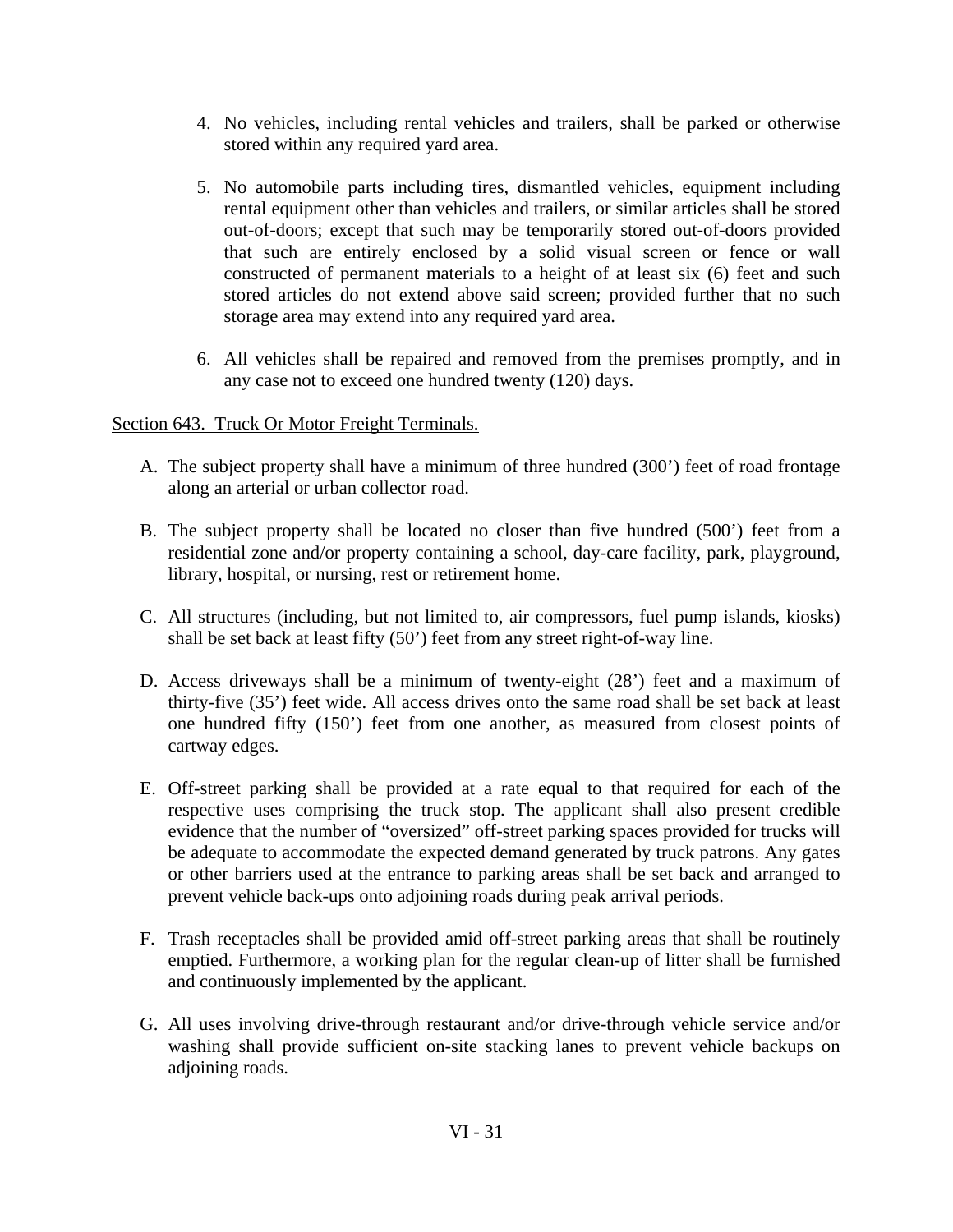4. No vehicles, including rental vehicles and trailers, shall be parked or otherwise stored within any required yard area.

5. No automobile parts including tires, dismantled vehicles, equipment including rental equipment other than vehicles and trailers, or similar articles shall be stored out-of-doors; except that such may be temporarily stored out-of-doors provided that such are entirely enclosed by a solid visual screen or fence or wall constructed of permanent materials to a height of at least six (6) feet and such stored articles do not extend above said screen; provided further that no such storage area may extend into any required yard area.

6. All vehicles shall be repaired and removed from the premises promptly, and in any case not to exceed one hundred twenty (120) days.

Section 643. Truck Or Motor Freight Terminals.

A. The subject property shall have a minimum of three hundred (300') feet of road frontage along an arterial or urban collector road.

B. The subject property shall be located no closer than five hundred (500') feet from a residential zone and/or property containing a school, day-care facility, park, playground, library, hospital, or nursing, rest or retirement home.

C. All structures (including, but not limited to, air compressors, fuel pump islands, kiosks) shall be set back at least fifty (50') feet from any street right-of-way line.

D. Access driveways shall be a minimum of twenty-eight (28') feet and a maximum of thirty-five (35') feet wide. All access drives onto the same road shall be set back at least one hundred fifty (150') feet from one another, as measured from closest points of cartway edges.

E. Off-street parking shall be provided at a rate equal to that required for each of the respective uses comprising the truck stop. The applicant shall also present credible evidence that the number of "oversized" off-street parking spaces provided for trucks will be adequate to accommodate the expected demand generated by truck patrons. Any gates or other barriers used at the entrance to parking areas shall be set back and arranged to prevent vehicle back-ups onto adjoining roads during peak arrival periods.

F. Trash receptacles shall be provided amid off-street parking areas that shall be routinely emptied. Furthermore, a working plan for the regular clean-up of litter shall be furnished and continuously implemented by the applicant.

G. All uses involving drive-through restaurant and/or drive-through vehicle service and/or washing shall provide sufficient on-site stacking lanes to prevent vehicle backups on adjoining roads.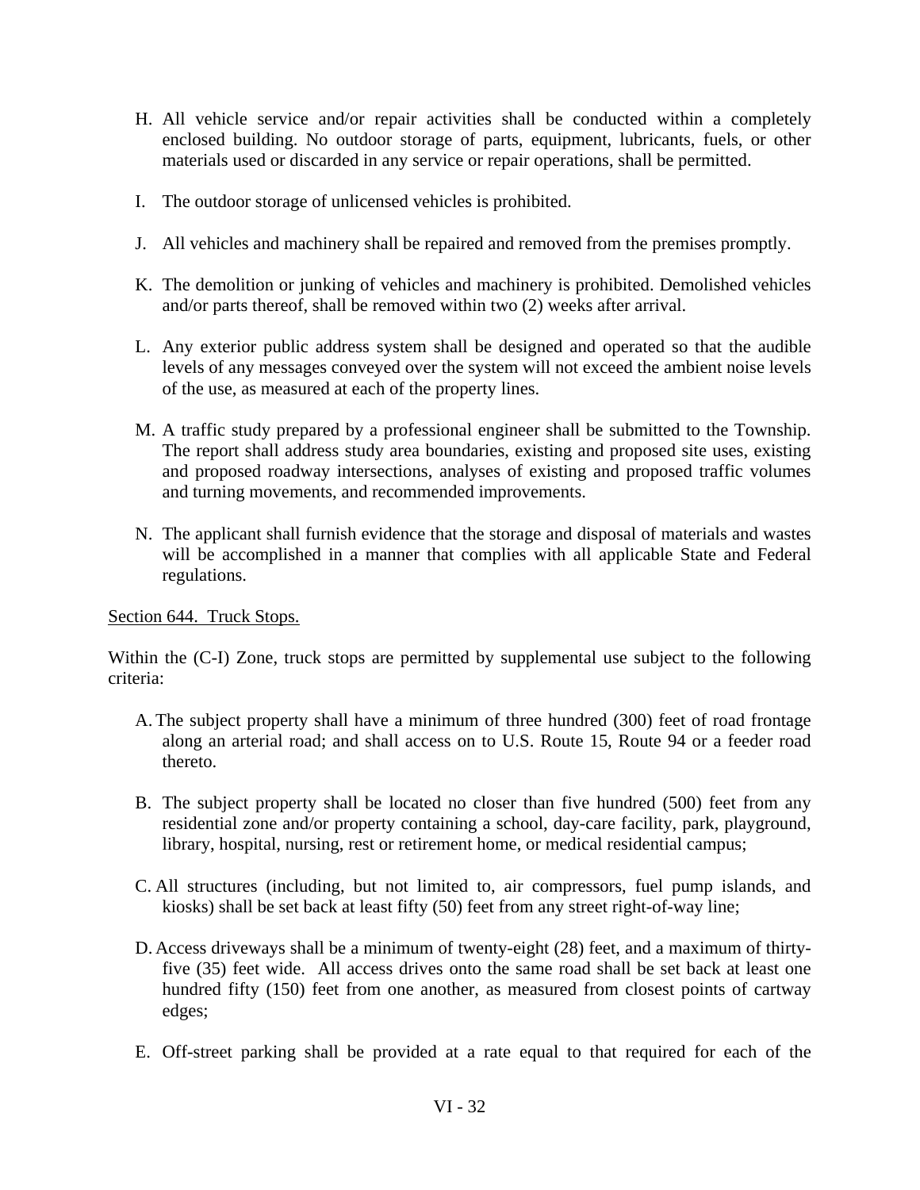H. All vehicle service and/or repair activities shall be conducted within a completely enclosed building. No outdoor storage of parts, equipment, lubricants, fuels, or other materials used or discarded in any service or repair operations, shall be permitted.

I. The outdoor storage of unlicensed vehicles is prohibited.

J. All vehicles and machinery shall be repaired and removed from the premises promptly.

K. The demolition or junking of vehicles and machinery is prohibited. Demolished vehicles and/or parts thereof, shall be removed within two (2) weeks after arrival.

L. Any exterior public address system shall be designed and operated so that the audible levels of any messages conveyed over the system will not exceed the ambient noise levels of the use, as measured at each of the property lines.

M. A traffic study prepared by a professional engineer shall be submitted to the Township. The report shall address study area boundaries, existing and proposed site uses, existing and proposed roadway intersections, analyses of existing and proposed traffic volumes and turning movements, and recommended improvements.

N. The applicant shall furnish evidence that the storage and disposal of materials and wastes will be accomplished in a manner that complies with all applicable State and Federal regulations.

Section 644. Truck Stops.

Within the (C-I) Zone, truck stops are permitted by supplemental use subject to the following criteria:

A. The subject property shall have a minimum of three hundred (300) feet of road frontage along an arterial road; and shall access on to U.S. Route 15, Route 94 or a feeder road thereto.

B. The subject property shall be located no closer than five hundred (500) feet from any residential zone and/or property containing a school, day-care facility, park, playground, library, hospital, nursing, rest or retirement home, or medical residential campus;

C. All structures (including, but not limited to, air compressors, fuel pump islands, and kiosks) shall be set back at least fifty (50) feet from any street right-of-way line;

D. Access driveways shall be a minimum of twenty-eight (28) feet, and a maximum of thirty-five (35) feet wide. All access drives onto the same road shall be set back at least one hundred fifty (150) feet from one another, as measured from closest points of cartway edges;

E. Off-street parking shall be provided at a rate equal to that required for each of the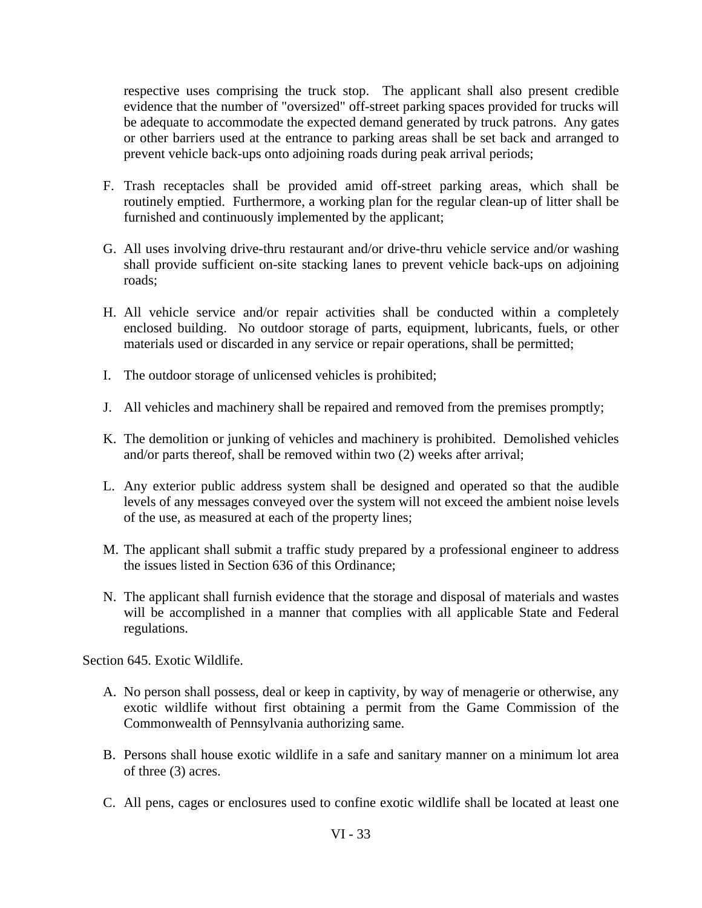respective uses comprising the truck stop. The applicant shall also present credible evidence that the number of "oversized" off-street parking spaces provided for trucks will be adequate to accommodate the expected demand generated by truck patrons. Any gates or other barriers used at the entrance to parking areas shall be set back and arranged to prevent vehicle back-ups onto adjoining roads during peak arrival periods;

F. Trash receptacles shall be provided amid off-street parking areas, which shall be routinely emptied. Furthermore, a working plan for the regular clean-up of litter shall be furnished and continuously implemented by the applicant;

G. All uses involving drive-thru restaurant and/or drive-thru vehicle service and/or washing shall provide sufficient on-site stacking lanes to prevent vehicle back-ups on adjoining roads;

H. All vehicle service and/or repair activities shall be conducted within a completely enclosed building. No outdoor storage of parts, equipment, lubricants, fuels, or other materials used or discarded in any service or repair operations, shall be permitted;

I. The outdoor storage of unlicensed vehicles is prohibited;

J. All vehicles and machinery shall be repaired and removed from the premises promptly;

K. The demolition or junking of vehicles and machinery is prohibited. Demolished vehicles and/or parts thereof, shall be removed within two (2) weeks after arrival;

L. Any exterior public address system shall be designed and operated so that the audible levels of any messages conveyed over the system will not exceed the ambient noise levels of the use, as measured at each of the property lines;

M. The applicant shall submit a traffic study prepared by a professional engineer to address the issues listed in Section 636 of this Ordinance;

N. The applicant shall furnish evidence that the storage and disposal of materials and wastes will be accomplished in a manner that complies with all applicable State and Federal regulations.

Section 645. Exotic Wildlife.

A. No person shall possess, deal or keep in captivity, by way of menagerie or otherwise, any exotic wildlife without first obtaining a permit from the Game Commission of the Commonwealth of Pennsylvania authorizing same.

B. Persons shall house exotic wildlife in a safe and sanitary manner on a minimum lot area of three (3) acres.

C. All pens, cages or enclosures used to confine exotic wildlife shall be located at least one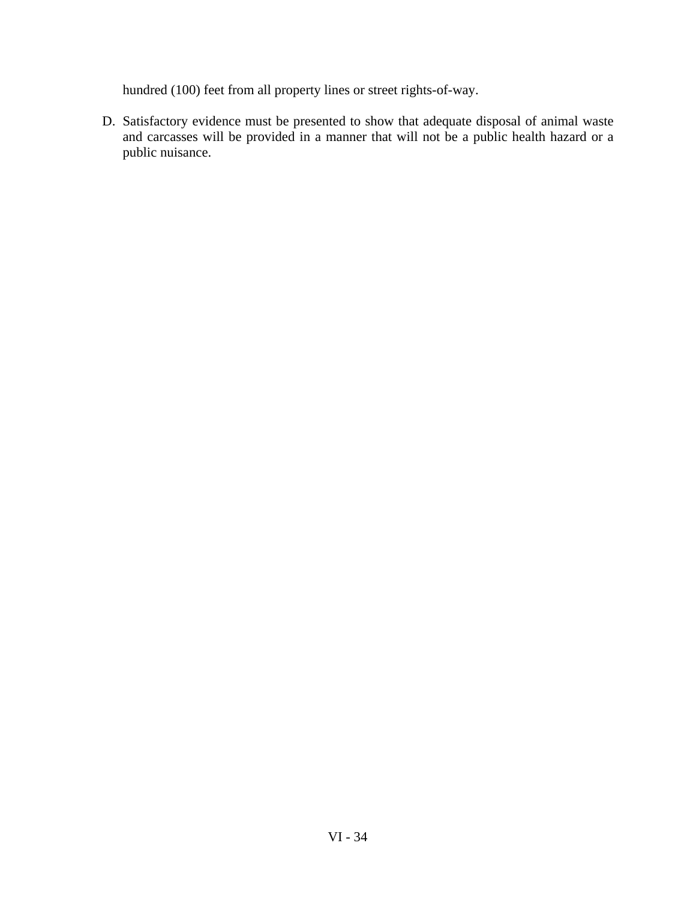hundred (100) feet from all property lines or street rights-of-way.

D. Satisfactory evidence must be presented to show that adequate disposal of animal waste and carcasses will be provided in a manner that will not be a public health hazard or a public nuisance.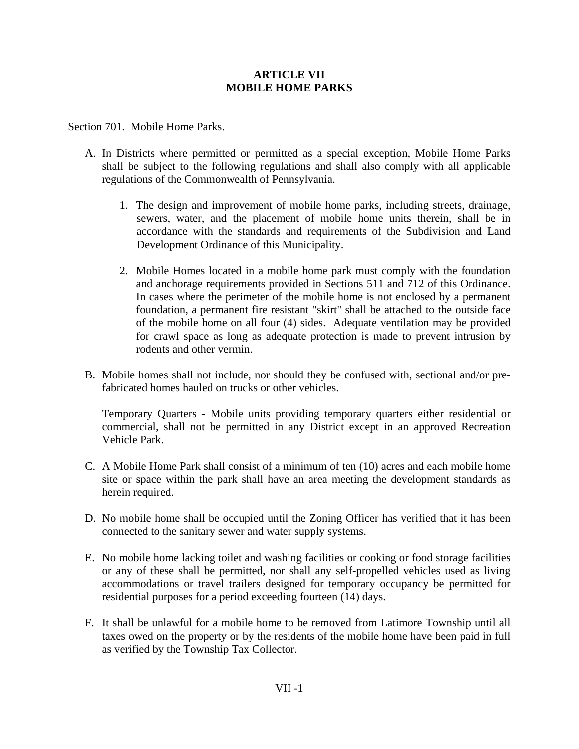# ARTICLE VII
# MOBILE HOME PARKS

<u>Section 701. Mobile Home Parks.</u>

A. In Districts where permitted or permitted as a special exception, Mobile Home Parks shall be subject to the following regulations and shall also comply with all applicable regulations of the Commonwealth of Pennsylvania.

   1. The design and improvement of mobile home parks, including streets, drainage, sewers, water, and the placement of mobile home units therein, shall be in accordance with the standards and requirements of the Subdivision and Land Development Ordinance of this Municipality.

   2. Mobile Homes located in a mobile home park must comply with the foundation and anchorage requirements provided in Sections 511 and 712 of this Ordinance. In cases where the perimeter of the mobile home is not enclosed by a permanent foundation, a permanent fire resistant "skirt" shall be attached to the outside face of the mobile home on all four (4) sides. Adequate ventilation may be provided for crawl space as long as adequate protection is made to prevent intrusion by rodents and other vermin.

B. Mobile homes shall not include, nor should they be confused with, sectional and/or pre-fabricated homes hauled on trucks or other vehicles.

   Temporary Quarters - Mobile units providing temporary quarters either residential or commercial, shall not be permitted in any District except in an approved Recreation Vehicle Park.

C. A Mobile Home Park shall consist of a minimum of ten (10) acres and each mobile home site or space within the park shall have an area meeting the development standards as herein required.

D. No mobile home shall be occupied until the Zoning Officer has verified that it has been connected to the sanitary sewer and water supply systems.

E. No mobile home lacking toilet and washing facilities or cooking or food storage facilities or any of these shall be permitted, nor shall any self-propelled vehicles used as living accommodations or travel trailers designed for temporary occupancy be permitted for residential purposes for a period exceeding fourteen (14) days.

F. It shall be unlawful for a mobile home to be removed from Latimore Township until all taxes owed on the property or by the residents of the mobile home have been paid in full as verified by the Township Tax Collector.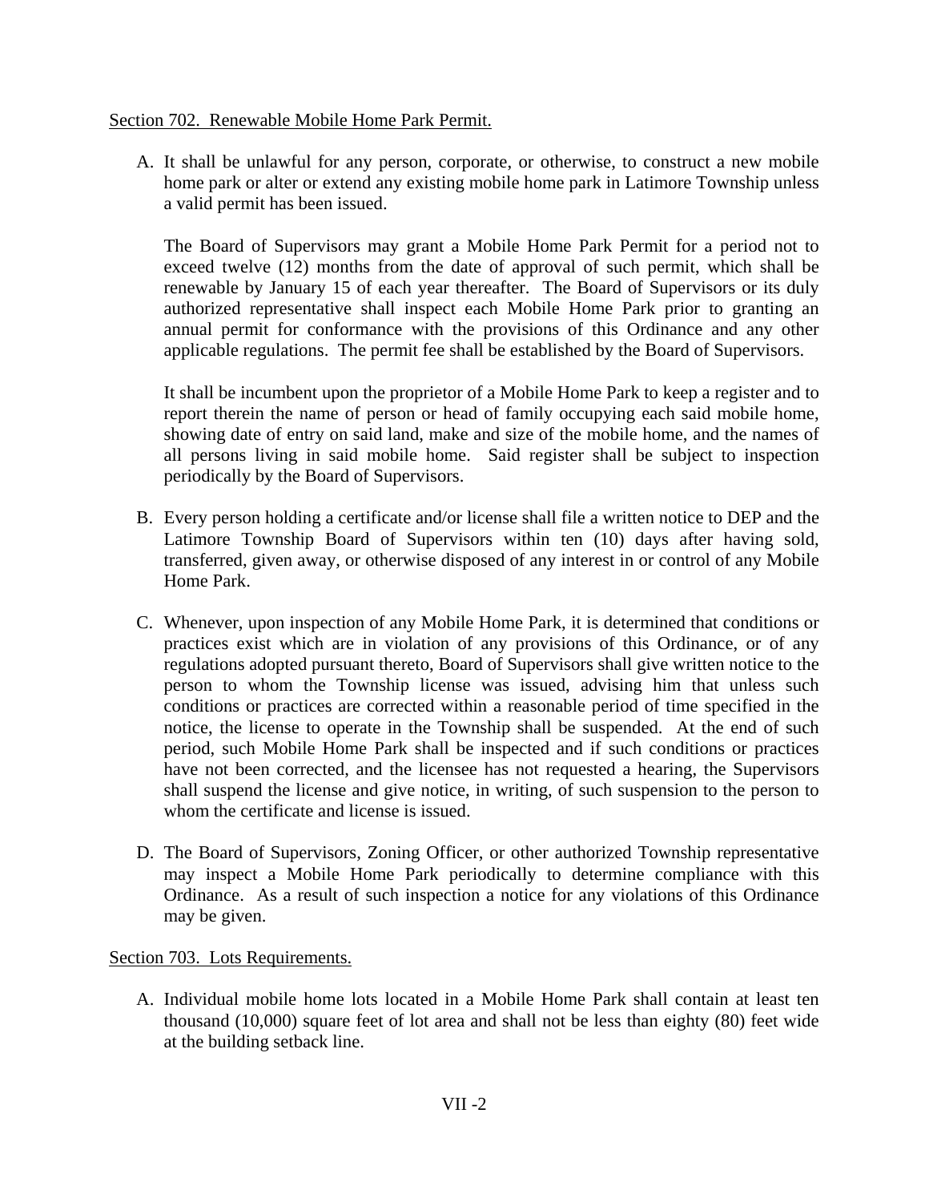Section 702. Renewable Mobile Home Park Permit.

A. It shall be unlawful for any person, corporate, or otherwise, to construct a new mobile home park or alter or extend any existing mobile home park in Latimore Township unless a valid permit has been issued.

   The Board of Supervisors may grant a Mobile Home Park Permit for a period not to exceed twelve (12) months from the date of approval of such permit, which shall be renewable by January 15 of each year thereafter. The Board of Supervisors or its duly authorized representative shall inspect each Mobile Home Park prior to granting an annual permit for conformance with the provisions of this Ordinance and any other applicable regulations. The permit fee shall be established by the Board of Supervisors.

   It shall be incumbent upon the proprietor of a Mobile Home Park to keep a register and to report therein the name of person or head of family occupying each said mobile home, showing date of entry on said land, make and size of the mobile home, and the names of all persons living in said mobile home. Said register shall be subject to inspection periodically by the Board of Supervisors.

B. Every person holding a certificate and/or license shall file a written notice to DEP and the Latimore Township Board of Supervisors within ten (10) days after having sold, transferred, given away, or otherwise disposed of any interest in or control of any Mobile Home Park.

C. Whenever, upon inspection of any Mobile Home Park, it is determined that conditions or practices exist which are in violation of any provisions of this Ordinance, or of any regulations adopted pursuant thereto, Board of Supervisors shall give written notice to the person to whom the Township license was issued, advising him that unless such conditions or practices are corrected within a reasonable period of time specified in the notice, the license to operate in the Township shall be suspended. At the end of such period, such Mobile Home Park shall be inspected and if such conditions or practices have not been corrected, and the licensee has not requested a hearing, the Supervisors shall suspend the license and give notice, in writing, of such suspension to the person to whom the certificate and license is issued.

D. The Board of Supervisors, Zoning Officer, or other authorized Township representative may inspect a Mobile Home Park periodically to determine compliance with this Ordinance. As a result of such inspection a notice for any violations of this Ordinance may be given.

Section 703. Lots Requirements.

A. Individual mobile home lots located in a Mobile Home Park shall contain at least ten thousand (10,000) square feet of lot area and shall not be less than eighty (80) feet wide at the building setback line.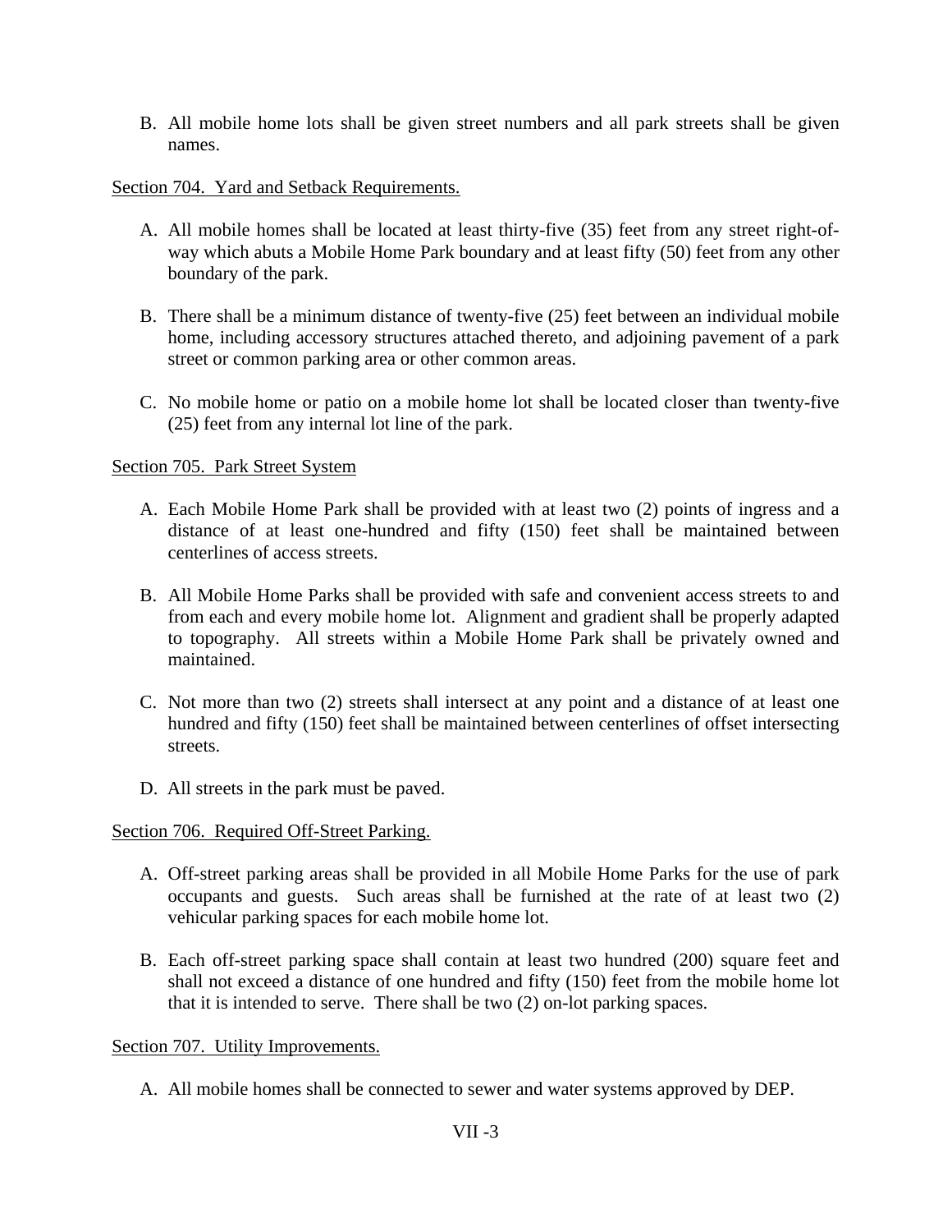B. All mobile home lots shall be given street numbers and all park streets shall be given names.

Section 704. Yard and Setback Requirements.

A. All mobile homes shall be located at least thirty-five (35) feet from any street right-of-way which abuts a Mobile Home Park boundary and at least fifty (50) feet from any other boundary of the park.

B. There shall be a minimum distance of twenty-five (25) feet between an individual mobile home, including accessory structures attached thereto, and adjoining pavement of a park street or common parking area or other common areas.

C. No mobile home or patio on a mobile home lot shall be located closer than twenty-five (25) feet from any internal lot line of the park.

Section 705. Park Street System

A. Each Mobile Home Park shall be provided with at least two (2) points of ingress and a distance of at least one-hundred and fifty (150) feet shall be maintained between centerlines of access streets.

B. All Mobile Home Parks shall be provided with safe and convenient access streets to and from each and every mobile home lot. Alignment and gradient shall be properly adapted to topography. All streets within a Mobile Home Park shall be privately owned and maintained.

C. Not more than two (2) streets shall intersect at any point and a distance of at least one hundred and fifty (150) feet shall be maintained between centerlines of offset intersecting streets.

D. All streets in the park must be paved.

Section 706. Required Off-Street Parking.

A. Off-street parking areas shall be provided in all Mobile Home Parks for the use of park occupants and guests. Such areas shall be furnished at the rate of at least two (2) vehicular parking spaces for each mobile home lot.

B. Each off-street parking space shall contain at least two hundred (200) square feet and shall not exceed a distance of one hundred and fifty (150) feet from the mobile home lot that it is intended to serve. There shall be two (2) on-lot parking spaces.

Section 707. Utility Improvements.

A. All mobile homes shall be connected to sewer and water systems approved by DEP.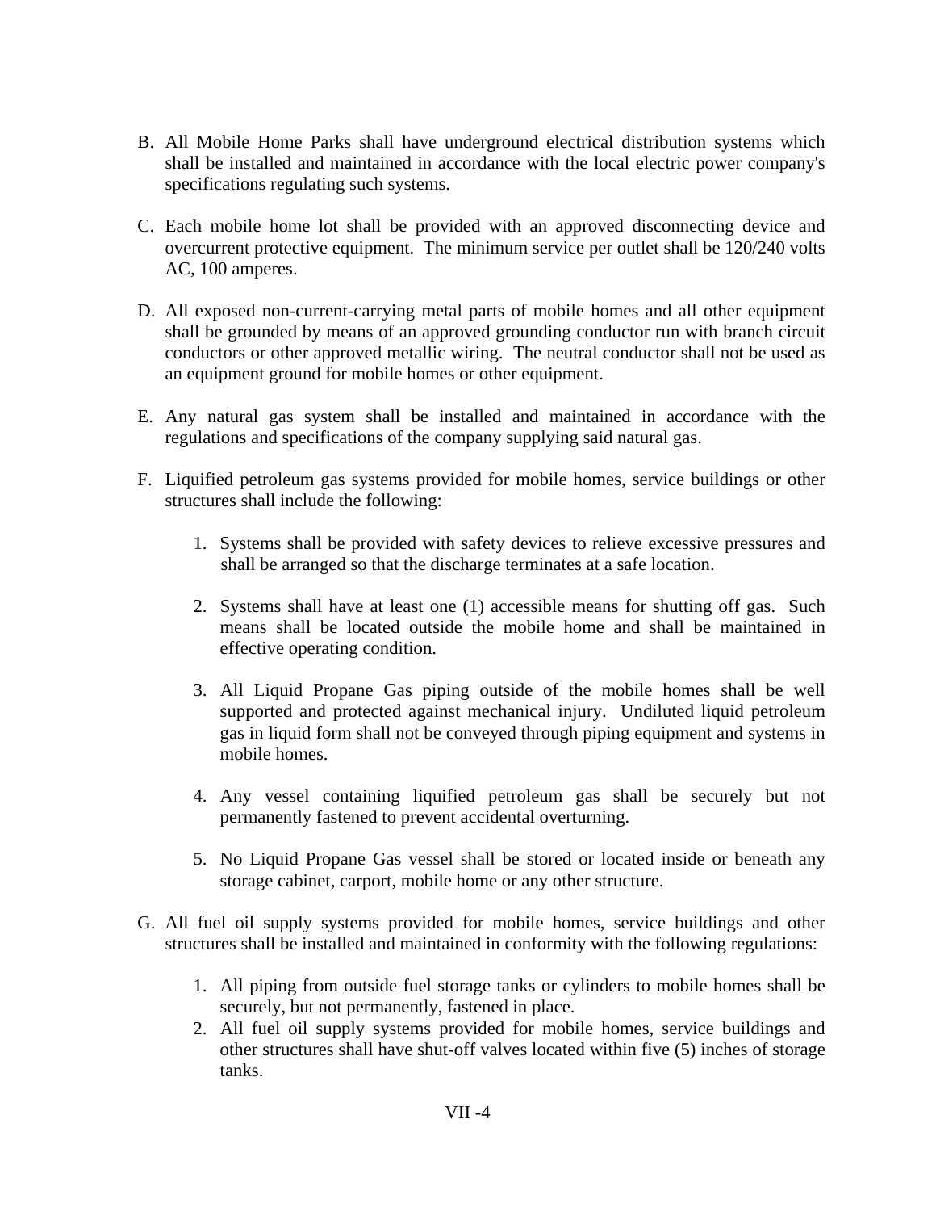B. All Mobile Home Parks shall have underground electrical distribution systems which shall be installed and maintained in accordance with the local electric power company's specifications regulating such systems.

C. Each mobile home lot shall be provided with an approved disconnecting device and overcurrent protective equipment. The minimum service per outlet shall be 120/240 volts AC, 100 amperes.

D. All exposed non-current-carrying metal parts of mobile homes and all other equipment shall be grounded by means of an approved grounding conductor run with branch circuit conductors or other approved metallic wiring. The neutral conductor shall not be used as an equipment ground for mobile homes or other equipment.

E. Any natural gas system shall be installed and maintained in accordance with the regulations and specifications of the company supplying said natural gas.

F. Liquified petroleum gas systems provided for mobile homes, service buildings or other structures shall include the following:

   1. Systems shall be provided with safety devices to relieve excessive pressures and shall be arranged so that the discharge terminates at a safe location.

   2. Systems shall have at least one (1) accessible means for shutting off gas. Such means shall be located outside the mobile home and shall be maintained in effective operating condition.

   3. All Liquid Propane Gas piping outside of the mobile homes shall be well supported and protected against mechanical injury. Undiluted liquid petroleum gas in liquid form shall not be conveyed through piping equipment and systems in mobile homes.

   4. Any vessel containing liquified petroleum gas shall be securely but not permanently fastened to prevent accidental overturning.

   5. No Liquid Propane Gas vessel shall be stored or located inside or beneath any storage cabinet, carport, mobile home or any other structure.

G. All fuel oil supply systems provided for mobile homes, service buildings and other structures shall be installed and maintained in conformity with the following regulations:

   1. All piping from outside fuel storage tanks or cylinders to mobile homes shall be securely, but not permanently, fastened in place.
   2. All fuel oil supply systems provided for mobile homes, service buildings and other structures shall have shut-off valves located within five (5) inches of storage tanks.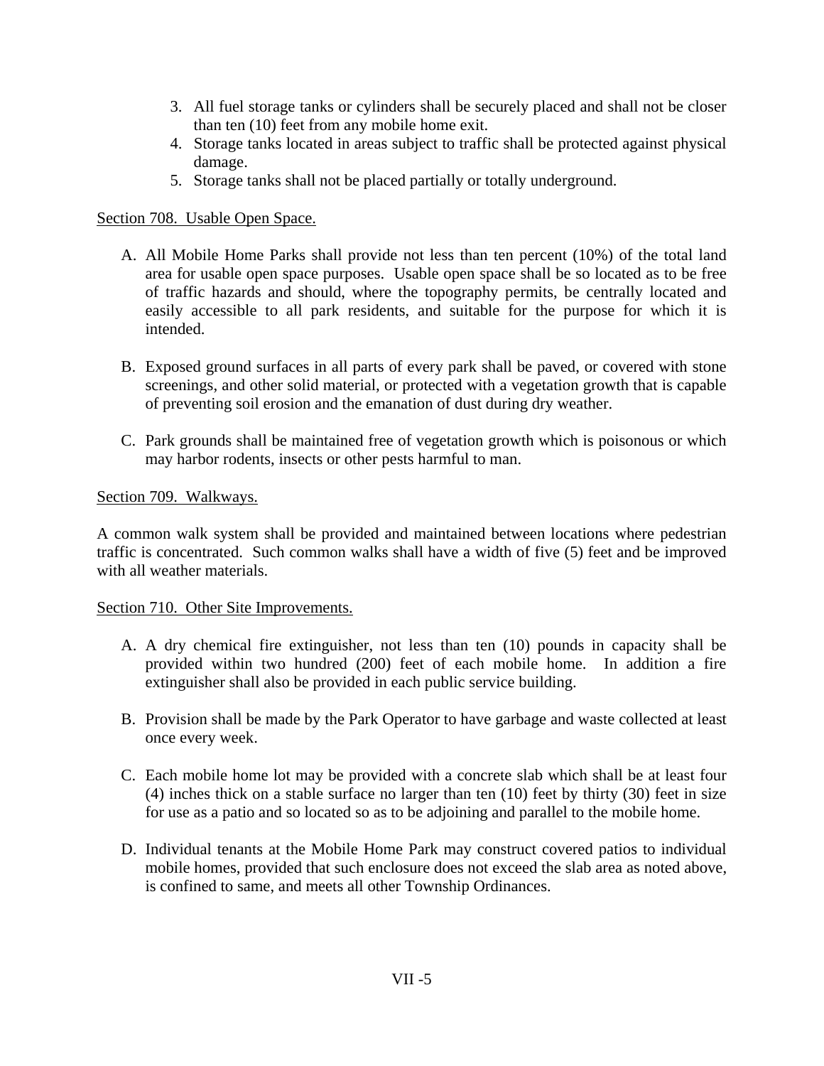3. All fuel storage tanks or cylinders shall be securely placed and shall not be closer than ten (10) feet from any mobile home exit.
4. Storage tanks located in areas subject to traffic shall be protected against physical damage.
5. Storage tanks shall not be placed partially or totally underground.

Section 708. Usable Open Space.

A. All Mobile Home Parks shall provide not less than ten percent (10%) of the total land area for usable open space purposes. Usable open space shall be so located as to be free of traffic hazards and should, where the topography permits, be centrally located and easily accessible to all park residents, and suitable for the purpose for which it is intended.

B. Exposed ground surfaces in all parts of every park shall be paved, or covered with stone screenings, and other solid material, or protected with a vegetation growth that is capable of preventing soil erosion and the emanation of dust during dry weather.

C. Park grounds shall be maintained free of vegetation growth which is poisonous or which may harbor rodents, insects or other pests harmful to man.

Section 709. Walkways.

A common walk system shall be provided and maintained between locations where pedestrian traffic is concentrated. Such common walks shall have a width of five (5) feet and be improved with all weather materials.

Section 710. Other Site Improvements.

A. A dry chemical fire extinguisher, not less than ten (10) pounds in capacity shall be provided within two hundred (200) feet of each mobile home. In addition a fire extinguisher shall also be provided in each public service building.

B. Provision shall be made by the Park Operator to have garbage and waste collected at least once every week.

C. Each mobile home lot may be provided with a concrete slab which shall be at least four (4) inches thick on a stable surface no larger than ten (10) feet by thirty (30) feet in size for use as a patio and so located so as to be adjoining and parallel to the mobile home.

D. Individual tenants at the Mobile Home Park may construct covered patios to individual mobile homes, provided that such enclosure does not exceed the slab area as noted above, is confined to same, and meets all other Township Ordinances.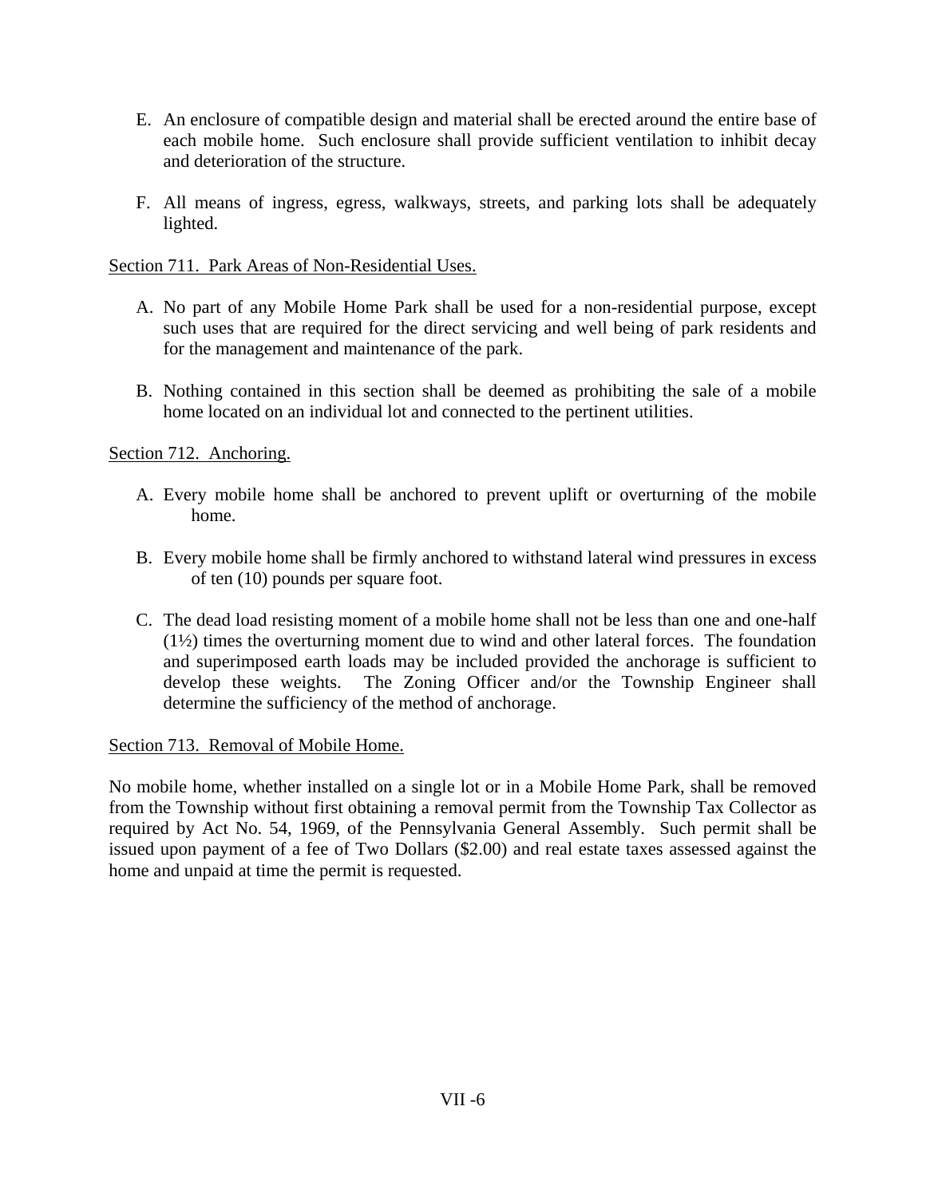E. An enclosure of compatible design and material shall be erected around the entire base of each mobile home. Such enclosure shall provide sufficient ventilation to inhibit decay and deterioration of the structure.

F. All means of ingress, egress, walkways, streets, and parking lots shall be adequately lighted.

Section 711. Park Areas of Non-Residential Uses.

A. No part of any Mobile Home Park shall be used for a non-residential purpose, except such uses that are required for the direct servicing and well being of park residents and for the management and maintenance of the park.

B. Nothing contained in this section shall be deemed as prohibiting the sale of a mobile home located on an individual lot and connected to the pertinent utilities.

Section 712. Anchoring.

A. Every mobile home shall be anchored to prevent uplift or overturning of the mobile home.

B. Every mobile home shall be firmly anchored to withstand lateral wind pressures in excess of ten (10) pounds per square foot.

C. The dead load resisting moment of a mobile home shall not be less than one and one-half (1½) times the overturning moment due to wind and other lateral forces. The foundation and superimposed earth loads may be included provided the anchorage is sufficient to develop these weights. The Zoning Officer and/or the Township Engineer shall determine the sufficiency of the method of anchorage.

Section 713. Removal of Mobile Home.

No mobile home, whether installed on a single lot or in a Mobile Home Park, shall be removed from the Township without first obtaining a removal permit from the Township Tax Collector as required by Act No. 54, 1969, of the Pennsylvania General Assembly. Such permit shall be issued upon payment of a fee of Two Dollars ($2.00) and real estate taxes assessed against the home and unpaid at time the permit is requested.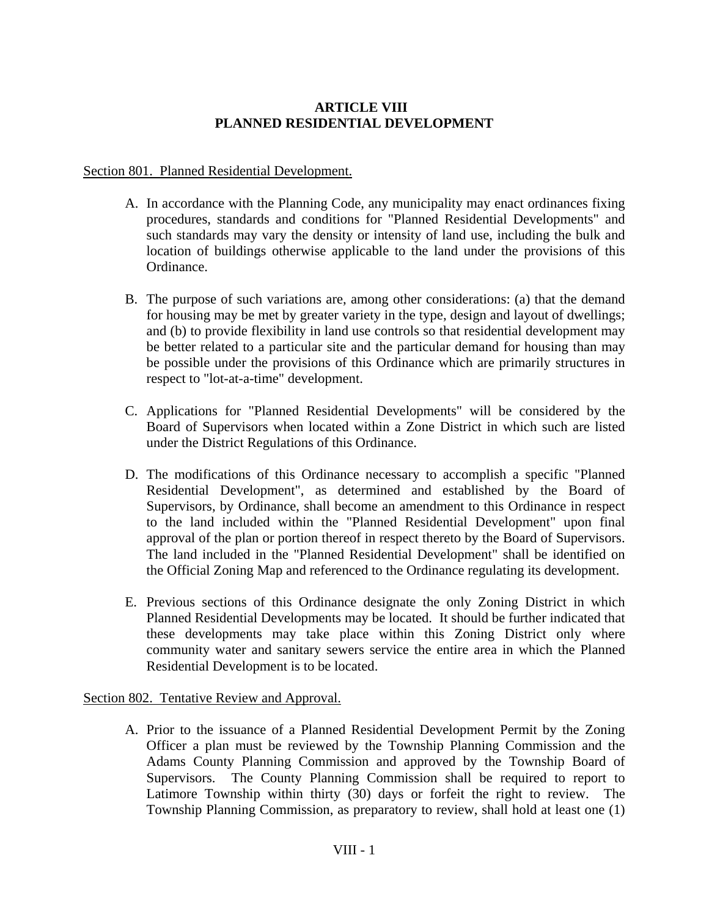# ARTICLE VIII
# PLANNED RESIDENTIAL DEVELOPMENT

<u>Section 801. Planned Residential Development.</u>

A. In accordance with the Planning Code, any municipality may enact ordinances fixing procedures, standards and conditions for "Planned Residential Developments" and such standards may vary the density or intensity of land use, including the bulk and location of buildings otherwise applicable to the land under the provisions of this Ordinance.

B. The purpose of such variations are, among other considerations: (a) that the demand for housing may be met by greater variety in the type, design and layout of dwellings; and (b) to provide flexibility in land use controls so that residential development may be better related to a particular site and the particular demand for housing than may be possible under the provisions of this Ordinance which are primarily structures in respect to "lot-at-a-time" development.

C. Applications for "Planned Residential Developments" will be considered by the Board of Supervisors when located within a Zone District in which such are listed under the District Regulations of this Ordinance.

D. The modifications of this Ordinance necessary to accomplish a specific "Planned Residential Development", as determined and established by the Board of Supervisors, by Ordinance, shall become an amendment to this Ordinance in respect to the land included within the "Planned Residential Development" upon final approval of the plan or portion thereof in respect thereto by the Board of Supervisors. The land included in the "Planned Residential Development" shall be identified on the Official Zoning Map and referenced to the Ordinance regulating its development.

E. Previous sections of this Ordinance designate the only Zoning District in which Planned Residential Developments may be located. It should be further indicated that these developments may take place within this Zoning District only where community water and sanitary sewers service the entire area in which the Planned Residential Development is to be located.

<u>Section 802. Tentative Review and Approval.</u>

A. Prior to the issuance of a Planned Residential Development Permit by the Zoning Officer a plan must be reviewed by the Township Planning Commission and the Adams County Planning Commission and approved by the Township Board of Supervisors. The County Planning Commission shall be required to report to Latimore Township within thirty (30) days or forfeit the right to review. The Township Planning Commission, as preparatory to review, shall hold at least one (1)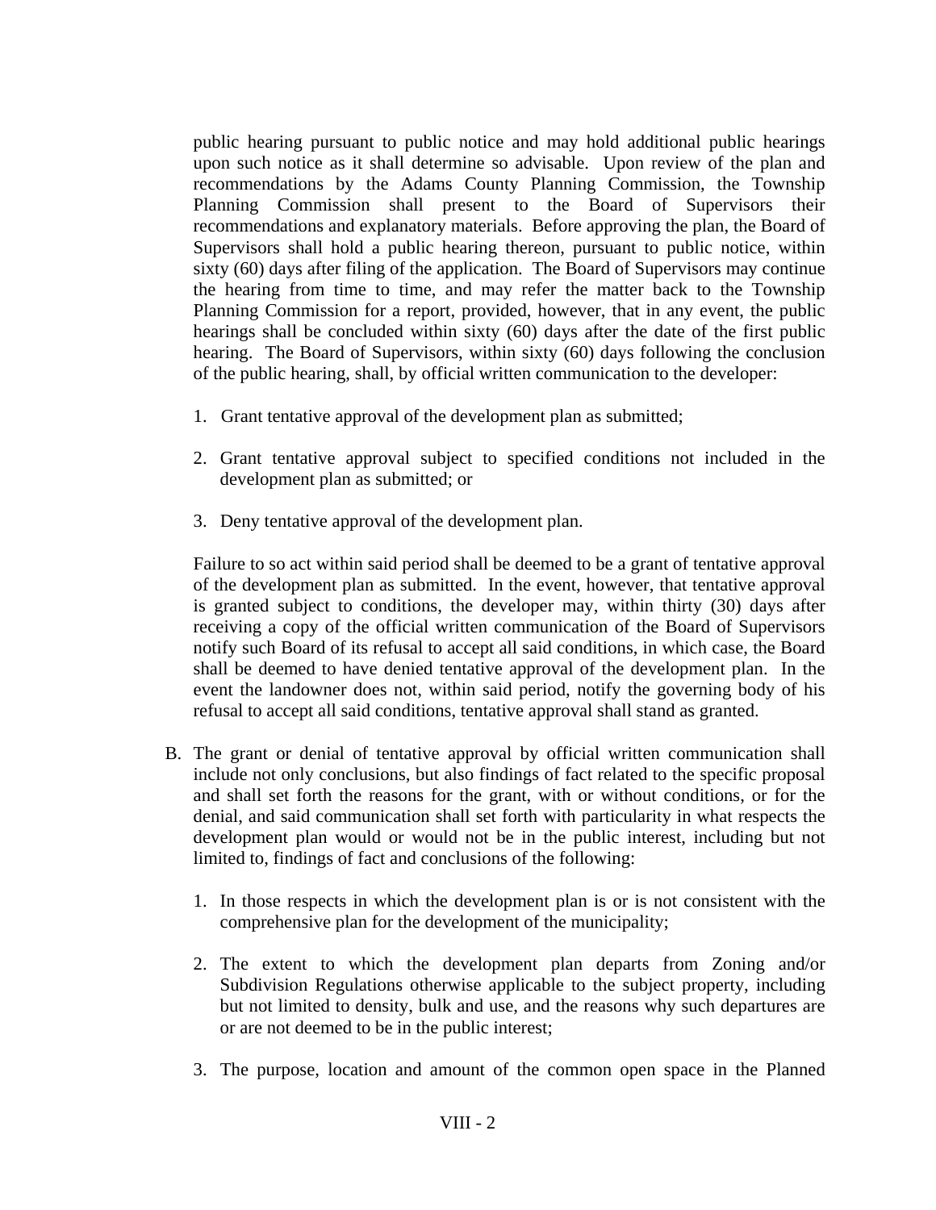public hearing pursuant to public notice and may hold additional public hearings upon such notice as it shall determine so advisable. Upon review of the plan and recommendations by the Adams County Planning Commission, the Township Planning Commission shall present to the Board of Supervisors their recommendations and explanatory materials. Before approving the plan, the Board of Supervisors shall hold a public hearing thereon, pursuant to public notice, within sixty (60) days after filing of the application. The Board of Supervisors may continue the hearing from time to time, and may refer the matter back to the Township Planning Commission for a report, provided, however, that in any event, the public hearings shall be concluded within sixty (60) days after the date of the first public hearing. The Board of Supervisors, within sixty (60) days following the conclusion of the public hearing, shall, by official written communication to the developer:

1. Grant tentative approval of the development plan as submitted;

2. Grant tentative approval subject to specified conditions not included in the development plan as submitted; or

3. Deny tentative approval of the development plan.

Failure to so act within said period shall be deemed to be a grant of tentative approval of the development plan as submitted. In the event, however, that tentative approval is granted subject to conditions, the developer may, within thirty (30) days after receiving a copy of the official written communication of the Board of Supervisors notify such Board of its refusal to accept all said conditions, in which case, the Board shall be deemed to have denied tentative approval of the development plan. In the event the landowner does not, within said period, notify the governing body of his refusal to accept all said conditions, tentative approval shall stand as granted.

B. The grant or denial of tentative approval by official written communication shall include not only conclusions, but also findings of fact related to the specific proposal and shall set forth the reasons for the grant, with or without conditions, or for the denial, and said communication shall set forth with particularity in what respects the development plan would or would not be in the public interest, including but not limited to, findings of fact and conclusions of the following:

   1. In those respects in which the development plan is or is not consistent with the comprehensive plan for the development of the municipality;

   2. The extent to which the development plan departs from Zoning and/or Subdivision Regulations otherwise applicable to the subject property, including but not limited to density, bulk and use, and the reasons why such departures are or are not deemed to be in the public interest;

   3. The purpose, location and amount of the common open space in the Planned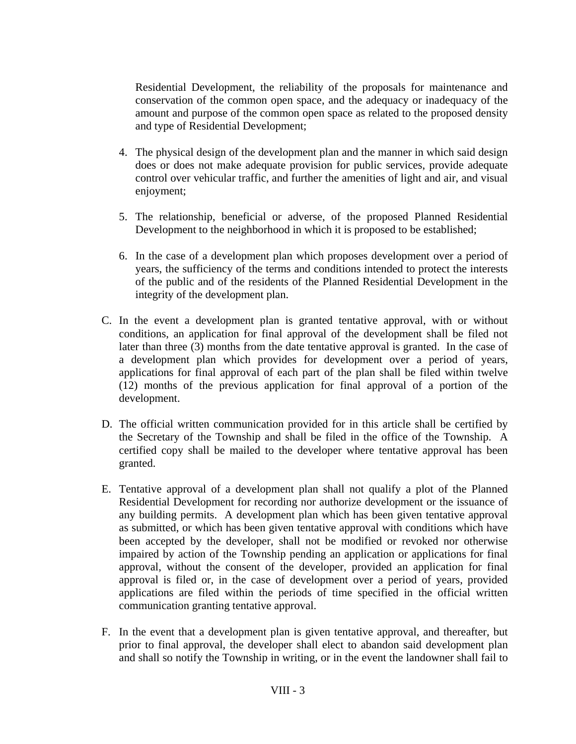Residential Development, the reliability of the proposals for maintenance and conservation of the common open space, and the adequacy or inadequacy of the amount and purpose of the common open space as related to the proposed density and type of Residential Development;

4. The physical design of the development plan and the manner in which said design does or does not make adequate provision for public services, provide adequate control over vehicular traffic, and further the amenities of light and air, and visual enjoyment;

5. The relationship, beneficial or adverse, of the proposed Planned Residential Development to the neighborhood in which it is proposed to be established;

6. In the case of a development plan which proposes development over a period of years, the sufficiency of the terms and conditions intended to protect the interests of the public and of the residents of the Planned Residential Development in the integrity of the development plan.

C. In the event a development plan is granted tentative approval, with or without conditions, an application for final approval of the development shall be filed not later than three (3) months from the date tentative approval is granted. In the case of a development plan which provides for development over a period of years, applications for final approval of each part of the plan shall be filed within twelve (12) months of the previous application for final approval of a portion of the development.

D. The official written communication provided for in this article shall be certified by the Secretary of the Township and shall be filed in the office of the Township. A certified copy shall be mailed to the developer where tentative approval has been granted.

E. Tentative approval of a development plan shall not qualify a plot of the Planned Residential Development for recording nor authorize development or the issuance of any building permits. A development plan which has been given tentative approval as submitted, or which has been given tentative approval with conditions which have been accepted by the developer, shall not be modified or revoked nor otherwise impaired by action of the Township pending an application or applications for final approval, without the consent of the developer, provided an application for final approval is filed or, in the case of development over a period of years, provided applications are filed within the periods of time specified in the official written communication granting tentative approval.

F. In the event that a development plan is given tentative approval, and thereafter, but prior to final approval, the developer shall elect to abandon said development plan and shall so notify the Township in writing, or in the event the landowner shall fail to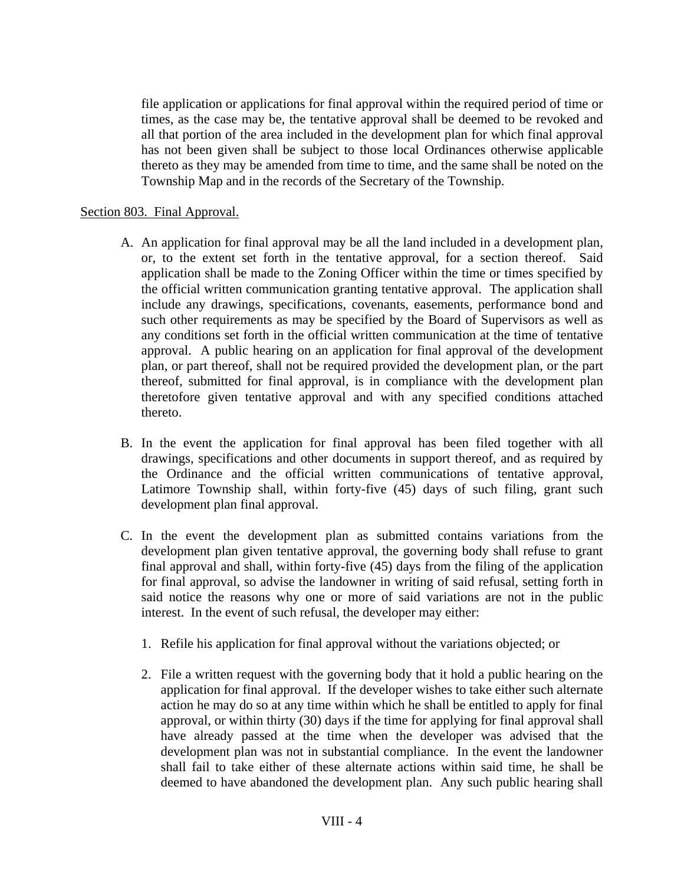file application or applications for final approval within the required period of time or times, as the case may be, the tentative approval shall be deemed to be revoked and all that portion of the area included in the development plan for which final approval has not been given shall be subject to those local Ordinances otherwise applicable thereto as they may be amended from time to time, and the same shall be noted on the Township Map and in the records of the Secretary of the Township.

Section 803. Final Approval.

A. An application for final approval may be all the land included in a development plan, or, to the extent set forth in the tentative approval, for a section thereof. Said application shall be made to the Zoning Officer within the time or times specified by the official written communication granting tentative approval. The application shall include any drawings, specifications, covenants, easements, performance bond and such other requirements as may be specified by the Board of Supervisors as well as any conditions set forth in the official written communication at the time of tentative approval. A public hearing on an application for final approval of the development plan, or part thereof, shall not be required provided the development plan, or the part thereof, submitted for final approval, is in compliance with the development plan theretofore given tentative approval and with any specified conditions attached thereto.

B. In the event the application for final approval has been filed together with all drawings, specifications and other documents in support thereof, and as required by the Ordinance and the official written communications of tentative approval, Latimore Township shall, within forty-five (45) days of such filing, grant such development plan final approval.

C. In the event the development plan as submitted contains variations from the development plan given tentative approval, the governing body shall refuse to grant final approval and shall, within forty-five (45) days from the filing of the application for final approval, so advise the landowner in writing of said refusal, setting forth in said notice the reasons why one or more of said variations are not in the public interest. In the event of such refusal, the developer may either:

   1. Refile his application for final approval without the variations objected; or

   2. File a written request with the governing body that it hold a public hearing on the application for final approval. If the developer wishes to take either such alternate action he may do so at any time within which he shall be entitled to apply for final approval, or within thirty (30) days if the time for applying for final approval shall have already passed at the time when the developer was advised that the development plan was not in substantial compliance. In the event the landowner shall fail to take either of these alternate actions within said time, he shall be deemed to have abandoned the development plan. Any such public hearing shall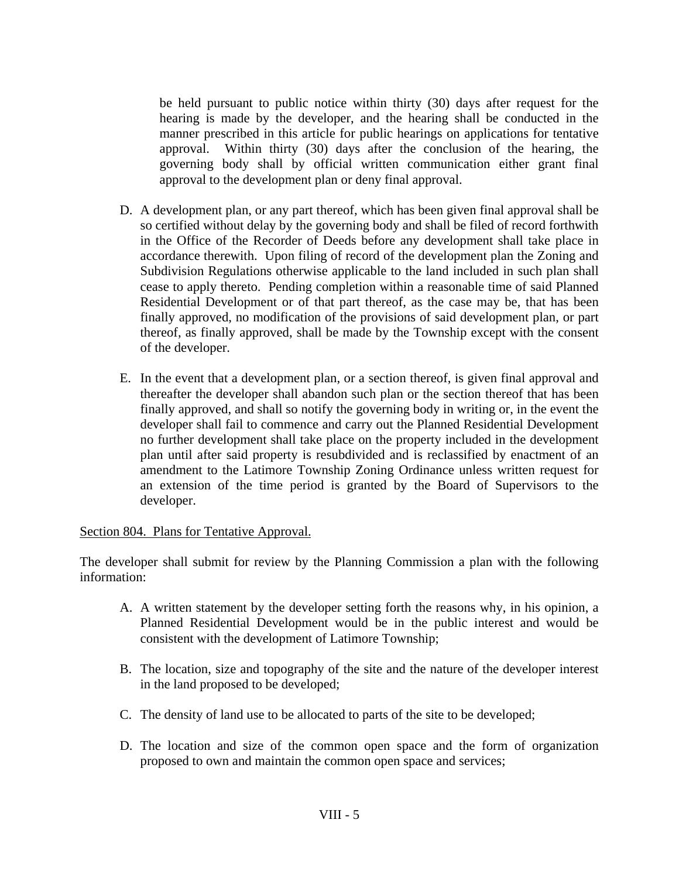be held pursuant to public notice within thirty (30) days after request for the hearing is made by the developer, and the hearing shall be conducted in the manner prescribed in this article for public hearings on applications for tentative approval. Within thirty (30) days after the conclusion of the hearing, the governing body shall by official written communication either grant final approval to the development plan or deny final approval.

D. A development plan, or any part thereof, which has been given final approval shall be so certified without delay by the governing body and shall be filed of record forthwith in the Office of the Recorder of Deeds before any development shall take place in accordance therewith. Upon filing of record of the development plan the Zoning and Subdivision Regulations otherwise applicable to the land included in such plan shall cease to apply thereto. Pending completion within a reasonable time of said Planned Residential Development or of that part thereof, as the case may be, that has been finally approved, no modification of the provisions of said development plan, or part thereof, as finally approved, shall be made by the Township except with the consent of the developer.

E. In the event that a development plan, or a section thereof, is given final approval and thereafter the developer shall abandon such plan or the section thereof that has been finally approved, and shall so notify the governing body in writing or, in the event the developer shall fail to commence and carry out the Planned Residential Development no further development shall take place on the property included in the development plan until after said property is resubdivided and is reclassified by enactment of an amendment to the Latimore Township Zoning Ordinance unless written request for an extension of the time period is granted by the Board of Supervisors to the developer.

Section 804. Plans for Tentative Approval.

The developer shall submit for review by the Planning Commission a plan with the following information:

A. A written statement by the developer setting forth the reasons why, in his opinion, a Planned Residential Development would be in the public interest and would be consistent with the development of Latimore Township;

B. The location, size and topography of the site and the nature of the developer interest in the land proposed to be developed;

C. The density of land use to be allocated to parts of the site to be developed;

D. The location and size of the common open space and the form of organization proposed to own and maintain the common open space and services;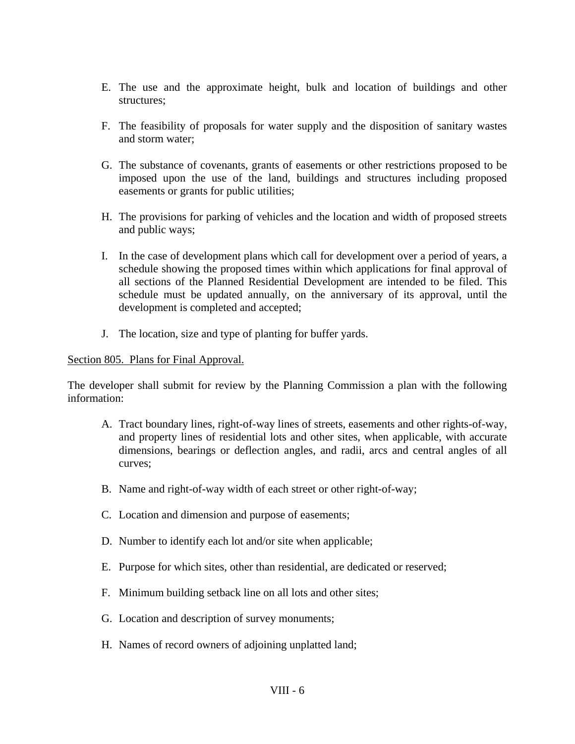E. The use and the approximate height, bulk and location of buildings and other structures;

F. The feasibility of proposals for water supply and the disposition of sanitary wastes and storm water;

G. The substance of covenants, grants of easements or other restrictions proposed to be imposed upon the use of the land, buildings and structures including proposed easements or grants for public utilities;

H. The provisions for parking of vehicles and the location and width of proposed streets and public ways;

I. In the case of development plans which call for development over a period of years, a schedule showing the proposed times within which applications for final approval of all sections of the Planned Residential Development are intended to be filed. This schedule must be updated annually, on the anniversary of its approval, until the development is completed and accepted;

J. The location, size and type of planting for buffer yards.

Section 805. Plans for Final Approval.

The developer shall submit for review by the Planning Commission a plan with the following information:

A. Tract boundary lines, right-of-way lines of streets, easements and other rights-of-way, and property lines of residential lots and other sites, when applicable, with accurate dimensions, bearings or deflection angles, and radii, arcs and central angles of all curves;

B. Name and right-of-way width of each street or other right-of-way;

C. Location and dimension and purpose of easements;

D. Number to identify each lot and/or site when applicable;

E. Purpose for which sites, other than residential, are dedicated or reserved;

F. Minimum building setback line on all lots and other sites;

G. Location and description of survey monuments;

H. Names of record owners of adjoining unplatted land;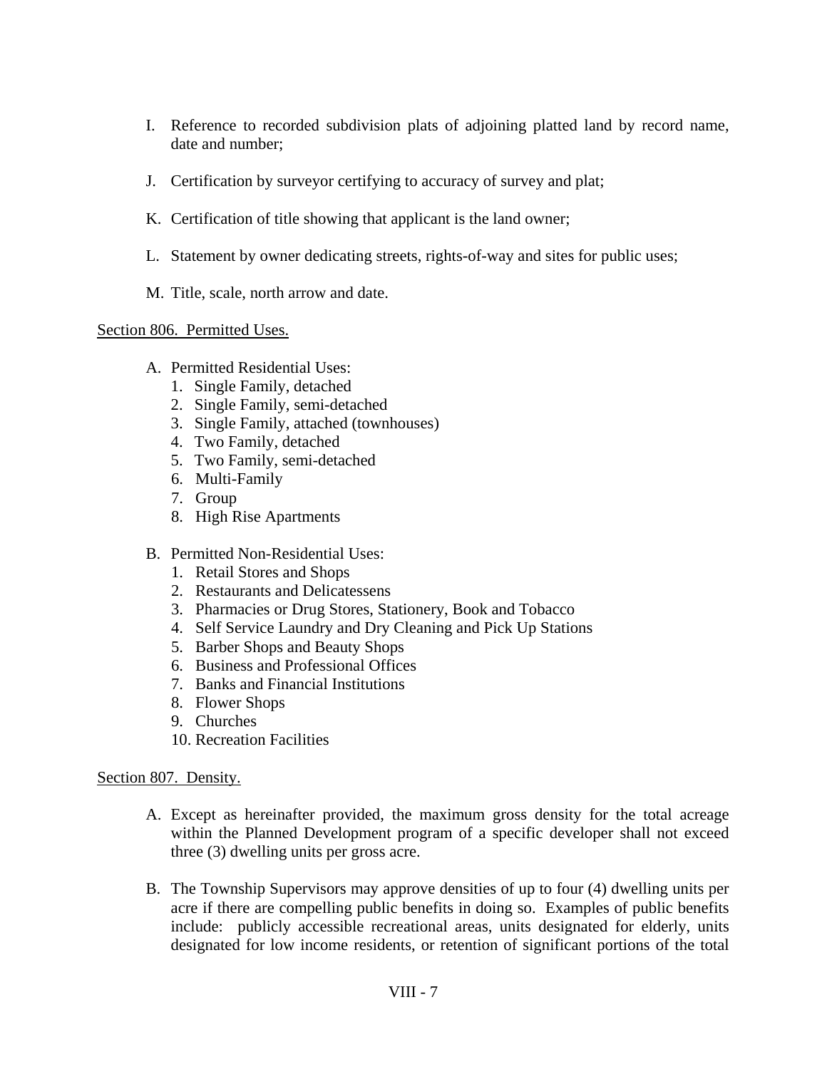I. Reference to recorded subdivision plats of adjoining platted land by record name, date and number;

J. Certification by surveyor certifying to accuracy of survey and plat;

K. Certification of title showing that applicant is the land owner;

L. Statement by owner dedicating streets, rights-of-way and sites for public uses;

M. Title, scale, north arrow and date.

Section 806. Permitted Uses.

A. Permitted Residential Uses:
   1. Single Family, detached
   2. Single Family, semi-detached
   3. Single Family, attached (townhouses)
   4. Two Family, detached
   5. Two Family, semi-detached
   6. Multi-Family
   7. Group
   8. High Rise Apartments

B. Permitted Non-Residential Uses:
   1. Retail Stores and Shops
   2. Restaurants and Delicatessens
   3. Pharmacies or Drug Stores, Stationery, Book and Tobacco
   4. Self Service Laundry and Dry Cleaning and Pick Up Stations
   5. Barber Shops and Beauty Shops
   6. Business and Professional Offices
   7. Banks and Financial Institutions
   8. Flower Shops
   9. Churches
   10. Recreation Facilities

Section 807. Density.

A. Except as hereinafter provided, the maximum gross density for the total acreage within the Planned Development program of a specific developer shall not exceed three (3) dwelling units per gross acre.

B. The Township Supervisors may approve densities of up to four (4) dwelling units per acre if there are compelling public benefits in doing so. Examples of public benefits include: publicly accessible recreational areas, units designated for elderly, units designated for low income residents, or retention of significant portions of the total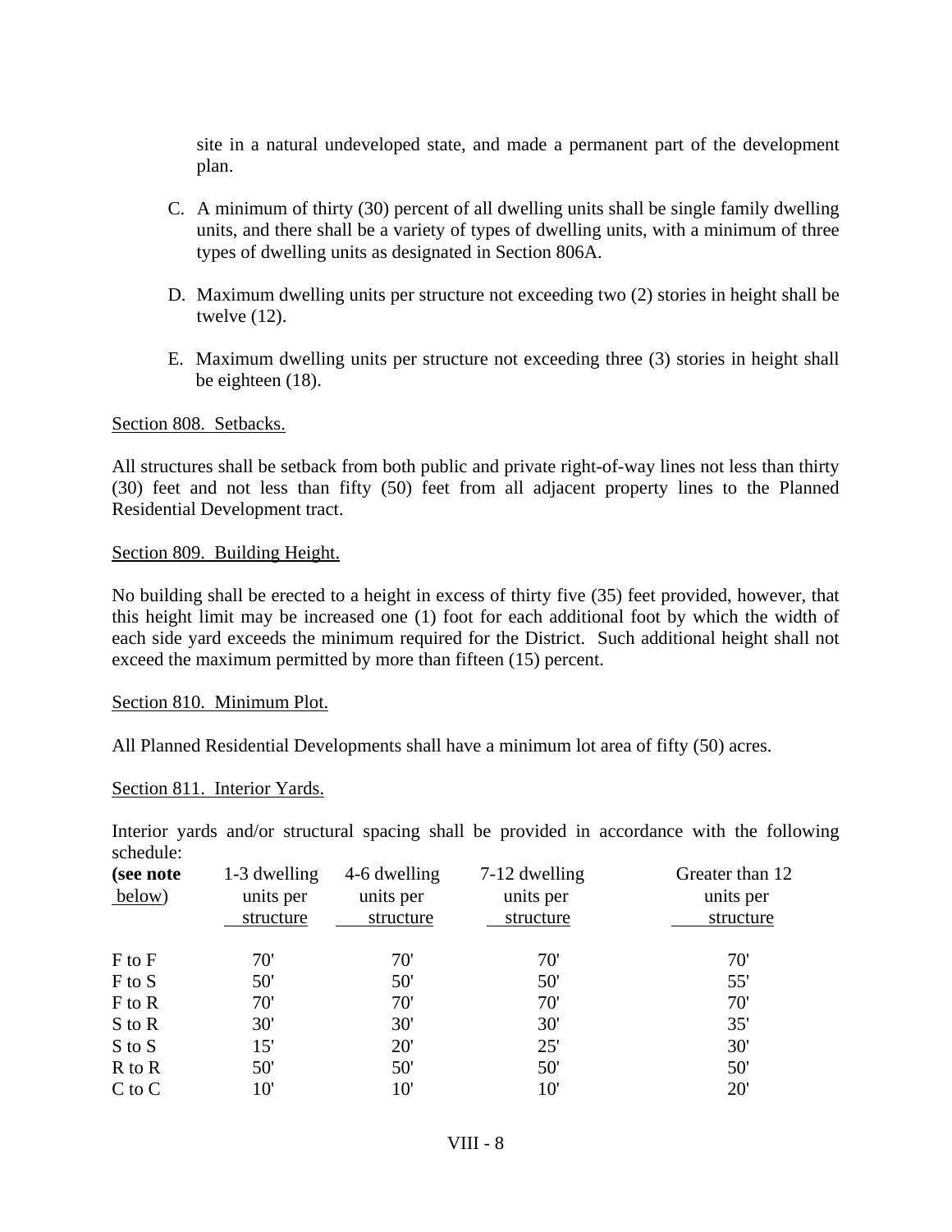site in a natural undeveloped state, and made a permanent part of the development plan.

C. A minimum of thirty (30) percent of all dwelling units shall be single family dwelling units, and there shall be a variety of types of dwelling units, with a minimum of three types of dwelling units as designated in Section 806A.

D. Maximum dwelling units per structure not exceeding two (2) stories in height shall be twelve (12).

E. Maximum dwelling units per structure not exceeding three (3) stories in height shall be eighteen (18).

Section 808. Setbacks.

All structures shall be setback from both public and private right-of-way lines not less than thirty (30) feet and not less than fifty (50) feet from all adjacent property lines to the Planned Residential Development tract.

Section 809. Building Height.

No building shall be erected to a height in excess of thirty five (35) feet provided, however, that this height limit may be increased one (1) foot for each additional foot by which the width of each side yard exceeds the minimum required for the District. Such additional height shall not exceed the maximum permitted by more than fifteen (15) percent.

Section 810. Minimum Plot.

All Planned Residential Developments shall have a minimum lot area of fifty (50) acres.

Section 811. Interior Yards.

Interior yards and/or structural spacing shall be provided in accordance with the following schedule:

| **(see note below)** | 1-3 dwelling units per structure | 4-6 dwelling units per structure | 7-12 dwelling units per structure | Greater than 12 units per structure |
|---|---|---|---|---|
| F to F | 70' | 70' | 70' | 70' |
| F to S | 50' | 50' | 50' | 55' |
| F to R | 70' | 70' | 70' | 70' |
| S to R | 30' | 30' | 30' | 35' |
| S to S | 15' | 20' | 25' | 30' |
| R to R | 50' | 50' | 50' | 50' |
| C to C | 10' | 10' | 10' | 20' |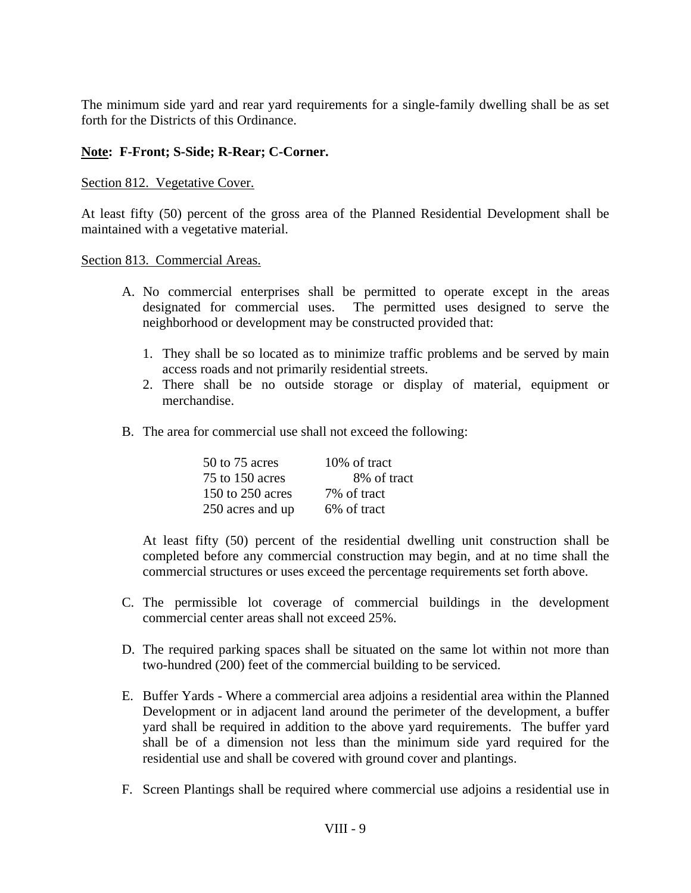The minimum side yard and rear yard requirements for a single-family dwelling shall be as set forth for the Districts of this Ordinance.

**Note: F-Front; S-Side; R-Rear; C-Corner.**

Section 812. Vegetative Cover.

At least fifty (50) percent of the gross area of the Planned Residential Development shall be maintained with a vegetative material.

Section 813. Commercial Areas.

A. No commercial enterprises shall be permitted to operate except in the areas designated for commercial uses. The permitted uses designed to serve the neighborhood or development may be constructed provided that:

   1. They shall be so located as to minimize traffic problems and be served by main access roads and not primarily residential streets.
   2. There shall be no outside storage or display of material, equipment or merchandise.

B. The area for commercial use shall not exceed the following:

| | |
|---|---|
| 50 to 75 acres | 10% of tract |
| 75 to 150 acres | 8% of tract |
| 150 to 250 acres | 7% of tract |
| 250 acres and up | 6% of tract |

   At least fifty (50) percent of the residential dwelling unit construction shall be completed before any commercial construction may begin, and at no time shall the commercial structures or uses exceed the percentage requirements set forth above.

C. The permissible lot coverage of commercial buildings in the development commercial center areas shall not exceed 25%.

D. The required parking spaces shall be situated on the same lot within not more than two-hundred (200) feet of the commercial building to be serviced.

E. Buffer Yards - Where a commercial area adjoins a residential area within the Planned Development or in adjacent land around the perimeter of the development, a buffer yard shall be required in addition to the above yard requirements. The buffer yard shall be of a dimension not less than the minimum side yard required for the residential use and shall be covered with ground cover and plantings.

F. Screen Plantings shall be required where commercial use adjoins a residential use in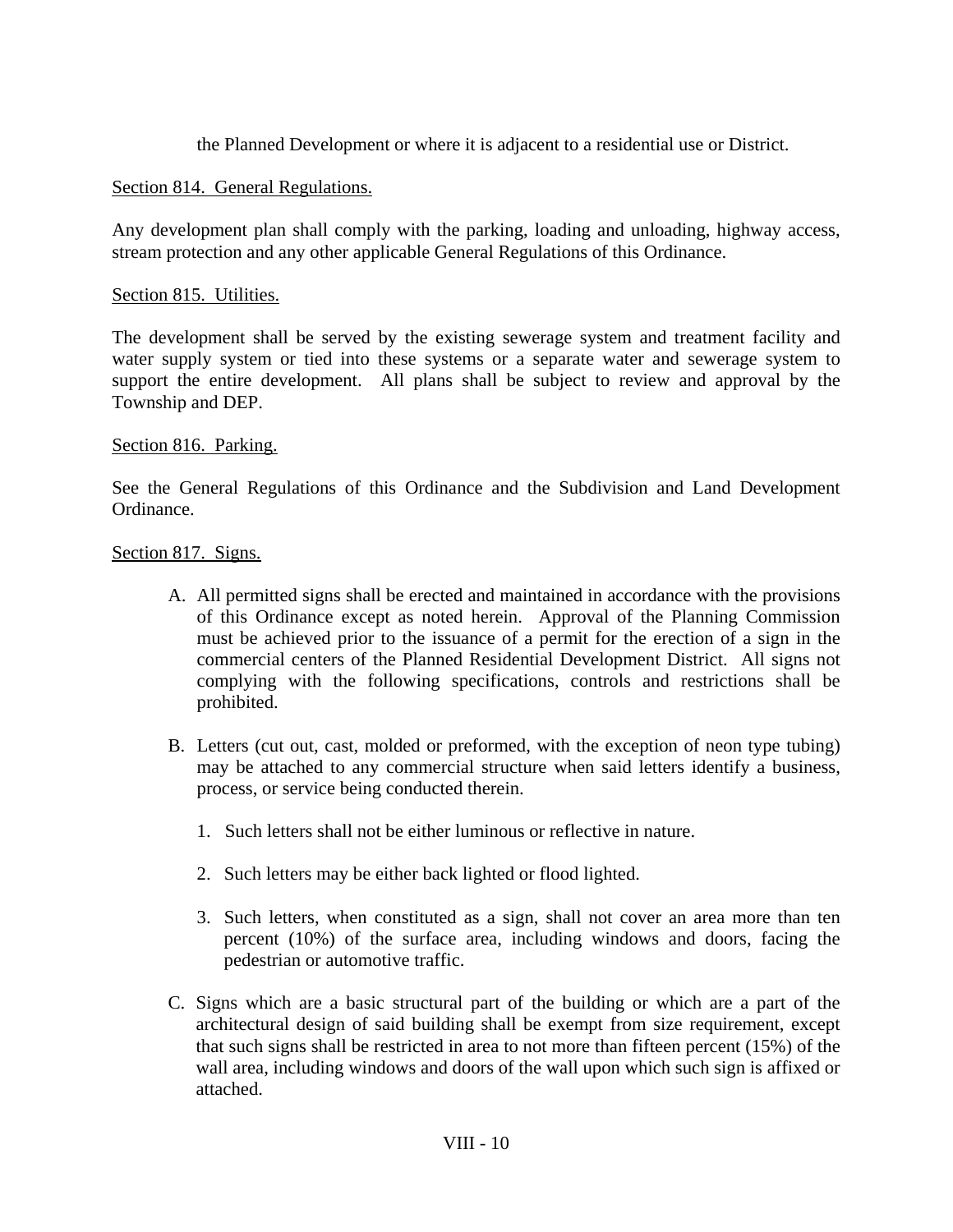the Planned Development or where it is adjacent to a residential use or District.

Section 814. General Regulations.

Any development plan shall comply with the parking, loading and unloading, highway access, stream protection and any other applicable General Regulations of this Ordinance.

Section 815. Utilities.

The development shall be served by the existing sewerage system and treatment facility and water supply system or tied into these systems or a separate water and sewerage system to support the entire development. All plans shall be subject to review and approval by the Township and DEP.

Section 816. Parking.

See the General Regulations of this Ordinance and the Subdivision and Land Development Ordinance.

Section 817. Signs.

A. All permitted signs shall be erected and maintained in accordance with the provisions of this Ordinance except as noted herein. Approval of the Planning Commission must be achieved prior to the issuance of a permit for the erection of a sign in the commercial centers of the Planned Residential Development District. All signs not complying with the following specifications, controls and restrictions shall be prohibited.

B. Letters (cut out, cast, molded or preformed, with the exception of neon type tubing) may be attached to any commercial structure when said letters identify a business, process, or service being conducted therein.

   1. Such letters shall not be either luminous or reflective in nature.

   2. Such letters may be either back lighted or flood lighted.

   3. Such letters, when constituted as a sign, shall not cover an area more than ten percent (10%) of the surface area, including windows and doors, facing the pedestrian or automotive traffic.

C. Signs which are a basic structural part of the building or which are a part of the architectural design of said building shall be exempt from size requirement, except that such signs shall be restricted in area to not more than fifteen percent (15%) of the wall area, including windows and doors of the wall upon which such sign is affixed or attached.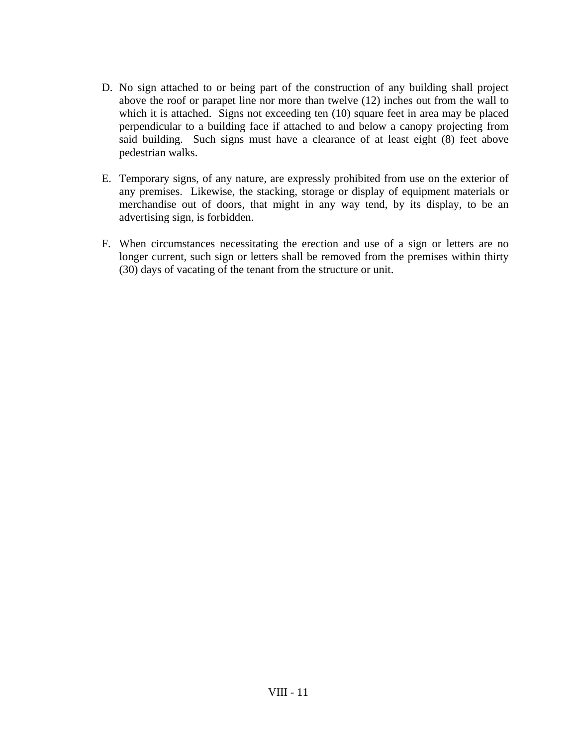D. No sign attached to or being part of the construction of any building shall project above the roof or parapet line nor more than twelve (12) inches out from the wall to which it is attached. Signs not exceeding ten (10) square feet in area may be placed perpendicular to a building face if attached to and below a canopy projecting from said building. Such signs must have a clearance of at least eight (8) feet above pedestrian walks.

E. Temporary signs, of any nature, are expressly prohibited from use on the exterior of any premises. Likewise, the stacking, storage or display of equipment materials or merchandise out of doors, that might in any way tend, by its display, to be an advertising sign, is forbidden.

F. When circumstances necessitating the erection and use of a sign or letters are no longer current, such sign or letters shall be removed from the premises within thirty (30) days of vacating of the tenant from the structure or unit.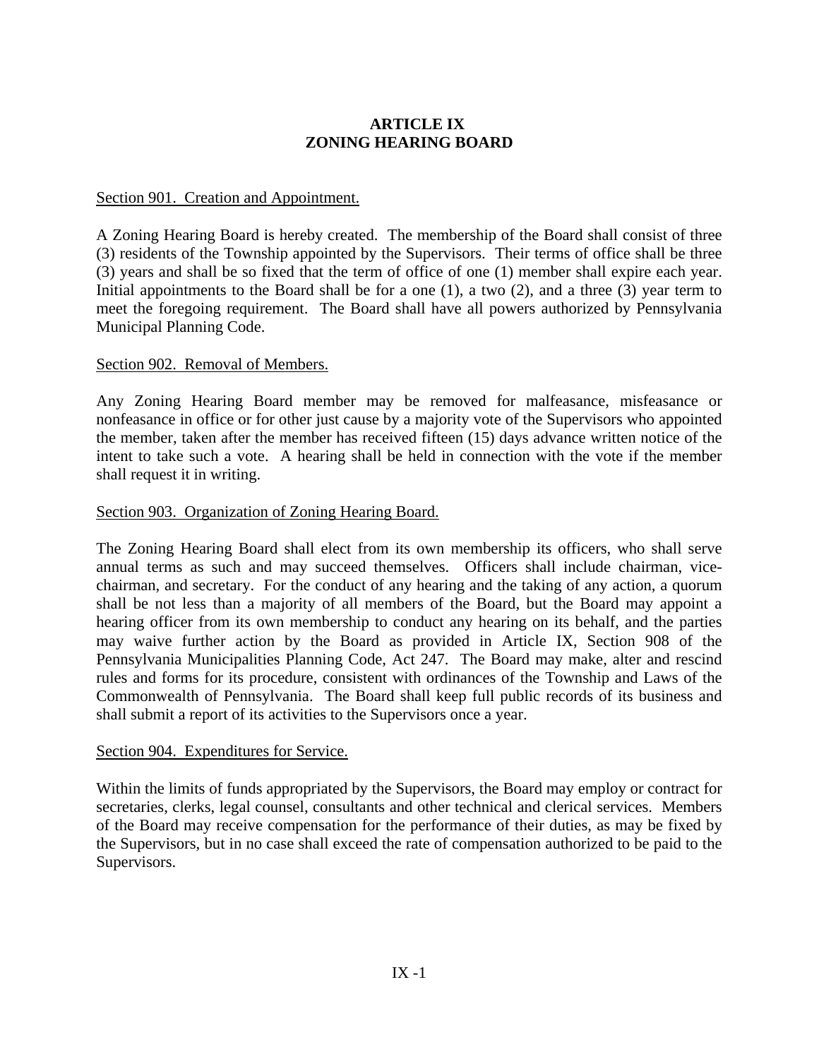# ARTICLE IX
# ZONING HEARING BOARD

Section 901. Creation and Appointment.

A Zoning Hearing Board is hereby created. The membership of the Board shall consist of three (3) residents of the Township appointed by the Supervisors. Their terms of office shall be three (3) years and shall be so fixed that the term of office of one (1) member shall expire each year. Initial appointments to the Board shall be for a one (1), a two (2), and a three (3) year term to meet the foregoing requirement. The Board shall have all powers authorized by Pennsylvania Municipal Planning Code.

Section 902. Removal of Members.

Any Zoning Hearing Board member may be removed for malfeasance, misfeasance or nonfeasance in office or for other just cause by a majority vote of the Supervisors who appointed the member, taken after the member has received fifteen (15) days advance written notice of the intent to take such a vote. A hearing shall be held in connection with the vote if the member shall request it in writing.

Section 903. Organization of Zoning Hearing Board.

The Zoning Hearing Board shall elect from its own membership its officers, who shall serve annual terms as such and may succeed themselves. Officers shall include chairman, vice-chairman, and secretary. For the conduct of any hearing and the taking of any action, a quorum shall be not less than a majority of all members of the Board, but the Board may appoint a hearing officer from its own membership to conduct any hearing on its behalf, and the parties may waive further action by the Board as provided in Article IX, Section 908 of the Pennsylvania Municipalities Planning Code, Act 247. The Board may make, alter and rescind rules and forms for its procedure, consistent with ordinances of the Township and Laws of the Commonwealth of Pennsylvania. The Board shall keep full public records of its business and shall submit a report of its activities to the Supervisors once a year.

Section 904. Expenditures for Service.

Within the limits of funds appropriated by the Supervisors, the Board may employ or contract for secretaries, clerks, legal counsel, consultants and other technical and clerical services. Members of the Board may receive compensation for the performance of their duties, as may be fixed by the Supervisors, but in no case shall exceed the rate of compensation authorized to be paid to the Supervisors.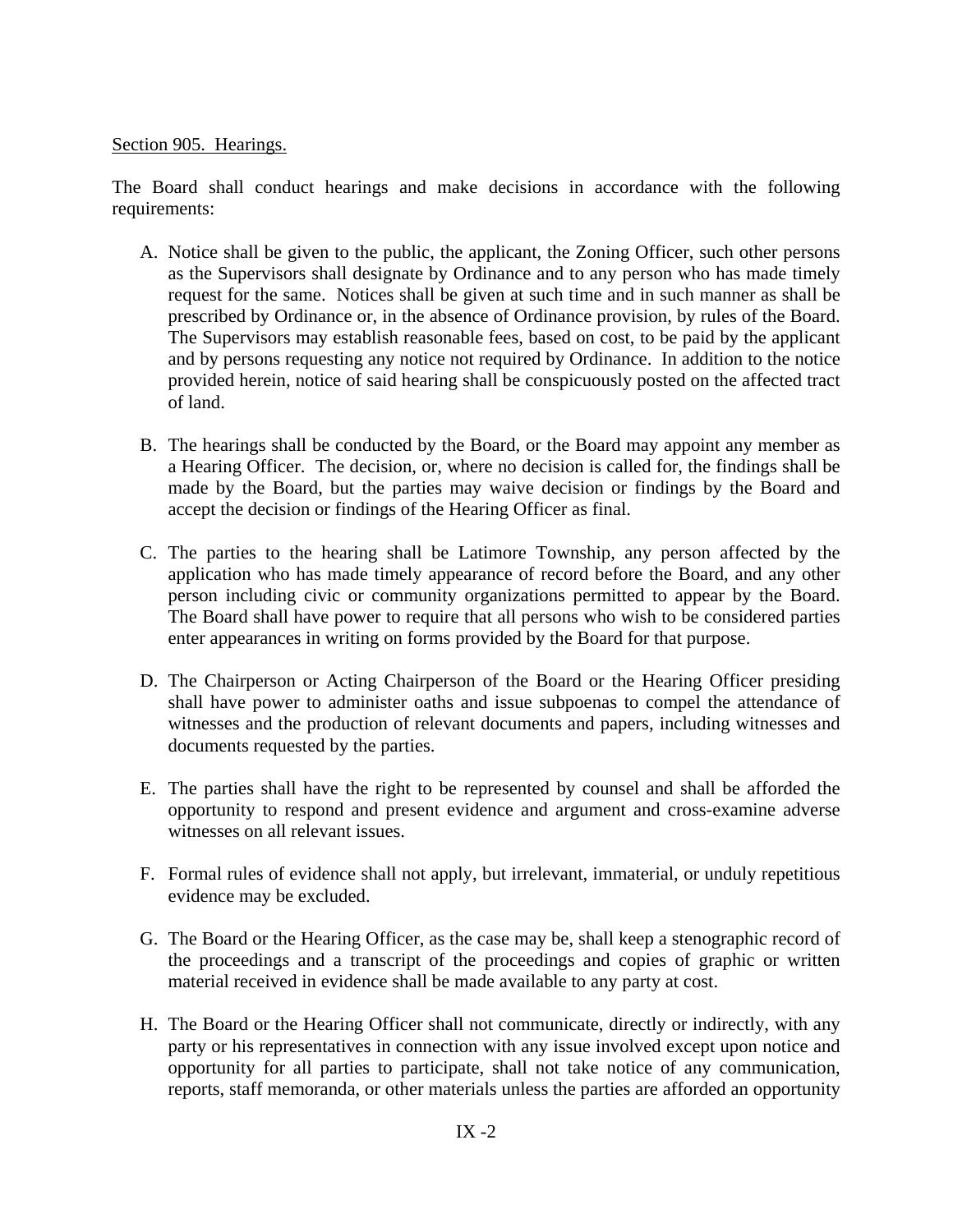Section 905. Hearings.

The Board shall conduct hearings and make decisions in accordance with the following requirements:

A. Notice shall be given to the public, the applicant, the Zoning Officer, such other persons as the Supervisors shall designate by Ordinance and to any person who has made timely request for the same. Notices shall be given at such time and in such manner as shall be prescribed by Ordinance or, in the absence of Ordinance provision, by rules of the Board. The Supervisors may establish reasonable fees, based on cost, to be paid by the applicant and by persons requesting any notice not required by Ordinance. In addition to the notice provided herein, notice of said hearing shall be conspicuously posted on the affected tract of land.

B. The hearings shall be conducted by the Board, or the Board may appoint any member as a Hearing Officer. The decision, or, where no decision is called for, the findings shall be made by the Board, but the parties may waive decision or findings by the Board and accept the decision or findings of the Hearing Officer as final.

C. The parties to the hearing shall be Latimore Township, any person affected by the application who has made timely appearance of record before the Board, and any other person including civic or community organizations permitted to appear by the Board. The Board shall have power to require that all persons who wish to be considered parties enter appearances in writing on forms provided by the Board for that purpose.

D. The Chairperson or Acting Chairperson of the Board or the Hearing Officer presiding shall have power to administer oaths and issue subpoenas to compel the attendance of witnesses and the production of relevant documents and papers, including witnesses and documents requested by the parties.

E. The parties shall have the right to be represented by counsel and shall be afforded the opportunity to respond and present evidence and argument and cross-examine adverse witnesses on all relevant issues.

F. Formal rules of evidence shall not apply, but irrelevant, immaterial, or unduly repetitious evidence may be excluded.

G. The Board or the Hearing Officer, as the case may be, shall keep a stenographic record of the proceedings and a transcript of the proceedings and copies of graphic or written material received in evidence shall be made available to any party at cost.

H. The Board or the Hearing Officer shall not communicate, directly or indirectly, with any party or his representatives in connection with any issue involved except upon notice and opportunity for all parties to participate, shall not take notice of any communication, reports, staff memoranda, or other materials unless the parties are afforded an opportunity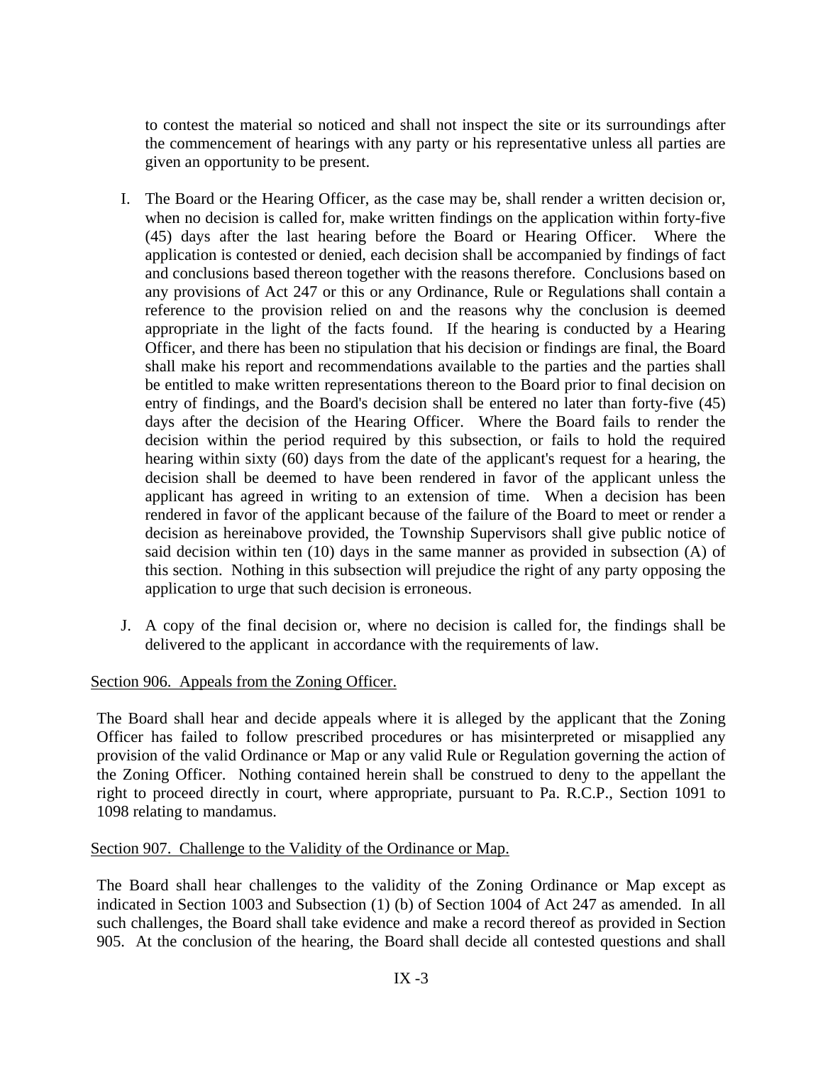to contest the material so noticed and shall not inspect the site or its surroundings after the commencement of hearings with any party or his representative unless all parties are given an opportunity to be present.

I. The Board or the Hearing Officer, as the case may be, shall render a written decision or, when no decision is called for, make written findings on the application within forty-five (45) days after the last hearing before the Board or Hearing Officer. Where the application is contested or denied, each decision shall be accompanied by findings of fact and conclusions based thereon together with the reasons therefore. Conclusions based on any provisions of Act 247 or this or any Ordinance, Rule or Regulations shall contain a reference to the provision relied on and the reasons why the conclusion is deemed appropriate in the light of the facts found. If the hearing is conducted by a Hearing Officer, and there has been no stipulation that his decision or findings are final, the Board shall make his report and recommendations available to the parties and the parties shall be entitled to make written representations thereon to the Board prior to final decision on entry of findings, and the Board's decision shall be entered no later than forty-five (45) days after the decision of the Hearing Officer. Where the Board fails to render the decision within the period required by this subsection, or fails to hold the required hearing within sixty (60) days from the date of the applicant's request for a hearing, the decision shall be deemed to have been rendered in favor of the applicant unless the applicant has agreed in writing to an extension of time. When a decision has been rendered in favor of the applicant because of the failure of the Board to meet or render a decision as hereinabove provided, the Township Supervisors shall give public notice of said decision within ten (10) days in the same manner as provided in subsection (A) of this section. Nothing in this subsection will prejudice the right of any party opposing the application to urge that such decision is erroneous.

J. A copy of the final decision or, where no decision is called for, the findings shall be delivered to the applicant in accordance with the requirements of law.

Section 906. Appeals from the Zoning Officer.

The Board shall hear and decide appeals where it is alleged by the applicant that the Zoning Officer has failed to follow prescribed procedures or has misinterpreted or misapplied any provision of the valid Ordinance or Map or any valid Rule or Regulation governing the action of the Zoning Officer. Nothing contained herein shall be construed to deny to the appellant the right to proceed directly in court, where appropriate, pursuant to Pa. R.C.P., Section 1091 to 1098 relating to mandamus.

Section 907. Challenge to the Validity of the Ordinance or Map.

The Board shall hear challenges to the validity of the Zoning Ordinance or Map except as indicated in Section 1003 and Subsection (1) (b) of Section 1004 of Act 247 as amended. In all such challenges, the Board shall take evidence and make a record thereof as provided in Section 905. At the conclusion of the hearing, the Board shall decide all contested questions and shall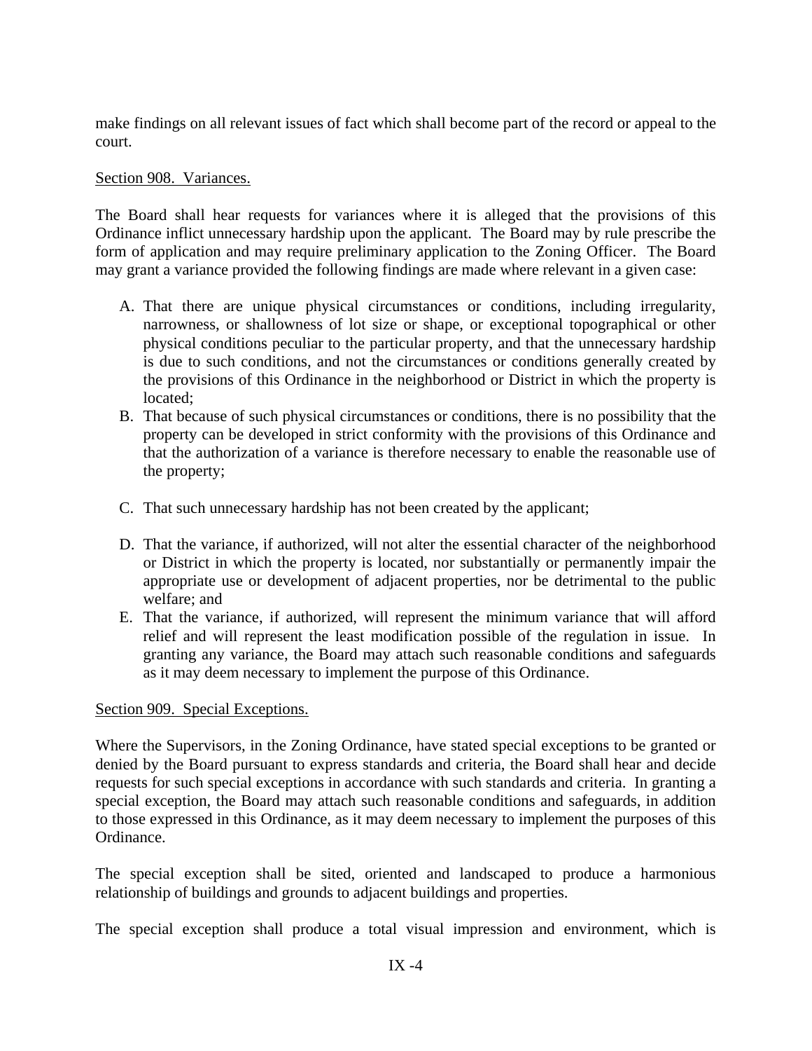make findings on all relevant issues of fact which shall become part of the record or appeal to the court.

Section 908. Variances.

The Board shall hear requests for variances where it is alleged that the provisions of this Ordinance inflict unnecessary hardship upon the applicant. The Board may by rule prescribe the form of application and may require preliminary application to the Zoning Officer. The Board may grant a variance provided the following findings are made where relevant in a given case:

A. That there are unique physical circumstances or conditions, including irregularity, narrowness, or shallowness of lot size or shape, or exceptional topographical or other physical conditions peculiar to the particular property, and that the unnecessary hardship is due to such conditions, and not the circumstances or conditions generally created by the provisions of this Ordinance in the neighborhood or District in which the property is located;
B. That because of such physical circumstances or conditions, there is no possibility that the property can be developed in strict conformity with the provisions of this Ordinance and that the authorization of a variance is therefore necessary to enable the reasonable use of the property;
C. That such unnecessary hardship has not been created by the applicant;
D. That the variance, if authorized, will not alter the essential character of the neighborhood or District in which the property is located, nor substantially or permanently impair the appropriate use or development of adjacent properties, nor be detrimental to the public welfare; and
E. That the variance, if authorized, will represent the minimum variance that will afford relief and will represent the least modification possible of the regulation in issue. In granting any variance, the Board may attach such reasonable conditions and safeguards as it may deem necessary to implement the purpose of this Ordinance.

Section 909. Special Exceptions.

Where the Supervisors, in the Zoning Ordinance, have stated special exceptions to be granted or denied by the Board pursuant to express standards and criteria, the Board shall hear and decide requests for such special exceptions in accordance with such standards and criteria. In granting a special exception, the Board may attach such reasonable conditions and safeguards, in addition to those expressed in this Ordinance, as it may deem necessary to implement the purposes of this Ordinance.

The special exception shall be sited, oriented and landscaped to produce a harmonious relationship of buildings and grounds to adjacent buildings and properties.

The special exception shall produce a total visual impression and environment, which is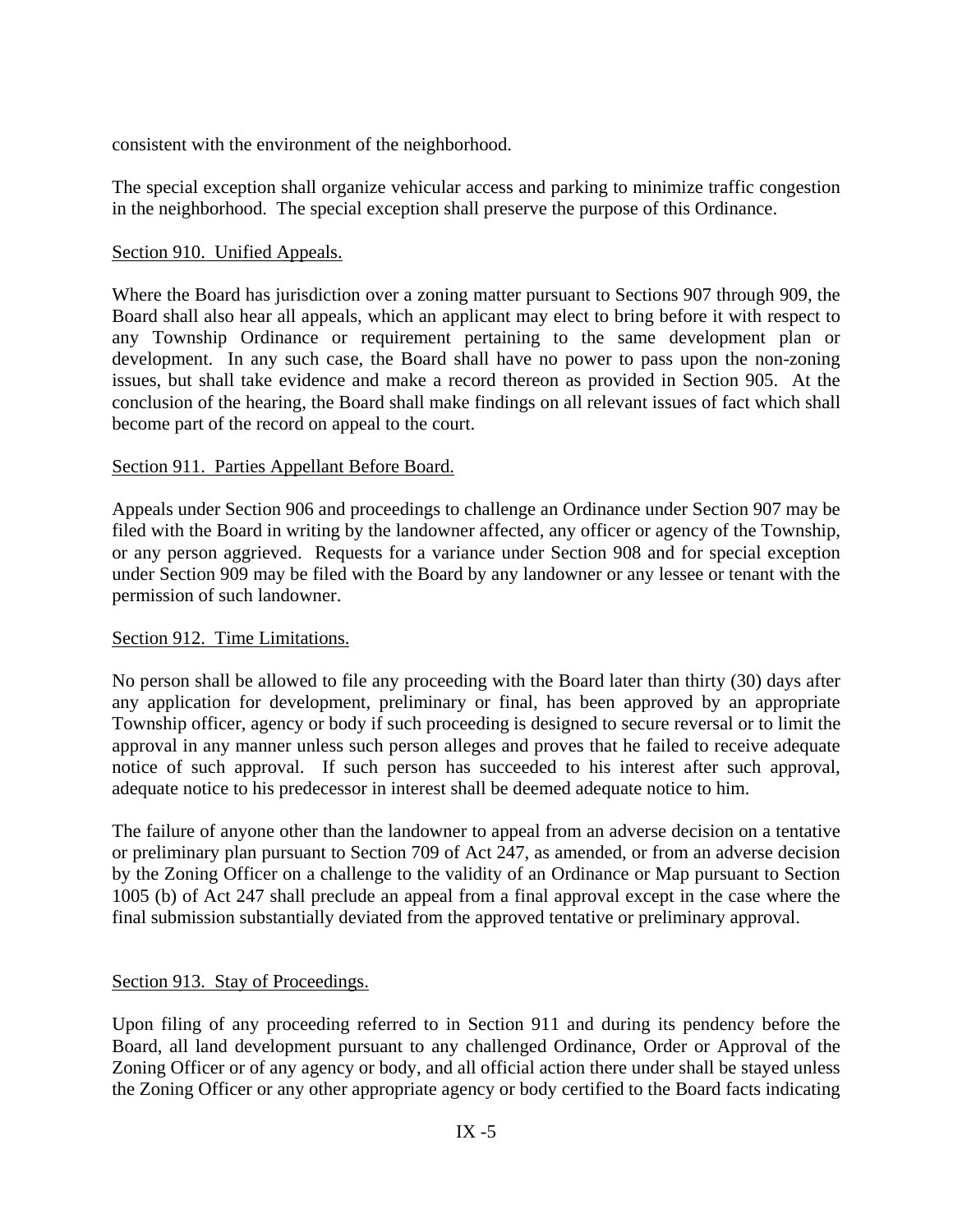consistent with the environment of the neighborhood.

The special exception shall organize vehicular access and parking to minimize traffic congestion in the neighborhood. The special exception shall preserve the purpose of this Ordinance.

Section 910. Unified Appeals.

Where the Board has jurisdiction over a zoning matter pursuant to Sections 907 through 909, the Board shall also hear all appeals, which an applicant may elect to bring before it with respect to any Township Ordinance or requirement pertaining to the same development plan or development. In any such case, the Board shall have no power to pass upon the non-zoning issues, but shall take evidence and make a record thereon as provided in Section 905. At the conclusion of the hearing, the Board shall make findings on all relevant issues of fact which shall become part of the record on appeal to the court.

Section 911. Parties Appellant Before Board.

Appeals under Section 906 and proceedings to challenge an Ordinance under Section 907 may be filed with the Board in writing by the landowner affected, any officer or agency of the Township, or any person aggrieved. Requests for a variance under Section 908 and for special exception under Section 909 may be filed with the Board by any landowner or any lessee or tenant with the permission of such landowner.

Section 912. Time Limitations.

No person shall be allowed to file any proceeding with the Board later than thirty (30) days after any application for development, preliminary or final, has been approved by an appropriate Township officer, agency or body if such proceeding is designed to secure reversal or to limit the approval in any manner unless such person alleges and proves that he failed to receive adequate notice of such approval. If such person has succeeded to his interest after such approval, adequate notice to his predecessor in interest shall be deemed adequate notice to him.

The failure of anyone other than the landowner to appeal from an adverse decision on a tentative or preliminary plan pursuant to Section 709 of Act 247, as amended, or from an adverse decision by the Zoning Officer on a challenge to the validity of an Ordinance or Map pursuant to Section 1005 (b) of Act 247 shall preclude an appeal from a final approval except in the case where the final submission substantially deviated from the approved tentative or preliminary approval.

Section 913. Stay of Proceedings.

Upon filing of any proceeding referred to in Section 911 and during its pendency before the Board, all land development pursuant to any challenged Ordinance, Order or Approval of the Zoning Officer or of any agency or body, and all official action there under shall be stayed unless the Zoning Officer or any other appropriate agency or body certified to the Board facts indicating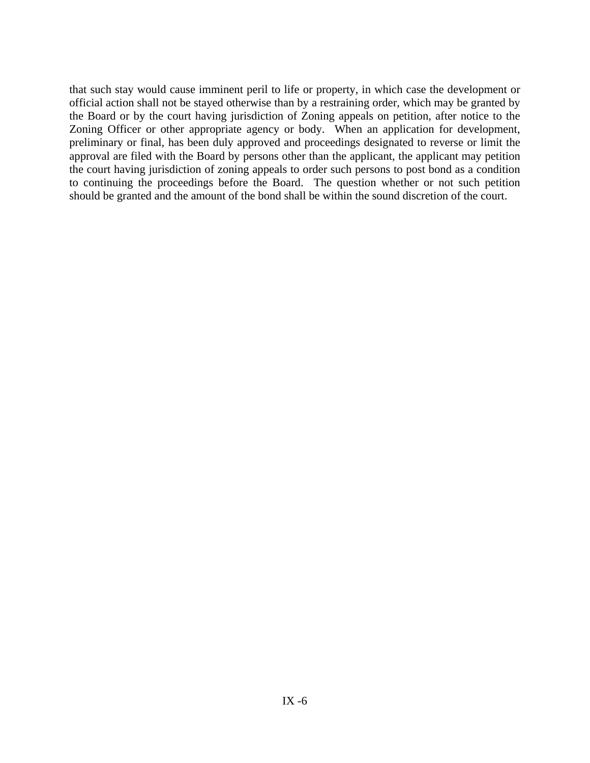that such stay would cause imminent peril to life or property, in which case the development or official action shall not be stayed otherwise than by a restraining order, which may be granted by the Board or by the court having jurisdiction of Zoning appeals on petition, after notice to the Zoning Officer or other appropriate agency or body. When an application for development, preliminary or final, has been duly approved and proceedings designated to reverse or limit the approval are filed with the Board by persons other than the applicant, the applicant may petition the court having jurisdiction of zoning appeals to order such persons to post bond as a condition to continuing the proceedings before the Board. The question whether or not such petition should be granted and the amount of the bond shall be within the sound discretion of the court.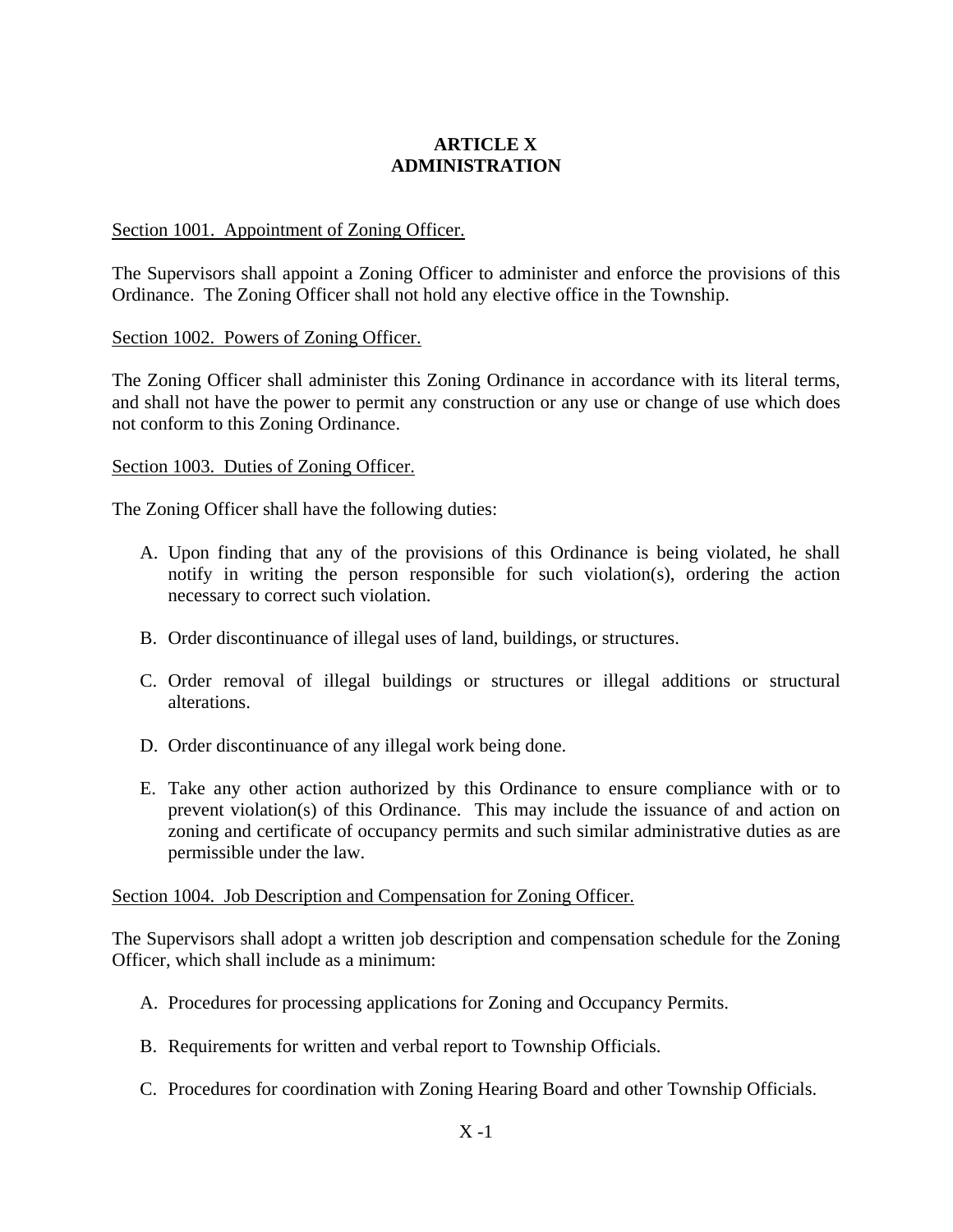# ARTICLE X
# ADMINISTRATION

Section 1001. Appointment of Zoning Officer.

The Supervisors shall appoint a Zoning Officer to administer and enforce the provisions of this Ordinance. The Zoning Officer shall not hold any elective office in the Township.

Section 1002. Powers of Zoning Officer.

The Zoning Officer shall administer this Zoning Ordinance in accordance with its literal terms, and shall not have the power to permit any construction or any use or change of use which does not conform to this Zoning Ordinance.

Section 1003. Duties of Zoning Officer.

The Zoning Officer shall have the following duties:

A. Upon finding that any of the provisions of this Ordinance is being violated, he shall notify in writing the person responsible for such violation(s), ordering the action necessary to correct such violation.

B. Order discontinuance of illegal uses of land, buildings, or structures.

C. Order removal of illegal buildings or structures or illegal additions or structural alterations.

D. Order discontinuance of any illegal work being done.

E. Take any other action authorized by this Ordinance to ensure compliance with or to prevent violation(s) of this Ordinance. This may include the issuance of and action on zoning and certificate of occupancy permits and such similar administrative duties as are permissible under the law.

Section 1004. Job Description and Compensation for Zoning Officer.

The Supervisors shall adopt a written job description and compensation schedule for the Zoning Officer, which shall include as a minimum:

A. Procedures for processing applications for Zoning and Occupancy Permits.

B. Requirements for written and verbal report to Township Officials.

C. Procedures for coordination with Zoning Hearing Board and other Township Officials.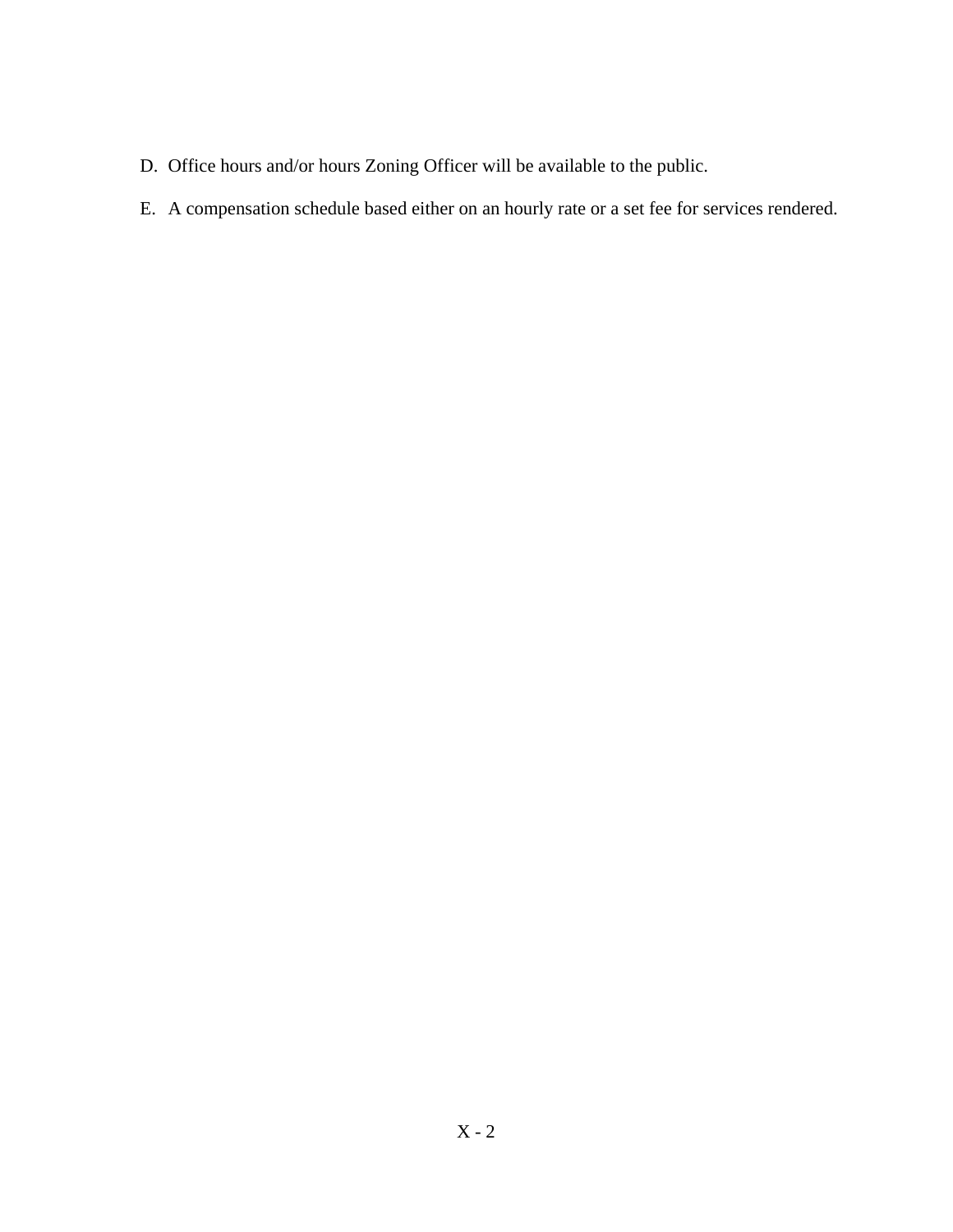D. Office hours and/or hours Zoning Officer will be available to the public.

E. A compensation schedule based either on an hourly rate or a set fee for services rendered.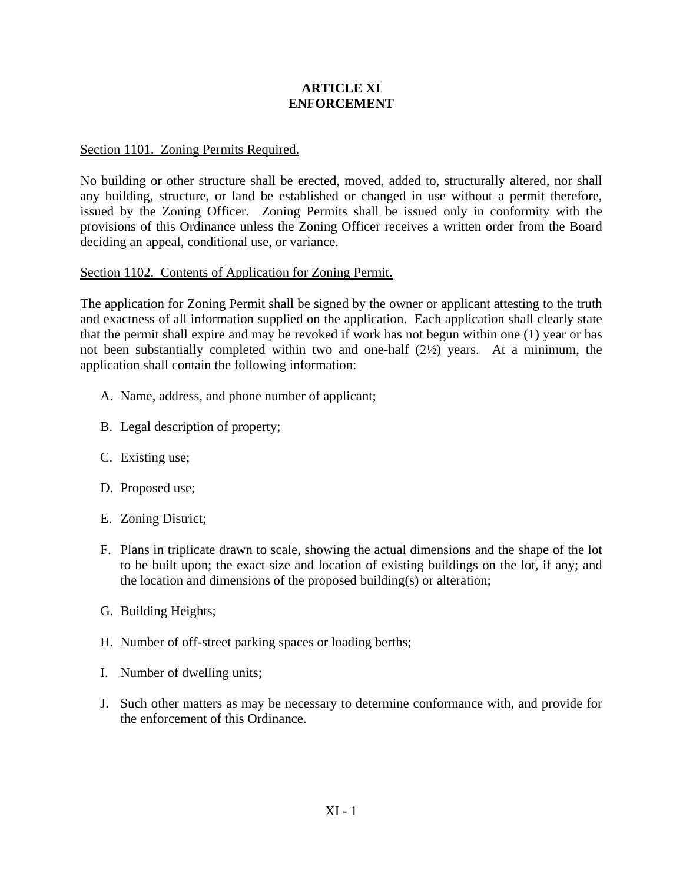# ARTICLE XI
# ENFORCEMENT

Section 1101. Zoning Permits Required.

No building or other structure shall be erected, moved, added to, structurally altered, nor shall any building, structure, or land be established or changed in use without a permit therefore, issued by the Zoning Officer. Zoning Permits shall be issued only in conformity with the provisions of this Ordinance unless the Zoning Officer receives a written order from the Board deciding an appeal, conditional use, or variance.

Section 1102. Contents of Application for Zoning Permit.

The application for Zoning Permit shall be signed by the owner or applicant attesting to the truth and exactness of all information supplied on the application. Each application shall clearly state that the permit shall expire and may be revoked if work has not begun within one (1) year or has not been substantially completed within two and one-half (2½) years. At a minimum, the application shall contain the following information:

A. Name, address, and phone number of applicant;

B. Legal description of property;

C. Existing use;

D. Proposed use;

E. Zoning District;

F. Plans in triplicate drawn to scale, showing the actual dimensions and the shape of the lot to be built upon; the exact size and location of existing buildings on the lot, if any; and the location and dimensions of the proposed building(s) or alteration;

G. Building Heights;

H. Number of off-street parking spaces or loading berths;

I. Number of dwelling units;

J. Such other matters as may be necessary to determine conformance with, and provide for the enforcement of this Ordinance.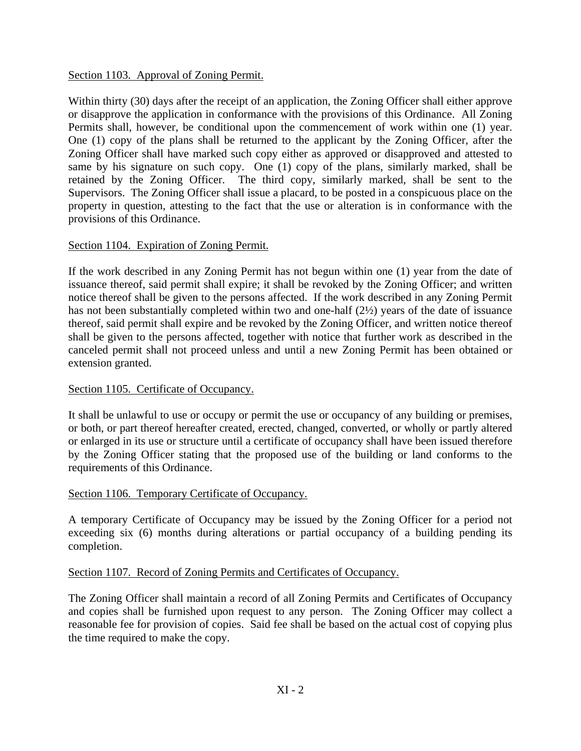Section 1103. Approval of Zoning Permit.

Within thirty (30) days after the receipt of an application, the Zoning Officer shall either approve or disapprove the application in conformance with the provisions of this Ordinance. All Zoning Permits shall, however, be conditional upon the commencement of work within one (1) year. One (1) copy of the plans shall be returned to the applicant by the Zoning Officer, after the Zoning Officer shall have marked such copy either as approved or disapproved and attested to same by his signature on such copy. One (1) copy of the plans, similarly marked, shall be retained by the Zoning Officer. The third copy, similarly marked, shall be sent to the Supervisors. The Zoning Officer shall issue a placard, to be posted in a conspicuous place on the property in question, attesting to the fact that the use or alteration is in conformance with the provisions of this Ordinance.

Section 1104. Expiration of Zoning Permit.

If the work described in any Zoning Permit has not begun within one (1) year from the date of issuance thereof, said permit shall expire; it shall be revoked by the Zoning Officer; and written notice thereof shall be given to the persons affected. If the work described in any Zoning Permit has not been substantially completed within two and one-half (2½) years of the date of issuance thereof, said permit shall expire and be revoked by the Zoning Officer, and written notice thereof shall be given to the persons affected, together with notice that further work as described in the canceled permit shall not proceed unless and until a new Zoning Permit has been obtained or extension granted.

Section 1105. Certificate of Occupancy.

It shall be unlawful to use or occupy or permit the use or occupancy of any building or premises, or both, or part thereof hereafter created, erected, changed, converted, or wholly or partly altered or enlarged in its use or structure until a certificate of occupancy shall have been issued therefore by the Zoning Officer stating that the proposed use of the building or land conforms to the requirements of this Ordinance.

Section 1106. Temporary Certificate of Occupancy.

A temporary Certificate of Occupancy may be issued by the Zoning Officer for a period not exceeding six (6) months during alterations or partial occupancy of a building pending its completion.

Section 1107. Record of Zoning Permits and Certificates of Occupancy.

The Zoning Officer shall maintain a record of all Zoning Permits and Certificates of Occupancy and copies shall be furnished upon request to any person. The Zoning Officer may collect a reasonable fee for provision of copies. Said fee shall be based on the actual cost of copying plus the time required to make the copy.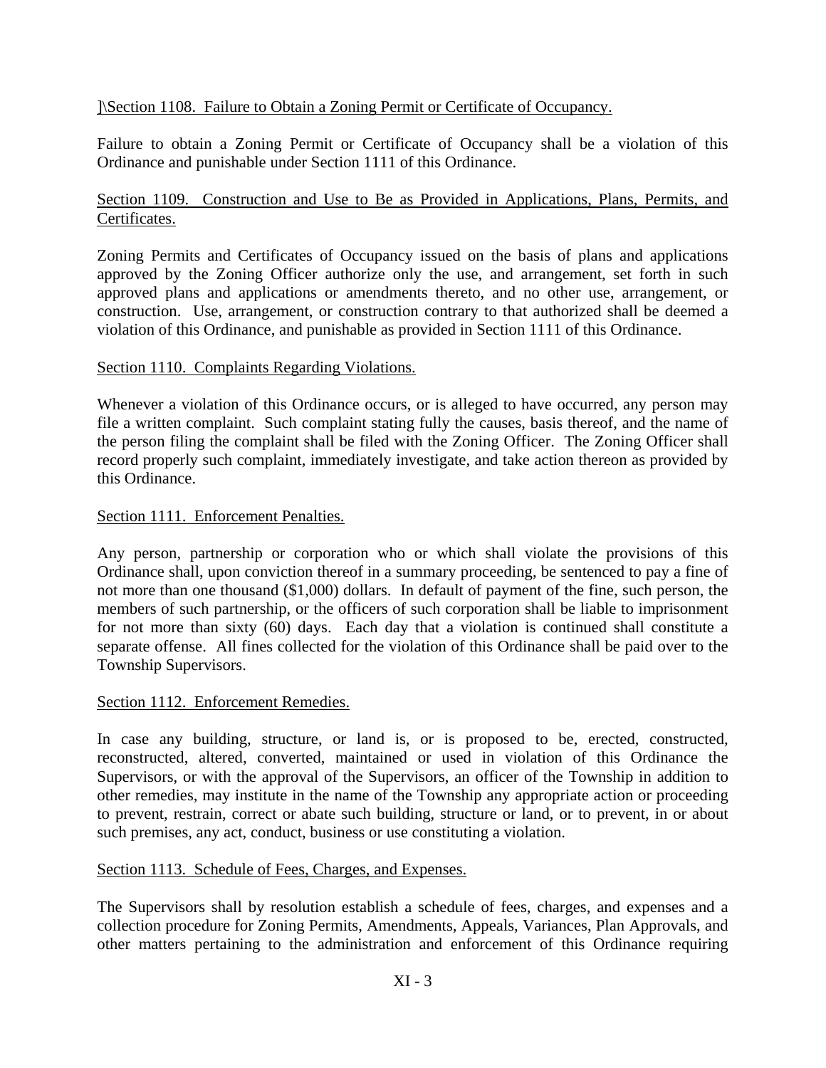]\Section 1108. Failure to Obtain a Zoning Permit or Certificate of Occupancy.

Failure to obtain a Zoning Permit or Certificate of Occupancy shall be a violation of this Ordinance and punishable under Section 1111 of this Ordinance.

Section 1109. Construction and Use to Be as Provided in Applications, Plans, Permits, and Certificates.

Zoning Permits and Certificates of Occupancy issued on the basis of plans and applications approved by the Zoning Officer authorize only the use, and arrangement, set forth in such approved plans and applications or amendments thereto, and no other use, arrangement, or construction. Use, arrangement, or construction contrary to that authorized shall be deemed a violation of this Ordinance, and punishable as provided in Section 1111 of this Ordinance.

Section 1110. Complaints Regarding Violations.

Whenever a violation of this Ordinance occurs, or is alleged to have occurred, any person may file a written complaint. Such complaint stating fully the causes, basis thereof, and the name of the person filing the complaint shall be filed with the Zoning Officer. The Zoning Officer shall record properly such complaint, immediately investigate, and take action thereon as provided by this Ordinance.

Section 1111. Enforcement Penalties.

Any person, partnership or corporation who or which shall violate the provisions of this Ordinance shall, upon conviction thereof in a summary proceeding, be sentenced to pay a fine of not more than one thousand ($1,000) dollars. In default of payment of the fine, such person, the members of such partnership, or the officers of such corporation shall be liable to imprisonment for not more than sixty (60) days. Each day that a violation is continued shall constitute a separate offense. All fines collected for the violation of this Ordinance shall be paid over to the Township Supervisors.

Section 1112. Enforcement Remedies.

In case any building, structure, or land is, or is proposed to be, erected, constructed, reconstructed, altered, converted, maintained or used in violation of this Ordinance the Supervisors, or with the approval of the Supervisors, an officer of the Township in addition to other remedies, may institute in the name of the Township any appropriate action or proceeding to prevent, restrain, correct or abate such building, structure or land, or to prevent, in or about such premises, any act, conduct, business or use constituting a violation.

Section 1113. Schedule of Fees, Charges, and Expenses.

The Supervisors shall by resolution establish a schedule of fees, charges, and expenses and a collection procedure for Zoning Permits, Amendments, Appeals, Variances, Plan Approvals, and other matters pertaining to the administration and enforcement of this Ordinance requiring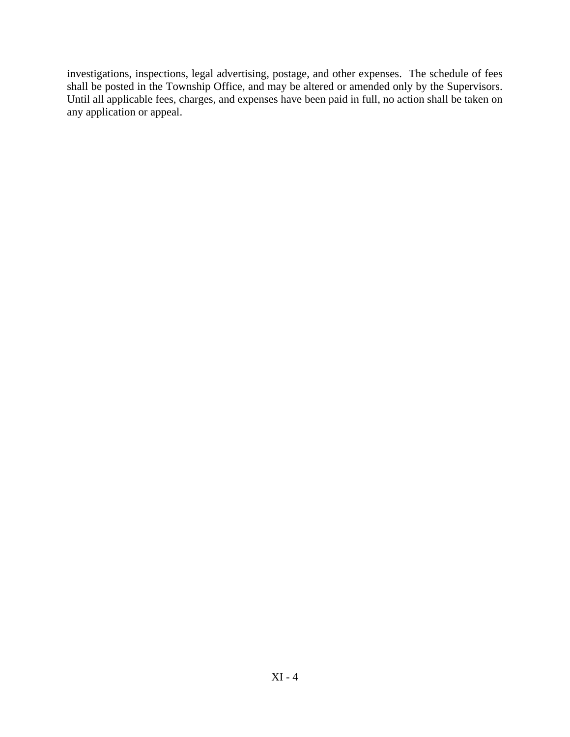investigations, inspections, legal advertising, postage, and other expenses. The schedule of fees shall be posted in the Township Office, and may be altered or amended only by the Supervisors. Until all applicable fees, charges, and expenses have been paid in full, no action shall be taken on any application or appeal.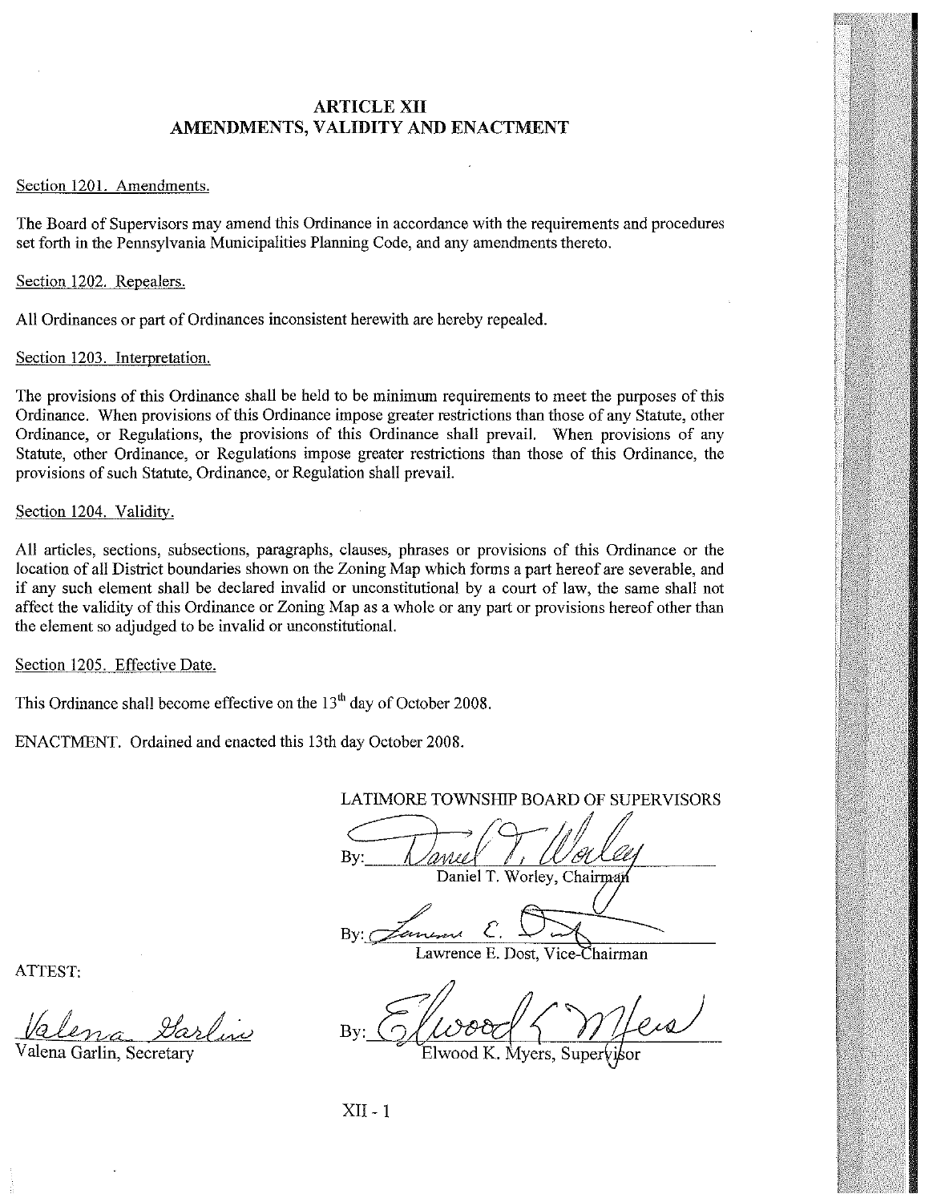# ARTICLE XII
# AMENDMENTS, VALIDITY AND ENACTMENT

Section 1201. Amendments.

The Board of Supervisors may amend this Ordinance in accordance with the requirements and procedures set forth in the Pennsylvania Municipalities Planning Code, and any amendments thereto.

Section 1202. Repealers.

All Ordinances or part of Ordinances inconsistent herewith are hereby repealed.

Section 1203. Interpretation.

The provisions of this Ordinance shall be held to be minimum requirements to meet the purposes of this Ordinance. When provisions of this Ordinance impose greater restrictions than those of any Statute, other Ordinance, or Regulations, the provisions of this Ordinance shall prevail. When provisions of any Statute, other Ordinance, or Regulations impose greater restrictions than those of this Ordinance, the provisions of such Statute, Ordinance, or Regulation shall prevail.

Section 1204. Validity.

All articles, sections, subsections, paragraphs, clauses, phrases or provisions of this Ordinance or the location of all District boundaries shown on the Zoning Map which forms a part hereof are severable, and if any such element shall be declared invalid or unconstitutional by a court of law, the same shall not affect the validity of this Ordinance or Zoning Map as a whole or any part or provisions hereof other than the element so adjudged to be invalid or unconstitutional.

Section 1205. Effective Date.

This Ordinance shall become effective on the 13th day of October 2008.

ENACTMENT. Ordained and enacted this 13th day October 2008.

LATIMORE TOWNSHIP BOARD OF SUPERVISORS

By: *Daniel T. Worley*
Daniel T. Worley, Chairman

By: *Lawrence E. Dost*
Lawrence E. Dost, Vice-Chairman

By: *Elwood K. Myers*
Elwood K. Myers, Supervisor

ATTEST:

*Valena Garlin*
Valena Garlin, Secretary